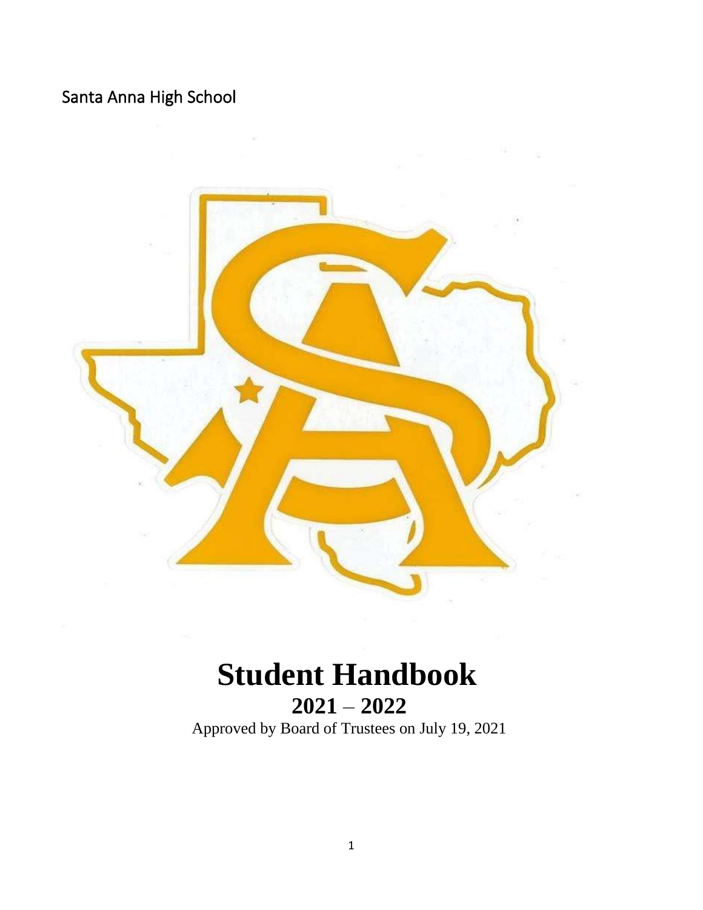Santa Anna High School

# Student Handbook

## 2021 – 2022

Approved by Board of Trustees on July 19, 2021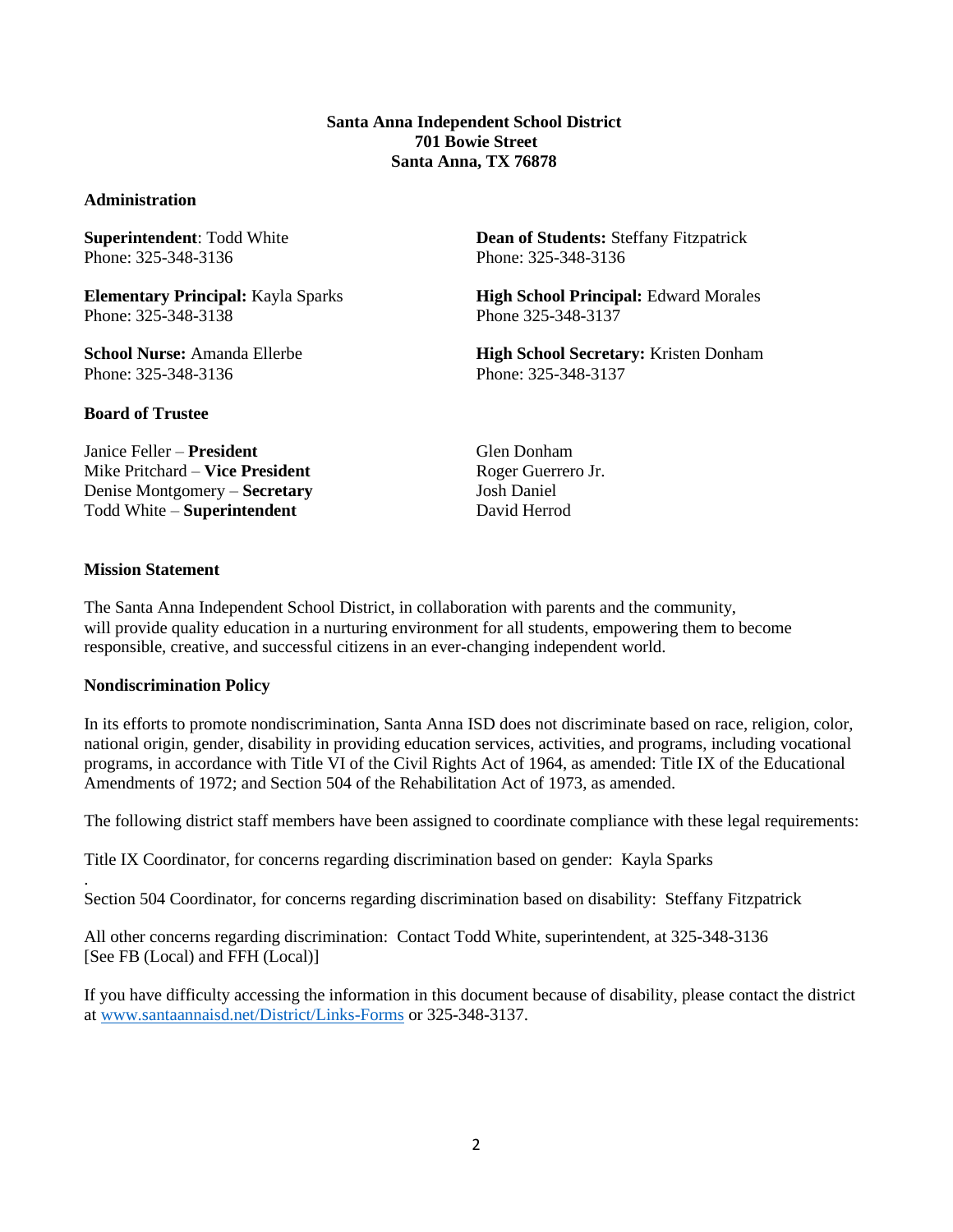**Santa Anna Independent School District**
**701 Bowie Street**
**Santa Anna, TX 76878**

## Administration

**Superintendent**: Todd White
Phone: 325-348-3136

**Dean of Students:** Steffany Fitzpatrick
Phone: 325-348-3136

**Elementary Principal:** Kayla Sparks
Phone: 325-348-3138

**High School Principal:** Edward Morales
Phone 325-348-3137

**School Nurse:** Amanda Ellerbe
Phone: 325-348-3136

**High School Secretary:** Kristen Donham
Phone: 325-348-3137

## Board of Trustee

Janice Feller – **President**
Mike Pritchard – **Vice President**
Denise Montgomery – **Secretary**
Todd White – **Superintendent**

Glen Donham
Roger Guerrero Jr.
Josh Daniel
David Herrod

## Mission Statement

The Santa Anna Independent School District, in collaboration with parents and the community, will provide quality education in a nurturing environment for all students, empowering them to become responsible, creative, and successful citizens in an ever-changing independent world.

## Nondiscrimination Policy

In its efforts to promote nondiscrimination, Santa Anna ISD does not discriminate based on race, religion, color, national origin, gender, disability in providing education services, activities, and programs, including vocational programs, in accordance with Title VI of the Civil Rights Act of 1964, as amended: Title IX of the Educational Amendments of 1972; and Section 504 of the Rehabilitation Act of 1973, as amended.

The following district staff members have been assigned to coordinate compliance with these legal requirements:

Title IX Coordinator, for concerns regarding discrimination based on gender: Kayla Sparks

.
Section 504 Coordinator, for concerns regarding discrimination based on disability: Steffany Fitzpatrick

All other concerns regarding discrimination: Contact Todd White, superintendent, at 325-348-3136
[See FB (Local) and FFH (Local)]

If you have difficulty accessing the information in this document because of disability, please contact the district at www.santaannaisd.net/District/Links-Forms or 325-348-3137.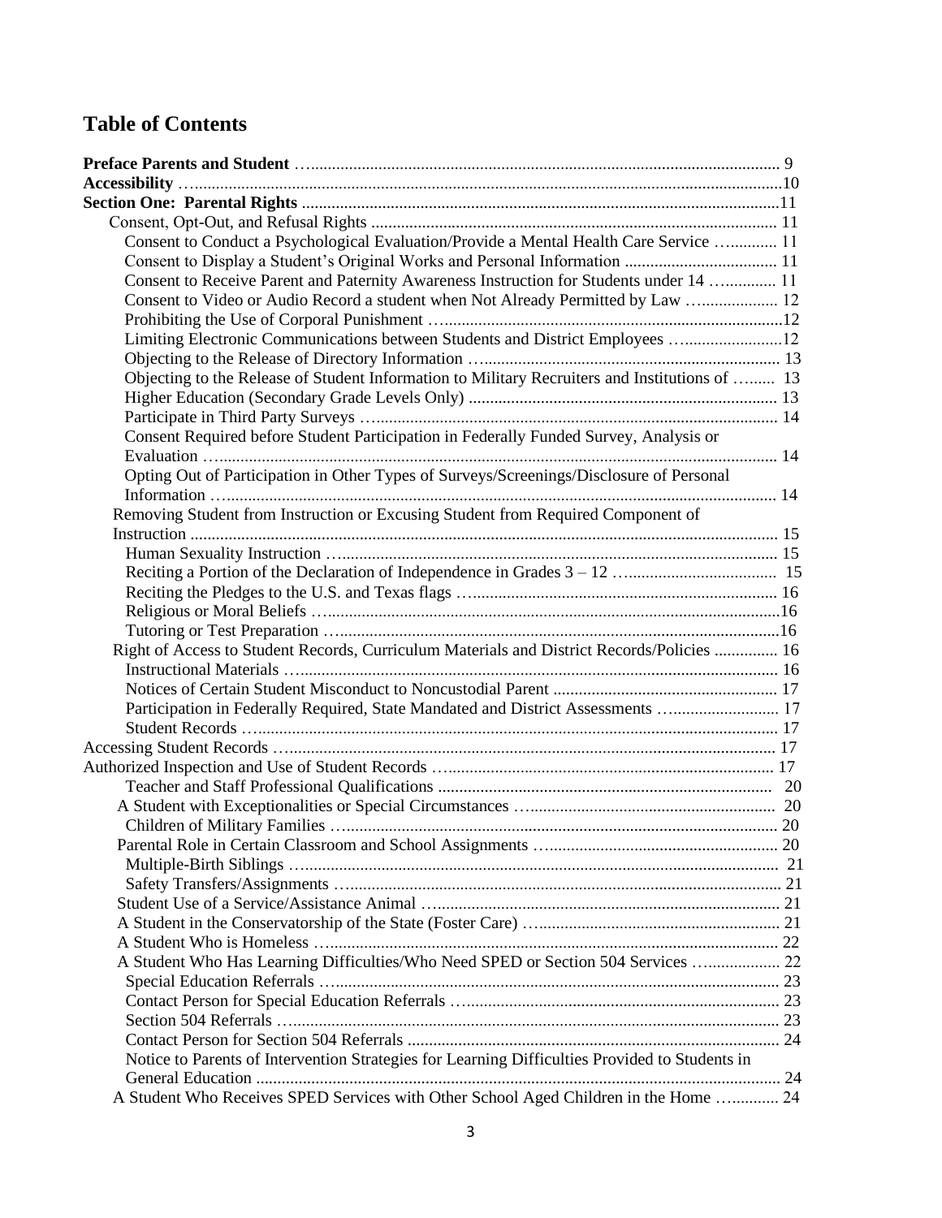# Table of Contents

**Preface Parents and Student** …................................................................................................................ 9
**Accessibility** ….........................................................................................................................................10
**Section One: Parental Rights** .................................................................................................................11
Consent, Opt-Out, and Refusal Rights ................................................................................................ 11
Consent to Conduct a Psychological Evaluation/Provide a Mental Health Care Service …........... 11
Consent to Display a Student's Original Works and Personal Information .................................... 11
Consent to Receive Parent and Paternity Awareness Instruction for Students under 14 …............ 11
Consent to Video or Audio Record a student when Not Already Permitted by Law …................... 12
Prohibiting the Use of Corporal Punishment …...............................................................................12
Limiting Electronic Communications between Students and District Employees …......................12
Objecting to the Release of Directory Information …..................................................................... 13
Objecting to the Release of Student Information to Military Recruiters and Institutions of …....... 13
Higher Education (Secondary Grade Levels Only) ......................................................................... 13
Participate in Third Party Surveys …............................................................................................... 14
Consent Required before Student Participation in Federally Funded Survey, Analysis or Evaluation …..................................................................................................................................... 14
Opting Out of Participation in Other Types of Surveys/Screenings/Disclosure of Personal Information …................................................................................................................................... 14
Removing Student from Instruction or Excusing Student from Required Component of Instruction ........................................................................................................................................... 15
Human Sexuality Instruction …........................................................................................................ 15
Reciting a Portion of the Declaration of Independence in Grades 3 – 12 …..................................... 15
Reciting the Pledges to the U.S. and Texas flags …......................................................................... 16
Religious or Moral Beliefs …...........................................................................................................16
Tutoring or Test Preparation …........................................................................................................16
Right of Access to Student Records, Curriculum Materials and District Records/Policies ............... 16
Instructional Materials …................................................................................................................. 16
Notices of Certain Student Misconduct to Noncustodial Parent ..................................................... 17
Participation in Federally Required, State Mandated and District Assessments …......................... 17
Student Records …............................................................................................................................ 17
Accessing Student Records ….................................................................................................................... 17
Authorized Inspection and Use of Student Records …............................................................................. 17
Teacher and Staff Professional Qualifications ............................................................................... 20
A Student with Exceptionalities or Special Circumstances …......................................................... 20
Children of Military Families …....................................................................................................... 20
Parental Role in Certain Classroom and School Assignments …..................................................... 20
Multiple-Birth Siblings …................................................................................................................. 21
Safety Transfers/Assignments …...................................................................................................... 21
Student Use of a Service/Assistance Animal …................................................................................. 21
A Student in the Conservatorship of the State (Foster Care) …........................................................ 21
A Student Who is Homeless …........................................................................................................... 22
A Student Who Has Learning Difficulties/Who Need SPED or Section 504 Services …................. 22
Special Education Referrals …......................................................................................................... 23
Contact Person for Special Education Referrals …........................................................................... 23
Section 504 Referrals …................................................................................................................... 23
Contact Person for Section 504 Referrals ....................................................................................... 24
Notice to Parents of Intervention Strategies for Learning Difficulties Provided to Students in General Education .......................................................................................................................... 24
A Student Who Receives SPED Services with Other School Aged Children in the Home …........... 24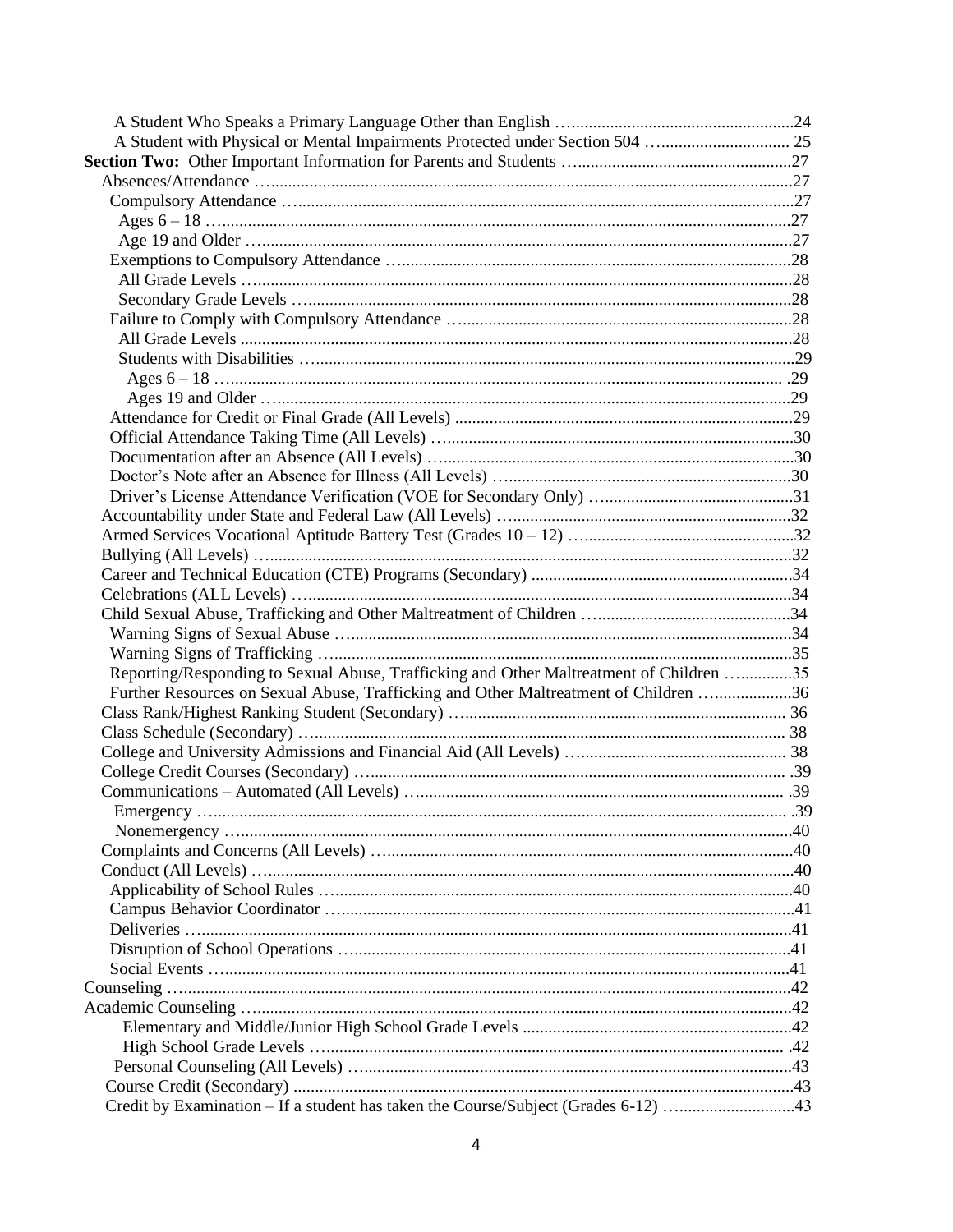A Student Who Speaks a Primary Language Other than English …....................................................24
A Student with Physical or Mental Impairments Protected under Section 504 …............................. 25
**Section Two:** Other Important Information for Parents and Students …..................................................27
Absences/Attendance …........................................................................................................................27
Compulsory Attendance …....................................................................................................................27
Ages 6 – 18 …......................................................................................................................................27
Age 19 and Older …............................................................................................................................27
Exemptions to Compulsory Attendance …...........................................................................................28
All Grade Levels …..............................................................................................................................28
Secondary Grade Levels …..................................................................................................................28
Failure to Comply with Compulsory Attendance …..............................................................................28
All Grade Levels ..................................................................................................................................28
Students with Disabilities …................................................................................................................29
Ages 6 – 18 …..................................................................................................................................29
Ages 19 and Older …........................................................................................................................29
Attendance for Credit or Final Grade (All Levels) ...............................................................................29
Official Attendance Taking Time (All Levels) …..................................................................................30
Documentation after an Absence (All Levels) …..................................................................................30
Doctor's Note after an Absence for Illness (All Levels) …..................................................................30
Driver's License Attendance Verification (VOE for Secondary Only) …............................................31
Accountability under State and Federal Law (All Levels) …................................................................32
Armed Services Vocational Aptitude Battery Test (Grades 10 – 12) …..................................................32
Bullying (All Levels) …........................................................................................................................32
Career and Technical Education (CTE) Programs (Secondary) ............................................................34
Celebrations (ALL Levels) …................................................................................................................34
Child Sexual Abuse, Trafficking and Other Maltreatment of Children …..............................................34
Warning Signs of Sexual Abuse …........................................................................................................34
Warning Signs of Trafficking …............................................................................................................35
Reporting/Responding to Sexual Abuse, Trafficking and Other Maltreatment of Children …...........35
Further Resources on Sexual Abuse, Trafficking and Other Maltreatment of Children …..................36
Class Rank/Highest Ranking Student (Secondary) …........................................................................ 36
Class Schedule (Secondary) …............................................................................................................ 38
College and University Admissions and Financial Aid (All Levels) …................................................ 38
College Credit Courses (Secondary) …..................................................................................................39
Communications – Automated (All Levels) …......................................................................................39
Emergency …........................................................................................................................................39
Nonemergency …..................................................................................................................................40
Complaints and Concerns (All Levels) …..............................................................................................40
Conduct (All Levels) …........................................................................................................................40
Applicability of School Rules …..........................................................................................................40
Campus Behavior Coordinator …........................................................................................................41
Deliveries …..........................................................................................................................................41
Disruption of School Operations …......................................................................................................41
Social Events …....................................................................................................................................41
Counseling …..............................................................................................................................................42
Academic Counseling …..............................................................................................................................42
Elementary and Middle/Junior High School Grade Levels ..............................................................42
High School Grade Levels …............................................................................................................42
Personal Counseling (All Levels) …....................................................................................................43
Course Credit (Secondary) ....................................................................................................................43
Credit by Examination – If a student has taken the Course/Subject (Grades 6-12) …...........................43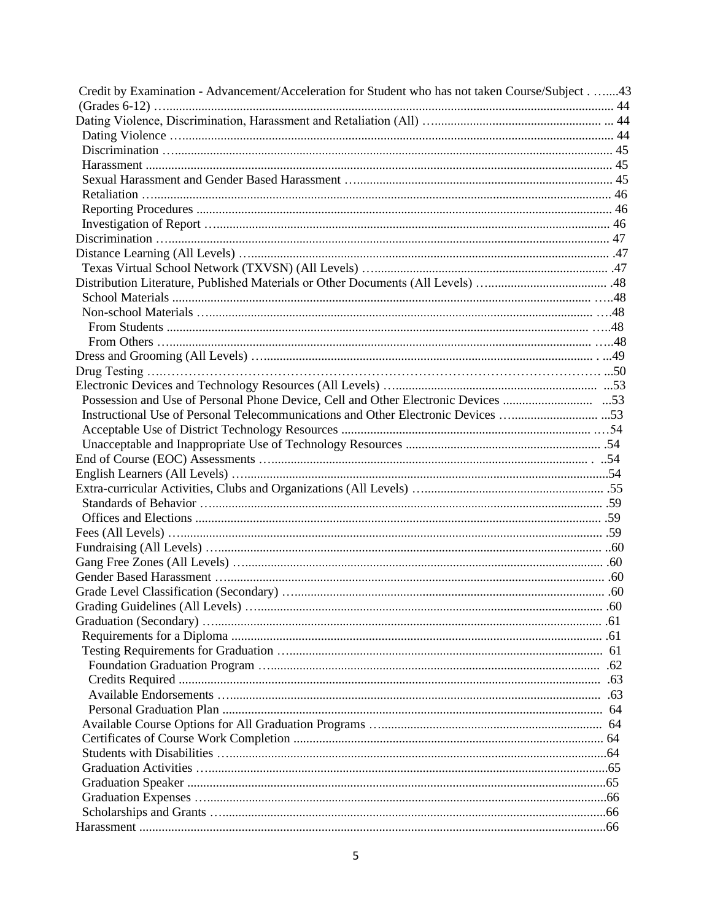Credit by Examination - Advancement/Acceleration for Student who has not taken Course/Subject . …....43
(Grades 6-12) …........................................................................................................................................ 44
Dating Violence, Discrimination, Harassment and Retaliation (All) …..................................................... ... 44
  Dating Violence …..................................................................................................................................... 44
  Discrimination …....................................................................................................................................... 45
  Harassment ................................................................................................................................................ 45
  Sexual Harassment and Gender Based Harassment …................................................................................ 45
  Retaliation …............................................................................................................................................. 46
  Reporting Procedures ................................................................................................................................ 46
  Investigation of Report …......................................................................................................................... 46
Discrimination …........................................................................................................................................ 47
Distance Learning (All Levels) …................................................................................................................ .47
  Texas Virtual School Network (TXVSN) (All Levels) …......................................................................... .47
Distribution Literature, Published Materials or Other Documents (All Levels) …..................................... .48
  School Materials ................................................................................................................................. …..48
  Non-school Materials …...................................................................................................................... ….48
    From Students ..................................................................................................................................... …..48
    From Others …..................................................................................................................................... …..48
Dress and Grooming (All Levels) …...................................................................................................... . ...49
Drug Testing …......................................................................................................................................... ...50
Electronic Devices and Technology Resources (All Levels) …................................................................ ...53
  Possession and Use of Personal Phone Device, Cell and Other Electronic Devices ............................ ...53
  Instructional Use of Personal Telecommunications and Other Electronic Devices …........................... ...53
  Acceptable Use of District Technology Resources ............................................................................ . …54
  Unacceptable and Inappropriate Use of Technology Resources ............................................................ .54
End of Course (EOC) Assessments …...................................................................................................... . ..54
English Learners (All Levels) …..................................................................................................................54
Extra-curricular Activities, Clubs and Organizations (All Levels) …......................................................... .55
  Standards of Behavior …......................................................................................................................... .59
  Offices and Elections .............................................................................................................................. .59
Fees (All Levels) …..................................................................................................................................... .59
Fundraising (All Levels) …......................................................................................................................... ..60
Gang Free Zones (All Levels) …................................................................................................................. .60
Gender Based Harassment …...................................................................................................................... .60
Grade Level Classification (Secondary) …................................................................................................. .60
Grading Guidelines (All Levels) …............................................................................................................. .60
Graduation (Secondary) …......................................................................................................................... .61
  Requirements for a Diploma ................................................................................................................... .61
  Testing Requirements for Graduation …..................................................................................................  61
    Foundation Graduation Program …........................................................................................................ .62
    Credits Required ..................................................................................................................................... .63
    Available Endorsements …..................................................................................................................... .63
    Personal Graduation Plan ....................................................................................................................... 64
  Available Course Options for All Graduation Programs …...................................................................... 64
  Certificates of Course Work Completion ................................................................................................. 64
  Students with Disabilities …......................................................................................................................64
  Graduation Activities …............................................................................................................................65
  Graduation Speaker ..................................................................................................................................65
  Graduation Expenses …............................................................................................................................66
  Scholarships and Grants …........................................................................................................................66
Harassment ..................................................................................................................................................66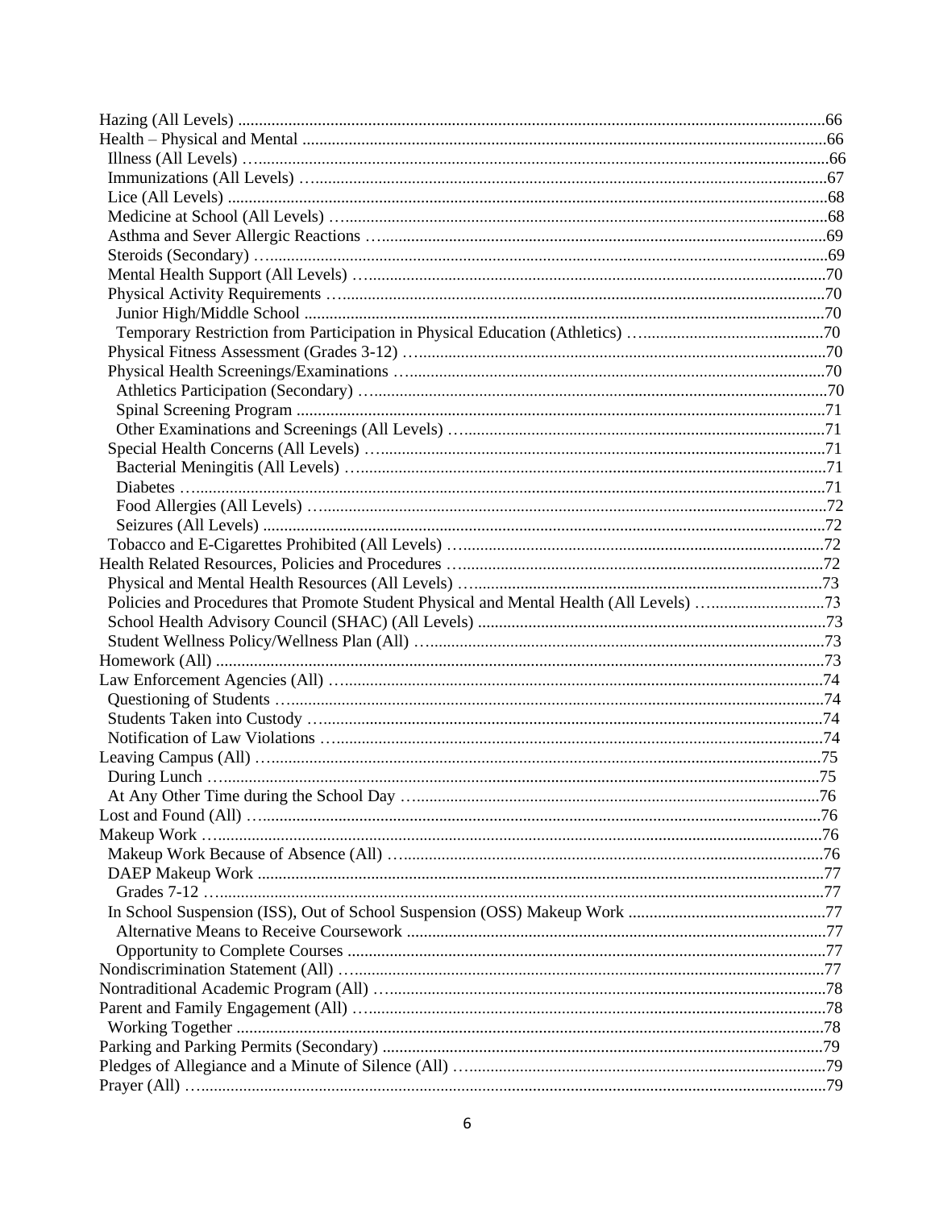Hazing (All Levels) ..........66
Health – Physical and Mental ..........66
  Illness (All Levels) ..........66
  Immunizations (All Levels) ..........67
  Lice (All Levels) ..........68
  Medicine at School (All Levels) ..........68
  Asthma and Sever Allergic Reactions ..........69
  Steroids (Secondary) ..........69
  Mental Health Support (All Levels) ..........70
  Physical Activity Requirements ..........70
    Junior High/Middle School ..........70
    Temporary Restriction from Participation in Physical Education (Athletics) ..........70
  Physical Fitness Assessment (Grades 3-12) ..........70
  Physical Health Screenings/Examinations ..........70
    Athletics Participation (Secondary) ..........70
    Spinal Screening Program ..........71
    Other Examinations and Screenings (All Levels) ..........71
  Special Health Concerns (All Levels) ..........71
    Bacterial Meningitis (All Levels) ..........71
    Diabetes ..........71
    Food Allergies (All Levels) ..........72
    Seizures (All Levels) ..........72
  Tobacco and E-Cigarettes Prohibited (All Levels) ..........72
Health Related Resources, Policies and Procedures ..........72
  Physical and Mental Health Resources (All Levels) ..........73
  Policies and Procedures that Promote Student Physical and Mental Health (All Levels) ..........73
  School Health Advisory Council (SHAC) (All Levels) ..........73
  Student Wellness Policy/Wellness Plan (All) ..........73
Homework (All) ..........73
Law Enforcement Agencies (All) ..........74
  Questioning of Students ..........74
  Students Taken into Custody ..........74
  Notification of Law Violations ..........74
Leaving Campus (All) ..........75
  During Lunch ..........75
  At Any Other Time during the School Day ..........76
Lost and Found (All) ..........76
Makeup Work ..........76
  Makeup Work Because of Absence (All) ..........76
  DAEP Makeup Work ..........77
    Grades 7-12 ..........77
  In School Suspension (ISS), Out of School Suspension (OSS) Makeup Work ..........77
    Alternative Means to Receive Coursework ..........77
    Opportunity to Complete Courses ..........77
Nondiscrimination Statement (All) ..........77
Nontraditional Academic Program (All) ..........78
Parent and Family Engagement (All) ..........78
  Working Together ..........78
Parking and Parking Permits (Secondary) ..........79
Pledges of Allegiance and a Minute of Silence (All) ..........79
Prayer (All) ..........79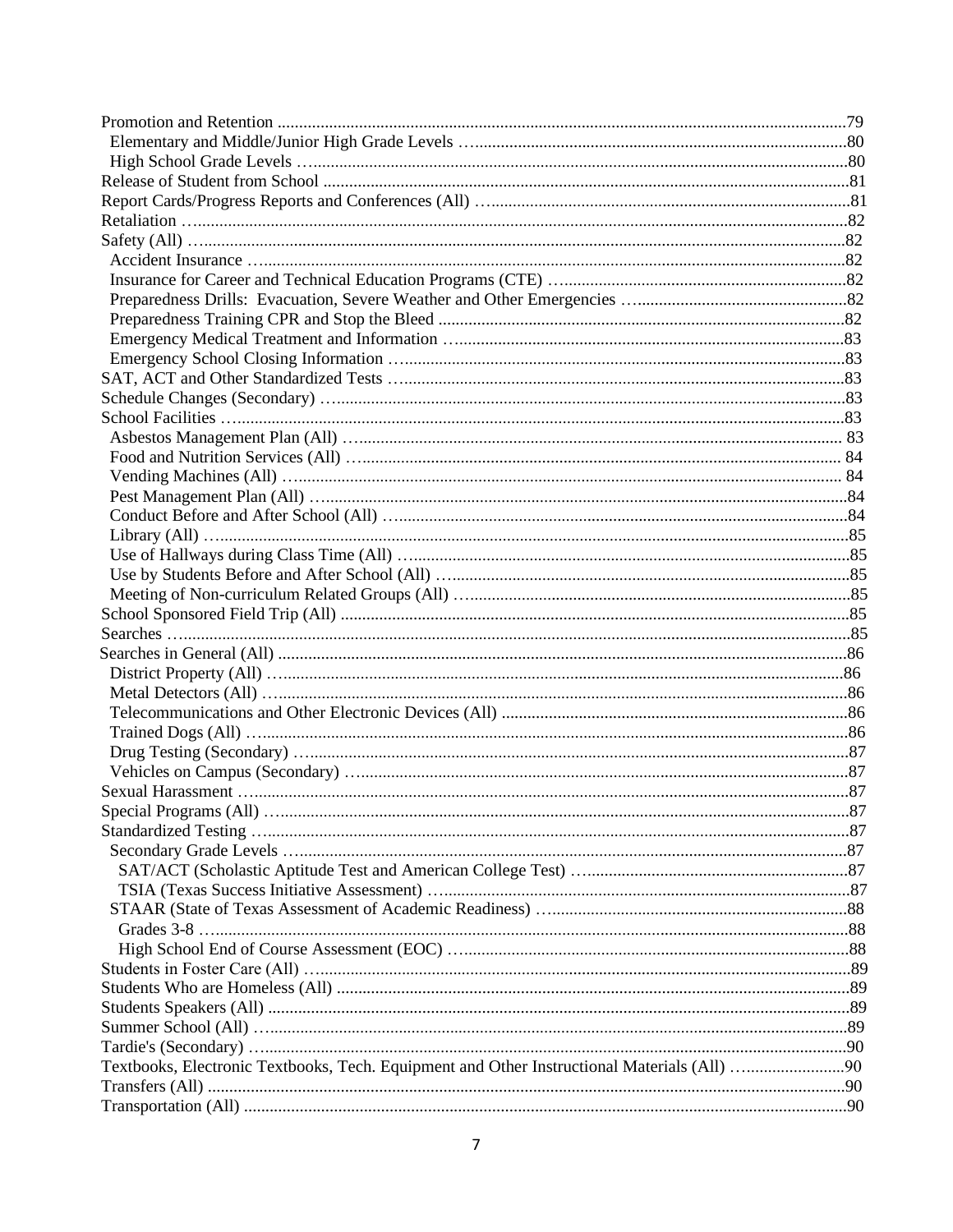Promotion and Retention ..........79
  Elementary and Middle/Junior High Grade Levels ..........80
  High School Grade Levels ..........80
Release of Student from School ..........81
Report Cards/Progress Reports and Conferences (All) ..........81
Retaliation ..........82
Safety (All) ..........82
  Accident Insurance ..........82
  Insurance for Career and Technical Education Programs (CTE) ..........82
  Preparedness Drills: Evacuation, Severe Weather and Other Emergencies ..........82
  Preparedness Training CPR and Stop the Bleed ..........82
  Emergency Medical Treatment and Information ..........83
  Emergency School Closing Information ..........83
SAT, ACT and Other Standardized Tests ..........83
Schedule Changes (Secondary) ..........83
School Facilities ..........83
  Asbestos Management Plan (All) ..........83
  Food and Nutrition Services (All) ..........84
  Vending Machines (All) ..........84
  Pest Management Plan (All) ..........84
  Conduct Before and After School (All) ..........84
  Library (All) ..........85
  Use of Hallways during Class Time (All) ..........85
  Use by Students Before and After School (All) ..........85
  Meeting of Non-curriculum Related Groups (All) ..........85
School Sponsored Field Trip (All) ..........85
Searches ..........85
Searches in General (All) ..........86
  District Property (All) ..........86
  Metal Detectors (All) ..........86
  Telecommunications and Other Electronic Devices (All) ..........86
  Trained Dogs (All) ..........86
  Drug Testing (Secondary) ..........87
  Vehicles on Campus (Secondary) ..........87
Sexual Harassment ..........87
Special Programs (All) ..........87
Standardized Testing ..........87
  Secondary Grade Levels ..........87
    SAT/ACT (Scholastic Aptitude Test and American College Test) ..........87
    TSIA (Texas Success Initiative Assessment) ..........87
  STAAR (State of Texas Assessment of Academic Readiness) ..........88
    Grades 3-8 ..........88
    High School End of Course Assessment (EOC) ..........88
Students in Foster Care (All) ..........89
Students Who are Homeless (All) ..........89
Students Speakers (All) ..........89
Summer School (All) ..........89
Tardie's (Secondary) ..........90
Textbooks, Electronic Textbooks, Tech. Equipment and Other Instructional Materials (All) ..........90
Transfers (All) ..........90
Transportation (All) ..........90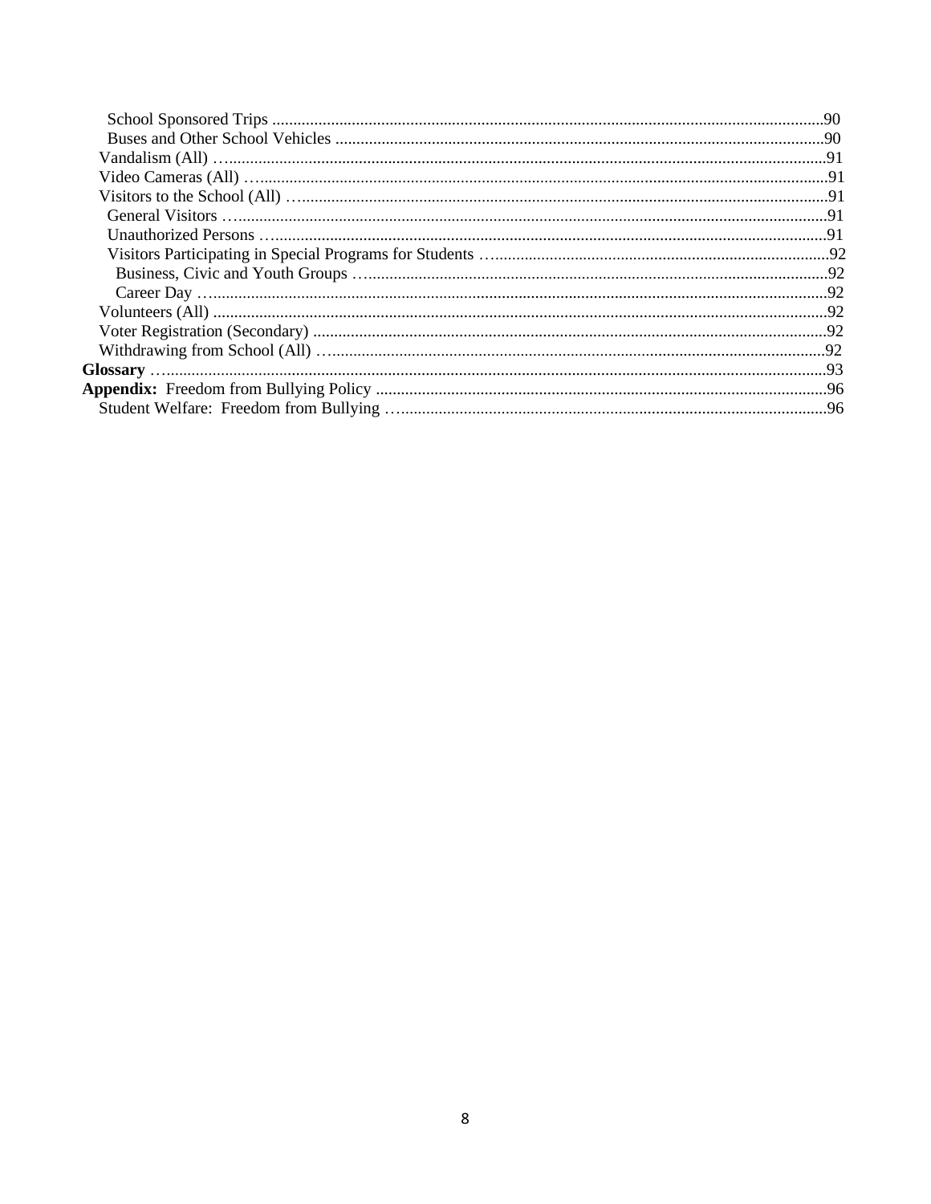School Sponsored Trips ....................................................................................................................................90
Buses and Other School Vehicles .....................................................................................................................90
Vandalism (All) …...............................................................................................................................................91
Video Cameras (All) …......................................................................................................................................91
Visitors to the School (All) …..............................................................................................................................91
General Visitors …..............................................................................................................................................91
Unauthorized Persons …....................................................................................................................................91
Visitors Participating in Special Programs for Students …..................................................................................92
Business, Civic and Youth Groups …..............................................................................................................92
Career Day …...................................................................................................................................................92
Volunteers (All) ..................................................................................................................................................92
Voter Registration (Secondary) ..........................................................................................................................92
Withdrawing from School (All) …......................................................................................................................92
**Glossary** …...............................................................................................................................................................93
**Appendix:** Freedom from Bullying Policy ............................................................................................................96
Student Welfare: Freedom from Bullying …........................................................................................................96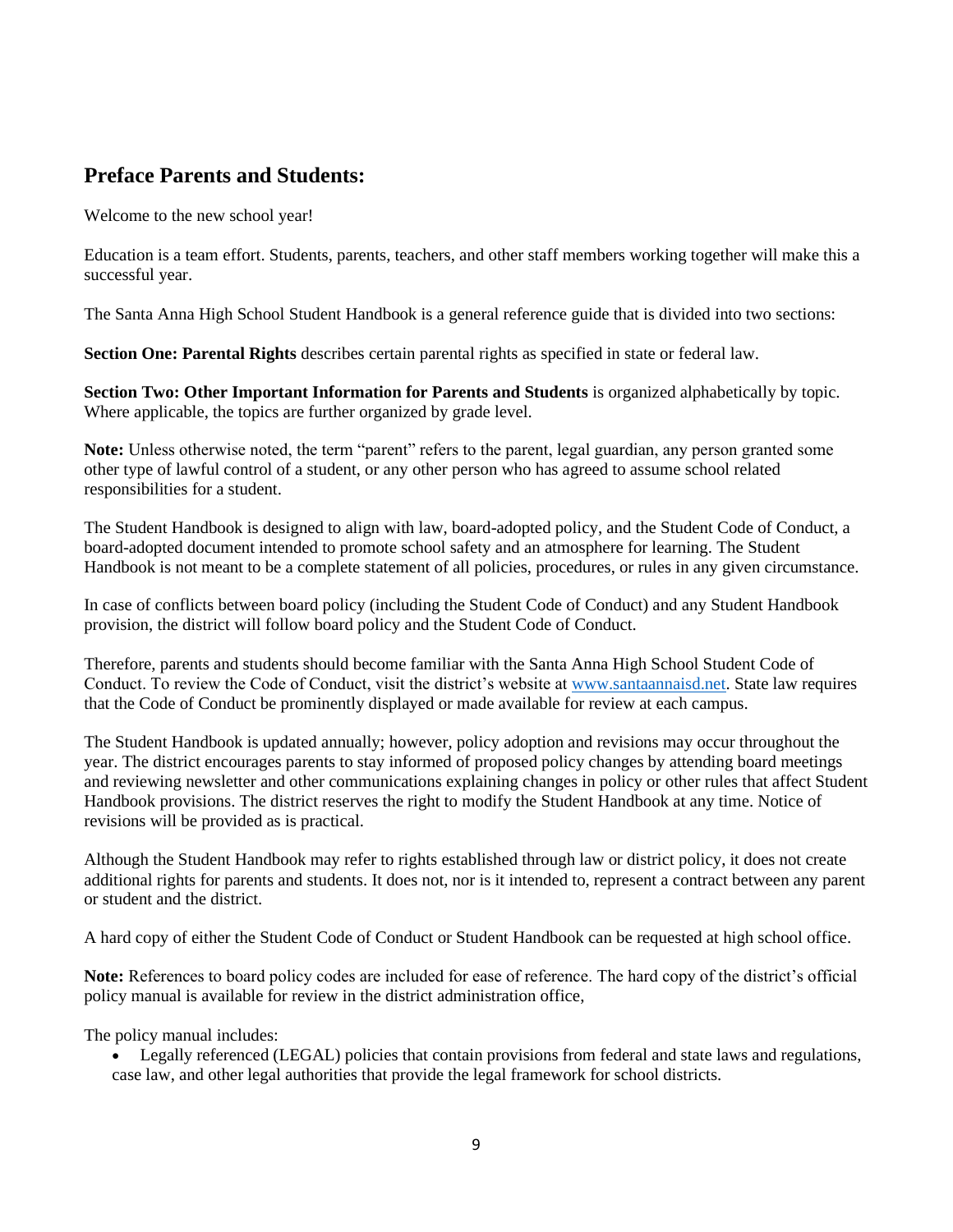## Preface Parents and Students:

Welcome to the new school year!

Education is a team effort. Students, parents, teachers, and other staff members working together will make this a successful year.

The Santa Anna High School Student Handbook is a general reference guide that is divided into two sections:

**Section One: Parental Rights** describes certain parental rights as specified in state or federal law.

**Section Two: Other Important Information for Parents and Students** is organized alphabetically by topic. Where applicable, the topics are further organized by grade level.

**Note:** Unless otherwise noted, the term "parent" refers to the parent, legal guardian, any person granted some other type of lawful control of a student, or any other person who has agreed to assume school related responsibilities for a student.

The Student Handbook is designed to align with law, board-adopted policy, and the Student Code of Conduct, a board-adopted document intended to promote school safety and an atmosphere for learning. The Student Handbook is not meant to be a complete statement of all policies, procedures, or rules in any given circumstance.

In case of conflicts between board policy (including the Student Code of Conduct) and any Student Handbook provision, the district will follow board policy and the Student Code of Conduct.

Therefore, parents and students should become familiar with the Santa Anna High School Student Code of Conduct. To review the Code of Conduct, visit the district's website at [www.santaannaisd.net](http://www.santaannaisd.net). State law requires that the Code of Conduct be prominently displayed or made available for review at each campus.

The Student Handbook is updated annually; however, policy adoption and revisions may occur throughout the year. The district encourages parents to stay informed of proposed policy changes by attending board meetings and reviewing newsletter and other communications explaining changes in policy or other rules that affect Student Handbook provisions. The district reserves the right to modify the Student Handbook at any time. Notice of revisions will be provided as is practical.

Although the Student Handbook may refer to rights established through law or district policy, it does not create additional rights for parents and students. It does not, nor is it intended to, represent a contract between any parent or student and the district.

A hard copy of either the Student Code of Conduct or Student Handbook can be requested at high school office.

**Note:** References to board policy codes are included for ease of reference. The hard copy of the district's official policy manual is available for review in the district administration office,

The policy manual includes:

- Legally referenced (LEGAL) policies that contain provisions from federal and state laws and regulations, case law, and other legal authorities that provide the legal framework for school districts.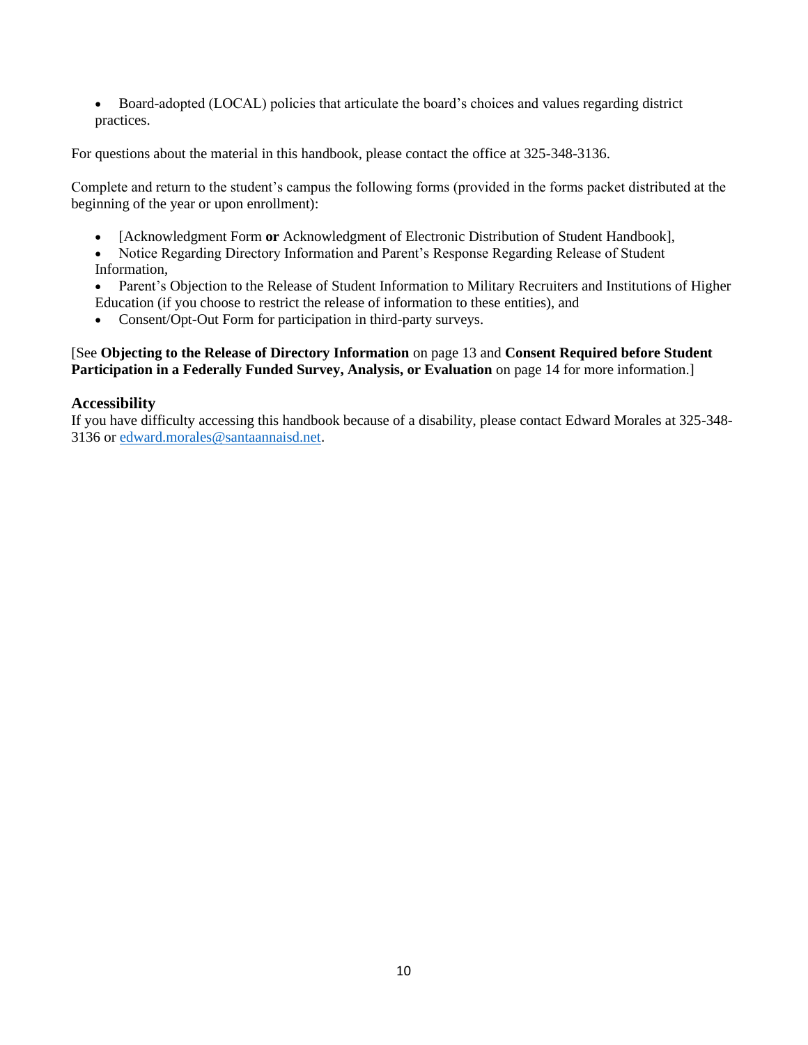- Board-adopted (LOCAL) policies that articulate the board's choices and values regarding district practices.

For questions about the material in this handbook, please contact the office at 325-348-3136.

Complete and return to the student's campus the following forms (provided in the forms packet distributed at the beginning of the year or upon enrollment):

- [Acknowledgment Form **or** Acknowledgment of Electronic Distribution of Student Handbook],
- Notice Regarding Directory Information and Parent's Response Regarding Release of Student Information,
- Parent's Objection to the Release of Student Information to Military Recruiters and Institutions of Higher Education (if you choose to restrict the release of information to these entities), and
- Consent/Opt-Out Form for participation in third-party surveys.

[See **Objecting to the Release of Directory Information** on page 13 and **Consent Required before Student Participation in a Federally Funded Survey, Analysis, or Evaluation** on page 14 for more information.]

### Accessibility

If you have difficulty accessing this handbook because of a disability, please contact Edward Morales at 325-348-3136 or edward.morales@santaannaisd.net.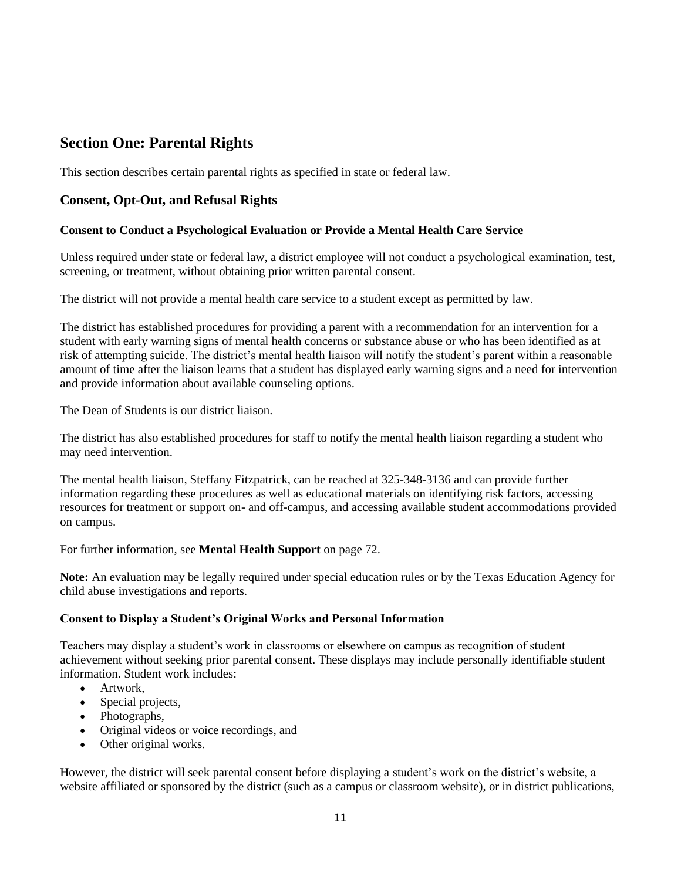## Section One: Parental Rights

This section describes certain parental rights as specified in state or federal law.

### Consent, Opt-Out, and Refusal Rights

#### Consent to Conduct a Psychological Evaluation or Provide a Mental Health Care Service

Unless required under state or federal law, a district employee will not conduct a psychological examination, test, screening, or treatment, without obtaining prior written parental consent.

The district will not provide a mental health care service to a student except as permitted by law.

The district has established procedures for providing a parent with a recommendation for an intervention for a student with early warning signs of mental health concerns or substance abuse or who has been identified as at risk of attempting suicide. The district's mental health liaison will notify the student's parent within a reasonable amount of time after the liaison learns that a student has displayed early warning signs and a need for intervention and provide information about available counseling options.

The Dean of Students is our district liaison.

The district has also established procedures for staff to notify the mental health liaison regarding a student who may need intervention.

The mental health liaison, Steffany Fitzpatrick, can be reached at 325-348-3136 and can provide further information regarding these procedures as well as educational materials on identifying risk factors, accessing resources for treatment or support on- and off-campus, and accessing available student accommodations provided on campus.

For further information, see **Mental Health Support** on page 72.

**Note:** An evaluation may be legally required under special education rules or by the Texas Education Agency for child abuse investigations and reports.

#### Consent to Display a Student's Original Works and Personal Information

Teachers may display a student's work in classrooms or elsewhere on campus as recognition of student achievement without seeking prior parental consent. These displays may include personally identifiable student information. Student work includes:

- Artwork,
- Special projects,
- Photographs,
- Original videos or voice recordings, and
- Other original works.

However, the district will seek parental consent before displaying a student's work on the district's website, a website affiliated or sponsored by the district (such as a campus or classroom website), or in district publications,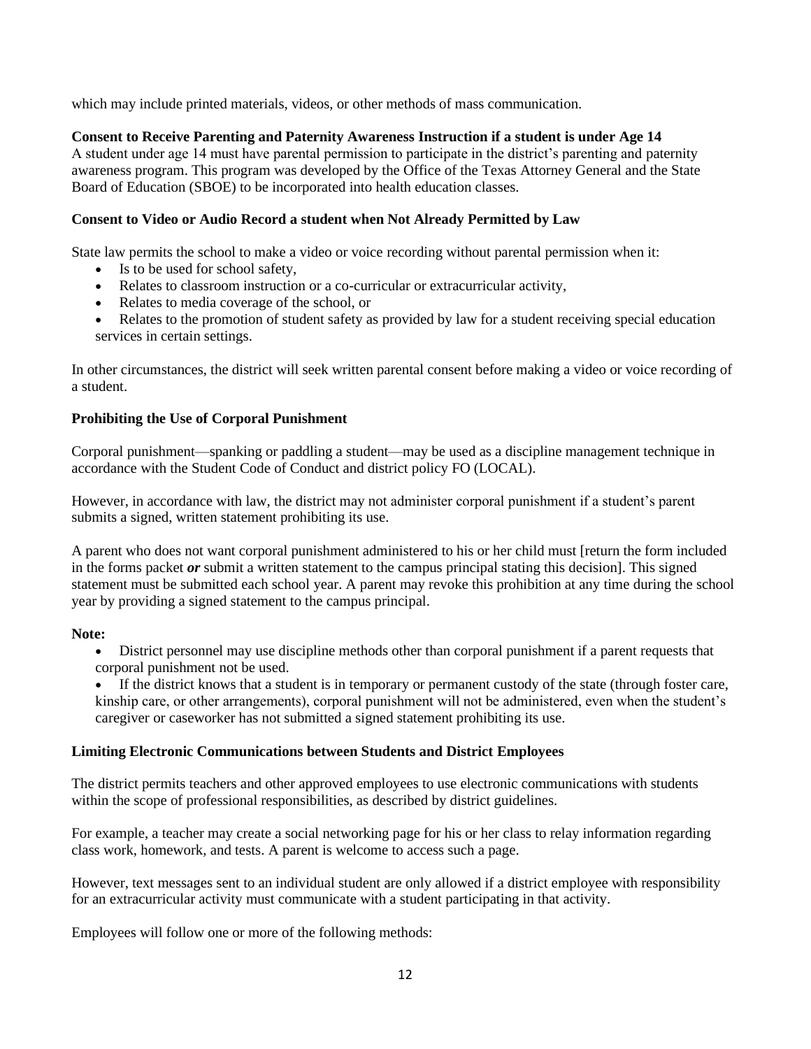which may include printed materials, videos, or other methods of mass communication.

**Consent to Receive Parenting and Paternity Awareness Instruction if a student is under Age 14**

A student under age 14 must have parental permission to participate in the district's parenting and paternity awareness program. This program was developed by the Office of the Texas Attorney General and the State Board of Education (SBOE) to be incorporated into health education classes.

**Consent to Video or Audio Record a student when Not Already Permitted by Law**

State law permits the school to make a video or voice recording without parental permission when it:

- Is to be used for school safety,
- Relates to classroom instruction or a co-curricular or extracurricular activity,
- Relates to media coverage of the school, or
- Relates to the promotion of student safety as provided by law for a student receiving special education services in certain settings.

In other circumstances, the district will seek written parental consent before making a video or voice recording of a student.

**Prohibiting the Use of Corporal Punishment**

Corporal punishment—spanking or paddling a student—may be used as a discipline management technique in accordance with the Student Code of Conduct and district policy FO (LOCAL).

However, in accordance with law, the district may not administer corporal punishment if a student's parent submits a signed, written statement prohibiting its use.

A parent who does not want corporal punishment administered to his or her child must [return the form included in the forms packet ***or*** submit a written statement to the campus principal stating this decision]. This signed statement must be submitted each school year. A parent may revoke this prohibition at any time during the school year by providing a signed statement to the campus principal.

**Note:**

- District personnel may use discipline methods other than corporal punishment if a parent requests that corporal punishment not be used.
- If the district knows that a student is in temporary or permanent custody of the state (through foster care, kinship care, or other arrangements), corporal punishment will not be administered, even when the student's caregiver or caseworker has not submitted a signed statement prohibiting its use.

**Limiting Electronic Communications between Students and District Employees**

The district permits teachers and other approved employees to use electronic communications with students within the scope of professional responsibilities, as described by district guidelines.

For example, a teacher may create a social networking page for his or her class to relay information regarding class work, homework, and tests. A parent is welcome to access such a page.

However, text messages sent to an individual student are only allowed if a district employee with responsibility for an extracurricular activity must communicate with a student participating in that activity.

Employees will follow one or more of the following methods: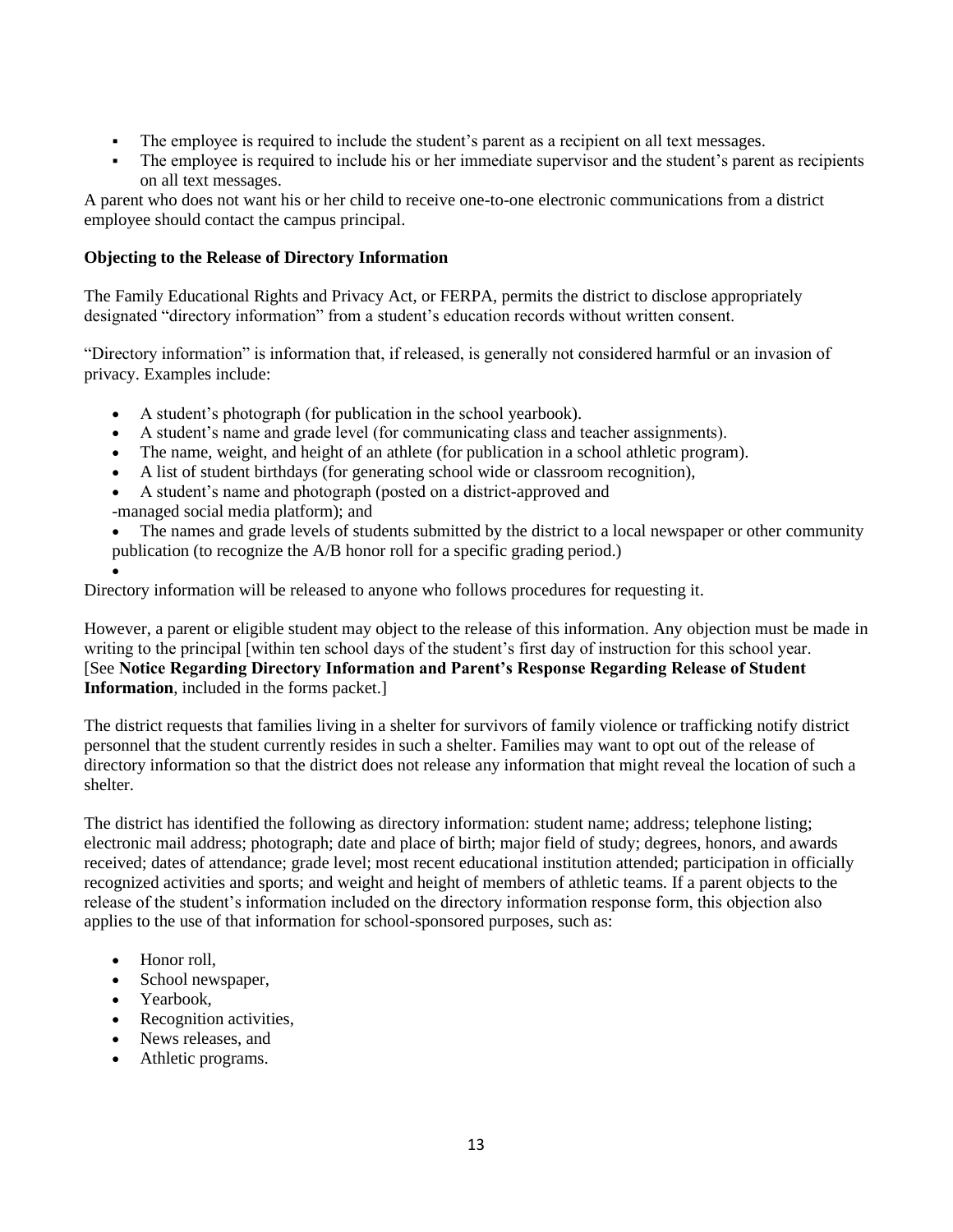- The employee is required to include the student's parent as a recipient on all text messages.
- The employee is required to include his or her immediate supervisor and the student's parent as recipients on all text messages.

A parent who does not want his or her child to receive one-to-one electronic communications from a district employee should contact the campus principal.

**Objecting to the Release of Directory Information**

The Family Educational Rights and Privacy Act, or FERPA, permits the district to disclose appropriately designated "directory information" from a student's education records without written consent.

"Directory information" is information that, if released, is generally not considered harmful or an invasion of privacy. Examples include:

- A student's photograph (for publication in the school yearbook).
- A student's name and grade level (for communicating class and teacher assignments).
- The name, weight, and height of an athlete (for publication in a school athletic program).
- A list of student birthdays (for generating school wide or classroom recognition),
- A student's name and photograph (posted on a district-approved and -managed social media platform); and
- The names and grade levels of students submitted by the district to a local newspaper or other community publication (to recognize the A/B honor roll for a specific grading period.)

Directory information will be released to anyone who follows procedures for requesting it.

However, a parent or eligible student may object to the release of this information. Any objection must be made in writing to the principal [within ten school days of the student's first day of instruction for this school year. [See **Notice Regarding Directory Information and Parent's Response Regarding Release of Student Information**, included in the forms packet.]

The district requests that families living in a shelter for survivors of family violence or trafficking notify district personnel that the student currently resides in such a shelter. Families may want to opt out of the release of directory information so that the district does not release any information that might reveal the location of such a shelter.

The district has identified the following as directory information: student name; address; telephone listing; electronic mail address; photograph; date and place of birth; major field of study; degrees, honors, and awards received; dates of attendance; grade level; most recent educational institution attended; participation in officially recognized activities and sports; and weight and height of members of athletic teams. If a parent objects to the release of the student's information included on the directory information response form, this objection also applies to the use of that information for school-sponsored purposes, such as:

- Honor roll,
- School newspaper,
- Yearbook,
- Recognition activities,
- News releases, and
- Athletic programs.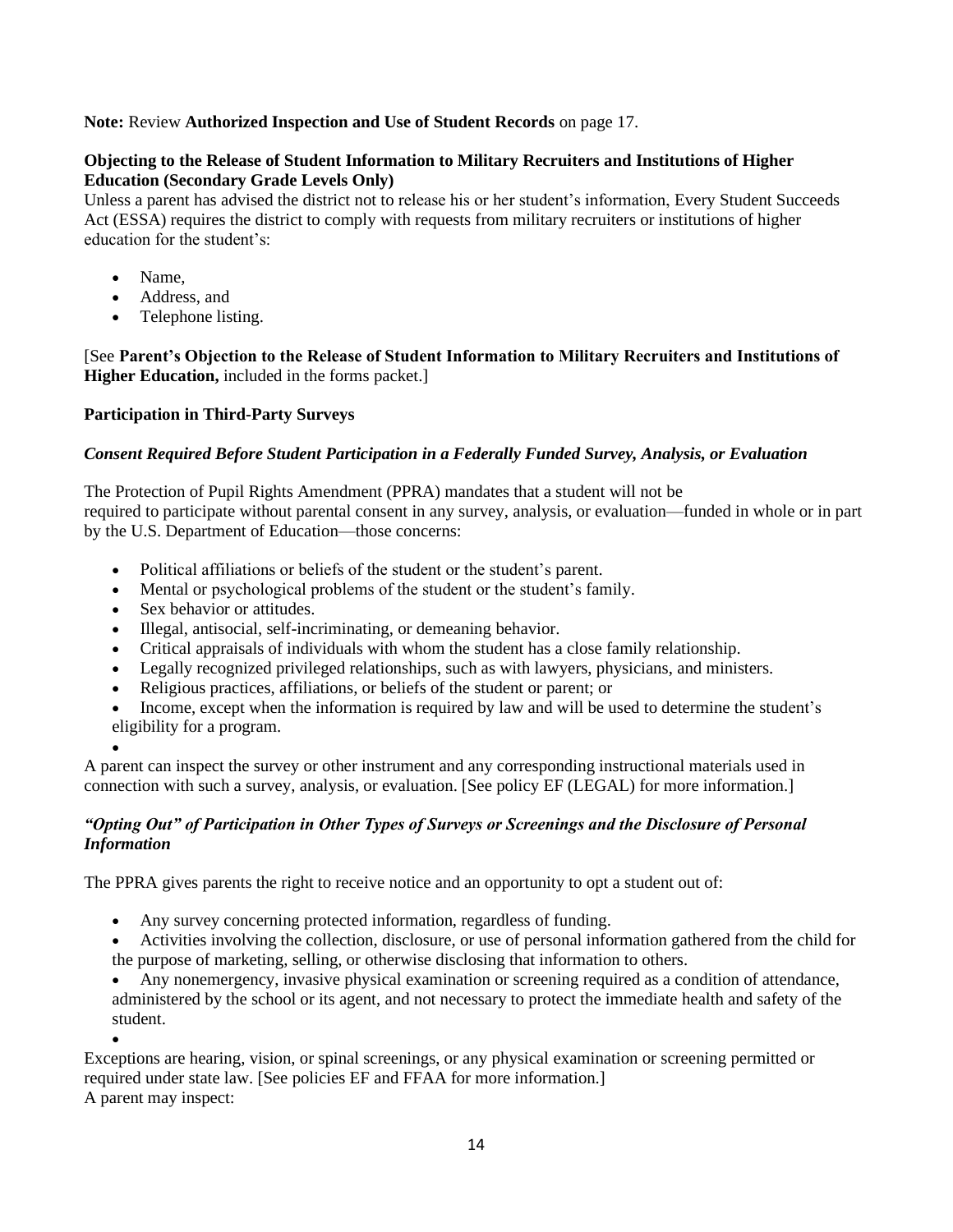**Note:** Review **Authorized Inspection and Use of Student Records** on page 17.

**Objecting to the Release of Student Information to Military Recruiters and Institutions of Higher Education (Secondary Grade Levels Only)**

Unless a parent has advised the district not to release his or her student's information, Every Student Succeeds Act (ESSA) requires the district to comply with requests from military recruiters or institutions of higher education for the student's:

- Name,
- Address, and
- Telephone listing.

[See **Parent's Objection to the Release of Student Information to Military Recruiters and Institutions of Higher Education,** included in the forms packet.]

**Participation in Third-Party Surveys**

***Consent Required Before Student Participation in a Federally Funded Survey, Analysis, or Evaluation***

The Protection of Pupil Rights Amendment (PPRA) mandates that a student will not be required to participate without parental consent in any survey, analysis, or evaluation—funded in whole or in part by the U.S. Department of Education—those concerns:

- Political affiliations or beliefs of the student or the student's parent.
- Mental or psychological problems of the student or the student's family.
- Sex behavior or attitudes.
- Illegal, antisocial, self-incriminating, or demeaning behavior.
- Critical appraisals of individuals with whom the student has a close family relationship.
- Legally recognized privileged relationships, such as with lawyers, physicians, and ministers.
- Religious practices, affiliations, or beliefs of the student or parent; or
- Income, except when the information is required by law and will be used to determine the student's eligibility for a program.

A parent can inspect the survey or other instrument and any corresponding instructional materials used in connection with such a survey, analysis, or evaluation. [See policy EF (LEGAL) for more information.]

***"Opting Out" of Participation in Other Types of Surveys or Screenings and the Disclosure of Personal Information***

The PPRA gives parents the right to receive notice and an opportunity to opt a student out of:

- Any survey concerning protected information, regardless of funding.
- Activities involving the collection, disclosure, or use of personal information gathered from the child for the purpose of marketing, selling, or otherwise disclosing that information to others.
- Any nonemergency, invasive physical examination or screening required as a condition of attendance, administered by the school or its agent, and not necessary to protect the immediate health and safety of the student.

Exceptions are hearing, vision, or spinal screenings, or any physical examination or screening permitted or required under state law. [See policies EF and FFAA for more information.]

A parent may inspect: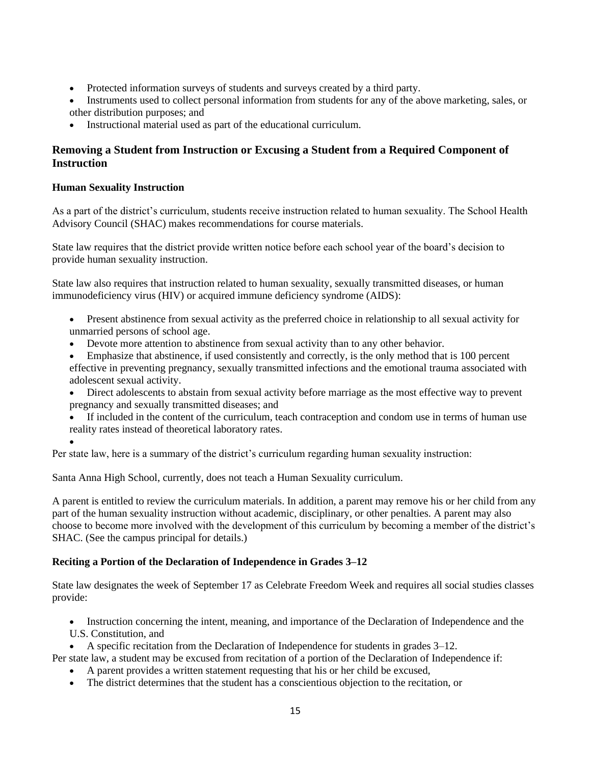- Protected information surveys of students and surveys created by a third party.
- Instruments used to collect personal information from students for any of the above marketing, sales, or other distribution purposes; and
- Instructional material used as part of the educational curriculum.

## Removing a Student from Instruction or Excusing a Student from a Required Component of Instruction

### Human Sexuality Instruction

As a part of the district's curriculum, students receive instruction related to human sexuality. The School Health Advisory Council (SHAC) makes recommendations for course materials.

State law requires that the district provide written notice before each school year of the board's decision to provide human sexuality instruction.

State law also requires that instruction related to human sexuality, sexually transmitted diseases, or human immunodeficiency virus (HIV) or acquired immune deficiency syndrome (AIDS):

- Present abstinence from sexual activity as the preferred choice in relationship to all sexual activity for unmarried persons of school age.
- Devote more attention to abstinence from sexual activity than to any other behavior.
- Emphasize that abstinence, if used consistently and correctly, is the only method that is 100 percent effective in preventing pregnancy, sexually transmitted infections and the emotional trauma associated with adolescent sexual activity.
- Direct adolescents to abstain from sexual activity before marriage as the most effective way to prevent pregnancy and sexually transmitted diseases; and
- If included in the content of the curriculum, teach contraception and condom use in terms of human use reality rates instead of theoretical laboratory rates.

Per state law, here is a summary of the district's curriculum regarding human sexuality instruction:

Santa Anna High School, currently, does not teach a Human Sexuality curriculum.

A parent is entitled to review the curriculum materials. In addition, a parent may remove his or her child from any part of the human sexuality instruction without academic, disciplinary, or other penalties. A parent may also choose to become more involved with the development of this curriculum by becoming a member of the district's SHAC. (See the campus principal for details.)

### Reciting a Portion of the Declaration of Independence in Grades 3–12

State law designates the week of September 17 as Celebrate Freedom Week and requires all social studies classes provide:

- Instruction concerning the intent, meaning, and importance of the Declaration of Independence and the U.S. Constitution, and
- A specific recitation from the Declaration of Independence for students in grades 3–12.

Per state law, a student may be excused from recitation of a portion of the Declaration of Independence if:

- A parent provides a written statement requesting that his or her child be excused,
- The district determines that the student has a conscientious objection to the recitation, or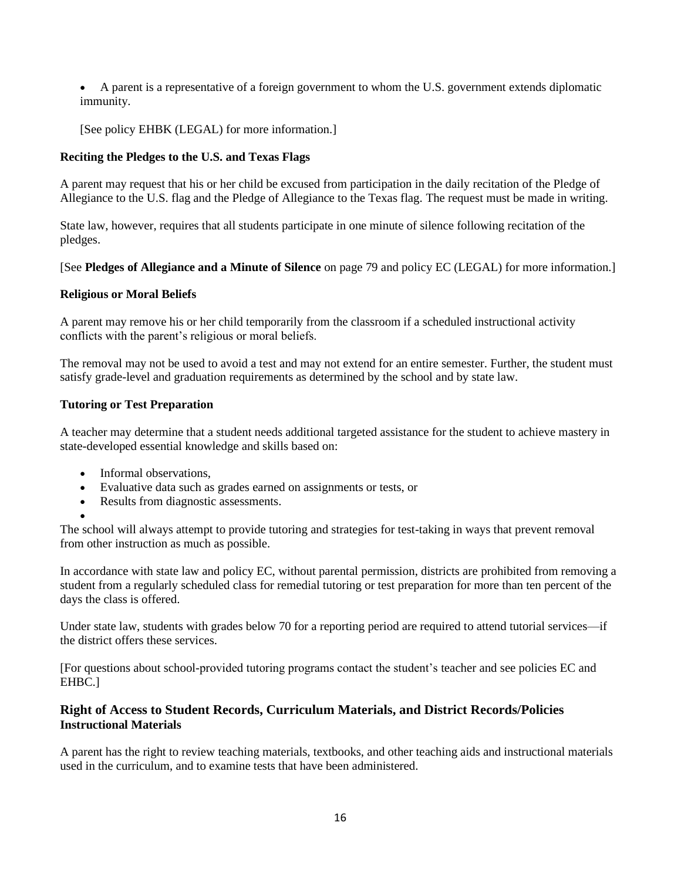- A parent is a representative of a foreign government to whom the U.S. government extends diplomatic immunity.

[See policy EHBK (LEGAL) for more information.]

**Reciting the Pledges to the U.S. and Texas Flags**

A parent may request that his or her child be excused from participation in the daily recitation of the Pledge of Allegiance to the U.S. flag and the Pledge of Allegiance to the Texas flag. The request must be made in writing.

State law, however, requires that all students participate in one minute of silence following recitation of the pledges.

[See **Pledges of Allegiance and a Minute of Silence** on page 79 and policy EC (LEGAL) for more information.]

**Religious or Moral Beliefs**

A parent may remove his or her child temporarily from the classroom if a scheduled instructional activity conflicts with the parent's religious or moral beliefs.

The removal may not be used to avoid a test and may not extend for an entire semester. Further, the student must satisfy grade-level and graduation requirements as determined by the school and by state law.

**Tutoring or Test Preparation**

A teacher may determine that a student needs additional targeted assistance for the student to achieve mastery in state-developed essential knowledge and skills based on:

- Informal observations,
- Evaluative data such as grades earned on assignments or tests, or
- Results from diagnostic assessments.

The school will always attempt to provide tutoring and strategies for test-taking in ways that prevent removal from other instruction as much as possible.

In accordance with state law and policy EC, without parental permission, districts are prohibited from removing a student from a regularly scheduled class for remedial tutoring or test preparation for more than ten percent of the days the class is offered.

Under state law, students with grades below 70 for a reporting period are required to attend tutorial services—if the district offers these services.

[For questions about school-provided tutoring programs contact the student's teacher and see policies EC and EHBC.]

## Right of Access to Student Records, Curriculum Materials, and District Records/Policies

**Instructional Materials**

A parent has the right to review teaching materials, textbooks, and other teaching aids and instructional materials used in the curriculum, and to examine tests that have been administered.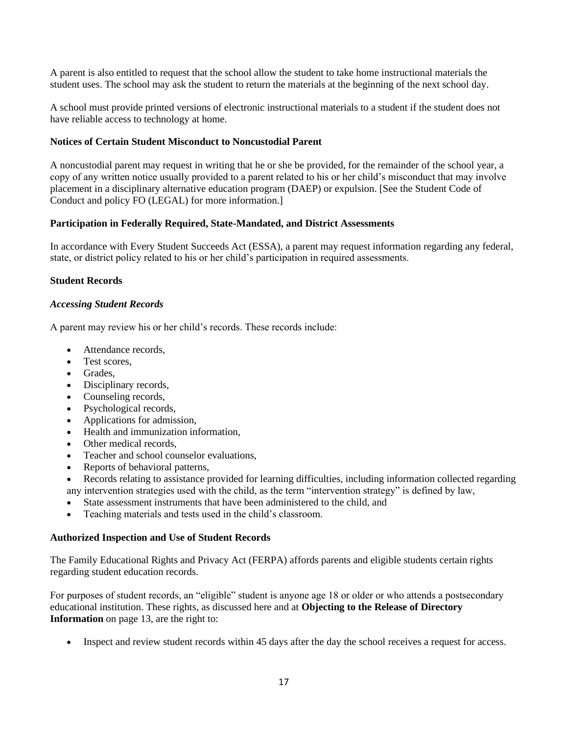A parent is also entitled to request that the school allow the student to take home instructional materials the student uses. The school may ask the student to return the materials at the beginning of the next school day.

A school must provide printed versions of electronic instructional materials to a student if the student does not have reliable access to technology at home.

### Notices of Certain Student Misconduct to Noncustodial Parent

A noncustodial parent may request in writing that he or she be provided, for the remainder of the school year, a copy of any written notice usually provided to a parent related to his or her child's misconduct that may involve placement in a disciplinary alternative education program (DAEP) or expulsion. [See the Student Code of Conduct and policy FO (LEGAL) for more information.]

### Participation in Federally Required, State-Mandated, and District Assessments

In accordance with Every Student Succeeds Act (ESSA), a parent may request information regarding any federal, state, or district policy related to his or her child's participation in required assessments.

### Student Records

#### *Accessing Student Records*

A parent may review his or her child's records. These records include:

- Attendance records,
- Test scores,
- Grades,
- Disciplinary records,
- Counseling records,
- Psychological records,
- Applications for admission,
- Health and immunization information,
- Other medical records,
- Teacher and school counselor evaluations,
- Reports of behavioral patterns,
- Records relating to assistance provided for learning difficulties, including information collected regarding any intervention strategies used with the child, as the term "intervention strategy" is defined by law,
- State assessment instruments that have been administered to the child, and
- Teaching materials and tests used in the child's classroom.

### Authorized Inspection and Use of Student Records

The Family Educational Rights and Privacy Act (FERPA) affords parents and eligible students certain rights regarding student education records.

For purposes of student records, an "eligible" student is anyone age 18 or older or who attends a postsecondary educational institution. These rights, as discussed here and at **Objecting to the Release of Directory Information** on page 13, are the right to:

- Inspect and review student records within 45 days after the day the school receives a request for access.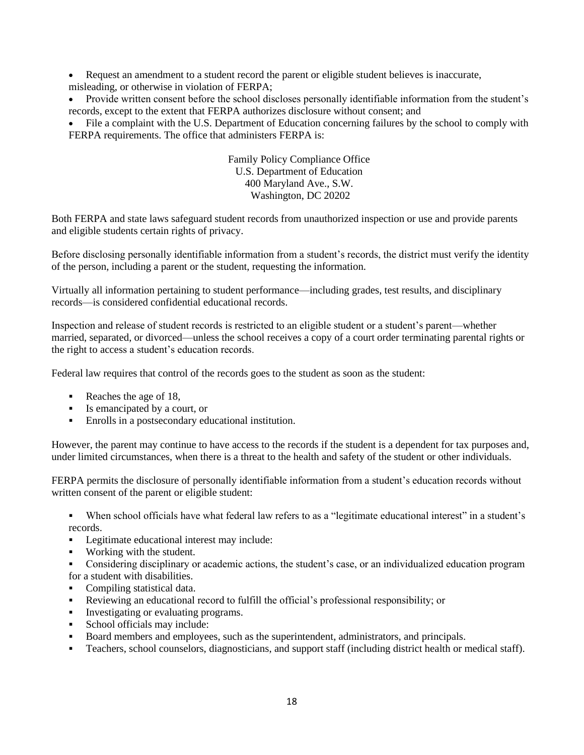- Request an amendment to a student record the parent or eligible student believes is inaccurate, misleading, or otherwise in violation of FERPA;
- Provide written consent before the school discloses personally identifiable information from the student's records, except to the extent that FERPA authorizes disclosure without consent; and
- File a complaint with the U.S. Department of Education concerning failures by the school to comply with FERPA requirements. The office that administers FERPA is:

Family Policy Compliance Office
U.S. Department of Education
400 Maryland Ave., S.W.
Washington, DC 20202

Both FERPA and state laws safeguard student records from unauthorized inspection or use and provide parents and eligible students certain rights of privacy.

Before disclosing personally identifiable information from a student's records, the district must verify the identity of the person, including a parent or the student, requesting the information.

Virtually all information pertaining to student performance—including grades, test results, and disciplinary records—is considered confidential educational records.

Inspection and release of student records is restricted to an eligible student or a student's parent—whether married, separated, or divorced—unless the school receives a copy of a court order terminating parental rights or the right to access a student's education records.

Federal law requires that control of the records goes to the student as soon as the student:

- Reaches the age of 18,
- Is emancipated by a court, or
- Enrolls in a postsecondary educational institution.

However, the parent may continue to have access to the records if the student is a dependent for tax purposes and, under limited circumstances, when there is a threat to the health and safety of the student or other individuals.

FERPA permits the disclosure of personally identifiable information from a student's education records without written consent of the parent or eligible student:

- When school officials have what federal law refers to as a "legitimate educational interest" in a student's records.
- Legitimate educational interest may include:
- Working with the student.
- Considering disciplinary or academic actions, the student's case, or an individualized education program for a student with disabilities.
- Compiling statistical data.
- Reviewing an educational record to fulfill the official's professional responsibility; or
- Investigating or evaluating programs.
- School officials may include:
- Board members and employees, such as the superintendent, administrators, and principals.
- Teachers, school counselors, diagnosticians, and support staff (including district health or medical staff).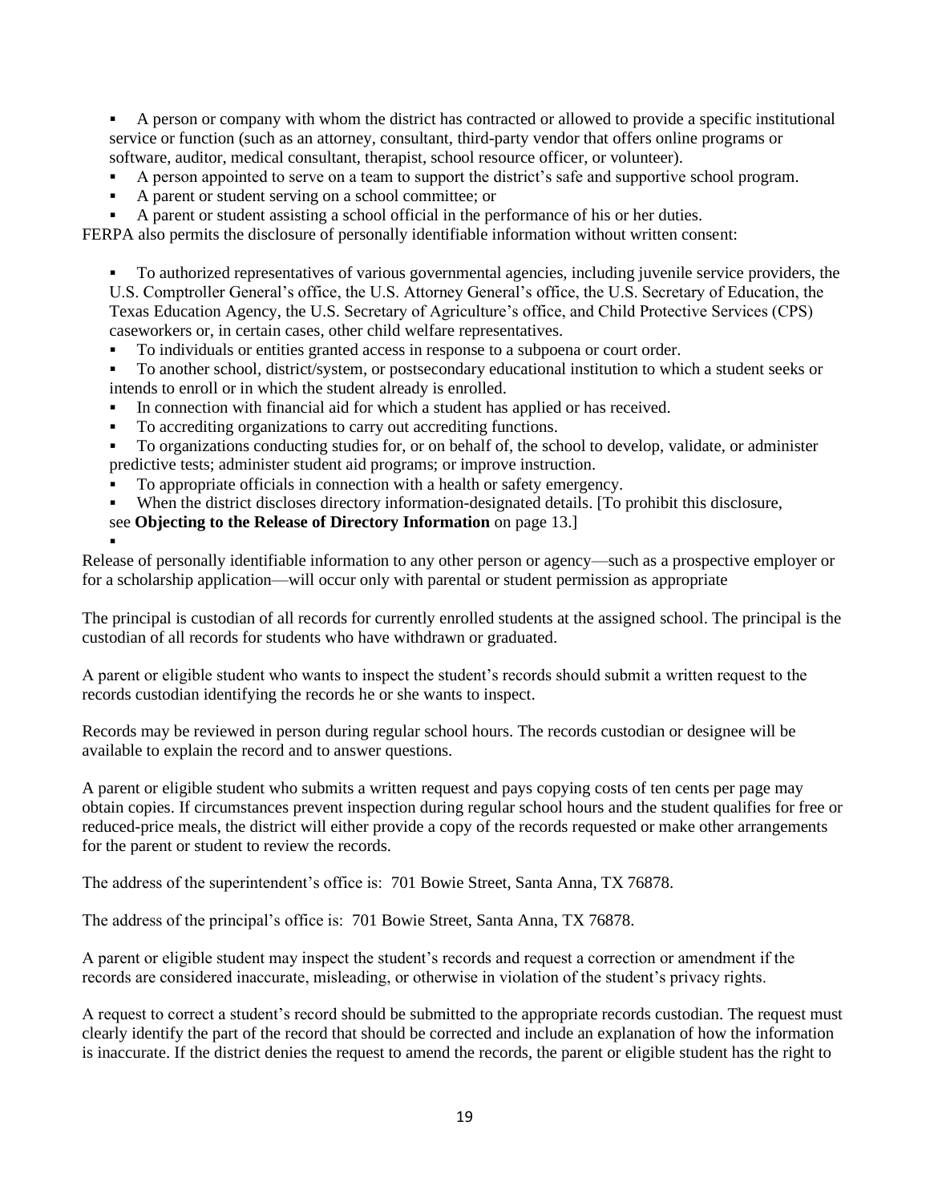- A person or company with whom the district has contracted or allowed to provide a specific institutional service or function (such as an attorney, consultant, third-party vendor that offers online programs or software, auditor, medical consultant, therapist, school resource officer, or volunteer).
- A person appointed to serve on a team to support the district's safe and supportive school program.
- A parent or student serving on a school committee; or
- A parent or student assisting a school official in the performance of his or her duties.

FERPA also permits the disclosure of personally identifiable information without written consent:

- To authorized representatives of various governmental agencies, including juvenile service providers, the U.S. Comptroller General's office, the U.S. Attorney General's office, the U.S. Secretary of Education, the Texas Education Agency, the U.S. Secretary of Agriculture's office, and Child Protective Services (CPS) caseworkers or, in certain cases, other child welfare representatives.
- To individuals or entities granted access in response to a subpoena or court order.
- To another school, district/system, or postsecondary educational institution to which a student seeks or intends to enroll or in which the student already is enrolled.
- In connection with financial aid for which a student has applied or has received.
- To accrediting organizations to carry out accrediting functions.
- To organizations conducting studies for, or on behalf of, the school to develop, validate, or administer predictive tests; administer student aid programs; or improve instruction.
- To appropriate officials in connection with a health or safety emergency.
- When the district discloses directory information-designated details. [To prohibit this disclosure, see **Objecting to the Release of Directory Information** on page 13.]

Release of personally identifiable information to any other person or agency—such as a prospective employer or for a scholarship application—will occur only with parental or student permission as appropriate

The principal is custodian of all records for currently enrolled students at the assigned school. The principal is the custodian of all records for students who have withdrawn or graduated.

A parent or eligible student who wants to inspect the student's records should submit a written request to the records custodian identifying the records he or she wants to inspect.

Records may be reviewed in person during regular school hours. The records custodian or designee will be available to explain the record and to answer questions.

A parent or eligible student who submits a written request and pays copying costs of ten cents per page may obtain copies. If circumstances prevent inspection during regular school hours and the student qualifies for free or reduced-price meals, the district will either provide a copy of the records requested or make other arrangements for the parent or student to review the records.

The address of the superintendent's office is: 701 Bowie Street, Santa Anna, TX 76878.

The address of the principal's office is: 701 Bowie Street, Santa Anna, TX 76878.

A parent or eligible student may inspect the student's records and request a correction or amendment if the records are considered inaccurate, misleading, or otherwise in violation of the student's privacy rights.

A request to correct a student's record should be submitted to the appropriate records custodian. The request must clearly identify the part of the record that should be corrected and include an explanation of how the information is inaccurate. If the district denies the request to amend the records, the parent or eligible student has the right to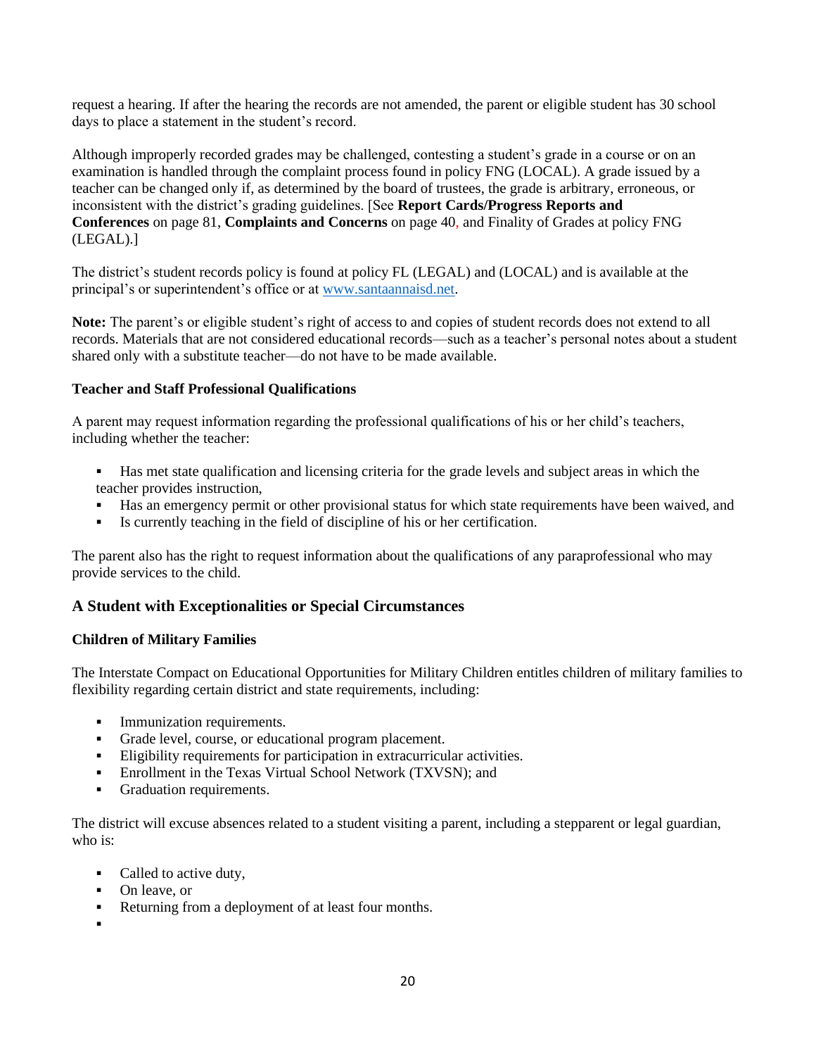request a hearing. If after the hearing the records are not amended, the parent or eligible student has 30 school days to place a statement in the student's record.

Although improperly recorded grades may be challenged, contesting a student's grade in a course or on an examination is handled through the complaint process found in policy FNG (LOCAL). A grade issued by a teacher can be changed only if, as determined by the board of trustees, the grade is arbitrary, erroneous, or inconsistent with the district's grading guidelines. [See **Report Cards/Progress Reports and Conferences** on page 81, **Complaints and Concerns** on page 40, and Finality of Grades at policy FNG (LEGAL).]

The district's student records policy is found at policy FL (LEGAL) and (LOCAL) and is available at the principal's or superintendent's office or at www.santaannaisd.net.

**Note:** The parent's or eligible student's right of access to and copies of student records does not extend to all records. Materials that are not considered educational records—such as a teacher's personal notes about a student shared only with a substitute teacher—do not have to be made available.

### Teacher and Staff Professional Qualifications

A parent may request information regarding the professional qualifications of his or her child's teachers, including whether the teacher:

- Has met state qualification and licensing criteria for the grade levels and subject areas in which the teacher provides instruction,
- Has an emergency permit or other provisional status for which state requirements have been waived, and
- Is currently teaching in the field of discipline of his or her certification.

The parent also has the right to request information about the qualifications of any paraprofessional who may provide services to the child.

## A Student with Exceptionalities or Special Circumstances

### Children of Military Families

The Interstate Compact on Educational Opportunities for Military Children entitles children of military families to flexibility regarding certain district and state requirements, including:

- Immunization requirements.
- Grade level, course, or educational program placement.
- Eligibility requirements for participation in extracurricular activities.
- Enrollment in the Texas Virtual School Network (TXVSN); and
- Graduation requirements.

The district will excuse absences related to a student visiting a parent, including a stepparent or legal guardian, who is:

- Called to active duty,
- On leave, or
- Returning from a deployment of at least four months.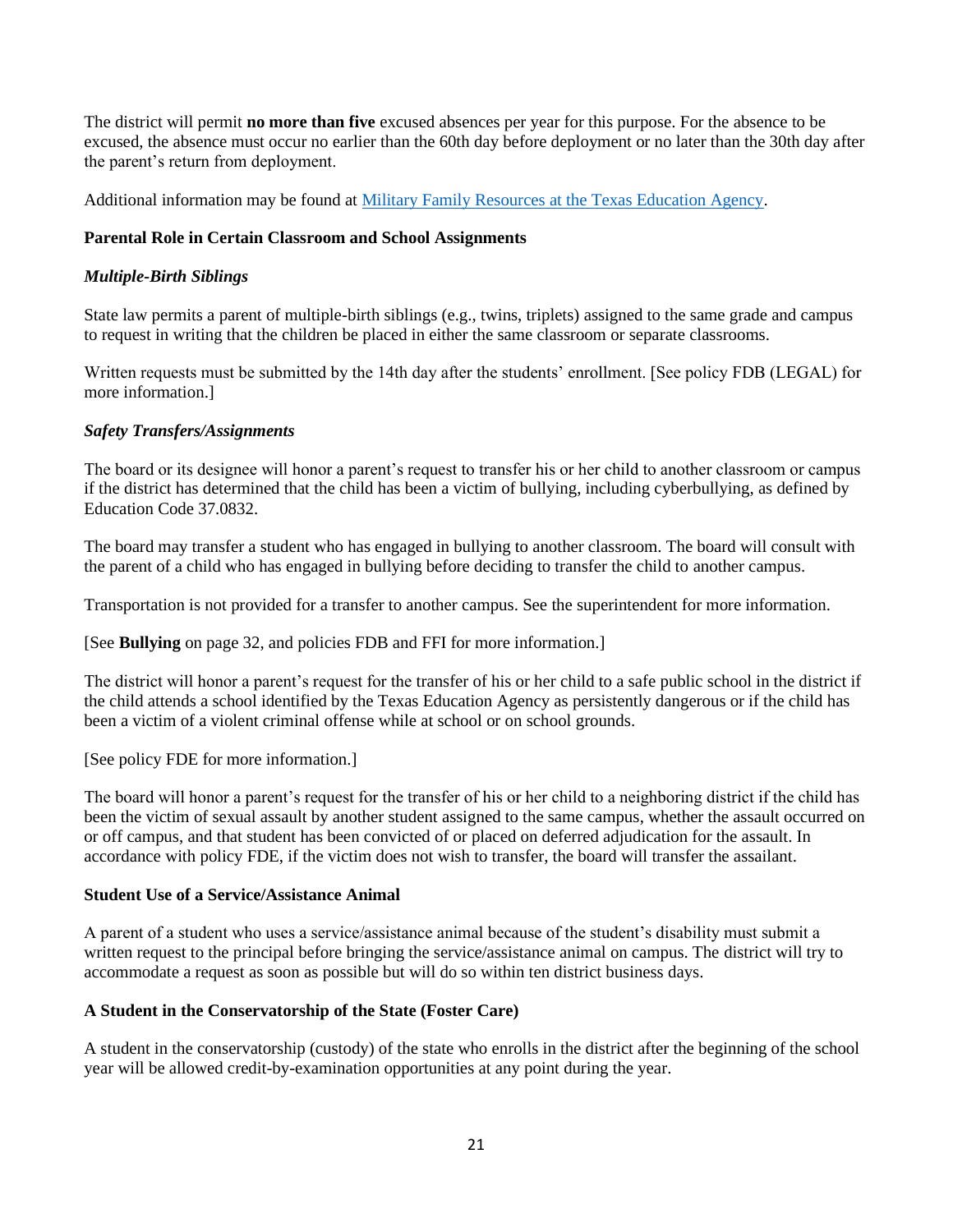The district will permit **no more than five** excused absences per year for this purpose. For the absence to be excused, the absence must occur no earlier than the 60th day before deployment or no later than the 30th day after the parent's return from deployment.

Additional information may be found at Military Family Resources at the Texas Education Agency.

**Parental Role in Certain Classroom and School Assignments**

***Multiple-Birth Siblings***

State law permits a parent of multiple-birth siblings (e.g., twins, triplets) assigned to the same grade and campus to request in writing that the children be placed in either the same classroom or separate classrooms.

Written requests must be submitted by the 14th day after the students' enrollment. [See policy FDB (LEGAL) for more information.]

***Safety Transfers/Assignments***

The board or its designee will honor a parent's request to transfer his or her child to another classroom or campus if the district has determined that the child has been a victim of bullying, including cyberbullying, as defined by Education Code 37.0832.

The board may transfer a student who has engaged in bullying to another classroom. The board will consult with the parent of a child who has engaged in bullying before deciding to transfer the child to another campus.

Transportation is not provided for a transfer to another campus. See the superintendent for more information.

[See **Bullying** on page 32, and policies FDB and FFI for more information.]

The district will honor a parent's request for the transfer of his or her child to a safe public school in the district if the child attends a school identified by the Texas Education Agency as persistently dangerous or if the child has been a victim of a violent criminal offense while at school or on school grounds.

[See policy FDE for more information.]

The board will honor a parent's request for the transfer of his or her child to a neighboring district if the child has been the victim of sexual assault by another student assigned to the same campus, whether the assault occurred on or off campus, and that student has been convicted of or placed on deferred adjudication for the assault. In accordance with policy FDE, if the victim does not wish to transfer, the board will transfer the assailant.

**Student Use of a Service/Assistance Animal**

A parent of a student who uses a service/assistance animal because of the student's disability must submit a written request to the principal before bringing the service/assistance animal on campus. The district will try to accommodate a request as soon as possible but will do so within ten district business days.

**A Student in the Conservatorship of the State (Foster Care)**

A student in the conservatorship (custody) of the state who enrolls in the district after the beginning of the school year will be allowed credit-by-examination opportunities at any point during the year.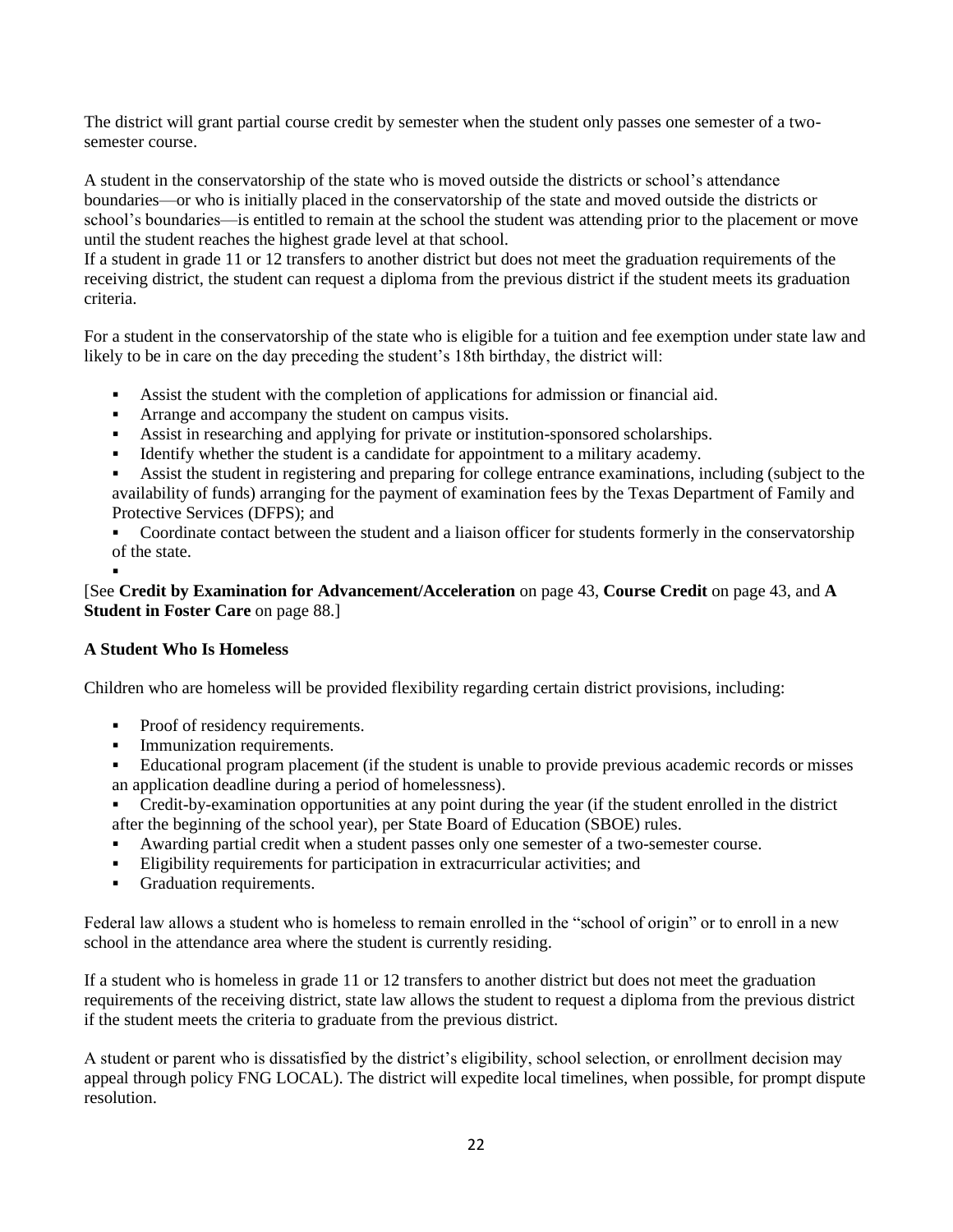The district will grant partial course credit by semester when the student only passes one semester of a two-semester course.

A student in the conservatorship of the state who is moved outside the districts or school's attendance boundaries—or who is initially placed in the conservatorship of the state and moved outside the districts or school's boundaries—is entitled to remain at the school the student was attending prior to the placement or move until the student reaches the highest grade level at that school.
If a student in grade 11 or 12 transfers to another district but does not meet the graduation requirements of the receiving district, the student can request a diploma from the previous district if the student meets its graduation criteria.

For a student in the conservatorship of the state who is eligible for a tuition and fee exemption under state law and likely to be in care on the day preceding the student's 18th birthday, the district will:

- Assist the student with the completion of applications for admission or financial aid.
- Arrange and accompany the student on campus visits.
- Assist in researching and applying for private or institution-sponsored scholarships.
- Identify whether the student is a candidate for appointment to a military academy.
- Assist the student in registering and preparing for college entrance examinations, including (subject to the availability of funds) arranging for the payment of examination fees by the Texas Department of Family and Protective Services (DFPS); and
- Coordinate contact between the student and a liaison officer for students formerly in the conservatorship of the state.

[See **Credit by Examination for Advancement/Acceleration** on page 43, **Course Credit** on page 43, and **A Student in Foster Care** on page 88.]

**A Student Who Is Homeless**

Children who are homeless will be provided flexibility regarding certain district provisions, including:

- Proof of residency requirements.
- Immunization requirements.
- Educational program placement (if the student is unable to provide previous academic records or misses an application deadline during a period of homelessness).
- Credit-by-examination opportunities at any point during the year (if the student enrolled in the district after the beginning of the school year), per State Board of Education (SBOE) rules.
- Awarding partial credit when a student passes only one semester of a two-semester course.
- Eligibility requirements for participation in extracurricular activities; and
- Graduation requirements.

Federal law allows a student who is homeless to remain enrolled in the "school of origin" or to enroll in a new school in the attendance area where the student is currently residing.

If a student who is homeless in grade 11 or 12 transfers to another district but does not meet the graduation requirements of the receiving district, state law allows the student to request a diploma from the previous district if the student meets the criteria to graduate from the previous district.

A student or parent who is dissatisfied by the district's eligibility, school selection, or enrollment decision may appeal through policy FNG LOCAL). The district will expedite local timelines, when possible, for prompt dispute resolution.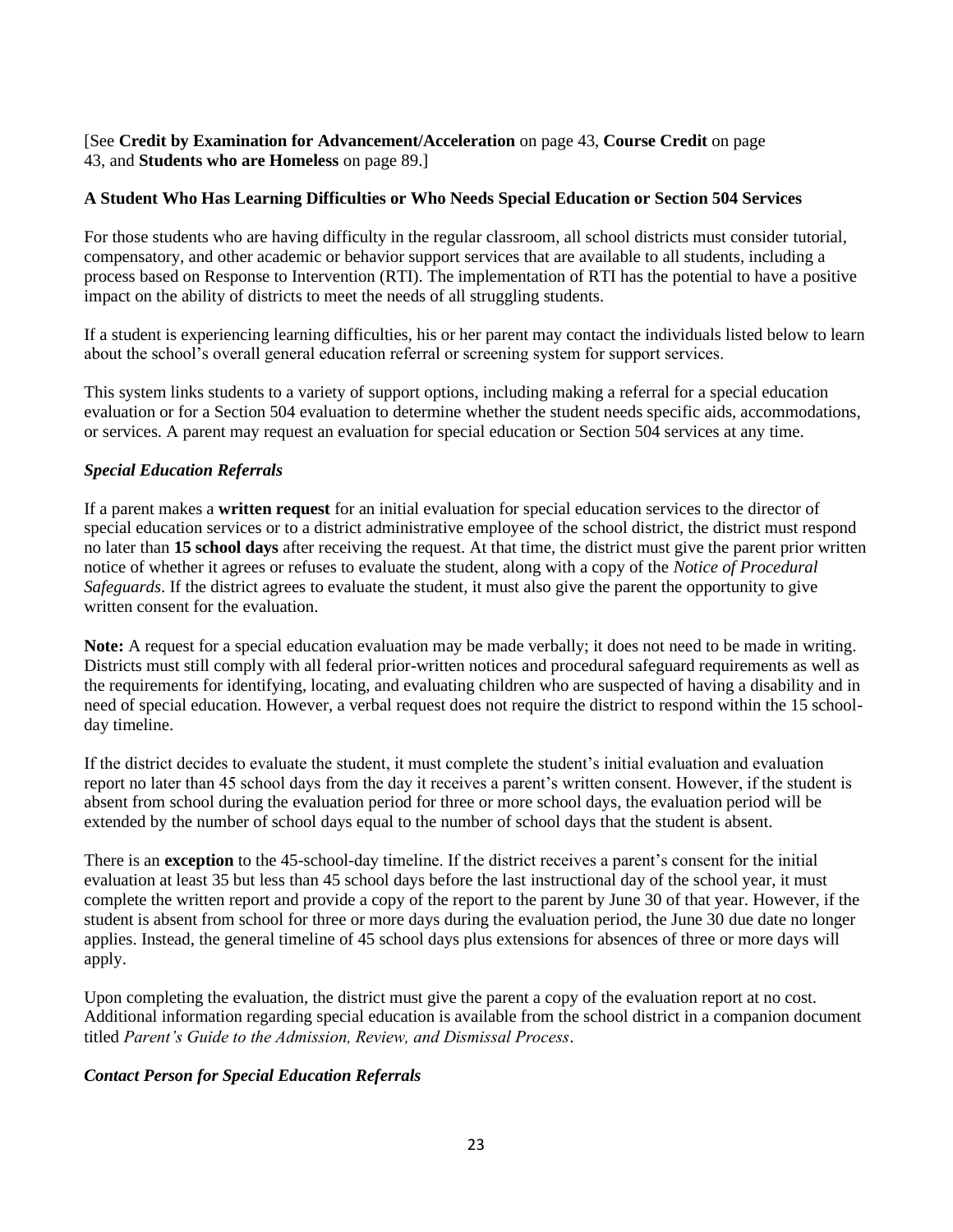[See **Credit by Examination for Advancement/Acceleration** on page 43, **Course Credit** on page 43, and **Students who are Homeless** on page 89.]

### A Student Who Has Learning Difficulties or Who Needs Special Education or Section 504 Services

For those students who are having difficulty in the regular classroom, all school districts must consider tutorial, compensatory, and other academic or behavior support services that are available to all students, including a process based on Response to Intervention (RTI). The implementation of RTI has the potential to have a positive impact on the ability of districts to meet the needs of all struggling students.

If a student is experiencing learning difficulties, his or her parent may contact the individuals listed below to learn about the school's overall general education referral or screening system for support services.

This system links students to a variety of support options, including making a referral for a special education evaluation or for a Section 504 evaluation to determine whether the student needs specific aids, accommodations, or services. A parent may request an evaluation for special education or Section 504 services at any time.

#### *Special Education Referrals*

If a parent makes a **written request** for an initial evaluation for special education services to the director of special education services or to a district administrative employee of the school district, the district must respond no later than **15 school days** after receiving the request. At that time, the district must give the parent prior written notice of whether it agrees or refuses to evaluate the student, along with a copy of the *Notice of Procedural Safeguards*. If the district agrees to evaluate the student, it must also give the parent the opportunity to give written consent for the evaluation.

**Note:** A request for a special education evaluation may be made verbally; it does not need to be made in writing. Districts must still comply with all federal prior-written notices and procedural safeguard requirements as well as the requirements for identifying, locating, and evaluating children who are suspected of having a disability and in need of special education. However, a verbal request does not require the district to respond within the 15 school-day timeline.

If the district decides to evaluate the student, it must complete the student's initial evaluation and evaluation report no later than 45 school days from the day it receives a parent's written consent. However, if the student is absent from school during the evaluation period for three or more school days, the evaluation period will be extended by the number of school days equal to the number of school days that the student is absent.

There is an **exception** to the 45-school-day timeline. If the district receives a parent's consent for the initial evaluation at least 35 but less than 45 school days before the last instructional day of the school year, it must complete the written report and provide a copy of the report to the parent by June 30 of that year. However, if the student is absent from school for three or more days during the evaluation period, the June 30 due date no longer applies. Instead, the general timeline of 45 school days plus extensions for absences of three or more days will apply.

Upon completing the evaluation, the district must give the parent a copy of the evaluation report at no cost. Additional information regarding special education is available from the school district in a companion document titled *Parent's Guide to the Admission, Review, and Dismissal Process*.

#### *Contact Person for Special Education Referrals*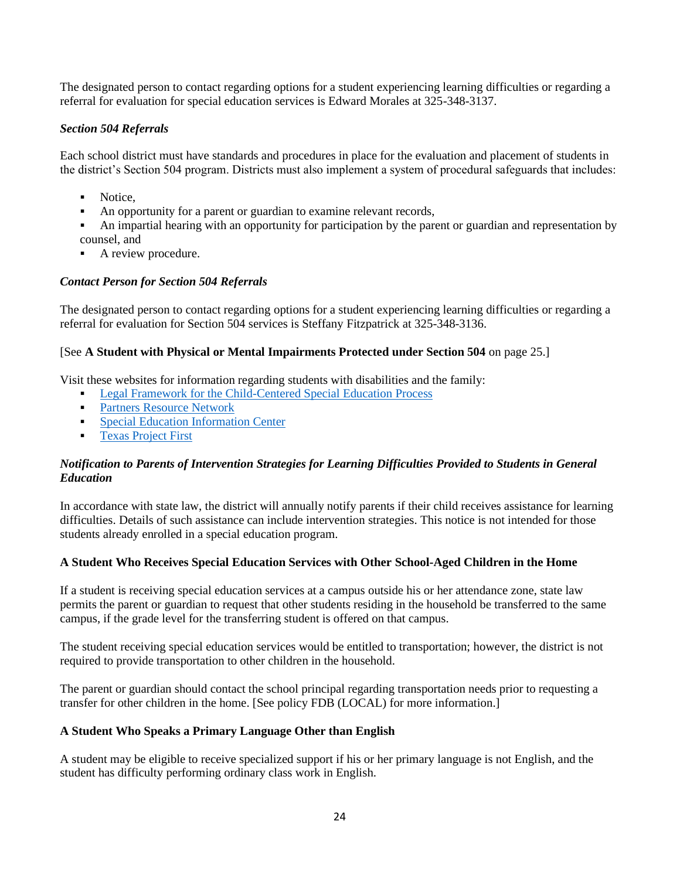The designated person to contact regarding options for a student experiencing learning difficulties or regarding a referral for evaluation for special education services is Edward Morales at 325-348-3137.

### *Section 504 Referrals*

Each school district must have standards and procedures in place for the evaluation and placement of students in the district's Section 504 program. Districts must also implement a system of procedural safeguards that includes:

- Notice,
- An opportunity for a parent or guardian to examine relevant records,
- An impartial hearing with an opportunity for participation by the parent or guardian and representation by counsel, and
- A review procedure.

### *Contact Person for Section 504 Referrals*

The designated person to contact regarding options for a student experiencing learning difficulties or regarding a referral for evaluation for Section 504 services is Steffany Fitzpatrick at 325-348-3136.

[See **A Student with Physical or Mental Impairments Protected under Section 504** on page 25.]

Visit these websites for information regarding students with disabilities and the family:

- Legal Framework for the Child-Centered Special Education Process
- Partners Resource Network
- Special Education Information Center
- Texas Project First

### *Notification to Parents of Intervention Strategies for Learning Difficulties Provided to Students in General Education*

In accordance with state law, the district will annually notify parents if their child receives assistance for learning difficulties. Details of such assistance can include intervention strategies. This notice is not intended for those students already enrolled in a special education program.

## A Student Who Receives Special Education Services with Other School-Aged Children in the Home

If a student is receiving special education services at a campus outside his or her attendance zone, state law permits the parent or guardian to request that other students residing in the household be transferred to the same campus, if the grade level for the transferring student is offered on that campus.

The student receiving special education services would be entitled to transportation; however, the district is not required to provide transportation to other children in the household.

The parent or guardian should contact the school principal regarding transportation needs prior to requesting a transfer for other children in the home. [See policy FDB (LOCAL) for more information.]

## A Student Who Speaks a Primary Language Other than English

A student may be eligible to receive specialized support if his or her primary language is not English, and the student has difficulty performing ordinary class work in English.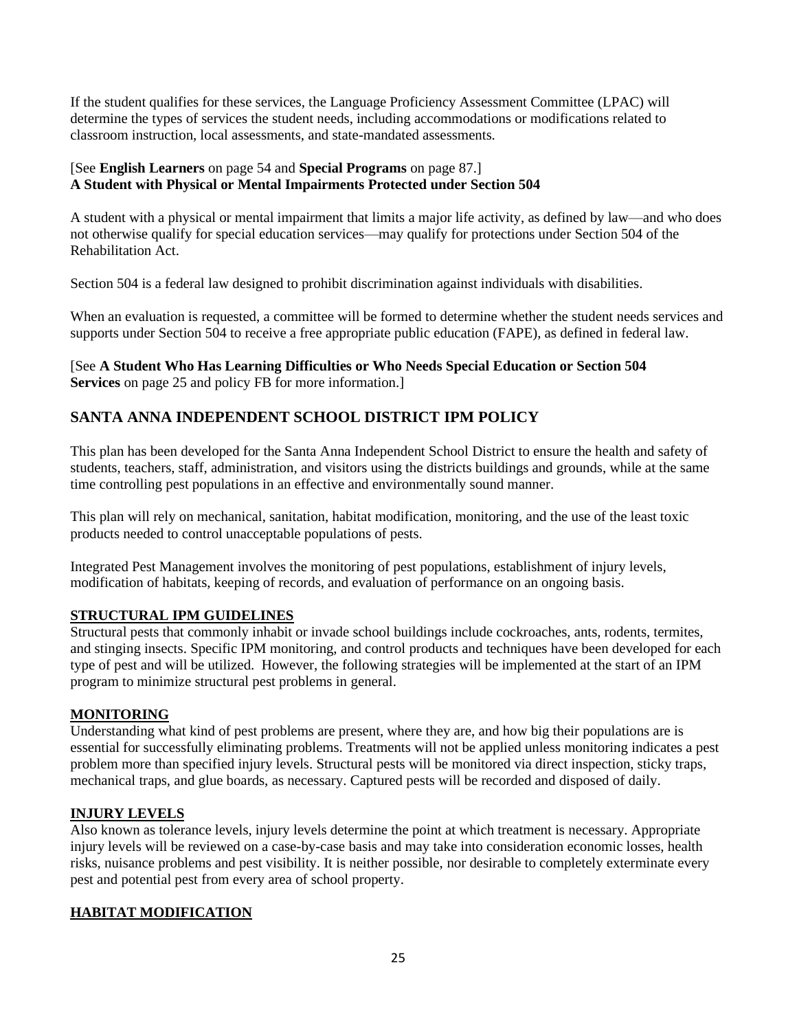If the student qualifies for these services, the Language Proficiency Assessment Committee (LPAC) will determine the types of services the student needs, including accommodations or modifications related to classroom instruction, local assessments, and state-mandated assessments.

[See **English Learners** on page 54 and **Special Programs** on page 87.]

**A Student with Physical or Mental Impairments Protected under Section 504**

A student with a physical or mental impairment that limits a major life activity, as defined by law—and who does not otherwise qualify for special education services—may qualify for protections under Section 504 of the Rehabilitation Act.

Section 504 is a federal law designed to prohibit discrimination against individuals with disabilities.

When an evaluation is requested, a committee will be formed to determine whether the student needs services and supports under Section 504 to receive a free appropriate public education (FAPE), as defined in federal law.

[See **A Student Who Has Learning Difficulties or Who Needs Special Education or Section 504 Services** on page 25 and policy FB for more information.]

## SANTA ANNA INDEPENDENT SCHOOL DISTRICT IPM POLICY

This plan has been developed for the Santa Anna Independent School District to ensure the health and safety of students, teachers, staff, administration, and visitors using the districts buildings and grounds, while at the same time controlling pest populations in an effective and environmentally sound manner.

This plan will rely on mechanical, sanitation, habitat modification, monitoring, and the use of the least toxic products needed to control unacceptable populations of pests.

Integrated Pest Management involves the monitoring of pest populations, establishment of injury levels, modification of habitats, keeping of records, and evaluation of performance on an ongoing basis.

### STRUCTURAL IPM GUIDELINES

Structural pests that commonly inhabit or invade school buildings include cockroaches, ants, rodents, termites, and stinging insects. Specific IPM monitoring, and control products and techniques have been developed for each type of pest and will be utilized. However, the following strategies will be implemented at the start of an IPM program to minimize structural pest problems in general.

### MONITORING

Understanding what kind of pest problems are present, where they are, and how big their populations are is essential for successfully eliminating problems. Treatments will not be applied unless monitoring indicates a pest problem more than specified injury levels. Structural pests will be monitored via direct inspection, sticky traps, mechanical traps, and glue boards, as necessary. Captured pests will be recorded and disposed of daily.

### INJURY LEVELS

Also known as tolerance levels, injury levels determine the point at which treatment is necessary. Appropriate injury levels will be reviewed on a case-by-case basis and may take into consideration economic losses, health risks, nuisance problems and pest visibility. It is neither possible, nor desirable to completely exterminate every pest and potential pest from every area of school property.

### HABITAT MODIFICATION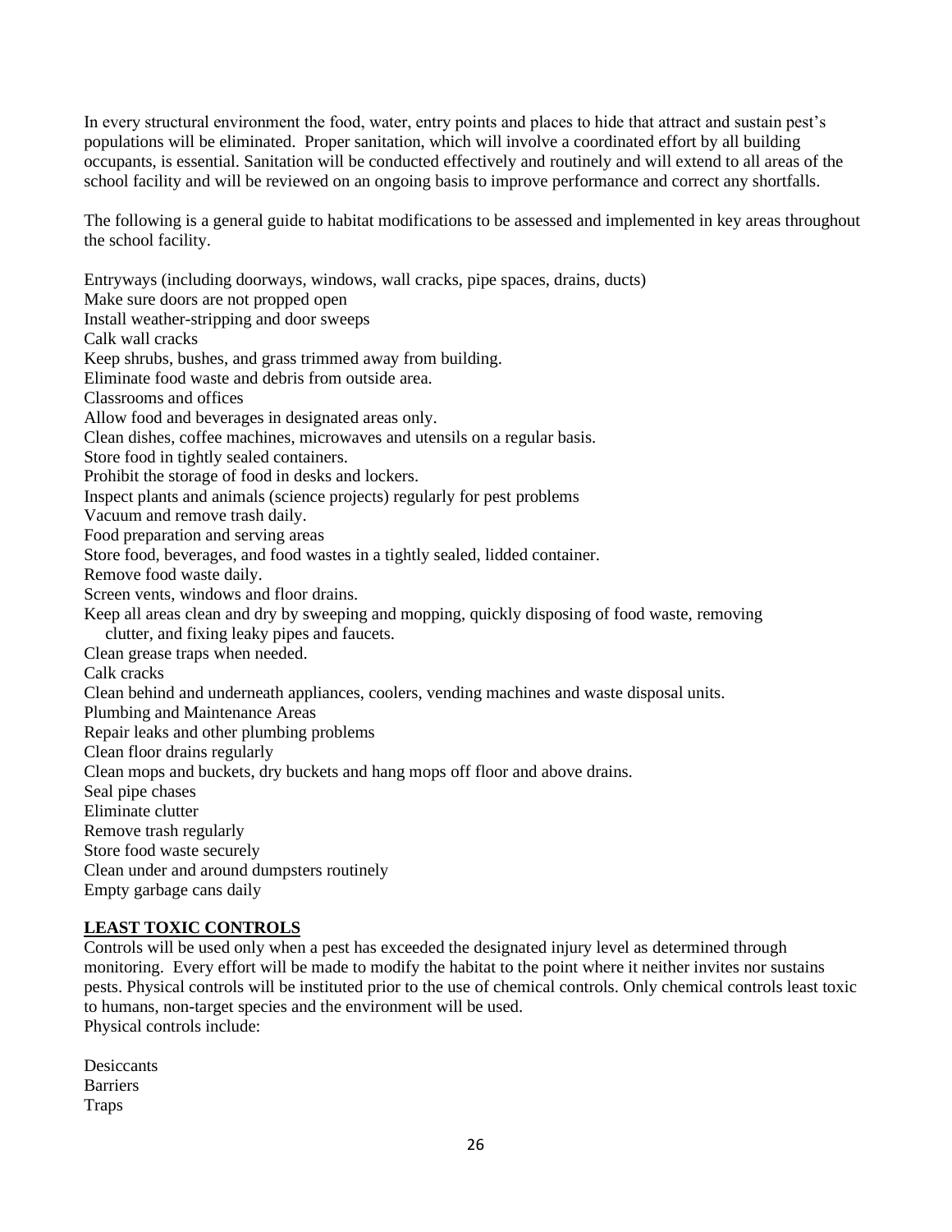In every structural environment the food, water, entry points and places to hide that attract and sustain pest's populations will be eliminated. Proper sanitation, which will involve a coordinated effort by all building occupants, is essential. Sanitation will be conducted effectively and routinely and will extend to all areas of the school facility and will be reviewed on an ongoing basis to improve performance and correct any shortfalls.

The following is a general guide to habitat modifications to be assessed and implemented in key areas throughout the school facility.

Entryways (including doorways, windows, wall cracks, pipe spaces, drains, ducts)
Make sure doors are not propped open
Install weather-stripping and door sweeps
Calk wall cracks
Keep shrubs, bushes, and grass trimmed away from building.
Eliminate food waste and debris from outside area.
Classrooms and offices
Allow food and beverages in designated areas only.
Clean dishes, coffee machines, microwaves and utensils on a regular basis.
Store food in tightly sealed containers.
Prohibit the storage of food in desks and lockers.
Inspect plants and animals (science projects) regularly for pest problems
Vacuum and remove trash daily.
Food preparation and serving areas
Store food, beverages, and food wastes in a tightly sealed, lidded container.
Remove food waste daily.
Screen vents, windows and floor drains.
Keep all areas clean and dry by sweeping and mopping, quickly disposing of food waste, removing clutter, and fixing leaky pipes and faucets.
Clean grease traps when needed.
Calk cracks
Clean behind and underneath appliances, coolers, vending machines and waste disposal units.
Plumbing and Maintenance Areas
Repair leaks and other plumbing problems
Clean floor drains regularly
Clean mops and buckets, dry buckets and hang mops off floor and above drains.
Seal pipe chases
Eliminate clutter
Remove trash regularly
Store food waste securely
Clean under and around dumpsters routinely
Empty garbage cans daily

**LEAST TOXIC CONTROLS**

Controls will be used only when a pest has exceeded the designated injury level as determined through monitoring. Every effort will be made to modify the habitat to the point where it neither invites nor sustains pests. Physical controls will be instituted prior to the use of chemical controls. Only chemical controls least toxic to humans, non-target species and the environment will be used.
Physical controls include:

Desiccants
Barriers
Traps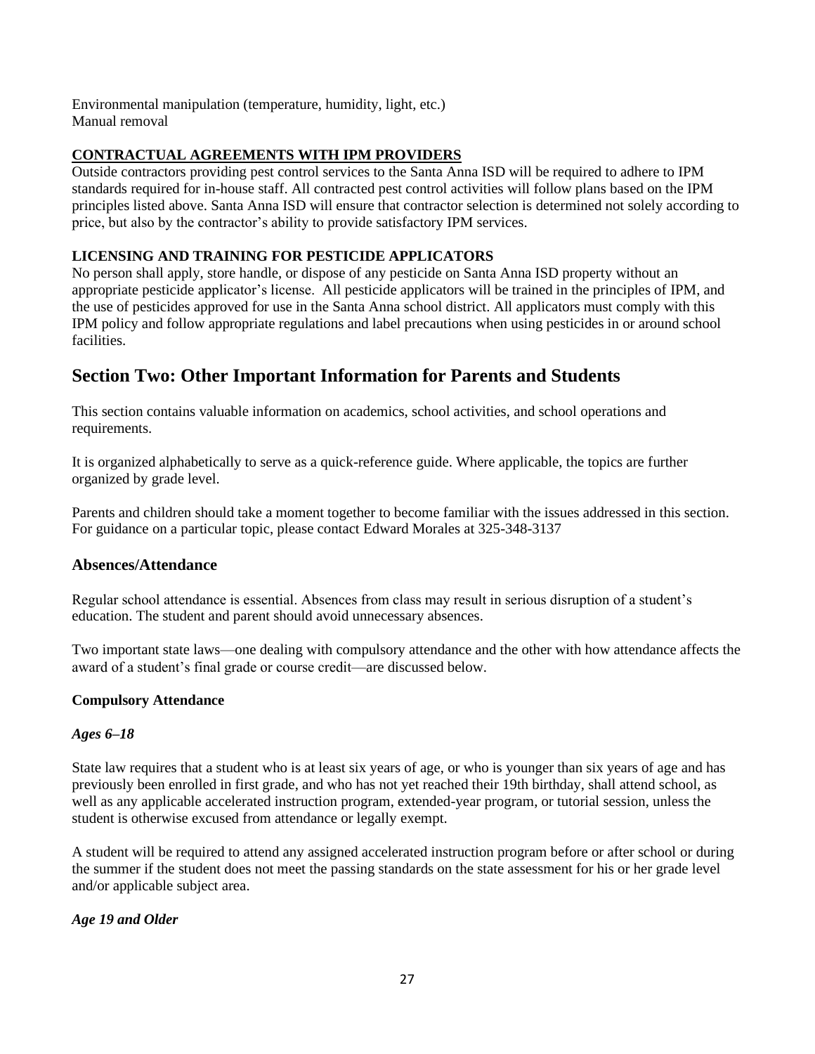Environmental manipulation (temperature, humidity, light, etc.)
Manual removal

**CONTRACTUAL AGREEMENTS WITH IPM PROVIDERS**

Outside contractors providing pest control services to the Santa Anna ISD will be required to adhere to IPM standards required for in-house staff. All contracted pest control activities will follow plans based on the IPM principles listed above. Santa Anna ISD will ensure that contractor selection is determined not solely according to price, but also by the contractor's ability to provide satisfactory IPM services.

**LICENSING AND TRAINING FOR PESTICIDE APPLICATORS**

No person shall apply, store handle, or dispose of any pesticide on Santa Anna ISD property without an appropriate pesticide applicator's license. All pesticide applicators will be trained in the principles of IPM, and the use of pesticides approved for use in the Santa Anna school district. All applicators must comply with this IPM policy and follow appropriate regulations and label precautions when using pesticides in or around school facilities.

# Section Two: Other Important Information for Parents and Students

This section contains valuable information on academics, school activities, and school operations and requirements.

It is organized alphabetically to serve as a quick-reference guide. Where applicable, the topics are further organized by grade level.

Parents and children should take a moment together to become familiar with the issues addressed in this section. For guidance on a particular topic, please contact Edward Morales at 325-348-3137

## Absences/Attendance

Regular school attendance is essential. Absences from class may result in serious disruption of a student's education. The student and parent should avoid unnecessary absences.

Two important state laws—one dealing with compulsory attendance and the other with how attendance affects the award of a student's final grade or course credit—are discussed below.

### Compulsory Attendance

#### *Ages 6–18*

State law requires that a student who is at least six years of age, or who is younger than six years of age and has previously been enrolled in first grade, and who has not yet reached their 19th birthday, shall attend school, as well as any applicable accelerated instruction program, extended-year program, or tutorial session, unless the student is otherwise excused from attendance or legally exempt.

A student will be required to attend any assigned accelerated instruction program before or after school or during the summer if the student does not meet the passing standards on the state assessment for his or her grade level and/or applicable subject area.

#### *Age 19 and Older*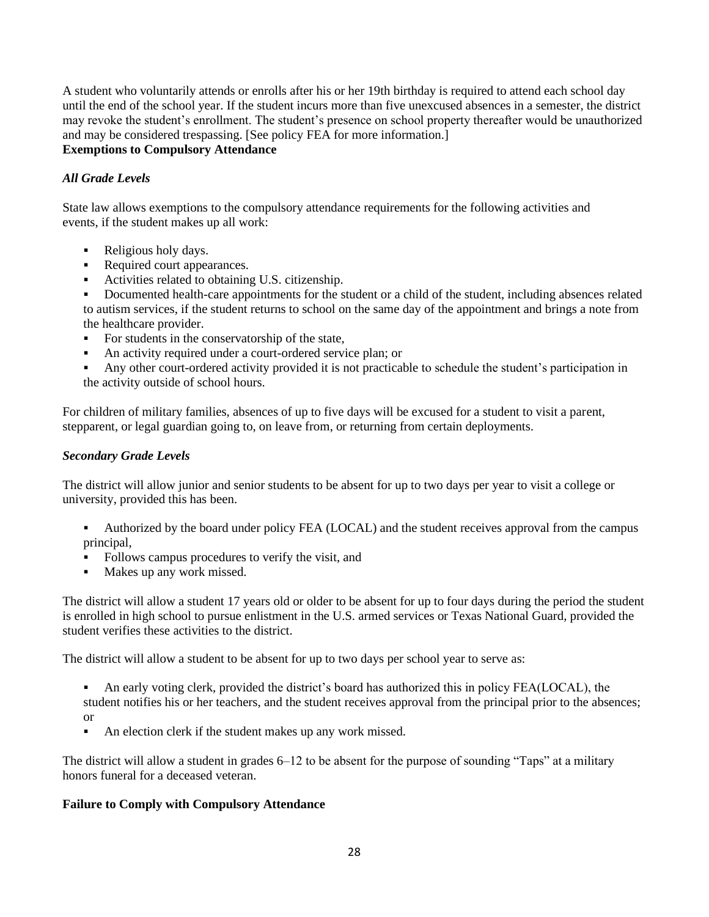A student who voluntarily attends or enrolls after his or her 19th birthday is required to attend each school day until the end of the school year. If the student incurs more than five unexcused absences in a semester, the district may revoke the student's enrollment. The student's presence on school property thereafter would be unauthorized and may be considered trespassing. [See policy FEA for more information.]

**Exemptions to Compulsory Attendance**

***All Grade Levels***

State law allows exemptions to the compulsory attendance requirements for the following activities and events, if the student makes up all work:

- Religious holy days.
- Required court appearances.
- Activities related to obtaining U.S. citizenship.
- Documented health-care appointments for the student or a child of the student, including absences related to autism services, if the student returns to school on the same day of the appointment and brings a note from the healthcare provider.
- For students in the conservatorship of the state,
- An activity required under a court-ordered service plan; or
- Any other court-ordered activity provided it is not practicable to schedule the student's participation in the activity outside of school hours.

For children of military families, absences of up to five days will be excused for a student to visit a parent, stepparent, or legal guardian going to, on leave from, or returning from certain deployments.

***Secondary Grade Levels***

The district will allow junior and senior students to be absent for up to two days per year to visit a college or university, provided this has been.

- Authorized by the board under policy FEA (LOCAL) and the student receives approval from the campus principal,
- Follows campus procedures to verify the visit, and
- Makes up any work missed.

The district will allow a student 17 years old or older to be absent for up to four days during the period the student is enrolled in high school to pursue enlistment in the U.S. armed services or Texas National Guard, provided the student verifies these activities to the district.

The district will allow a student to be absent for up to two days per school year to serve as:

- An early voting clerk, provided the district's board has authorized this in policy FEA(LOCAL), the student notifies his or her teachers, and the student receives approval from the principal prior to the absences; or
- An election clerk if the student makes up any work missed.

The district will allow a student in grades 6–12 to be absent for the purpose of sounding "Taps" at a military honors funeral for a deceased veteran.

**Failure to Comply with Compulsory Attendance**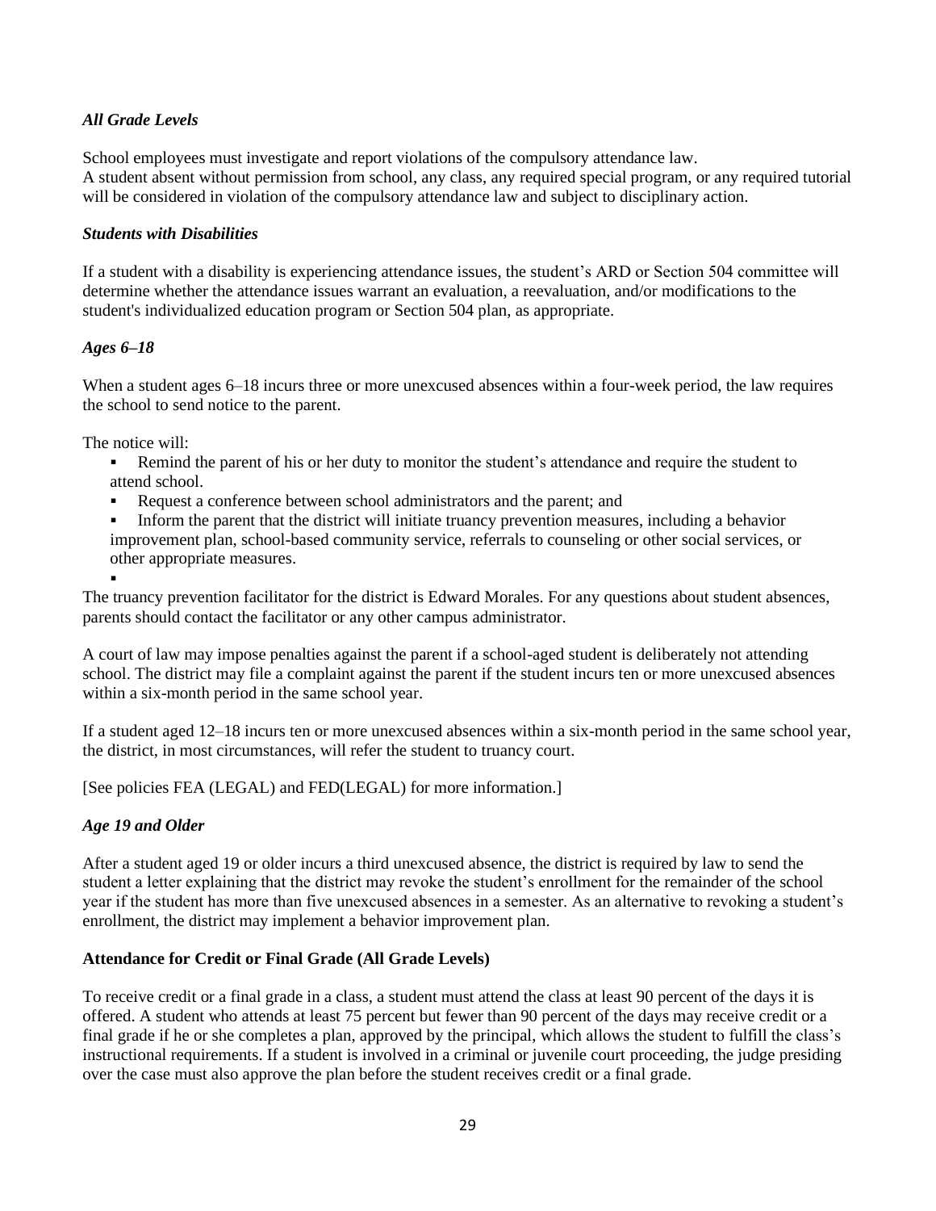### *All Grade Levels*

School employees must investigate and report violations of the compulsory attendance law.
A student absent without permission from school, any class, any required special program, or any required tutorial will be considered in violation of the compulsory attendance law and subject to disciplinary action.

### *Students with Disabilities*

If a student with a disability is experiencing attendance issues, the student's ARD or Section 504 committee will determine whether the attendance issues warrant an evaluation, a reevaluation, and/or modifications to the student's individualized education program or Section 504 plan, as appropriate.

### *Ages 6–18*

When a student ages 6–18 incurs three or more unexcused absences within a four-week period, the law requires the school to send notice to the parent.

The notice will:

- Remind the parent of his or her duty to monitor the student's attendance and require the student to attend school.
- Request a conference between school administrators and the parent; and
- Inform the parent that the district will initiate truancy prevention measures, including a behavior improvement plan, school-based community service, referrals to counseling or other social services, or other appropriate measures.

The truancy prevention facilitator for the district is Edward Morales. For any questions about student absences, parents should contact the facilitator or any other campus administrator.

A court of law may impose penalties against the parent if a school-aged student is deliberately not attending school. The district may file a complaint against the parent if the student incurs ten or more unexcused absences within a six-month period in the same school year.

If a student aged 12–18 incurs ten or more unexcused absences within a six-month period in the same school year, the district, in most circumstances, will refer the student to truancy court.

[See policies FEA (LEGAL) and FED(LEGAL) for more information.]

### *Age 19 and Older*

After a student aged 19 or older incurs a third unexcused absence, the district is required by law to send the student a letter explaining that the district may revoke the student's enrollment for the remainder of the school year if the student has more than five unexcused absences in a semester. As an alternative to revoking a student's enrollment, the district may implement a behavior improvement plan.

## **Attendance for Credit or Final Grade (All Grade Levels)**

To receive credit or a final grade in a class, a student must attend the class at least 90 percent of the days it is offered. A student who attends at least 75 percent but fewer than 90 percent of the days may receive credit or a final grade if he or she completes a plan, approved by the principal, which allows the student to fulfill the class's instructional requirements. If a student is involved in a criminal or juvenile court proceeding, the judge presiding over the case must also approve the plan before the student receives credit or a final grade.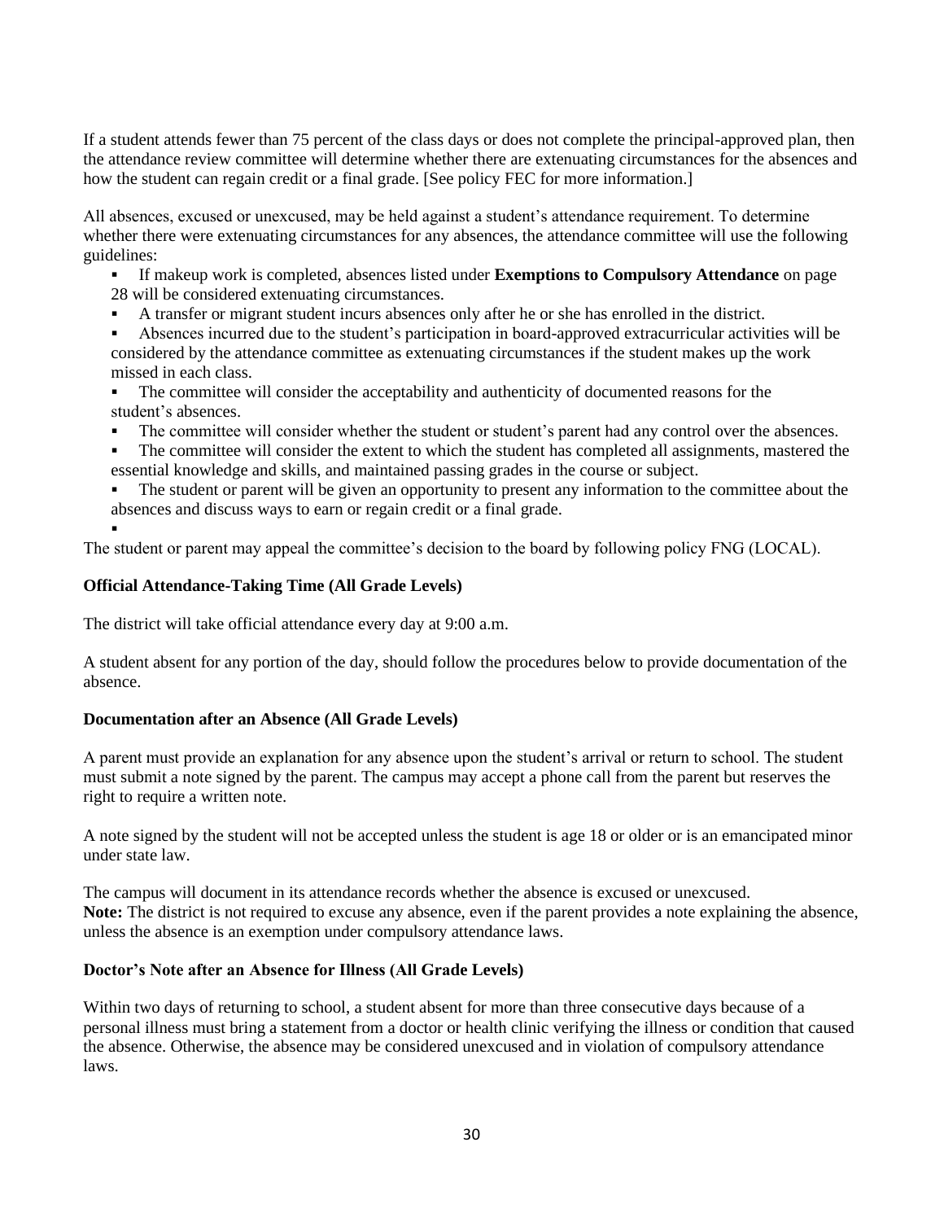If a student attends fewer than 75 percent of the class days or does not complete the principal-approved plan, then the attendance review committee will determine whether there are extenuating circumstances for the absences and how the student can regain credit or a final grade. [See policy FEC for more information.]

All absences, excused or unexcused, may be held against a student's attendance requirement. To determine whether there were extenuating circumstances for any absences, the attendance committee will use the following guidelines:

- If makeup work is completed, absences listed under **Exemptions to Compulsory Attendance** on page 28 will be considered extenuating circumstances.
- A transfer or migrant student incurs absences only after he or she has enrolled in the district.
- Absences incurred due to the student's participation in board-approved extracurricular activities will be considered by the attendance committee as extenuating circumstances if the student makes up the work missed in each class.
- The committee will consider the acceptability and authenticity of documented reasons for the student's absences.
- The committee will consider whether the student or student's parent had any control over the absences.
- The committee will consider the extent to which the student has completed all assignments, mastered the essential knowledge and skills, and maintained passing grades in the course or subject.
- The student or parent will be given an opportunity to present any information to the committee about the absences and discuss ways to earn or regain credit or a final grade.

The student or parent may appeal the committee's decision to the board by following policy FNG (LOCAL).

**Official Attendance-Taking Time (All Grade Levels)**

The district will take official attendance every day at 9:00 a.m.

A student absent for any portion of the day, should follow the procedures below to provide documentation of the absence.

**Documentation after an Absence (All Grade Levels)**

A parent must provide an explanation for any absence upon the student's arrival or return to school. The student must submit a note signed by the parent. The campus may accept a phone call from the parent but reserves the right to require a written note.

A note signed by the student will not be accepted unless the student is age 18 or older or is an emancipated minor under state law.

The campus will document in its attendance records whether the absence is excused or unexcused.
**Note:** The district is not required to excuse any absence, even if the parent provides a note explaining the absence, unless the absence is an exemption under compulsory attendance laws.

**Doctor's Note after an Absence for Illness (All Grade Levels)**

Within two days of returning to school, a student absent for more than three consecutive days because of a personal illness must bring a statement from a doctor or health clinic verifying the illness or condition that caused the absence. Otherwise, the absence may be considered unexcused and in violation of compulsory attendance laws.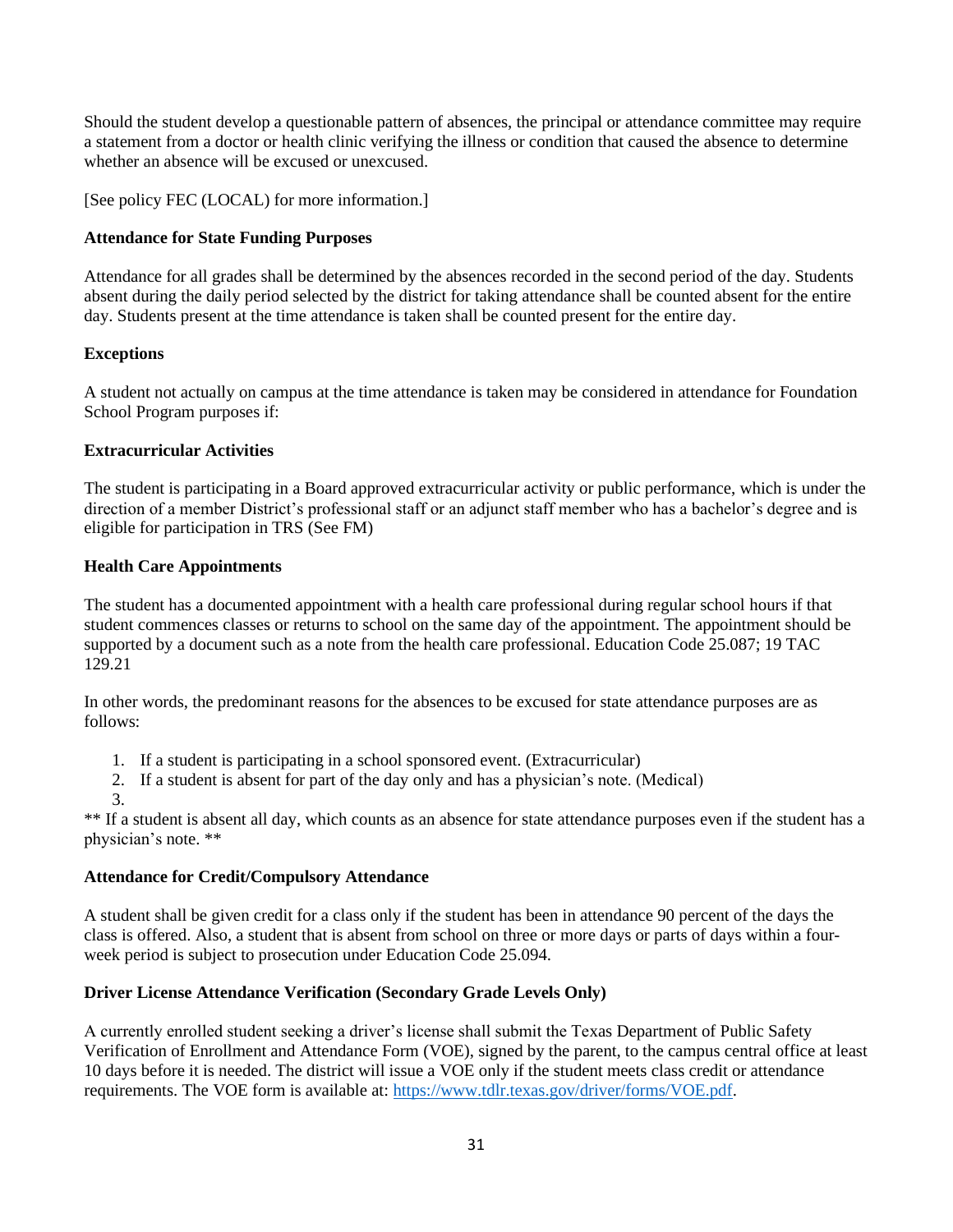Should the student develop a questionable pattern of absences, the principal or attendance committee may require a statement from a doctor or health clinic verifying the illness or condition that caused the absence to determine whether an absence will be excused or unexcused.

[See policy FEC (LOCAL) for more information.]

**Attendance for State Funding Purposes**

Attendance for all grades shall be determined by the absences recorded in the second period of the day. Students absent during the daily period selected by the district for taking attendance shall be counted absent for the entire day. Students present at the time attendance is taken shall be counted present for the entire day.

**Exceptions**

A student not actually on campus at the time attendance is taken may be considered in attendance for Foundation School Program purposes if:

**Extracurricular Activities**

The student is participating in a Board approved extracurricular activity or public performance, which is under the direction of a member District's professional staff or an adjunct staff member who has a bachelor's degree and is eligible for participation in TRS (See FM)

**Health Care Appointments**

The student has a documented appointment with a health care professional during regular school hours if that student commences classes or returns to school on the same day of the appointment. The appointment should be supported by a document such as a note from the health care professional. Education Code 25.087; 19 TAC 129.21

In other words, the predominant reasons for the absences to be excused for state attendance purposes are as follows:

1. If a student is participating in a school sponsored event. (Extracurricular)
2. If a student is absent for part of the day only and has a physician's note. (Medical)
3.

** If a student is absent all day, which counts as an absence for state attendance purposes even if the student has a physician's note. **

**Attendance for Credit/Compulsory Attendance**

A student shall be given credit for a class only if the student has been in attendance 90 percent of the days the class is offered. Also, a student that is absent from school on three or more days or parts of days within a four-week period is subject to prosecution under Education Code 25.094.

**Driver License Attendance Verification (Secondary Grade Levels Only)**

A currently enrolled student seeking a driver's license shall submit the Texas Department of Public Safety Verification of Enrollment and Attendance Form (VOE), signed by the parent, to the campus central office at least 10 days before it is needed. The district will issue a VOE only if the student meets class credit or attendance requirements. The VOE form is available at: https://www.tdlr.texas.gov/driver/forms/VOE.pdf.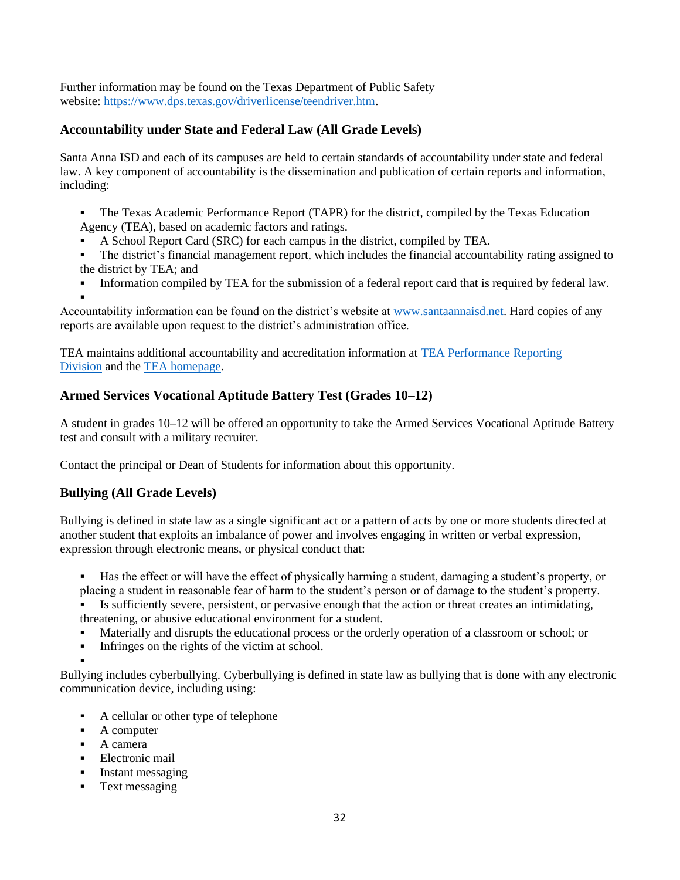Further information may be found on the Texas Department of Public Safety website: [https://www.dps.texas.gov/driverlicense/teendriver.htm](https://www.dps.texas.gov/driverlicense/teendriver.htm).

### Accountability under State and Federal Law (All Grade Levels)

Santa Anna ISD and each of its campuses are held to certain standards of accountability under state and federal law. A key component of accountability is the dissemination and publication of certain reports and information, including:

- The Texas Academic Performance Report (TAPR) for the district, compiled by the Texas Education Agency (TEA), based on academic factors and ratings.
- A School Report Card (SRC) for each campus in the district, compiled by TEA.
- The district's financial management report, which includes the financial accountability rating assigned to the district by TEA; and
- Information compiled by TEA for the submission of a federal report card that is required by federal law.

Accountability information can be found on the district's website at [www.santaannaisd.net](http://www.santaannaisd.net). Hard copies of any reports are available upon request to the district's administration office.

TEA maintains additional accountability and accreditation information at TEA Performance Reporting Division and the TEA homepage.

### Armed Services Vocational Aptitude Battery Test (Grades 10–12)

A student in grades 10–12 will be offered an opportunity to take the Armed Services Vocational Aptitude Battery test and consult with a military recruiter.

Contact the principal or Dean of Students for information about this opportunity.

### Bullying (All Grade Levels)

Bullying is defined in state law as a single significant act or a pattern of acts by one or more students directed at another student that exploits an imbalance of power and involves engaging in written or verbal expression, expression through electronic means, or physical conduct that:

- Has the effect or will have the effect of physically harming a student, damaging a student's property, or placing a student in reasonable fear of harm to the student's person or of damage to the student's property.
- Is sufficiently severe, persistent, or pervasive enough that the action or threat creates an intimidating, threatening, or abusive educational environment for a student.
- Materially and disrupts the educational process or the orderly operation of a classroom or school; or
- Infringes on the rights of the victim at school.

Bullying includes cyberbullying. Cyberbullying is defined in state law as bullying that is done with any electronic communication device, including using:

- A cellular or other type of telephone
- A computer
- A camera
- Electronic mail
- Instant messaging
- Text messaging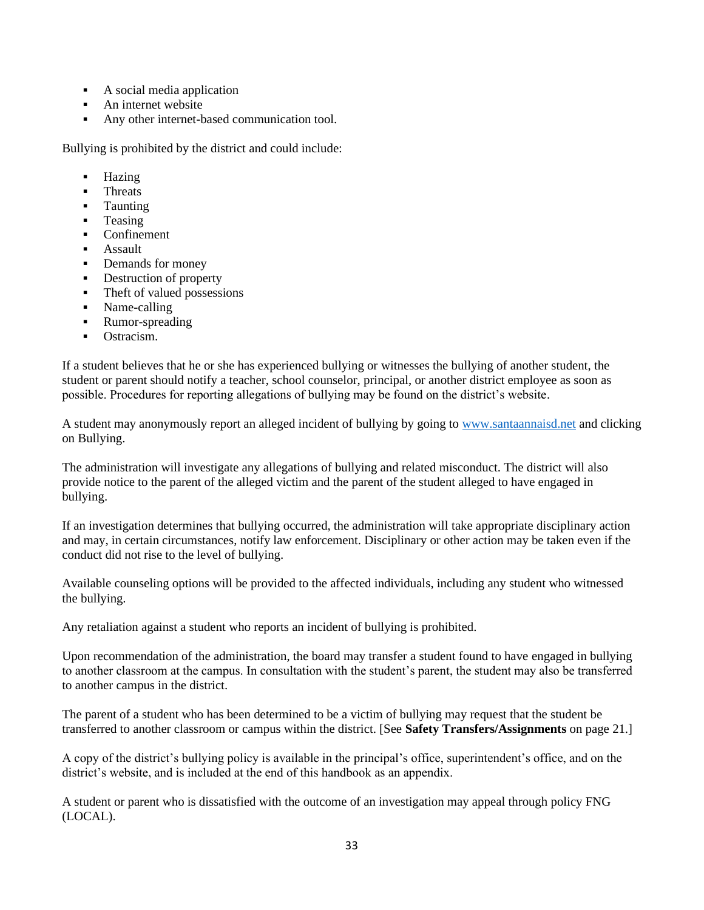- A social media application
- An internet website
- Any other internet-based communication tool.

Bullying is prohibited by the district and could include:

- Hazing
- Threats
- Taunting
- Teasing
- Confinement
- Assault
- Demands for money
- Destruction of property
- Theft of valued possessions
- Name-calling
- Rumor-spreading
- Ostracism.

If a student believes that he or she has experienced bullying or witnesses the bullying of another student, the student or parent should notify a teacher, school counselor, principal, or another district employee as soon as possible. Procedures for reporting allegations of bullying may be found on the district's website.

A student may anonymously report an alleged incident of bullying by going to [www.santaannaisd.net](http://www.santaannaisd.net) and clicking on Bullying.

The administration will investigate any allegations of bullying and related misconduct. The district will also provide notice to the parent of the alleged victim and the parent of the student alleged to have engaged in bullying.

If an investigation determines that bullying occurred, the administration will take appropriate disciplinary action and may, in certain circumstances, notify law enforcement. Disciplinary or other action may be taken even if the conduct did not rise to the level of bullying.

Available counseling options will be provided to the affected individuals, including any student who witnessed the bullying.

Any retaliation against a student who reports an incident of bullying is prohibited.

Upon recommendation of the administration, the board may transfer a student found to have engaged in bullying to another classroom at the campus. In consultation with the student's parent, the student may also be transferred to another campus in the district.

The parent of a student who has been determined to be a victim of bullying may request that the student be transferred to another classroom or campus within the district. [See **Safety Transfers/Assignments** on page 21.]

A copy of the district's bullying policy is available in the principal's office, superintendent's office, and on the district's website, and is included at the end of this handbook as an appendix.

A student or parent who is dissatisfied with the outcome of an investigation may appeal through policy FNG (LOCAL).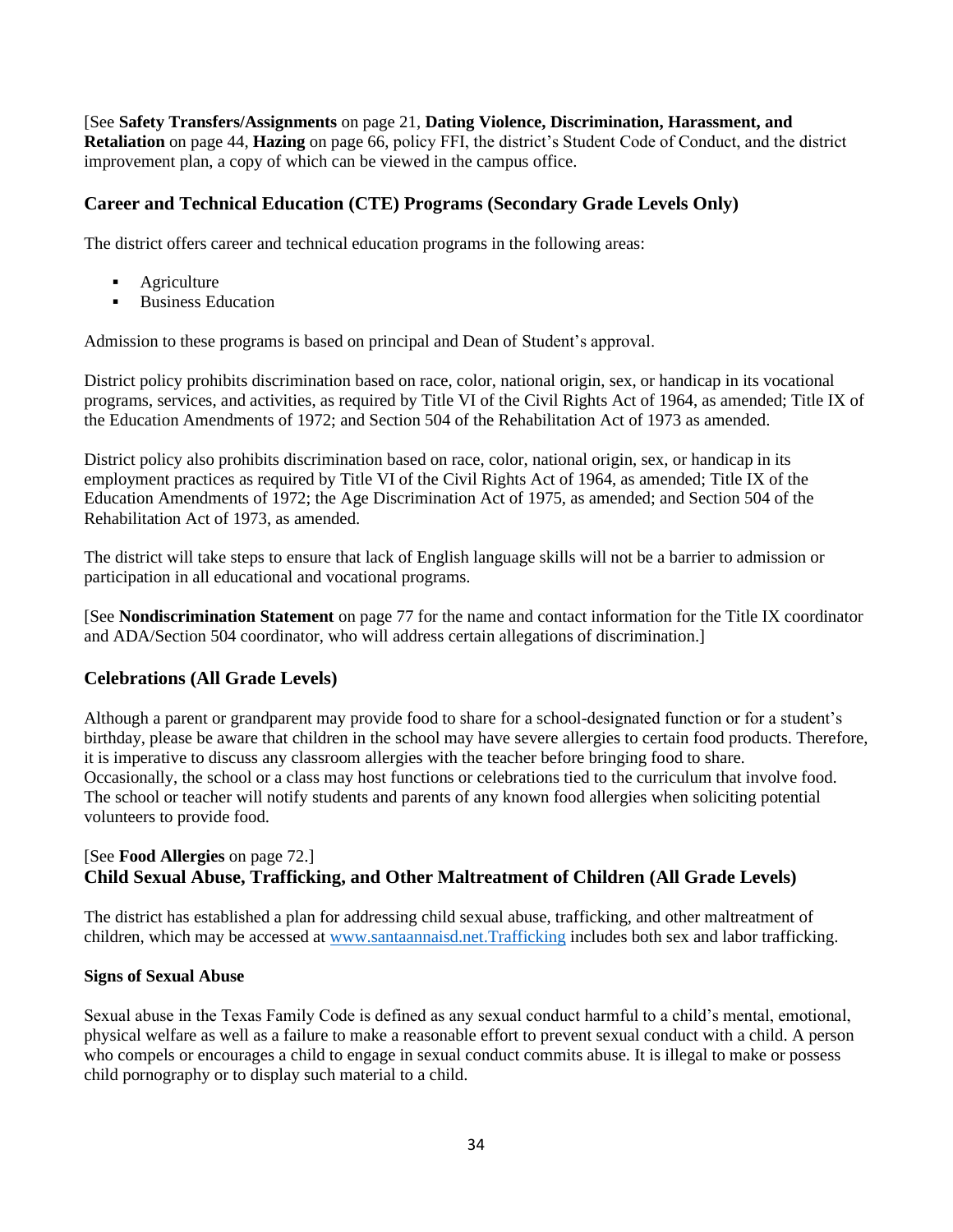[See **Safety Transfers/Assignments** on page 21, **Dating Violence, Discrimination, Harassment, and Retaliation** on page 44, **Hazing** on page 66, policy FFI, the district's Student Code of Conduct, and the district improvement plan, a copy of which can be viewed in the campus office.

## Career and Technical Education (CTE) Programs (Secondary Grade Levels Only)

The district offers career and technical education programs in the following areas:

- Agriculture
- Business Education

Admission to these programs is based on principal and Dean of Student's approval.

District policy prohibits discrimination based on race, color, national origin, sex, or handicap in its vocational programs, services, and activities, as required by Title VI of the Civil Rights Act of 1964, as amended; Title IX of the Education Amendments of 1972; and Section 504 of the Rehabilitation Act of 1973 as amended.

District policy also prohibits discrimination based on race, color, national origin, sex, or handicap in its employment practices as required by Title VI of the Civil Rights Act of 1964, as amended; Title IX of the Education Amendments of 1972; the Age Discrimination Act of 1975, as amended; and Section 504 of the Rehabilitation Act of 1973, as amended.

The district will take steps to ensure that lack of English language skills will not be a barrier to admission or participation in all educational and vocational programs.

[See **Nondiscrimination Statement** on page 77 for the name and contact information for the Title IX coordinator and ADA/Section 504 coordinator, who will address certain allegations of discrimination.]

## Celebrations (All Grade Levels)

Although a parent or grandparent may provide food to share for a school-designated function or for a student's birthday, please be aware that children in the school may have severe allergies to certain food products. Therefore, it is imperative to discuss any classroom allergies with the teacher before bringing food to share. Occasionally, the school or a class may host functions or celebrations tied to the curriculum that involve food. The school or teacher will notify students and parents of any known food allergies when soliciting potential volunteers to provide food.

[See **Food Allergies** on page 72.]

## Child Sexual Abuse, Trafficking, and Other Maltreatment of Children (All Grade Levels)

The district has established a plan for addressing child sexual abuse, trafficking, and other maltreatment of children, which may be accessed at www.santaannaisd.net.Trafficking includes both sex and labor trafficking.

### Signs of Sexual Abuse

Sexual abuse in the Texas Family Code is defined as any sexual conduct harmful to a child's mental, emotional, physical welfare as well as a failure to make a reasonable effort to prevent sexual conduct with a child. A person who compels or encourages a child to engage in sexual conduct commits abuse. It is illegal to make or possess child pornography or to display such material to a child.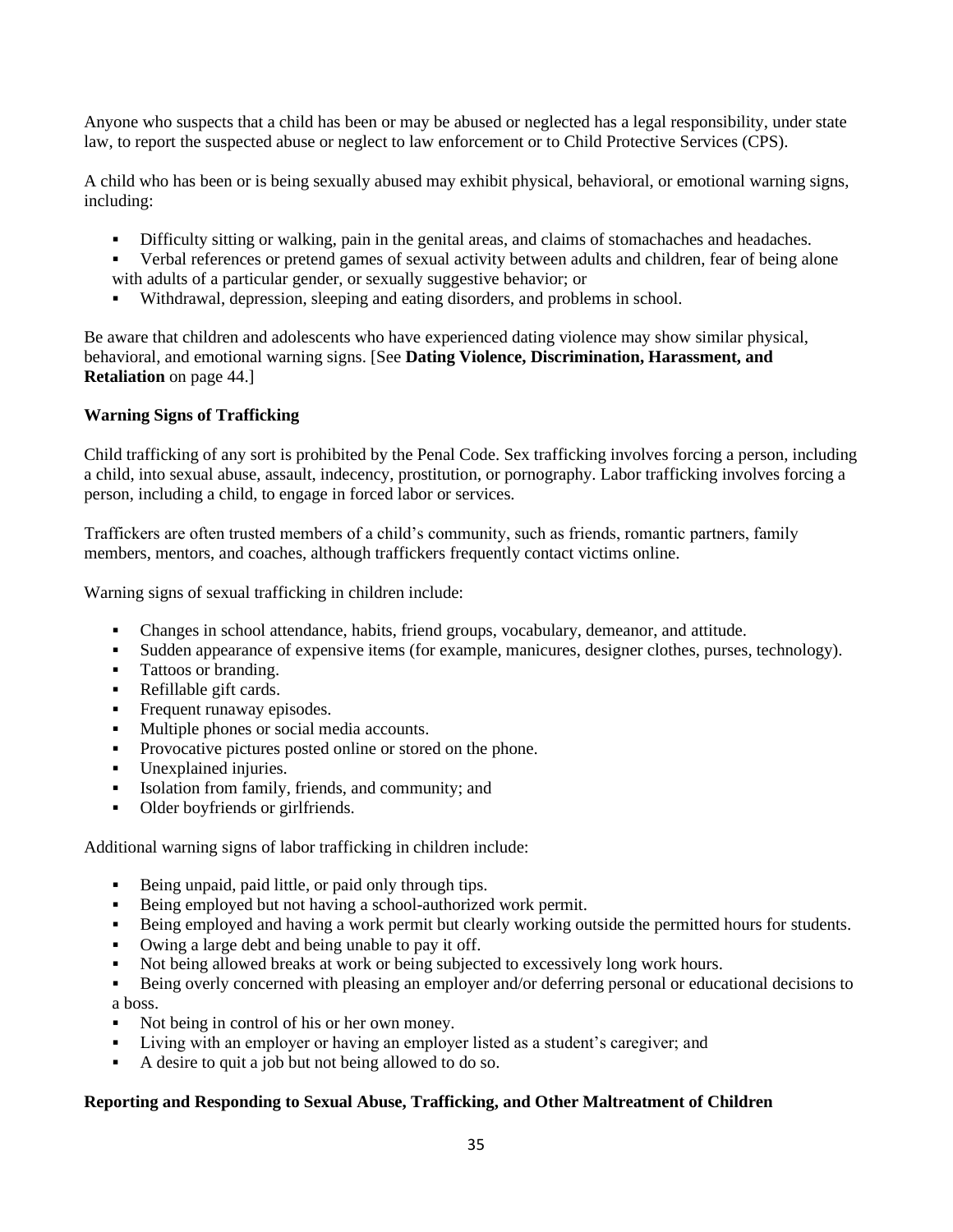Anyone who suspects that a child has been or may be abused or neglected has a legal responsibility, under state law, to report the suspected abuse or neglect to law enforcement or to Child Protective Services (CPS).

A child who has been or is being sexually abused may exhibit physical, behavioral, or emotional warning signs, including:

- Difficulty sitting or walking, pain in the genital areas, and claims of stomachaches and headaches.
- Verbal references or pretend games of sexual activity between adults and children, fear of being alone with adults of a particular gender, or sexually suggestive behavior; or
- Withdrawal, depression, sleeping and eating disorders, and problems in school.

Be aware that children and adolescents who have experienced dating violence may show similar physical, behavioral, and emotional warning signs. [See **Dating Violence, Discrimination, Harassment, and Retaliation** on page 44.]

**Warning Signs of Trafficking**

Child trafficking of any sort is prohibited by the Penal Code. Sex trafficking involves forcing a person, including a child, into sexual abuse, assault, indecency, prostitution, or pornography. Labor trafficking involves forcing a person, including a child, to engage in forced labor or services.

Traffickers are often trusted members of a child's community, such as friends, romantic partners, family members, mentors, and coaches, although traffickers frequently contact victims online.

Warning signs of sexual trafficking in children include:

- Changes in school attendance, habits, friend groups, vocabulary, demeanor, and attitude.
- Sudden appearance of expensive items (for example, manicures, designer clothes, purses, technology).
- Tattoos or branding.
- Refillable gift cards.
- Frequent runaway episodes.
- Multiple phones or social media accounts.
- Provocative pictures posted online or stored on the phone.
- Unexplained injuries.
- Isolation from family, friends, and community; and
- Older boyfriends or girlfriends.

Additional warning signs of labor trafficking in children include:

- Being unpaid, paid little, or paid only through tips.
- Being employed but not having a school-authorized work permit.
- Being employed and having a work permit but clearly working outside the permitted hours for students.
- Owing a large debt and being unable to pay it off.
- Not being allowed breaks at work or being subjected to excessively long work hours.
- Being overly concerned with pleasing an employer and/or deferring personal or educational decisions to a boss.
- Not being in control of his or her own money.
- Living with an employer or having an employer listed as a student's caregiver; and
- A desire to quit a job but not being allowed to do so.

**Reporting and Responding to Sexual Abuse, Trafficking, and Other Maltreatment of Children**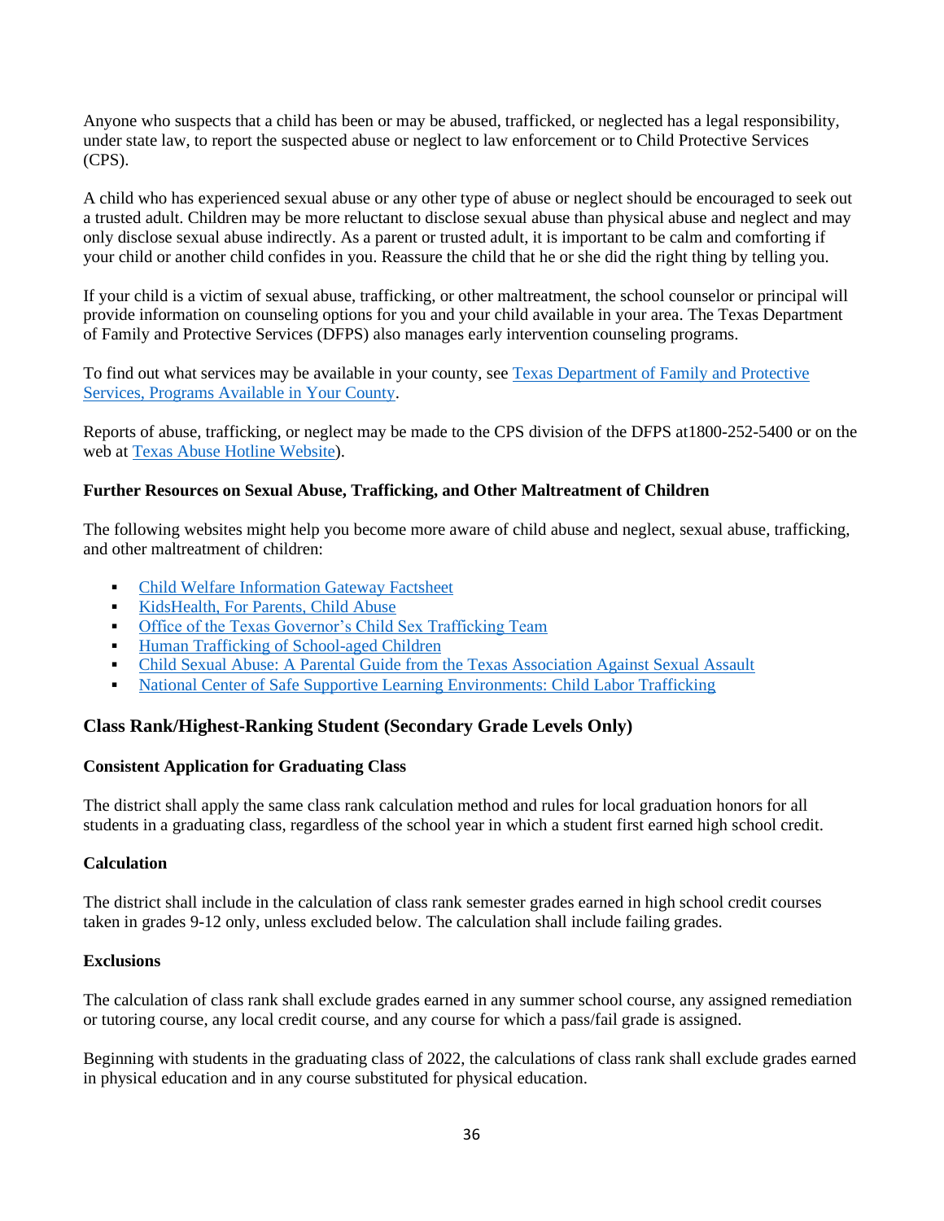Anyone who suspects that a child has been or may be abused, trafficked, or neglected has a legal responsibility, under state law, to report the suspected abuse or neglect to law enforcement or to Child Protective Services (CPS).

A child who has experienced sexual abuse or any other type of abuse or neglect should be encouraged to seek out a trusted adult. Children may be more reluctant to disclose sexual abuse than physical abuse and neglect and may only disclose sexual abuse indirectly. As a parent or trusted adult, it is important to be calm and comforting if your child or another child confides in you. Reassure the child that he or she did the right thing by telling you.

If your child is a victim of sexual abuse, trafficking, or other maltreatment, the school counselor or principal will provide information on counseling options for you and your child available in your area. The Texas Department of Family and Protective Services (DFPS) also manages early intervention counseling programs.

To find out what services may be available in your county, see Texas Department of Family and Protective Services, Programs Available in Your County.

Reports of abuse, trafficking, or neglect may be made to the CPS division of the DFPS at1800-252-5400 or on the web at Texas Abuse Hotline Website).

**Further Resources on Sexual Abuse, Trafficking, and Other Maltreatment of Children**

The following websites might help you become more aware of child abuse and neglect, sexual abuse, trafficking, and other maltreatment of children:

- Child Welfare Information Gateway Factsheet
- KidsHealth, For Parents, Child Abuse
- Office of the Texas Governor's Child Sex Trafficking Team
- Human Trafficking of School-aged Children
- Child Sexual Abuse: A Parental Guide from the Texas Association Against Sexual Assault
- National Center of Safe Supportive Learning Environments: Child Labor Trafficking

## Class Rank/Highest-Ranking Student (Secondary Grade Levels Only)

**Consistent Application for Graduating Class**

The district shall apply the same class rank calculation method and rules for local graduation honors for all students in a graduating class, regardless of the school year in which a student first earned high school credit.

**Calculation**

The district shall include in the calculation of class rank semester grades earned in high school credit courses taken in grades 9-12 only, unless excluded below. The calculation shall include failing grades.

**Exclusions**

The calculation of class rank shall exclude grades earned in any summer school course, any assigned remediation or tutoring course, any local credit course, and any course for which a pass/fail grade is assigned.

Beginning with students in the graduating class of 2022, the calculations of class rank shall exclude grades earned in physical education and in any course substituted for physical education.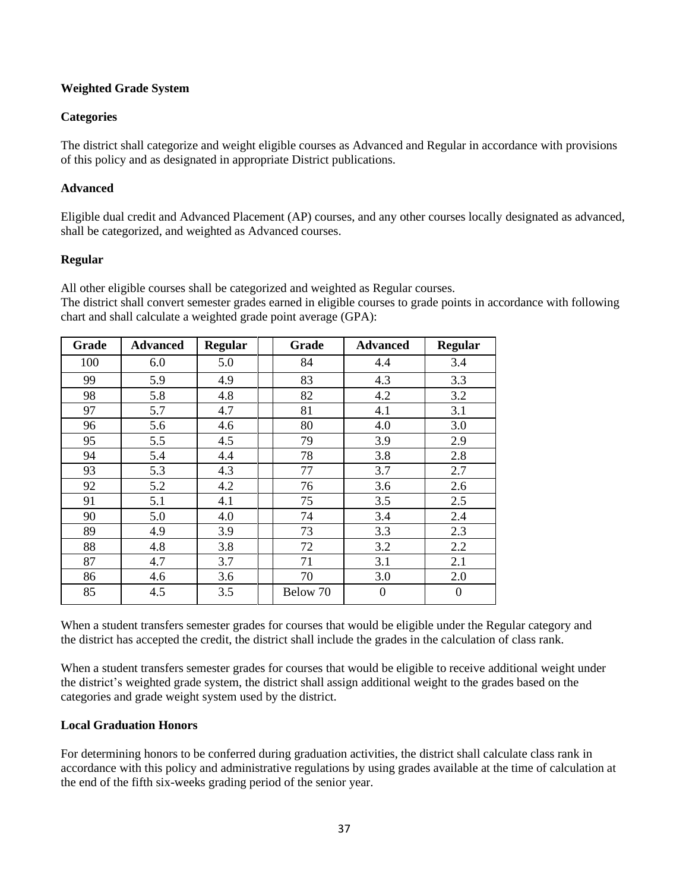### Weighted Grade System

#### Categories

The district shall categorize and weight eligible courses as Advanced and Regular in accordance with provisions of this policy and as designated in appropriate District publications.

#### Advanced

Eligible dual credit and Advanced Placement (AP) courses, and any other courses locally designated as advanced, shall be categorized, and weighted as Advanced courses.

#### Regular

All other eligible courses shall be categorized and weighted as Regular courses.
The district shall convert semester grades earned in eligible courses to grade points in accordance with following chart and shall calculate a weighted grade point average (GPA):

| Grade | Advanced | Regular | | Grade | Advanced | Regular |
|---|---|---|---|---|---|---|
| 100 | 6.0 | 5.0 | | 84 | 4.4 | 3.4 |
| 99 | 5.9 | 4.9 | | 83 | 4.3 | 3.3 |
| 98 | 5.8 | 4.8 | | 82 | 4.2 | 3.2 |
| 97 | 5.7 | 4.7 | | 81 | 4.1 | 3.1 |
| 96 | 5.6 | 4.6 | | 80 | 4.0 | 3.0 |
| 95 | 5.5 | 4.5 | | 79 | 3.9 | 2.9 |
| 94 | 5.4 | 4.4 | | 78 | 3.8 | 2.8 |
| 93 | 5.3 | 4.3 | | 77 | 3.7 | 2.7 |
| 92 | 5.2 | 4.2 | | 76 | 3.6 | 2.6 |
| 91 | 5.1 | 4.1 | | 75 | 3.5 | 2.5 |
| 90 | 5.0 | 4.0 | | 74 | 3.4 | 2.4 |
| 89 | 4.9 | 3.9 | | 73 | 3.3 | 2.3 |
| 88 | 4.8 | 3.8 | | 72 | 3.2 | 2.2 |
| 87 | 4.7 | 3.7 | | 71 | 3.1 | 2.1 |
| 86 | 4.6 | 3.6 | | 70 | 3.0 | 2.0 |
| 85 | 4.5 | 3.5 | | Below 70 | 0 | 0 |

When a student transfers semester grades for courses that would be eligible under the Regular category and the district has accepted the credit, the district shall include the grades in the calculation of class rank.

When a student transfers semester grades for courses that would be eligible to receive additional weight under the district's weighted grade system, the district shall assign additional weight to the grades based on the categories and grade weight system used by the district.

#### Local Graduation Honors

For determining honors to be conferred during graduation activities, the district shall calculate class rank in accordance with this policy and administrative regulations by using grades available at the time of calculation at the end of the fifth six-weeks grading period of the senior year.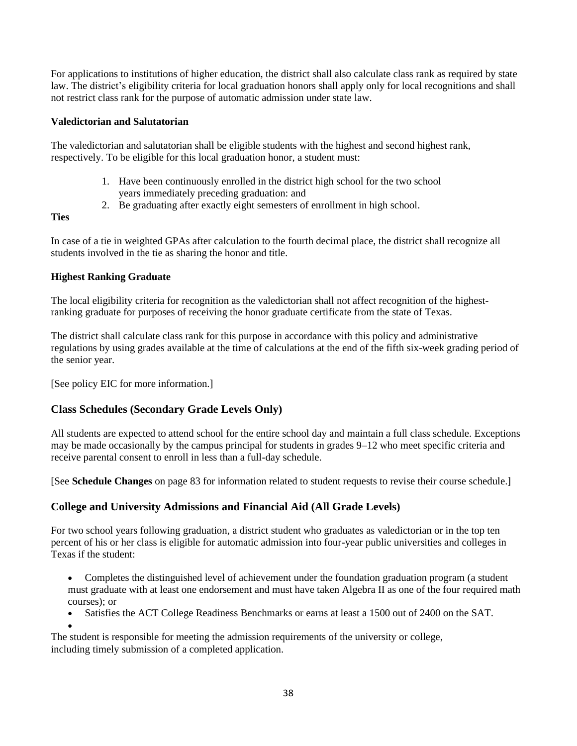For applications to institutions of higher education, the district shall also calculate class rank as required by state law. The district's eligibility criteria for local graduation honors shall apply only for local recognitions and shall not restrict class rank for the purpose of automatic admission under state law.

**Valedictorian and Salutatorian**

The valedictorian and salutatorian shall be eligible students with the highest and second highest rank, respectively. To be eligible for this local graduation honor, a student must:

1. Have been continuously enrolled in the district high school for the two school years immediately preceding graduation: and
2. Be graduating after exactly eight semesters of enrollment in high school.

**Ties**

In case of a tie in weighted GPAs after calculation to the fourth decimal place, the district shall recognize all students involved in the tie as sharing the honor and title.

**Highest Ranking Graduate**

The local eligibility criteria for recognition as the valedictorian shall not affect recognition of the highest-ranking graduate for purposes of receiving the honor graduate certificate from the state of Texas.

The district shall calculate class rank for this purpose in accordance with this policy and administrative regulations by using grades available at the time of calculations at the end of the fifth six-week grading period of the senior year.

[See policy EIC for more information.]

## Class Schedules (Secondary Grade Levels Only)

All students are expected to attend school for the entire school day and maintain a full class schedule. Exceptions may be made occasionally by the campus principal for students in grades 9–12 who meet specific criteria and receive parental consent to enroll in less than a full-day schedule.

[See **Schedule Changes** on page 83 for information related to student requests to revise their course schedule.]

## College and University Admissions and Financial Aid (All Grade Levels)

For two school years following graduation, a district student who graduates as valedictorian or in the top ten percent of his or her class is eligible for automatic admission into four-year public universities and colleges in Texas if the student:

- Completes the distinguished level of achievement under the foundation graduation program (a student must graduate with at least one endorsement and must have taken Algebra II as one of the four required math courses); or
- Satisfies the ACT College Readiness Benchmarks or earns at least a 1500 out of 2400 on the SAT.

The student is responsible for meeting the admission requirements of the university or college, including timely submission of a completed application.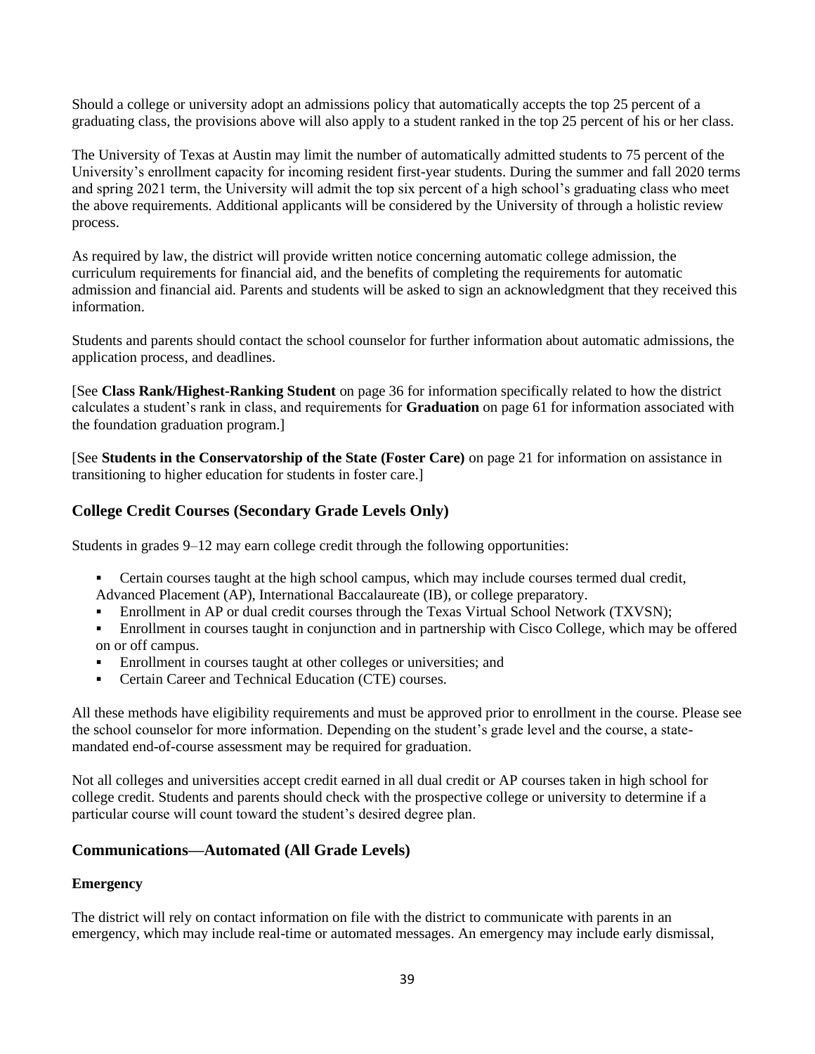Should a college or university adopt an admissions policy that automatically accepts the top 25 percent of a graduating class, the provisions above will also apply to a student ranked in the top 25 percent of his or her class.

The University of Texas at Austin may limit the number of automatically admitted students to 75 percent of the University's enrollment capacity for incoming resident first-year students. During the summer and fall 2020 terms and spring 2021 term, the University will admit the top six percent of a high school's graduating class who meet the above requirements. Additional applicants will be considered by the University of through a holistic review process.

As required by law, the district will provide written notice concerning automatic college admission, the curriculum requirements for financial aid, and the benefits of completing the requirements for automatic admission and financial aid. Parents and students will be asked to sign an acknowledgment that they received this information.

Students and parents should contact the school counselor for further information about automatic admissions, the application process, and deadlines.

[See **Class Rank/Highest-Ranking Student** on page 36 for information specifically related to how the district calculates a student's rank in class, and requirements for **Graduation** on page 61 for information associated with the foundation graduation program.]

[See **Students in the Conservatorship of the State (Foster Care)** on page 21 for information on assistance in transitioning to higher education for students in foster care.]

## College Credit Courses (Secondary Grade Levels Only)

Students in grades 9–12 may earn college credit through the following opportunities:

- Certain courses taught at the high school campus, which may include courses termed dual credit, Advanced Placement (AP), International Baccalaureate (IB), or college preparatory.
- Enrollment in AP or dual credit courses through the Texas Virtual School Network (TXVSN);
- Enrollment in courses taught in conjunction and in partnership with Cisco College, which may be offered on or off campus.
- Enrollment in courses taught at other colleges or universities; and
- Certain Career and Technical Education (CTE) courses.

All these methods have eligibility requirements and must be approved prior to enrollment in the course. Please see the school counselor for more information. Depending on the student's grade level and the course, a state-mandated end-of-course assessment may be required for graduation.

Not all colleges and universities accept credit earned in all dual credit or AP courses taken in high school for college credit. Students and parents should check with the prospective college or university to determine if a particular course will count toward the student's desired degree plan.

## Communications—Automated (All Grade Levels)

### Emergency

The district will rely on contact information on file with the district to communicate with parents in an emergency, which may include real-time or automated messages. An emergency may include early dismissal,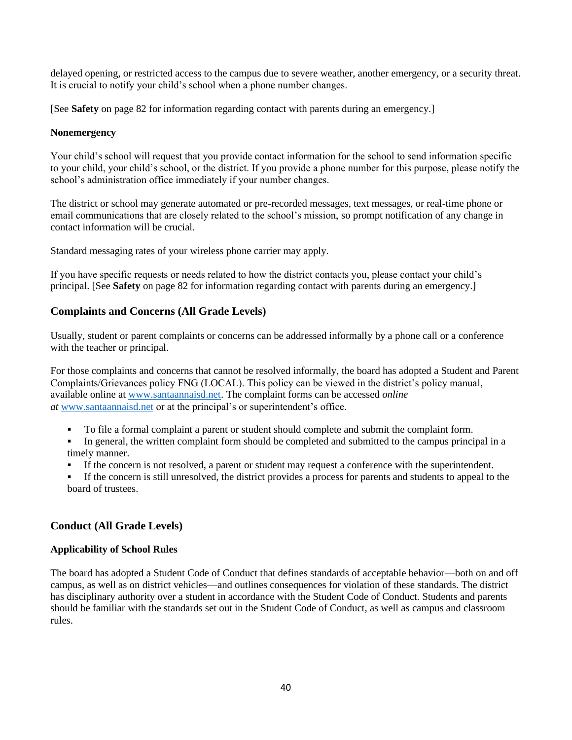delayed opening, or restricted access to the campus due to severe weather, another emergency, or a security threat. It is crucial to notify your child's school when a phone number changes.

[See **Safety** on page 82 for information regarding contact with parents during an emergency.]

### Nonemergency

Your child's school will request that you provide contact information for the school to send information specific to your child, your child's school, or the district. If you provide a phone number for this purpose, please notify the school's administration office immediately if your number changes.

The district or school may generate automated or pre-recorded messages, text messages, or real-time phone or email communications that are closely related to the school's mission, so prompt notification of any change in contact information will be crucial.

Standard messaging rates of your wireless phone carrier may apply.

If you have specific requests or needs related to how the district contacts you, please contact your child's principal. [See **Safety** on page 82 for information regarding contact with parents during an emergency.]

## Complaints and Concerns (All Grade Levels)

Usually, student or parent complaints or concerns can be addressed informally by a phone call or a conference with the teacher or principal.

For those complaints and concerns that cannot be resolved informally, the board has adopted a Student and Parent Complaints/Grievances policy FNG (LOCAL). This policy can be viewed in the district's policy manual, available online at www.santaannaisd.net. The complaint forms can be accessed *online at* www.santaannaisd.net or at the principal's or superintendent's office.

- To file a formal complaint a parent or student should complete and submit the complaint form.
- In general, the written complaint form should be completed and submitted to the campus principal in a timely manner.
- If the concern is not resolved, a parent or student may request a conference with the superintendent.
- If the concern is still unresolved, the district provides a process for parents and students to appeal to the board of trustees.

## Conduct (All Grade Levels)

### Applicability of School Rules

The board has adopted a Student Code of Conduct that defines standards of acceptable behavior—both on and off campus, as well as on district vehicles—and outlines consequences for violation of these standards. The district has disciplinary authority over a student in accordance with the Student Code of Conduct. Students and parents should be familiar with the standards set out in the Student Code of Conduct, as well as campus and classroom rules.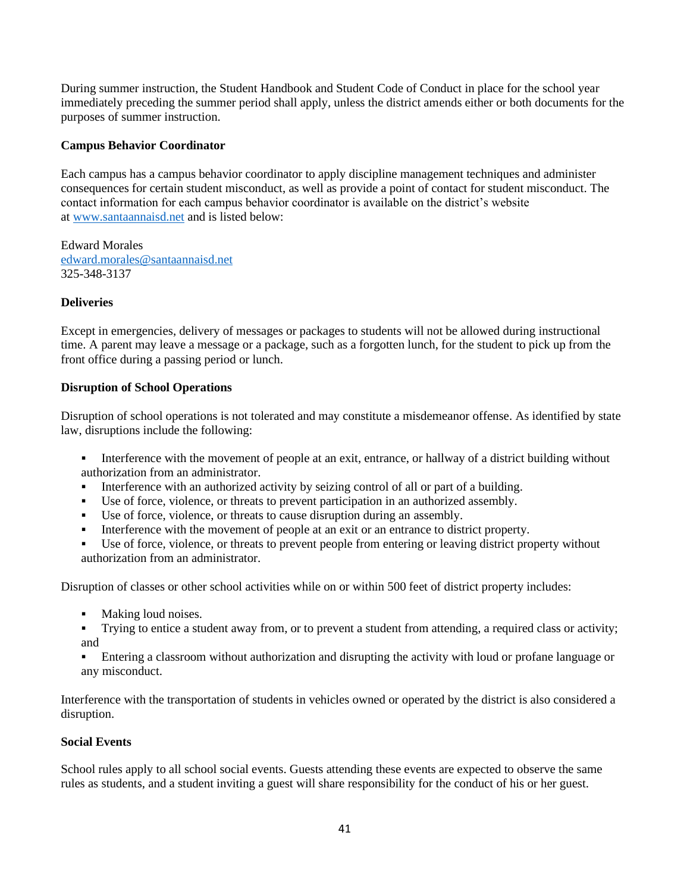During summer instruction, the Student Handbook and Student Code of Conduct in place for the school year immediately preceding the summer period shall apply, unless the district amends either or both documents for the purposes of summer instruction.

**Campus Behavior Coordinator**

Each campus has a campus behavior coordinator to apply discipline management techniques and administer consequences for certain student misconduct, as well as provide a point of contact for student misconduct. The contact information for each campus behavior coordinator is available on the district's website at [www.santaannaisd.net](http://www.santaannaisd.net) and is listed below:

Edward Morales
[edward.morales@santaannaisd.net](mailto:edward.morales@santaannaisd.net)
325-348-3137

**Deliveries**

Except in emergencies, delivery of messages or packages to students will not be allowed during instructional time. A parent may leave a message or a package, such as a forgotten lunch, for the student to pick up from the front office during a passing period or lunch.

**Disruption of School Operations**

Disruption of school operations is not tolerated and may constitute a misdemeanor offense. As identified by state law, disruptions include the following:

- Interference with the movement of people at an exit, entrance, or hallway of a district building without authorization from an administrator.
- Interference with an authorized activity by seizing control of all or part of a building.
- Use of force, violence, or threats to prevent participation in an authorized assembly.
- Use of force, violence, or threats to cause disruption during an assembly.
- Interference with the movement of people at an exit or an entrance to district property.
- Use of force, violence, or threats to prevent people from entering or leaving district property without authorization from an administrator.

Disruption of classes or other school activities while on or within 500 feet of district property includes:

- Making loud noises.
- Trying to entice a student away from, or to prevent a student from attending, a required class or activity; and
- Entering a classroom without authorization and disrupting the activity with loud or profane language or any misconduct.

Interference with the transportation of students in vehicles owned or operated by the district is also considered a disruption.

**Social Events**

School rules apply to all school social events. Guests attending these events are expected to observe the same rules as students, and a student inviting a guest will share responsibility for the conduct of his or her guest.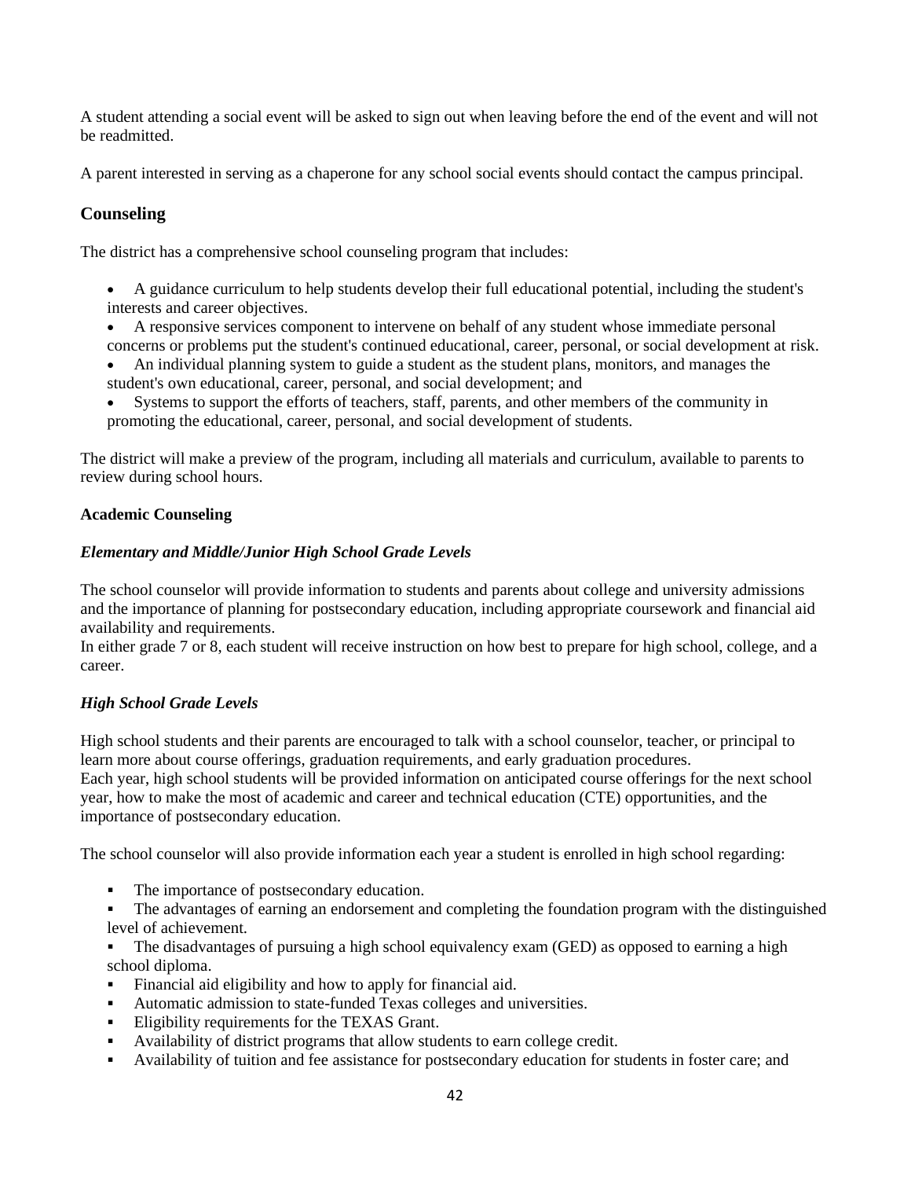A student attending a social event will be asked to sign out when leaving before the end of the event and will not be readmitted.

A parent interested in serving as a chaperone for any school social events should contact the campus principal.

## Counseling

The district has a comprehensive school counseling program that includes:

- A guidance curriculum to help students develop their full educational potential, including the student's interests and career objectives.
- A responsive services component to intervene on behalf of any student whose immediate personal concerns or problems put the student's continued educational, career, personal, or social development at risk.
- An individual planning system to guide a student as the student plans, monitors, and manages the student's own educational, career, personal, and social development; and
- Systems to support the efforts of teachers, staff, parents, and other members of the community in promoting the educational, career, personal, and social development of students.

The district will make a preview of the program, including all materials and curriculum, available to parents to review during school hours.

### Academic Counseling

#### *Elementary and Middle/Junior High School Grade Levels*

The school counselor will provide information to students and parents about college and university admissions and the importance of planning for postsecondary education, including appropriate coursework and financial aid availability and requirements.
In either grade 7 or 8, each student will receive instruction on how best to prepare for high school, college, and a career.

#### *High School Grade Levels*

High school students and their parents are encouraged to talk with a school counselor, teacher, or principal to learn more about course offerings, graduation requirements, and early graduation procedures.
Each year, high school students will be provided information on anticipated course offerings for the next school year, how to make the most of academic and career and technical education (CTE) opportunities, and the importance of postsecondary education.

The school counselor will also provide information each year a student is enrolled in high school regarding:

- The importance of postsecondary education.
- The advantages of earning an endorsement and completing the foundation program with the distinguished level of achievement.
- The disadvantages of pursuing a high school equivalency exam (GED) as opposed to earning a high school diploma.
- Financial aid eligibility and how to apply for financial aid.
- Automatic admission to state-funded Texas colleges and universities.
- Eligibility requirements for the TEXAS Grant.
- Availability of district programs that allow students to earn college credit.
- Availability of tuition and fee assistance for postsecondary education for students in foster care; and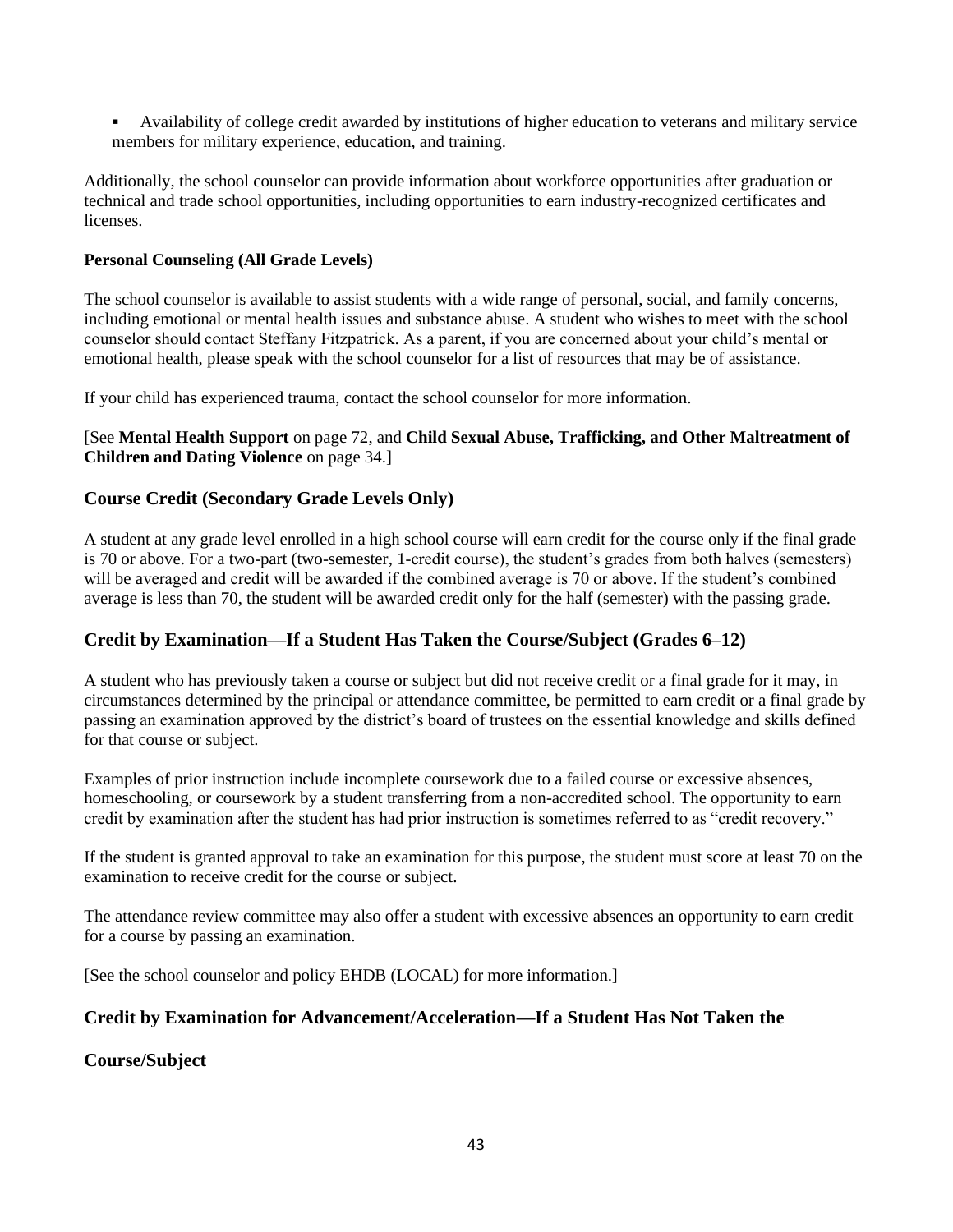- Availability of college credit awarded by institutions of higher education to veterans and military service members for military experience, education, and training.

Additionally, the school counselor can provide information about workforce opportunities after graduation or technical and trade school opportunities, including opportunities to earn industry-recognized certificates and licenses.

**Personal Counseling (All Grade Levels)**

The school counselor is available to assist students with a wide range of personal, social, and family concerns, including emotional or mental health issues and substance abuse. A student who wishes to meet with the school counselor should contact Steffany Fitzpatrick. As a parent, if you are concerned about your child's mental or emotional health, please speak with the school counselor for a list of resources that may be of assistance.

If your child has experienced trauma, contact the school counselor for more information.

[See **Mental Health Support** on page 72, and **Child Sexual Abuse, Trafficking, and Other Maltreatment of Children and Dating Violence** on page 34.]

## Course Credit (Secondary Grade Levels Only)

A student at any grade level enrolled in a high school course will earn credit for the course only if the final grade is 70 or above. For a two-part (two-semester, 1-credit course), the student's grades from both halves (semesters) will be averaged and credit will be awarded if the combined average is 70 or above. If the student's combined average is less than 70, the student will be awarded credit only for the half (semester) with the passing grade.

## Credit by Examination—If a Student Has Taken the Course/Subject (Grades 6–12)

A student who has previously taken a course or subject but did not receive credit or a final grade for it may, in circumstances determined by the principal or attendance committee, be permitted to earn credit or a final grade by passing an examination approved by the district's board of trustees on the essential knowledge and skills defined for that course or subject.

Examples of prior instruction include incomplete coursework due to a failed course or excessive absences, homeschooling, or coursework by a student transferring from a non-accredited school. The opportunity to earn credit by examination after the student has had prior instruction is sometimes referred to as "credit recovery."

If the student is granted approval to take an examination for this purpose, the student must score at least 70 on the examination to receive credit for the course or subject.

The attendance review committee may also offer a student with excessive absences an opportunity to earn credit for a course by passing an examination.

[See the school counselor and policy EHDB (LOCAL) for more information.]

## Credit by Examination for Advancement/Acceleration—If a Student Has Not Taken the Course/Subject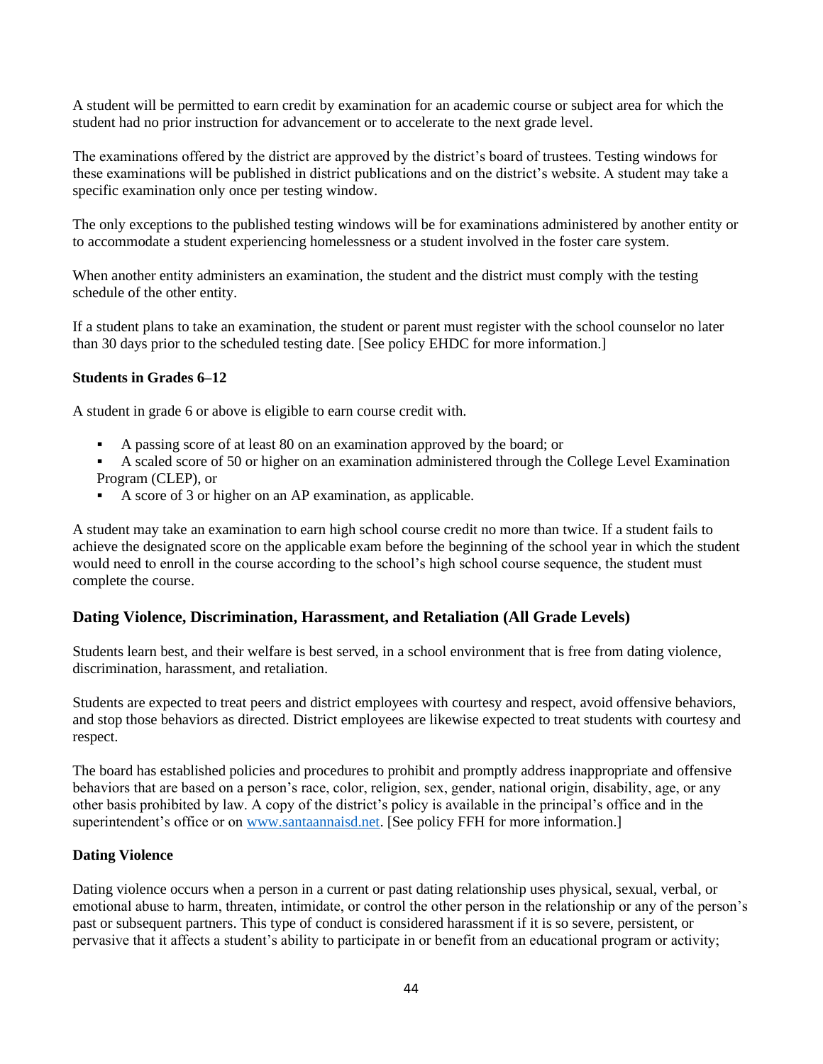A student will be permitted to earn credit by examination for an academic course or subject area for which the student had no prior instruction for advancement or to accelerate to the next grade level.

The examinations offered by the district are approved by the district's board of trustees. Testing windows for these examinations will be published in district publications and on the district's website. A student may take a specific examination only once per testing window.

The only exceptions to the published testing windows will be for examinations administered by another entity or to accommodate a student experiencing homelessness or a student involved in the foster care system.

When another entity administers an examination, the student and the district must comply with the testing schedule of the other entity.

If a student plans to take an examination, the student or parent must register with the school counselor no later than 30 days prior to the scheduled testing date. [See policy EHDC for more information.]

#### Students in Grades 6–12

A student in grade 6 or above is eligible to earn course credit with.

- A passing score of at least 80 on an examination approved by the board; or
- A scaled score of 50 or higher on an examination administered through the College Level Examination Program (CLEP), or
- A score of 3 or higher on an AP examination, as applicable.

A student may take an examination to earn high school course credit no more than twice. If a student fails to achieve the designated score on the applicable exam before the beginning of the school year in which the student would need to enroll in the course according to the school's high school course sequence, the student must complete the course.

### Dating Violence, Discrimination, Harassment, and Retaliation (All Grade Levels)

Students learn best, and their welfare is best served, in a school environment that is free from dating violence, discrimination, harassment, and retaliation.

Students are expected to treat peers and district employees with courtesy and respect, avoid offensive behaviors, and stop those behaviors as directed. District employees are likewise expected to treat students with courtesy and respect.

The board has established policies and procedures to prohibit and promptly address inappropriate and offensive behaviors that are based on a person's race, color, religion, sex, gender, national origin, disability, age, or any other basis prohibited by law. A copy of the district's policy is available in the principal's office and in the superintendent's office or on www.santaannaisd.net. [See policy FFH for more information.]

#### Dating Violence

Dating violence occurs when a person in a current or past dating relationship uses physical, sexual, verbal, or emotional abuse to harm, threaten, intimidate, or control the other person in the relationship or any of the person's past or subsequent partners. This type of conduct is considered harassment if it is so severe, persistent, or pervasive that it affects a student's ability to participate in or benefit from an educational program or activity;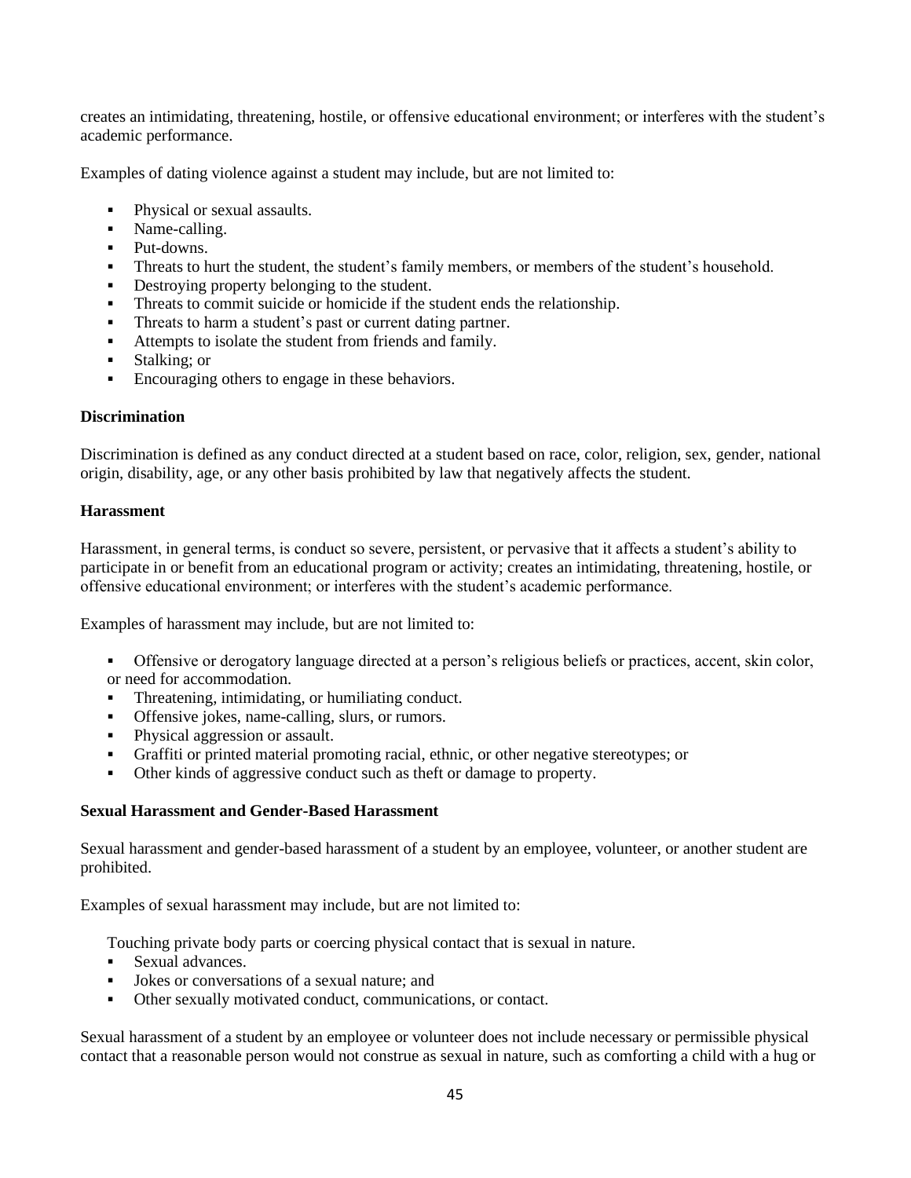creates an intimidating, threatening, hostile, or offensive educational environment; or interferes with the student's academic performance.

Examples of dating violence against a student may include, but are not limited to:

- Physical or sexual assaults.
- Name-calling.
- Put-downs.
- Threats to hurt the student, the student's family members, or members of the student's household.
- Destroying property belonging to the student.
- Threats to commit suicide or homicide if the student ends the relationship.
- Threats to harm a student's past or current dating partner.
- Attempts to isolate the student from friends and family.
- Stalking; or
- Encouraging others to engage in these behaviors.

**Discrimination**

Discrimination is defined as any conduct directed at a student based on race, color, religion, sex, gender, national origin, disability, age, or any other basis prohibited by law that negatively affects the student.

**Harassment**

Harassment, in general terms, is conduct so severe, persistent, or pervasive that it affects a student's ability to participate in or benefit from an educational program or activity; creates an intimidating, threatening, hostile, or offensive educational environment; or interferes with the student's academic performance.

Examples of harassment may include, but are not limited to:

- Offensive or derogatory language directed at a person's religious beliefs or practices, accent, skin color, or need for accommodation.
- Threatening, intimidating, or humiliating conduct.
- Offensive jokes, name-calling, slurs, or rumors.
- Physical aggression or assault.
- Graffiti or printed material promoting racial, ethnic, or other negative stereotypes; or
- Other kinds of aggressive conduct such as theft or damage to property.

**Sexual Harassment and Gender-Based Harassment**

Sexual harassment and gender-based harassment of a student by an employee, volunteer, or another student are prohibited.

Examples of sexual harassment may include, but are not limited to:

Touching private body parts or coercing physical contact that is sexual in nature.

- Sexual advances.
- Jokes or conversations of a sexual nature; and
- Other sexually motivated conduct, communications, or contact.

Sexual harassment of a student by an employee or volunteer does not include necessary or permissible physical contact that a reasonable person would not construe as sexual in nature, such as comforting a child with a hug or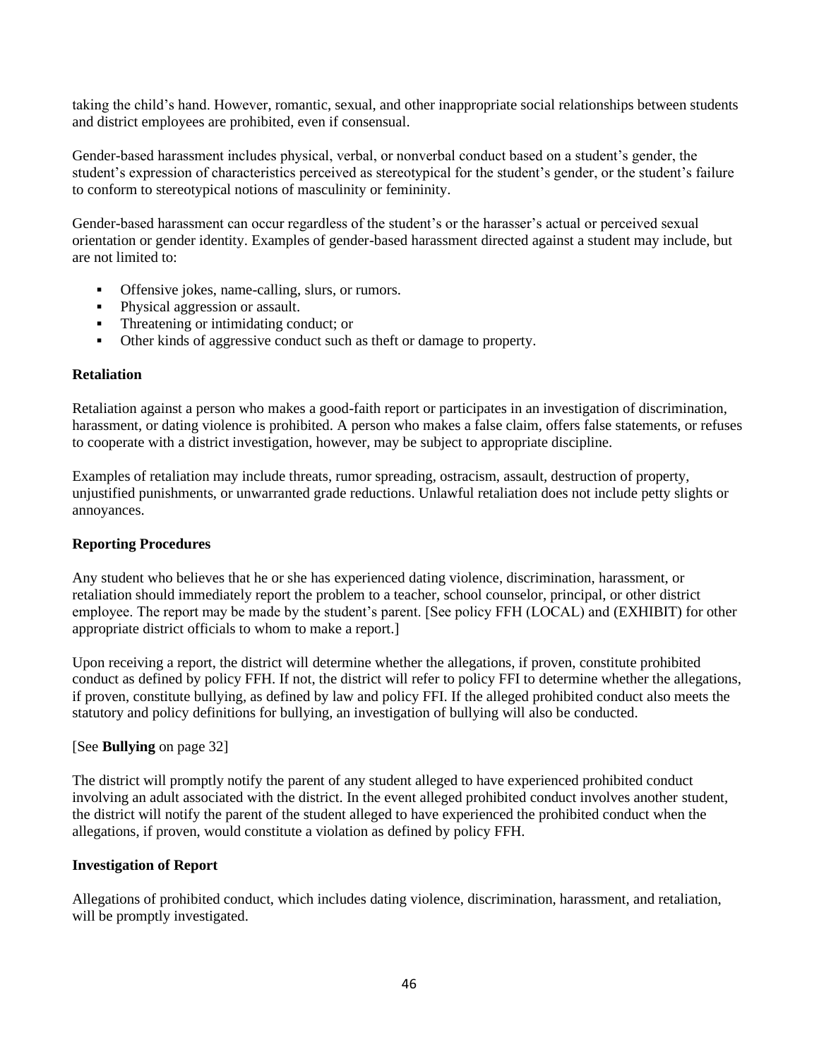taking the child's hand. However, romantic, sexual, and other inappropriate social relationships between students and district employees are prohibited, even if consensual.

Gender-based harassment includes physical, verbal, or nonverbal conduct based on a student's gender, the student's expression of characteristics perceived as stereotypical for the student's gender, or the student's failure to conform to stereotypical notions of masculinity or femininity.

Gender-based harassment can occur regardless of the student's or the harasser's actual or perceived sexual orientation or gender identity. Examples of gender-based harassment directed against a student may include, but are not limited to:

- Offensive jokes, name-calling, slurs, or rumors.
- Physical aggression or assault.
- Threatening or intimidating conduct; or
- Other kinds of aggressive conduct such as theft or damage to property.

**Retaliation**

Retaliation against a person who makes a good-faith report or participates in an investigation of discrimination, harassment, or dating violence is prohibited. A person who makes a false claim, offers false statements, or refuses to cooperate with a district investigation, however, may be subject to appropriate discipline.

Examples of retaliation may include threats, rumor spreading, ostracism, assault, destruction of property, unjustified punishments, or unwarranted grade reductions. Unlawful retaliation does not include petty slights or annoyances.

**Reporting Procedures**

Any student who believes that he or she has experienced dating violence, discrimination, harassment, or retaliation should immediately report the problem to a teacher, school counselor, principal, or other district employee. The report may be made by the student's parent. [See policy FFH (LOCAL) and (EXHIBIT) for other appropriate district officials to whom to make a report.]

Upon receiving a report, the district will determine whether the allegations, if proven, constitute prohibited conduct as defined by policy FFH. If not, the district will refer to policy FFI to determine whether the allegations, if proven, constitute bullying, as defined by law and policy FFI. If the alleged prohibited conduct also meets the statutory and policy definitions for bullying, an investigation of bullying will also be conducted.

[See **Bullying** on page 32]

The district will promptly notify the parent of any student alleged to have experienced prohibited conduct involving an adult associated with the district. In the event alleged prohibited conduct involves another student, the district will notify the parent of the student alleged to have experienced the prohibited conduct when the allegations, if proven, would constitute a violation as defined by policy FFH.

**Investigation of Report**

Allegations of prohibited conduct, which includes dating violence, discrimination, harassment, and retaliation, will be promptly investigated.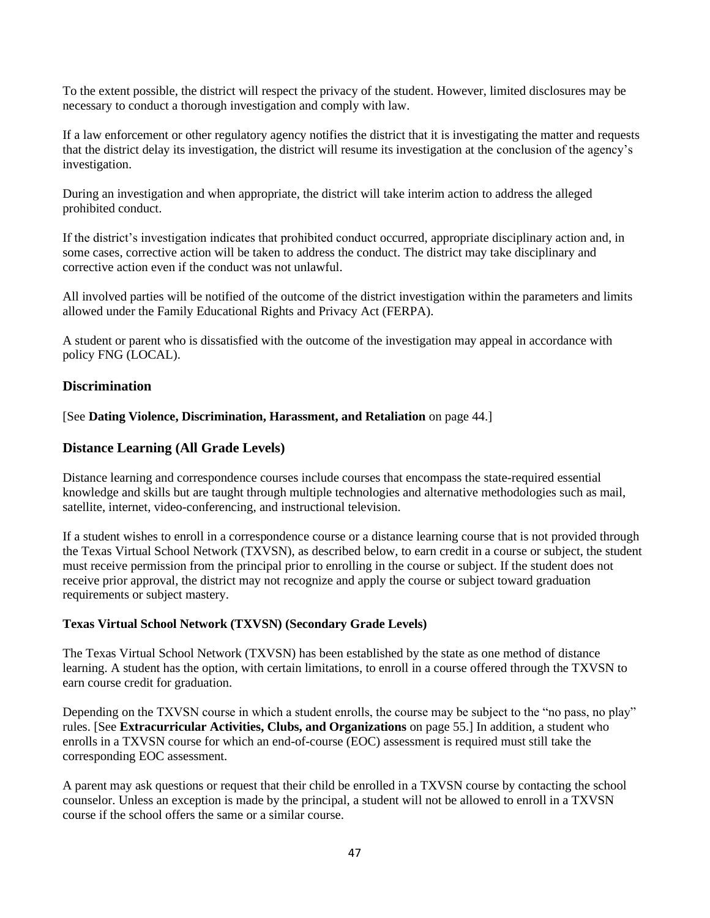To the extent possible, the district will respect the privacy of the student. However, limited disclosures may be necessary to conduct a thorough investigation and comply with law.

If a law enforcement or other regulatory agency notifies the district that it is investigating the matter and requests that the district delay its investigation, the district will resume its investigation at the conclusion of the agency's investigation.

During an investigation and when appropriate, the district will take interim action to address the alleged prohibited conduct.

If the district's investigation indicates that prohibited conduct occurred, appropriate disciplinary action and, in some cases, corrective action will be taken to address the conduct. The district may take disciplinary and corrective action even if the conduct was not unlawful.

All involved parties will be notified of the outcome of the district investigation within the parameters and limits allowed under the Family Educational Rights and Privacy Act (FERPA).

A student or parent who is dissatisfied with the outcome of the investigation may appeal in accordance with policy FNG (LOCAL).

## Discrimination

[See **Dating Violence, Discrimination, Harassment, and Retaliation** on page 44.]

## Distance Learning (All Grade Levels)

Distance learning and correspondence courses include courses that encompass the state-required essential knowledge and skills but are taught through multiple technologies and alternative methodologies such as mail, satellite, internet, video-conferencing, and instructional television.

If a student wishes to enroll in a correspondence course or a distance learning course that is not provided through the Texas Virtual School Network (TXVSN), as described below, to earn credit in a course or subject, the student must receive permission from the principal prior to enrolling in the course or subject. If the student does not receive prior approval, the district may not recognize and apply the course or subject toward graduation requirements or subject mastery.

### Texas Virtual School Network (TXVSN) (Secondary Grade Levels)

The Texas Virtual School Network (TXVSN) has been established by the state as one method of distance learning. A student has the option, with certain limitations, to enroll in a course offered through the TXVSN to earn course credit for graduation.

Depending on the TXVSN course in which a student enrolls, the course may be subject to the "no pass, no play" rules. [See **Extracurricular Activities, Clubs, and Organizations** on page 55.] In addition, a student who enrolls in a TXVSN course for which an end-of-course (EOC) assessment is required must still take the corresponding EOC assessment.

A parent may ask questions or request that their child be enrolled in a TXVSN course by contacting the school counselor. Unless an exception is made by the principal, a student will not be allowed to enroll in a TXVSN course if the school offers the same or a similar course.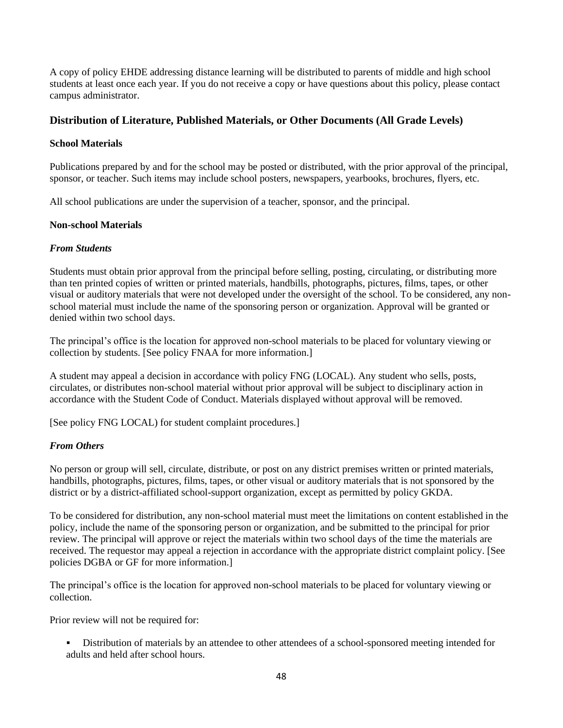A copy of policy EHDE addressing distance learning will be distributed to parents of middle and high school students at least once each year. If you do not receive a copy or have questions about this policy, please contact campus administrator.

## Distribution of Literature, Published Materials, or Other Documents (All Grade Levels)

### School Materials

Publications prepared by and for the school may be posted or distributed, with the prior approval of the principal, sponsor, or teacher. Such items may include school posters, newspapers, yearbooks, brochures, flyers, etc.

All school publications are under the supervision of a teacher, sponsor, and the principal.

### Non-school Materials

#### *From Students*

Students must obtain prior approval from the principal before selling, posting, circulating, or distributing more than ten printed copies of written or printed materials, handbills, photographs, pictures, films, tapes, or other visual or auditory materials that were not developed under the oversight of the school. To be considered, any non-school material must include the name of the sponsoring person or organization. Approval will be granted or denied within two school days.

The principal's office is the location for approved non-school materials to be placed for voluntary viewing or collection by students. [See policy FNAA for more information.]

A student may appeal a decision in accordance with policy FNG (LOCAL). Any student who sells, posts, circulates, or distributes non-school material without prior approval will be subject to disciplinary action in accordance with the Student Code of Conduct. Materials displayed without approval will be removed.

[See policy FNG LOCAL) for student complaint procedures.]

#### *From Others*

No person or group will sell, circulate, distribute, or post on any district premises written or printed materials, handbills, photographs, pictures, films, tapes, or other visual or auditory materials that is not sponsored by the district or by a district-affiliated school-support organization, except as permitted by policy GKDA.

To be considered for distribution, any non-school material must meet the limitations on content established in the policy, include the name of the sponsoring person or organization, and be submitted to the principal for prior review. The principal will approve or reject the materials within two school days of the time the materials are received. The requestor may appeal a rejection in accordance with the appropriate district complaint policy. [See policies DGBA or GF for more information.]

The principal's office is the location for approved non-school materials to be placed for voluntary viewing or collection.

Prior review will not be required for:

- Distribution of materials by an attendee to other attendees of a school-sponsored meeting intended for adults and held after school hours.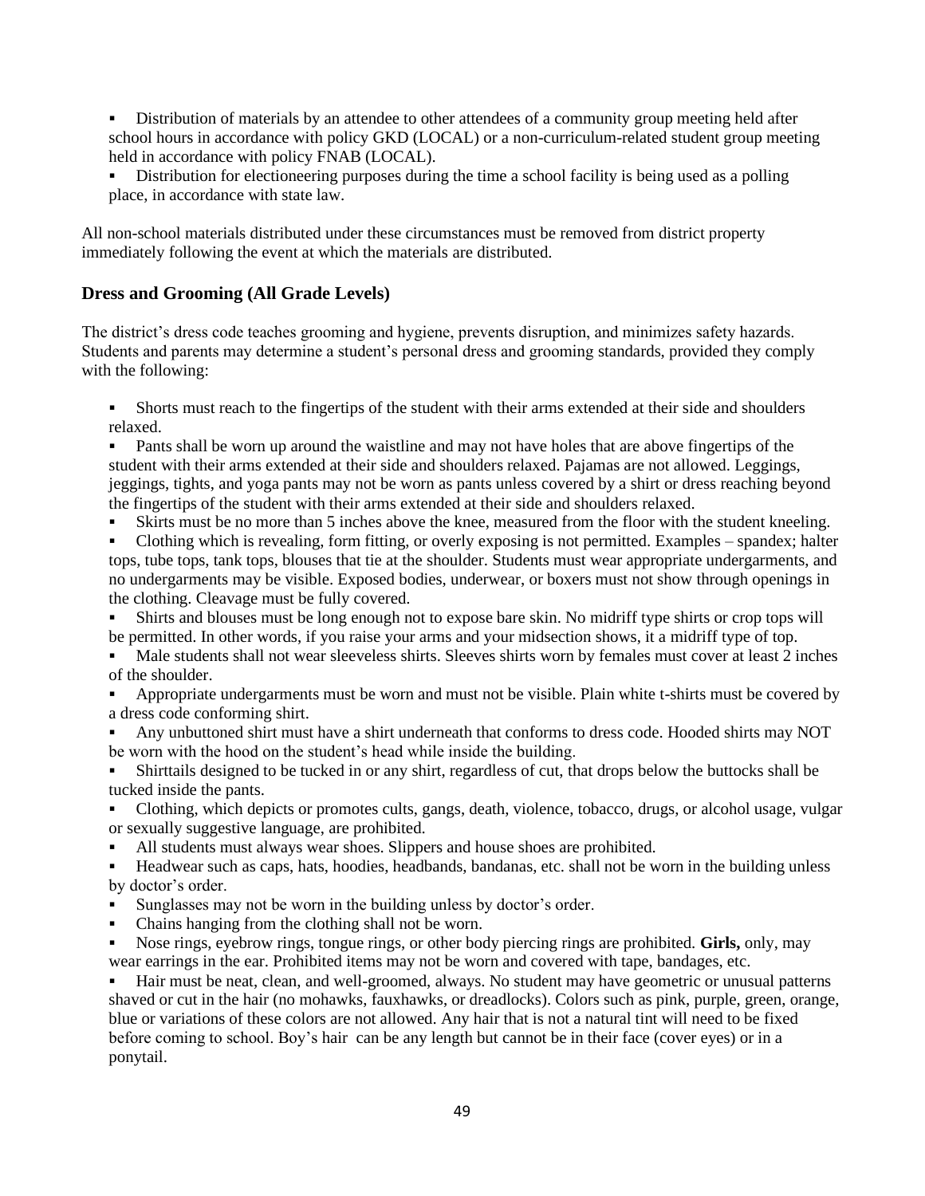- Distribution of materials by an attendee to other attendees of a community group meeting held after school hours in accordance with policy GKD (LOCAL) or a non-curriculum-related student group meeting held in accordance with policy FNAB (LOCAL).
- Distribution for electioneering purposes during the time a school facility is being used as a polling place, in accordance with state law.

All non-school materials distributed under these circumstances must be removed from district property immediately following the event at which the materials are distributed.

### Dress and Grooming (All Grade Levels)

The district's dress code teaches grooming and hygiene, prevents disruption, and minimizes safety hazards. Students and parents may determine a student's personal dress and grooming standards, provided they comply with the following:

- Shorts must reach to the fingertips of the student with their arms extended at their side and shoulders relaxed.
- Pants shall be worn up around the waistline and may not have holes that are above fingertips of the student with their arms extended at their side and shoulders relaxed. Pajamas are not allowed. Leggings, jeggings, tights, and yoga pants may not be worn as pants unless covered by a shirt or dress reaching beyond the fingertips of the student with their arms extended at their side and shoulders relaxed.
- Skirts must be no more than 5 inches above the knee, measured from the floor with the student kneeling.
- Clothing which is revealing, form fitting, or overly exposing is not permitted. Examples – spandex; halter tops, tube tops, tank tops, blouses that tie at the shoulder. Students must wear appropriate undergarments, and no undergarments may be visible. Exposed bodies, underwear, or boxers must not show through openings in the clothing. Cleavage must be fully covered.
- Shirts and blouses must be long enough not to expose bare skin. No midriff type shirts or crop tops will be permitted. In other words, if you raise your arms and your midsection shows, it a midriff type of top.
- Male students shall not wear sleeveless shirts. Sleeves shirts worn by females must cover at least 2 inches of the shoulder.
- Appropriate undergarments must be worn and must not be visible. Plain white t-shirts must be covered by a dress code conforming shirt.
- Any unbuttoned shirt must have a shirt underneath that conforms to dress code. Hooded shirts may NOT be worn with the hood on the student's head while inside the building.
- Shirttails designed to be tucked in or any shirt, regardless of cut, that drops below the buttocks shall be tucked inside the pants.
- Clothing, which depicts or promotes cults, gangs, death, violence, tobacco, drugs, or alcohol usage, vulgar or sexually suggestive language, are prohibited.
- All students must always wear shoes. Slippers and house shoes are prohibited.
- Headwear such as caps, hats, hoodies, headbands, bandanas, etc. shall not be worn in the building unless by doctor's order.
- Sunglasses may not be worn in the building unless by doctor's order.
- Chains hanging from the clothing shall not be worn.
- Nose rings, eyebrow rings, tongue rings, or other body piercing rings are prohibited. **Girls,** only, may wear earrings in the ear. Prohibited items may not be worn and covered with tape, bandages, etc.
- Hair must be neat, clean, and well-groomed, always. No student may have geometric or unusual patterns shaved or cut in the hair (no mohawks, fauxhawks, or dreadlocks). Colors such as pink, purple, green, orange, blue or variations of these colors are not allowed. Any hair that is not a natural tint will need to be fixed before coming to school. Boy's hair can be any length but cannot be in their face (cover eyes) or in a ponytail.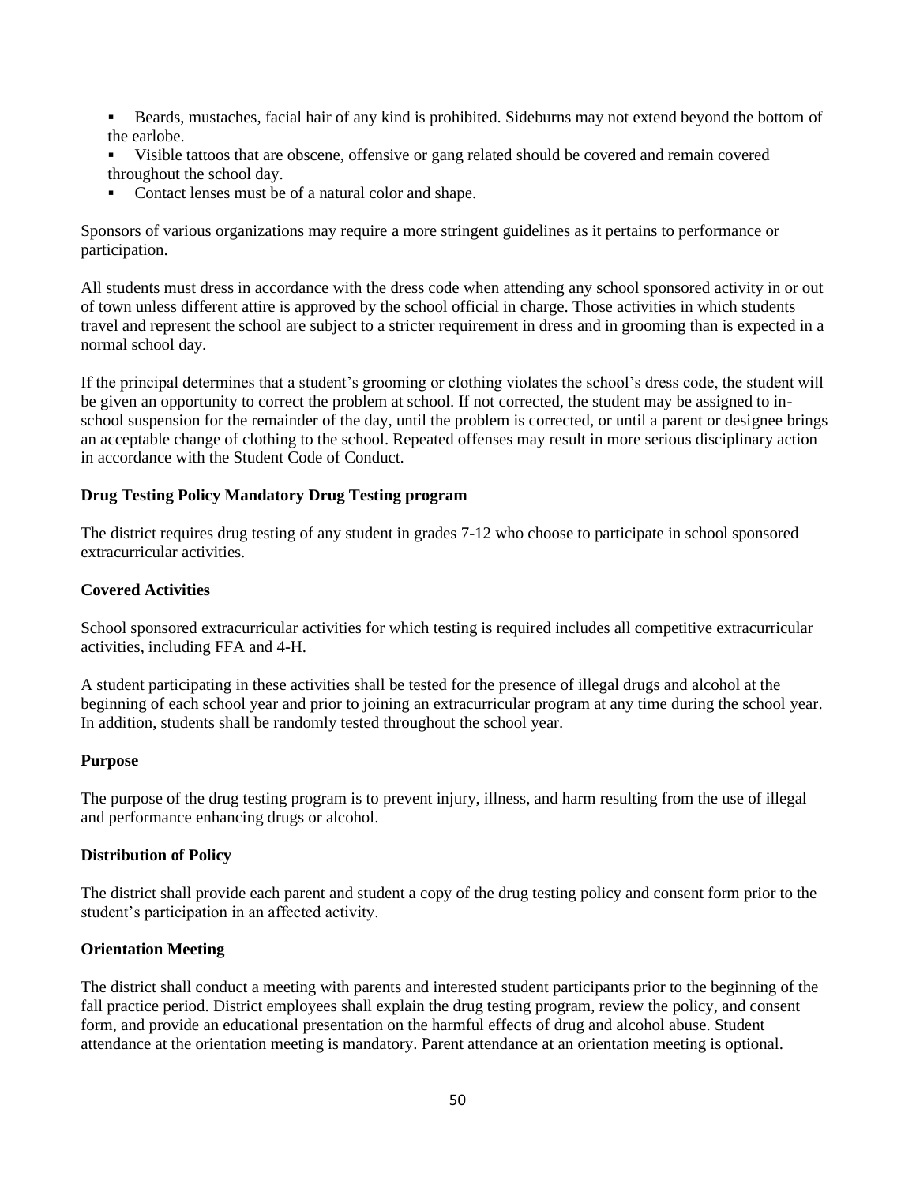- Beards, mustaches, facial hair of any kind is prohibited. Sideburns may not extend beyond the bottom of the earlobe.
- Visible tattoos that are obscene, offensive or gang related should be covered and remain covered throughout the school day.
- Contact lenses must be of a natural color and shape.

Sponsors of various organizations may require a more stringent guidelines as it pertains to performance or participation.

All students must dress in accordance with the dress code when attending any school sponsored activity in or out of town unless different attire is approved by the school official in charge. Those activities in which students travel and represent the school are subject to a stricter requirement in dress and in grooming than is expected in a normal school day.

If the principal determines that a student's grooming or clothing violates the school's dress code, the student will be given an opportunity to correct the problem at school. If not corrected, the student may be assigned to in-school suspension for the remainder of the day, until the problem is corrected, or until a parent or designee brings an acceptable change of clothing to the school. Repeated offenses may result in more serious disciplinary action in accordance with the Student Code of Conduct.

**Drug Testing Policy Mandatory Drug Testing program**

The district requires drug testing of any student in grades 7-12 who choose to participate in school sponsored extracurricular activities.

**Covered Activities**

School sponsored extracurricular activities for which testing is required includes all competitive extracurricular activities, including FFA and 4-H.

A student participating in these activities shall be tested for the presence of illegal drugs and alcohol at the beginning of each school year and prior to joining an extracurricular program at any time during the school year. In addition, students shall be randomly tested throughout the school year.

**Purpose**

The purpose of the drug testing program is to prevent injury, illness, and harm resulting from the use of illegal and performance enhancing drugs or alcohol.

**Distribution of Policy**

The district shall provide each parent and student a copy of the drug testing policy and consent form prior to the student's participation in an affected activity.

**Orientation Meeting**

The district shall conduct a meeting with parents and interested student participants prior to the beginning of the fall practice period. District employees shall explain the drug testing program, review the policy, and consent form, and provide an educational presentation on the harmful effects of drug and alcohol abuse. Student attendance at the orientation meeting is mandatory. Parent attendance at an orientation meeting is optional.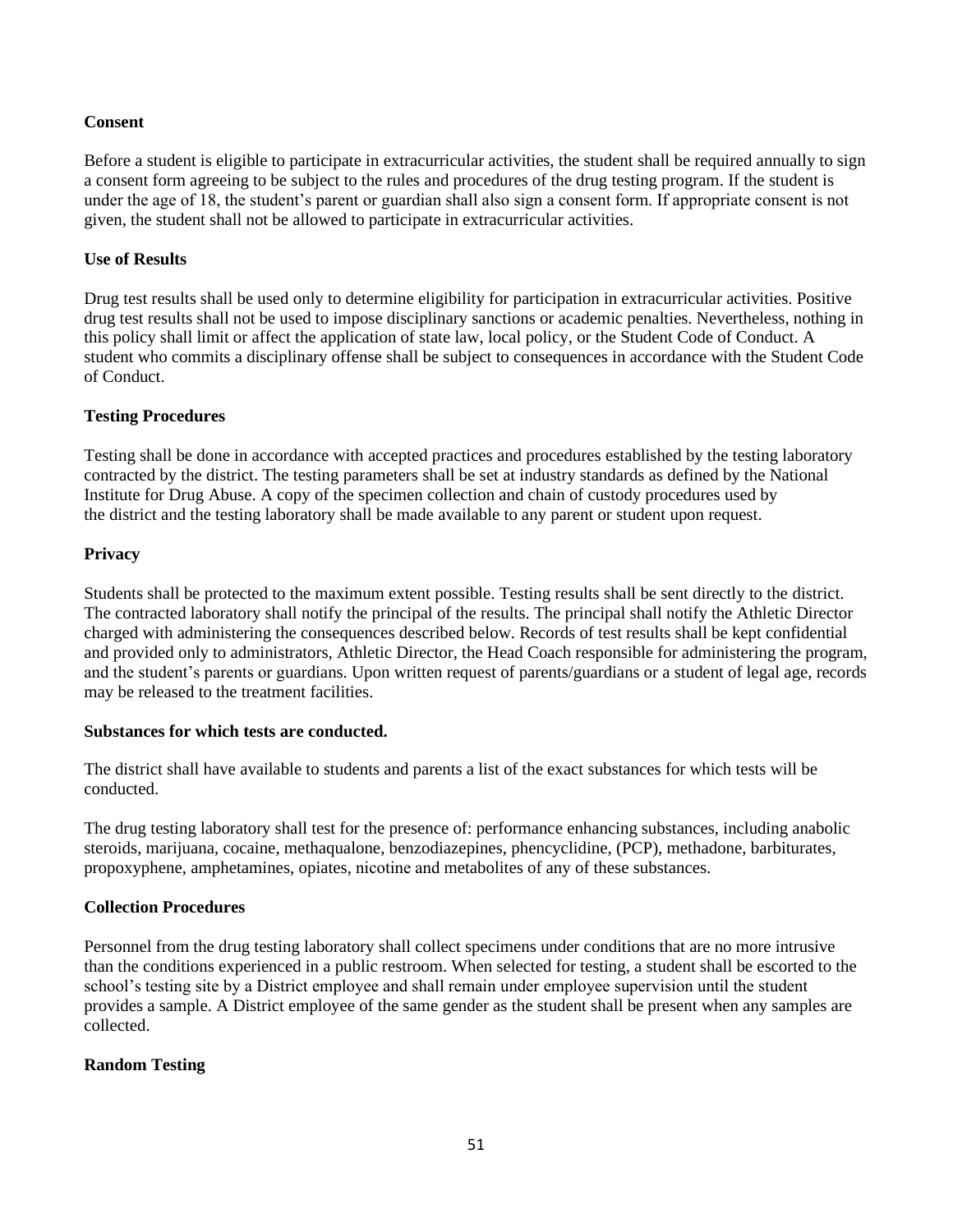**Consent**

Before a student is eligible to participate in extracurricular activities, the student shall be required annually to sign a consent form agreeing to be subject to the rules and procedures of the drug testing program. If the student is under the age of 18, the student's parent or guardian shall also sign a consent form. If appropriate consent is not given, the student shall not be allowed to participate in extracurricular activities.

**Use of Results**

Drug test results shall be used only to determine eligibility for participation in extracurricular activities. Positive drug test results shall not be used to impose disciplinary sanctions or academic penalties. Nevertheless, nothing in this policy shall limit or affect the application of state law, local policy, or the Student Code of Conduct. A student who commits a disciplinary offense shall be subject to consequences in accordance with the Student Code of Conduct.

**Testing Procedures**

Testing shall be done in accordance with accepted practices and procedures established by the testing laboratory contracted by the district. The testing parameters shall be set at industry standards as defined by the National Institute for Drug Abuse. A copy of the specimen collection and chain of custody procedures used by the district and the testing laboratory shall be made available to any parent or student upon request.

**Privacy**

Students shall be protected to the maximum extent possible. Testing results shall be sent directly to the district. The contracted laboratory shall notify the principal of the results. The principal shall notify the Athletic Director charged with administering the consequences described below. Records of test results shall be kept confidential and provided only to administrators, Athletic Director, the Head Coach responsible for administering the program, and the student's parents or guardians. Upon written request of parents/guardians or a student of legal age, records may be released to the treatment facilities.

**Substances for which tests are conducted.**

The district shall have available to students and parents a list of the exact substances for which tests will be conducted.

The drug testing laboratory shall test for the presence of: performance enhancing substances, including anabolic steroids, marijuana, cocaine, methaqualone, benzodiazepines, phencyclidine, (PCP), methadone, barbiturates, propoxyphene, amphetamines, opiates, nicotine and metabolites of any of these substances.

**Collection Procedures**

Personnel from the drug testing laboratory shall collect specimens under conditions that are no more intrusive than the conditions experienced in a public restroom. When selected for testing, a student shall be escorted to the school's testing site by a District employee and shall remain under employee supervision until the student provides a sample. A District employee of the same gender as the student shall be present when any samples are collected.

**Random Testing**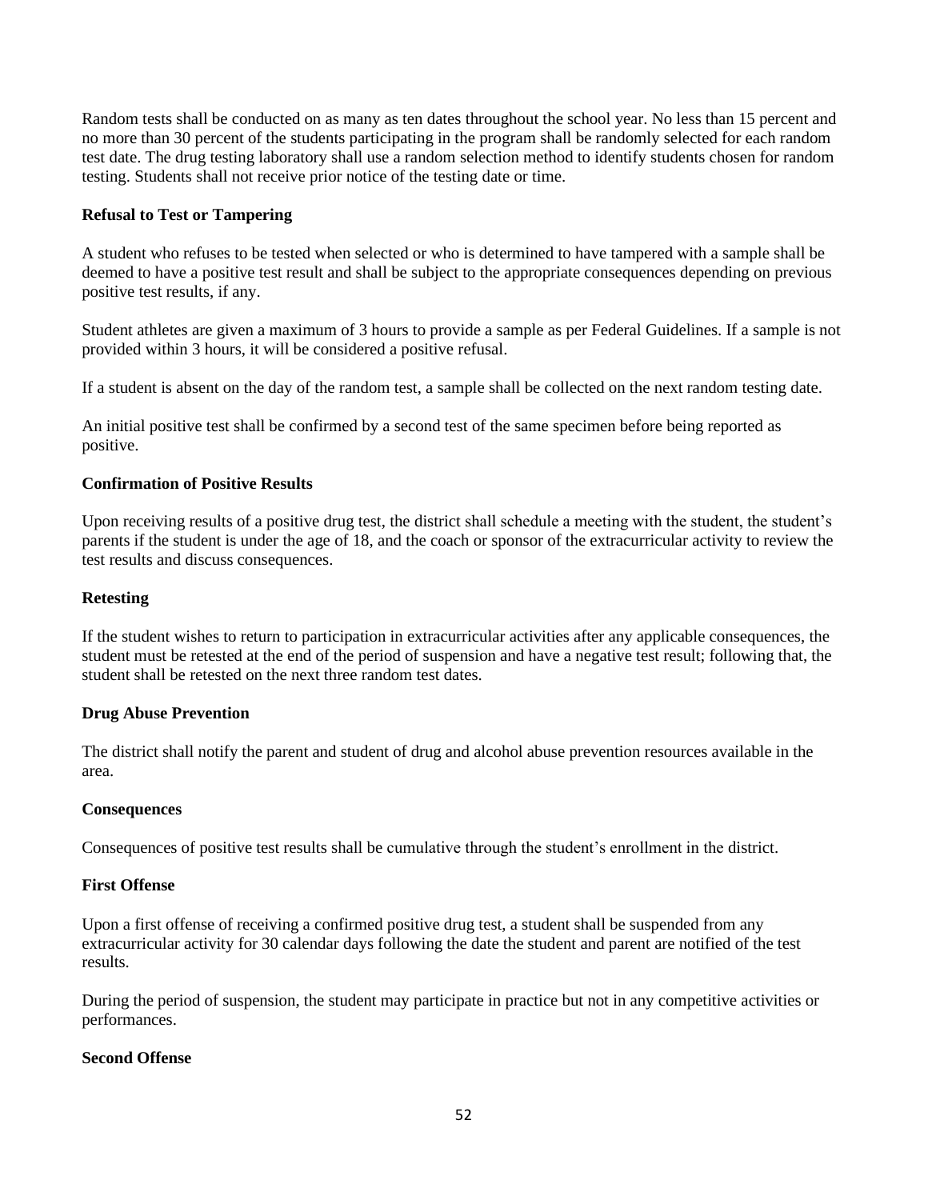Random tests shall be conducted on as many as ten dates throughout the school year. No less than 15 percent and no more than 30 percent of the students participating in the program shall be randomly selected for each random test date. The drug testing laboratory shall use a random selection method to identify students chosen for random testing. Students shall not receive prior notice of the testing date or time.

**Refusal to Test or Tampering**

A student who refuses to be tested when selected or who is determined to have tampered with a sample shall be deemed to have a positive test result and shall be subject to the appropriate consequences depending on previous positive test results, if any.

Student athletes are given a maximum of 3 hours to provide a sample as per Federal Guidelines. If a sample is not provided within 3 hours, it will be considered a positive refusal.

If a student is absent on the day of the random test, a sample shall be collected on the next random testing date.

An initial positive test shall be confirmed by a second test of the same specimen before being reported as positive.

**Confirmation of Positive Results**

Upon receiving results of a positive drug test, the district shall schedule a meeting with the student, the student's parents if the student is under the age of 18, and the coach or sponsor of the extracurricular activity to review the test results and discuss consequences.

**Retesting**

If the student wishes to return to participation in extracurricular activities after any applicable consequences, the student must be retested at the end of the period of suspension and have a negative test result; following that, the student shall be retested on the next three random test dates.

**Drug Abuse Prevention**

The district shall notify the parent and student of drug and alcohol abuse prevention resources available in the area.

**Consequences**

Consequences of positive test results shall be cumulative through the student's enrollment in the district.

**First Offense**

Upon a first offense of receiving a confirmed positive drug test, a student shall be suspended from any extracurricular activity for 30 calendar days following the date the student and parent are notified of the test results.

During the period of suspension, the student may participate in practice but not in any competitive activities or performances.

**Second Offense**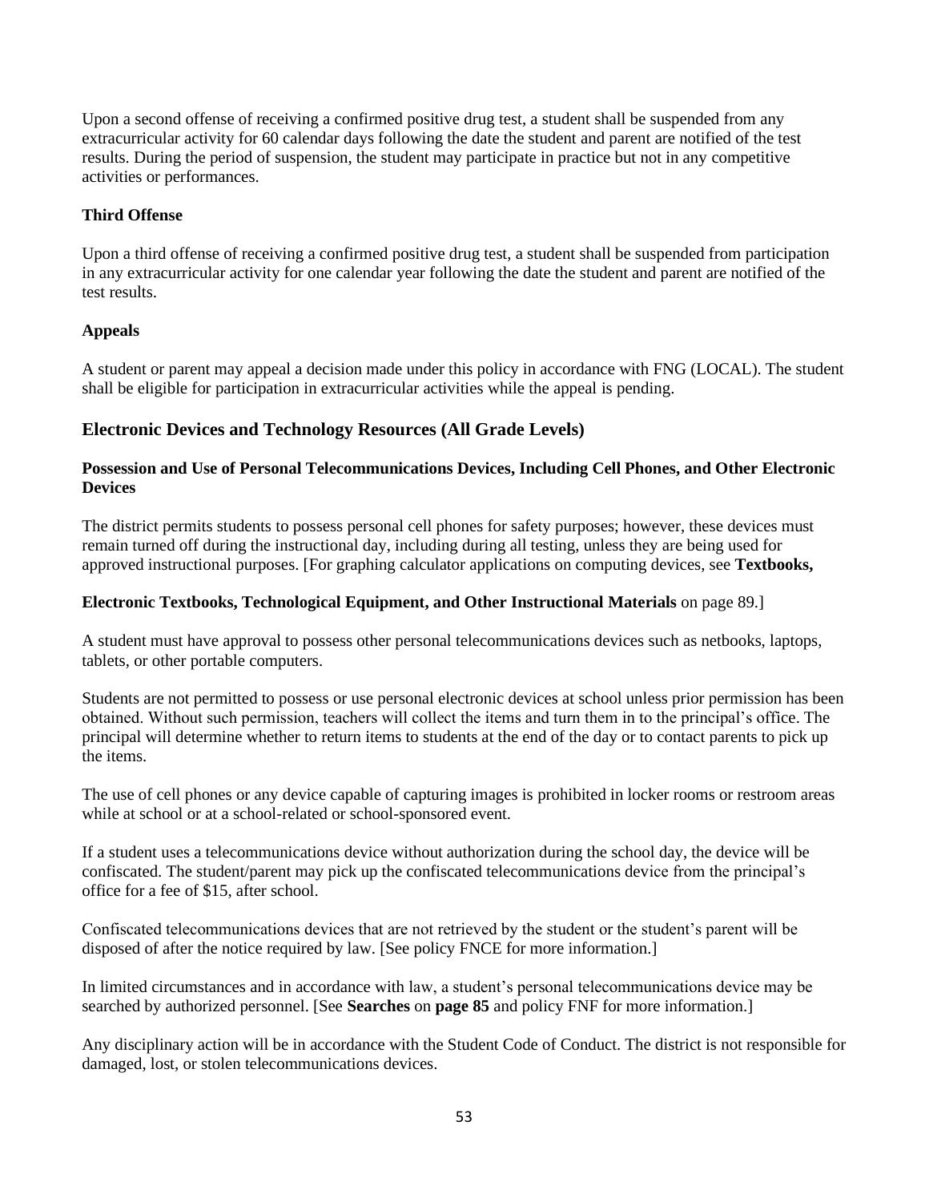Upon a second offense of receiving a confirmed positive drug test, a student shall be suspended from any extracurricular activity for 60 calendar days following the date the student and parent are notified of the test results. During the period of suspension, the student may participate in practice but not in any competitive activities or performances.

**Third Offense**

Upon a third offense of receiving a confirmed positive drug test, a student shall be suspended from participation in any extracurricular activity for one calendar year following the date the student and parent are notified of the test results.

**Appeals**

A student or parent may appeal a decision made under this policy in accordance with FNG (LOCAL). The student shall be eligible for participation in extracurricular activities while the appeal is pending.

## Electronic Devices and Technology Resources (All Grade Levels)

### Possession and Use of Personal Telecommunications Devices, Including Cell Phones, and Other Electronic Devices

The district permits students to possess personal cell phones for safety purposes; however, these devices must remain turned off during the instructional day, including during all testing, unless they are being used for approved instructional purposes. [For graphing calculator applications on computing devices, see **Textbooks, Electronic Textbooks, Technological Equipment, and Other Instructional Materials** on page 89.]

A student must have approval to possess other personal telecommunications devices such as netbooks, laptops, tablets, or other portable computers.

Students are not permitted to possess or use personal electronic devices at school unless prior permission has been obtained. Without such permission, teachers will collect the items and turn them in to the principal's office. The principal will determine whether to return items to students at the end of the day or to contact parents to pick up the items.

The use of cell phones or any device capable of capturing images is prohibited in locker rooms or restroom areas while at school or at a school-related or school-sponsored event.

If a student uses a telecommunications device without authorization during the school day, the device will be confiscated. The student/parent may pick up the confiscated telecommunications device from the principal's office for a fee of $15, after school.

Confiscated telecommunications devices that are not retrieved by the student or the student's parent will be disposed of after the notice required by law. [See policy FNCE for more information.]

In limited circumstances and in accordance with law, a student's personal telecommunications device may be searched by authorized personnel. [See **Searches** on **page 85** and policy FNF for more information.]

Any disciplinary action will be in accordance with the Student Code of Conduct. The district is not responsible for damaged, lost, or stolen telecommunications devices.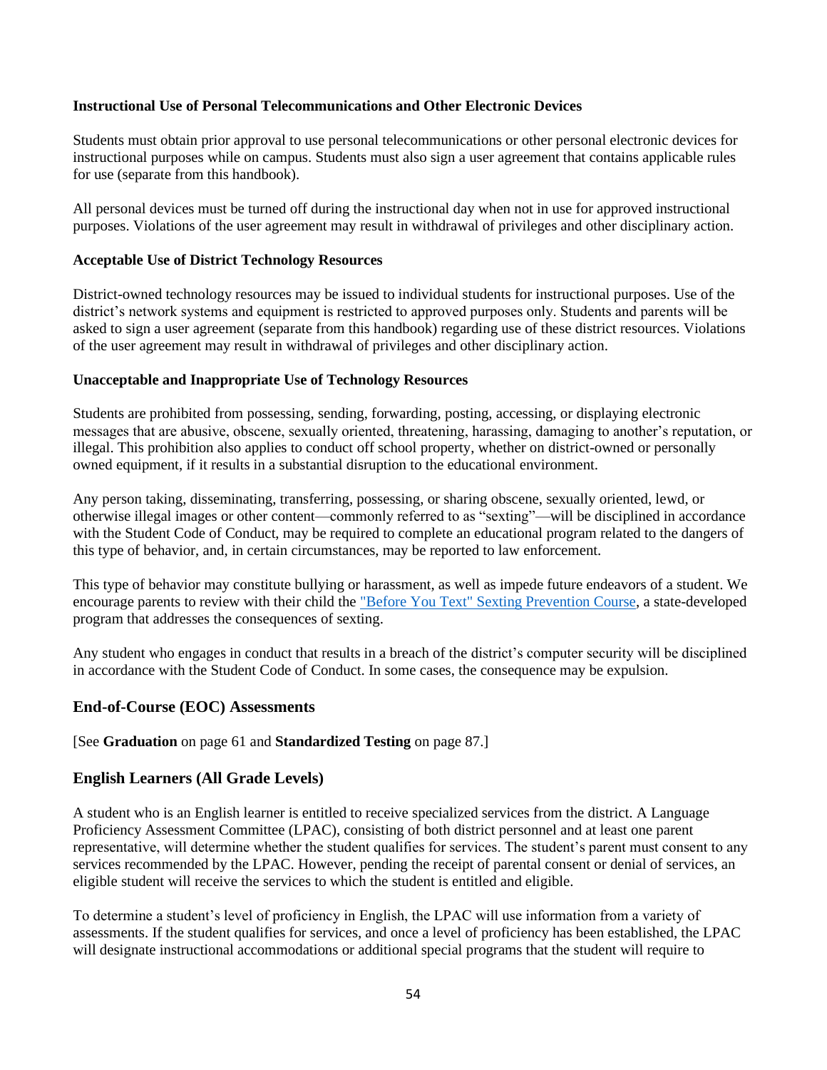**Instructional Use of Personal Telecommunications and Other Electronic Devices**

Students must obtain prior approval to use personal telecommunications or other personal electronic devices for instructional purposes while on campus. Students must also sign a user agreement that contains applicable rules for use (separate from this handbook).

All personal devices must be turned off during the instructional day when not in use for approved instructional purposes. Violations of the user agreement may result in withdrawal of privileges and other disciplinary action.

**Acceptable Use of District Technology Resources**

District-owned technology resources may be issued to individual students for instructional purposes. Use of the district's network systems and equipment is restricted to approved purposes only. Students and parents will be asked to sign a user agreement (separate from this handbook) regarding use of these district resources. Violations of the user agreement may result in withdrawal of privileges and other disciplinary action.

**Unacceptable and Inappropriate Use of Technology Resources**

Students are prohibited from possessing, sending, forwarding, posting, accessing, or displaying electronic messages that are abusive, obscene, sexually oriented, threatening, harassing, damaging to another's reputation, or illegal. This prohibition also applies to conduct off school property, whether on district-owned or personally owned equipment, if it results in a substantial disruption to the educational environment.

Any person taking, disseminating, transferring, possessing, or sharing obscene, sexually oriented, lewd, or otherwise illegal images or other content—commonly referred to as "sexting"—will be disciplined in accordance with the Student Code of Conduct, may be required to complete an educational program related to the dangers of this type of behavior, and, in certain circumstances, may be reported to law enforcement.

This type of behavior may constitute bullying or harassment, as well as impede future endeavors of a student. We encourage parents to review with their child the "Before You Text" Sexting Prevention Course, a state-developed program that addresses the consequences of sexting.

Any student who engages in conduct that results in a breach of the district's computer security will be disciplined in accordance with the Student Code of Conduct. In some cases, the consequence may be expulsion.

## End-of-Course (EOC) Assessments

[See **Graduation** on page 61 and **Standardized Testing** on page 87.]

## English Learners (All Grade Levels)

A student who is an English learner is entitled to receive specialized services from the district. A Language Proficiency Assessment Committee (LPAC), consisting of both district personnel and at least one parent representative, will determine whether the student qualifies for services. The student's parent must consent to any services recommended by the LPAC. However, pending the receipt of parental consent or denial of services, an eligible student will receive the services to which the student is entitled and eligible.

To determine a student's level of proficiency in English, the LPAC will use information from a variety of assessments. If the student qualifies for services, and once a level of proficiency has been established, the LPAC will designate instructional accommodations or additional special programs that the student will require to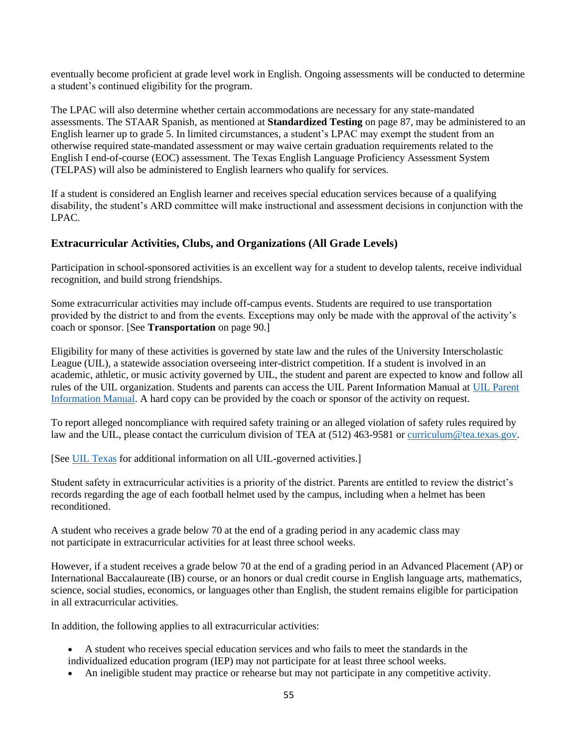eventually become proficient at grade level work in English. Ongoing assessments will be conducted to determine a student's continued eligibility for the program.

The LPAC will also determine whether certain accommodations are necessary for any state-mandated assessments. The STAAR Spanish, as mentioned at **Standardized Testing** on page 87, may be administered to an English learner up to grade 5. In limited circumstances, a student's LPAC may exempt the student from an otherwise required state-mandated assessment or may waive certain graduation requirements related to the English I end-of-course (EOC) assessment. The Texas English Language Proficiency Assessment System (TELPAS) will also be administered to English learners who qualify for services.

If a student is considered an English learner and receives special education services because of a qualifying disability, the student's ARD committee will make instructional and assessment decisions in conjunction with the LPAC.

## Extracurricular Activities, Clubs, and Organizations (All Grade Levels)

Participation in school-sponsored activities is an excellent way for a student to develop talents, receive individual recognition, and build strong friendships.

Some extracurricular activities may include off-campus events. Students are required to use transportation provided by the district to and from the events. Exceptions may only be made with the approval of the activity's coach or sponsor. [See **Transportation** on page 90.]

Eligibility for many of these activities is governed by state law and the rules of the University Interscholastic League (UIL), a statewide association overseeing inter-district competition. If a student is involved in an academic, athletic, or music activity governed by UIL, the student and parent are expected to know and follow all rules of the UIL organization. Students and parents can access the UIL Parent Information Manual at UIL Parent Information Manual. A hard copy can be provided by the coach or sponsor of the activity on request.

To report alleged noncompliance with required safety training or an alleged violation of safety rules required by law and the UIL, please contact the curriculum division of TEA at (512) 463-9581 or curriculum@tea.texas.gov.

[See UIL Texas for additional information on all UIL-governed activities.]

Student safety in extracurricular activities is a priority of the district. Parents are entitled to review the district's records regarding the age of each football helmet used by the campus, including when a helmet has been reconditioned.

A student who receives a grade below 70 at the end of a grading period in any academic class may not participate in extracurricular activities for at least three school weeks.

However, if a student receives a grade below 70 at the end of a grading period in an Advanced Placement (AP) or International Baccalaureate (IB) course, or an honors or dual credit course in English language arts, mathematics, science, social studies, economics, or languages other than English, the student remains eligible for participation in all extracurricular activities.

In addition, the following applies to all extracurricular activities:

- A student who receives special education services and who fails to meet the standards in the individualized education program (IEP) may not participate for at least three school weeks.
- An ineligible student may practice or rehearse but may not participate in any competitive activity.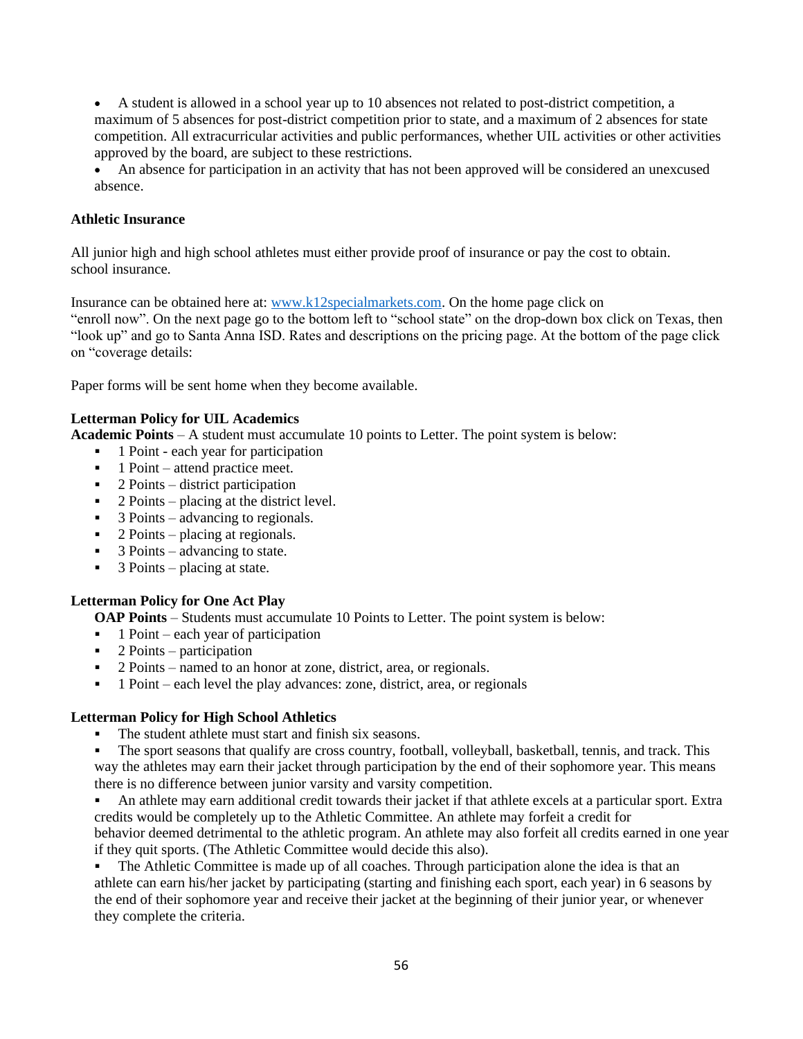- A student is allowed in a school year up to 10 absences not related to post-district competition, a maximum of 5 absences for post-district competition prior to state, and a maximum of 2 absences for state competition. All extracurricular activities and public performances, whether UIL activities or other activities approved by the board, are subject to these restrictions.
- An absence for participation in an activity that has not been approved will be considered an unexcused absence.

**Athletic Insurance**

All junior high and high school athletes must either provide proof of insurance or pay the cost to obtain. school insurance.

Insurance can be obtained here at: [www.k12specialmarkets.com](http://www.k12specialmarkets.com). On the home page click on "enroll now". On the next page go to the bottom left to "school state" on the drop-down box click on Texas, then "look up" and go to Santa Anna ISD. Rates and descriptions on the pricing page. At the bottom of the page click on "coverage details:

Paper forms will be sent home when they become available.

**Letterman Policy for UIL Academics**

**Academic Points** – A student must accumulate 10 points to Letter. The point system is below:

- 1 Point - each year for participation
- 1 Point – attend practice meet.
- 2 Points – district participation
- 2 Points – placing at the district level.
- 3 Points – advancing to regionals.
- 2 Points – placing at regionals.
- 3 Points – advancing to state.
- 3 Points – placing at state.

**Letterman Policy for One Act Play**

**OAP Points** – Students must accumulate 10 Points to Letter. The point system is below:

- 1 Point – each year of participation
- 2 Points – participation
- 2 Points – named to an honor at zone, district, area, or regionals.
- 1 Point – each level the play advances: zone, district, area, or regionals

**Letterman Policy for High School Athletics**

- The student athlete must start and finish six seasons.
- The sport seasons that qualify are cross country, football, volleyball, basketball, tennis, and track. This way the athletes may earn their jacket through participation by the end of their sophomore year. This means there is no difference between junior varsity and varsity competition.
- An athlete may earn additional credit towards their jacket if that athlete excels at a particular sport. Extra credits would be completely up to the Athletic Committee. An athlete may forfeit a credit for behavior deemed detrimental to the athletic program. An athlete may also forfeit all credits earned in one year if they quit sports. (The Athletic Committee would decide this also).
- The Athletic Committee is made up of all coaches. Through participation alone the idea is that an athlete can earn his/her jacket by participating (starting and finishing each sport, each year) in 6 seasons by the end of their sophomore year and receive their jacket at the beginning of their junior year, or whenever they complete the criteria.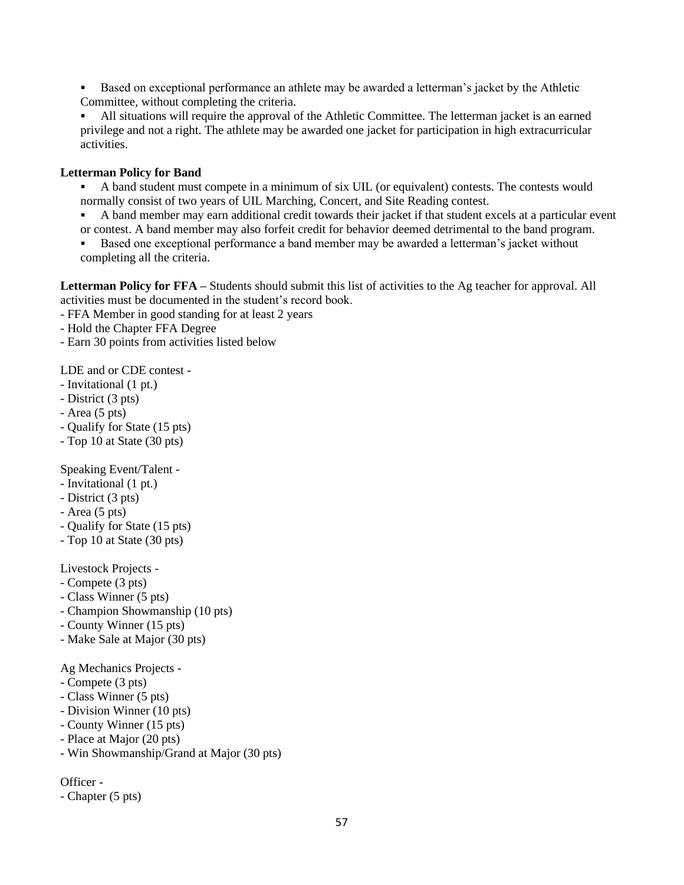- Based on exceptional performance an athlete may be awarded a letterman's jacket by the Athletic Committee, without completing the criteria.
- All situations will require the approval of the Athletic Committee. The letterman jacket is an earned privilege and not a right. The athlete may be awarded one jacket for participation in high extracurricular activities.

**Letterman Policy for Band**

- A band student must compete in a minimum of six UIL (or equivalent) contests. The contests would normally consist of two years of UIL Marching, Concert, and Site Reading contest.
- A band member may earn additional credit towards their jacket if that student excels at a particular event or contest. A band member may also forfeit credit for behavior deemed detrimental to the band program.
- Based one exceptional performance a band member may be awarded a letterman's jacket without completing all the criteria.

**Letterman Policy for FFA –** Students should submit this list of activities to the Ag teacher for approval. All activities must be documented in the student's record book.

- FFA Member in good standing for at least 2 years
- Hold the Chapter FFA Degree
- Earn 30 points from activities listed below

LDE and or CDE contest -

- Invitational (1 pt.)
- District (3 pts)
- Area (5 pts)
- Qualify for State (15 pts)
- Top 10 at State (30 pts)

Speaking Event/Talent -

- Invitational (1 pt.)
- District (3 pts)
- Area (5 pts)
- Qualify for State (15 pts)
- Top 10 at State (30 pts)

Livestock Projects -

- Compete (3 pts)
- Class Winner (5 pts)
- Champion Showmanship (10 pts)
- County Winner (15 pts)
- Make Sale at Major (30 pts)

Ag Mechanics Projects -

- Compete (3 pts)
- Class Winner (5 pts)
- Division Winner (10 pts)
- County Winner (15 pts)
- Place at Major (20 pts)
- Win Showmanship/Grand at Major (30 pts)

Officer -

- Chapter (5 pts)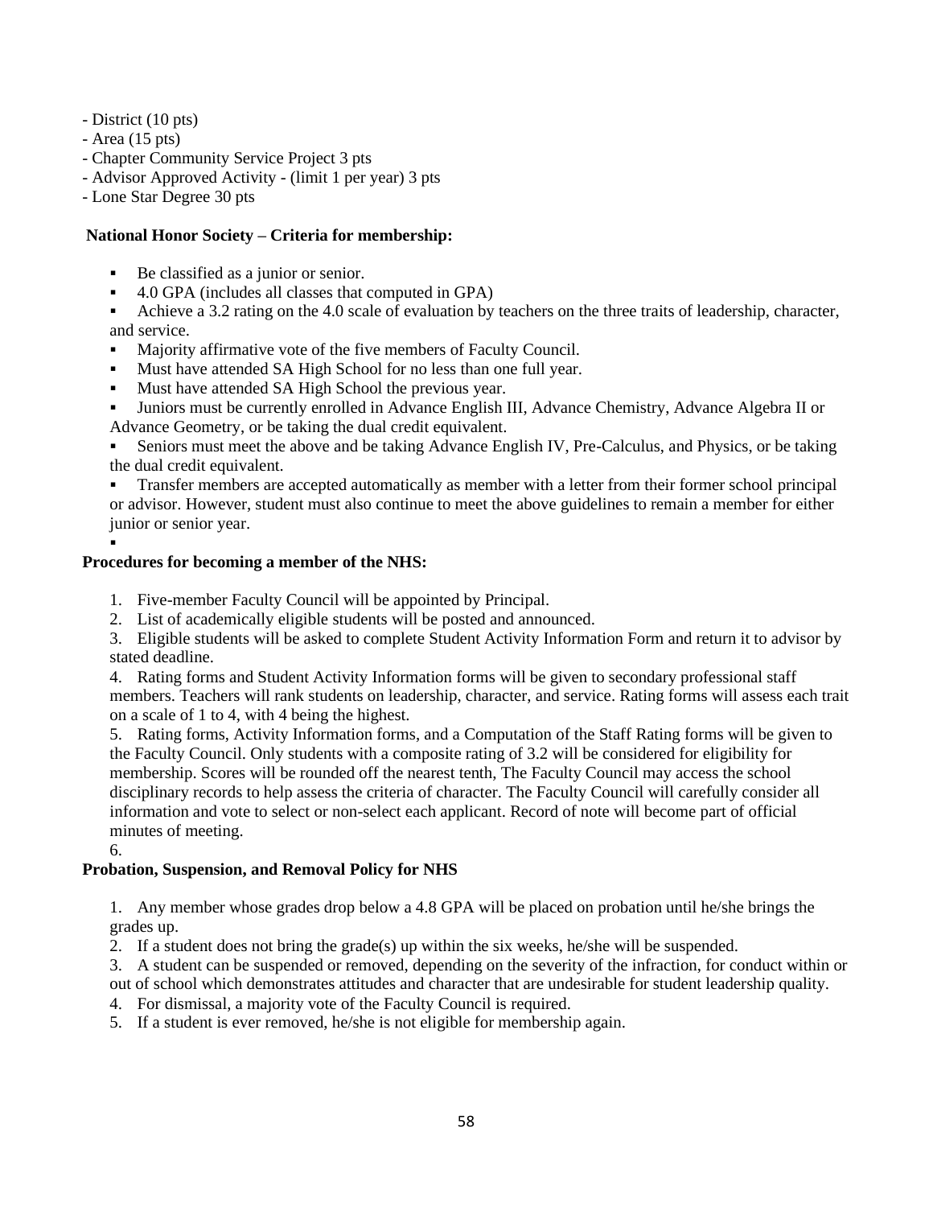- District (10 pts)
- Area (15 pts)
- Chapter Community Service Project 3 pts
- Advisor Approved Activity - (limit 1 per year) 3 pts
- Lone Star Degree 30 pts

**National Honor Society – Criteria for membership:**

- Be classified as a junior or senior.
- 4.0 GPA (includes all classes that computed in GPA)
- Achieve a 3.2 rating on the 4.0 scale of evaluation by teachers on the three traits of leadership, character, and service.
- Majority affirmative vote of the five members of Faculty Council.
- Must have attended SA High School for no less than one full year.
- Must have attended SA High School the previous year.
- Juniors must be currently enrolled in Advance English III, Advance Chemistry, Advance Algebra II or Advance Geometry, or be taking the dual credit equivalent.
- Seniors must meet the above and be taking Advance English IV, Pre-Calculus, and Physics, or be taking the dual credit equivalent.
- Transfer members are accepted automatically as member with a letter from their former school principal or advisor. However, student must also continue to meet the above guidelines to remain a member for either junior or senior year.
-

**Procedures for becoming a member of the NHS:**

1. Five-member Faculty Council will be appointed by Principal.
2. List of academically eligible students will be posted and announced.
3. Eligible students will be asked to complete Student Activity Information Form and return it to advisor by stated deadline.
4. Rating forms and Student Activity Information forms will be given to secondary professional staff members. Teachers will rank students on leadership, character, and service. Rating forms will assess each trait on a scale of 1 to 4, with 4 being the highest.
5. Rating forms, Activity Information forms, and a Computation of the Staff Rating forms will be given to the Faculty Council. Only students with a composite rating of 3.2 will be considered for eligibility for membership. Scores will be rounded off the nearest tenth, The Faculty Council may access the school disciplinary records to help assess the criteria of character. The Faculty Council will carefully consider all information and vote to select or non-select each applicant. Record of note will become part of official minutes of meeting.
6.

**Probation, Suspension, and Removal Policy for NHS**

1. Any member whose grades drop below a 4.8 GPA will be placed on probation until he/she brings the grades up.
2. If a student does not bring the grade(s) up within the six weeks, he/she will be suspended.
3. A student can be suspended or removed, depending on the severity of the infraction, for conduct within or out of school which demonstrates attitudes and character that are undesirable for student leadership quality.
4. For dismissal, a majority vote of the Faculty Council is required.
5. If a student is ever removed, he/she is not eligible for membership again.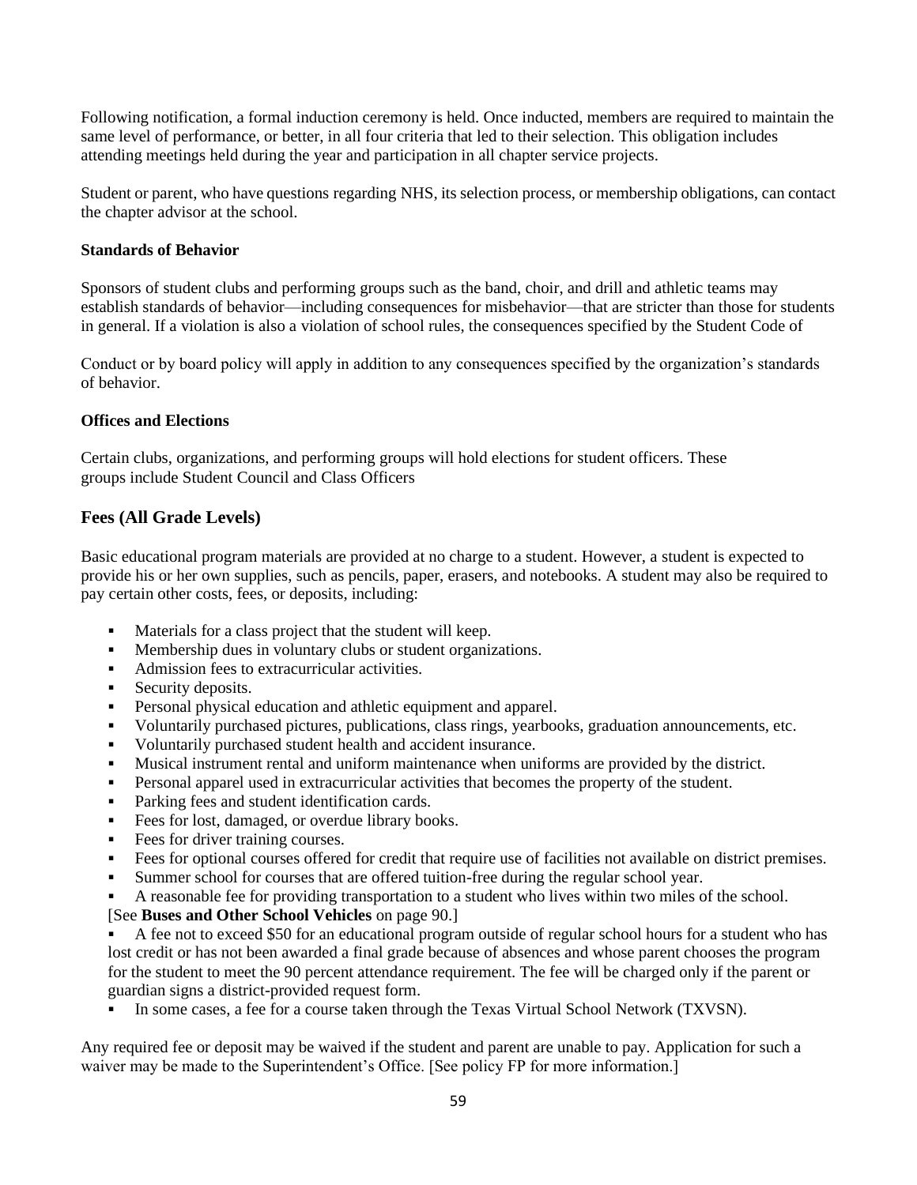Following notification, a formal induction ceremony is held. Once inducted, members are required to maintain the same level of performance, or better, in all four criteria that led to their selection. This obligation includes attending meetings held during the year and participation in all chapter service projects.

Student or parent, who have questions regarding NHS, its selection process, or membership obligations, can contact the chapter advisor at the school.

**Standards of Behavior**

Sponsors of student clubs and performing groups such as the band, choir, and drill and athletic teams may establish standards of behavior—including consequences for misbehavior—that are stricter than those for students in general. If a violation is also a violation of school rules, the consequences specified by the Student Code of

Conduct or by board policy will apply in addition to any consequences specified by the organization's standards of behavior.

**Offices and Elections**

Certain clubs, organizations, and performing groups will hold elections for student officers. These groups include Student Council and Class Officers

## Fees (All Grade Levels)

Basic educational program materials are provided at no charge to a student. However, a student is expected to provide his or her own supplies, such as pencils, paper, erasers, and notebooks. A student may also be required to pay certain other costs, fees, or deposits, including:

- Materials for a class project that the student will keep.
- Membership dues in voluntary clubs or student organizations.
- Admission fees to extracurricular activities.
- Security deposits.
- Personal physical education and athletic equipment and apparel.
- Voluntarily purchased pictures, publications, class rings, yearbooks, graduation announcements, etc.
- Voluntarily purchased student health and accident insurance.
- Musical instrument rental and uniform maintenance when uniforms are provided by the district.
- Personal apparel used in extracurricular activities that becomes the property of the student.
- Parking fees and student identification cards.
- Fees for lost, damaged, or overdue library books.
- Fees for driver training courses.
- Fees for optional courses offered for credit that require use of facilities not available on district premises.
- Summer school for courses that are offered tuition-free during the regular school year.
- A reasonable fee for providing transportation to a student who lives within two miles of the school. [See **Buses and Other School Vehicles** on page 90.]
- A fee not to exceed $50 for an educational program outside of regular school hours for a student who has lost credit or has not been awarded a final grade because of absences and whose parent chooses the program for the student to meet the 90 percent attendance requirement. The fee will be charged only if the parent or guardian signs a district-provided request form.
- In some cases, a fee for a course taken through the Texas Virtual School Network (TXVSN).

Any required fee or deposit may be waived if the student and parent are unable to pay. Application for such a waiver may be made to the Superintendent's Office. [See policy FP for more information.]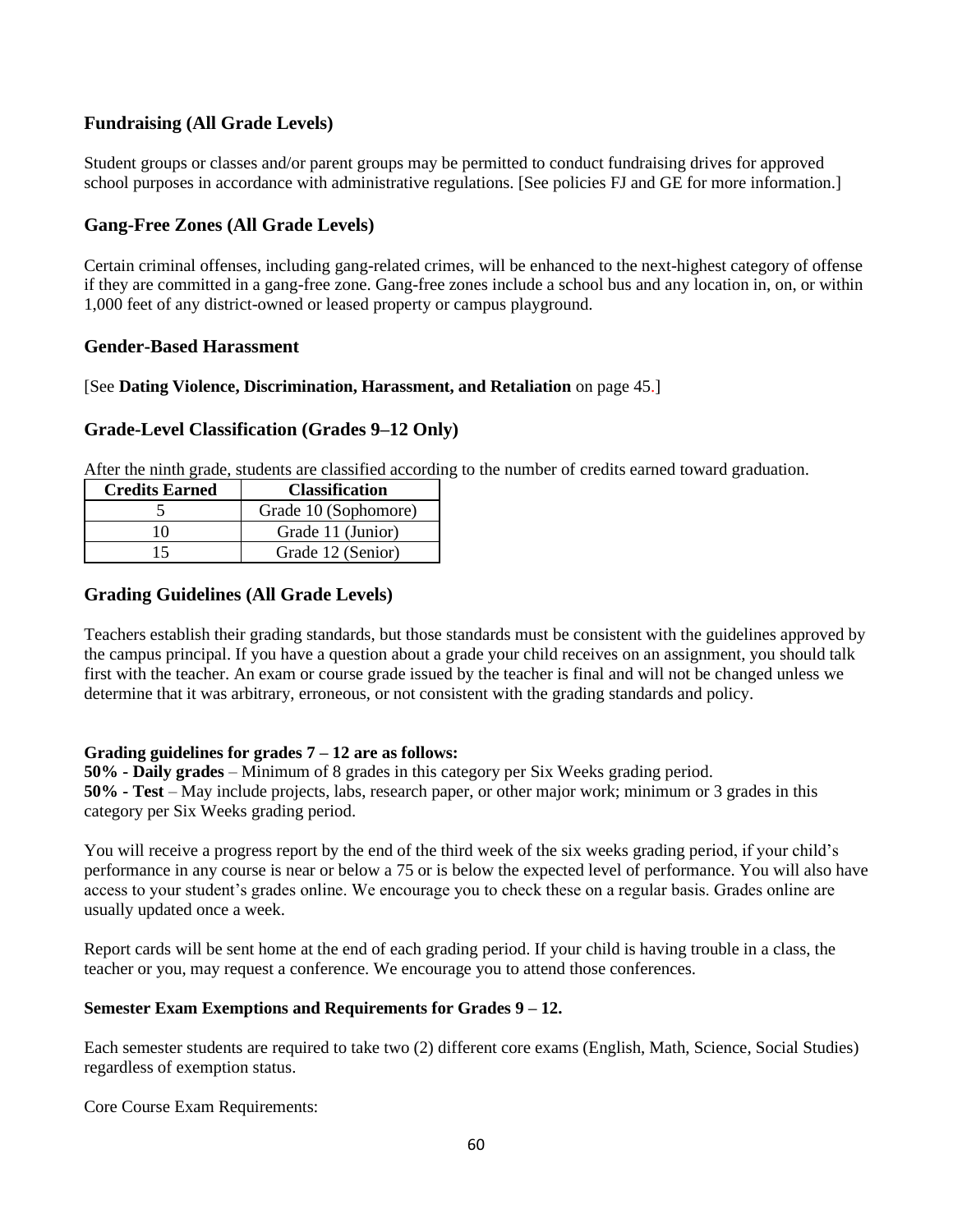## Fundraising (All Grade Levels)

Student groups or classes and/or parent groups may be permitted to conduct fundraising drives for approved school purposes in accordance with administrative regulations. [See policies FJ and GE for more information.]

## Gang-Free Zones (All Grade Levels)

Certain criminal offenses, including gang-related crimes, will be enhanced to the next-highest category of offense if they are committed in a gang-free zone. Gang-free zones include a school bus and any location in, on, or within 1,000 feet of any district-owned or leased property or campus playground.

## Gender-Based Harassment

[See **Dating Violence, Discrimination, Harassment, and Retaliation** on page 45.]

## Grade-Level Classification (Grades 9–12 Only)

After the ninth grade, students are classified according to the number of credits earned toward graduation.

| Credits Earned | Classification |
|---|---|
| 5 | Grade 10 (Sophomore) |
| 10 | Grade 11 (Junior) |
| 15 | Grade 12 (Senior) |

## Grading Guidelines (All Grade Levels)

Teachers establish their grading standards, but those standards must be consistent with the guidelines approved by the campus principal. If you have a question about a grade your child receives on an assignment, you should talk first with the teacher. An exam or course grade issued by the teacher is final and will not be changed unless we determine that it was arbitrary, erroneous, or not consistent with the grading standards and policy.

**Grading guidelines for grades 7 – 12 are as follows:**

**50% - Daily grades** – Minimum of 8 grades in this category per Six Weeks grading period.
**50% - Test** – May include projects, labs, research paper, or other major work; minimum or 3 grades in this category per Six Weeks grading period.

You will receive a progress report by the end of the third week of the six weeks grading period, if your child's performance in any course is near or below a 75 or is below the expected level of performance. You will also have access to your student's grades online. We encourage you to check these on a regular basis. Grades online are usually updated once a week.

Report cards will be sent home at the end of each grading period. If your child is having trouble in a class, the teacher or you, may request a conference. We encourage you to attend those conferences.

**Semester Exam Exemptions and Requirements for Grades 9 – 12.**

Each semester students are required to take two (2) different core exams (English, Math, Science, Social Studies) regardless of exemption status.

Core Course Exam Requirements: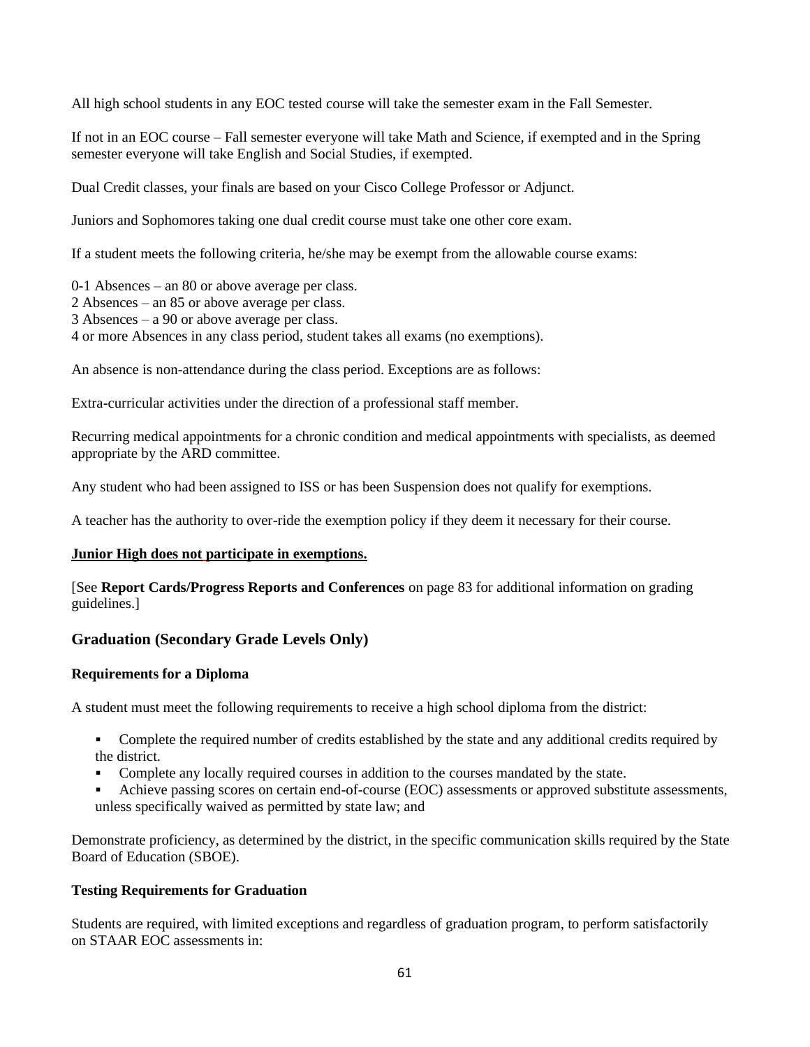All high school students in any EOC tested course will take the semester exam in the Fall Semester.

If not in an EOC course – Fall semester everyone will take Math and Science, if exempted and in the Spring semester everyone will take English and Social Studies, if exempted.

Dual Credit classes, your finals are based on your Cisco College Professor or Adjunct.

Juniors and Sophomores taking one dual credit course must take one other core exam.

If a student meets the following criteria, he/she may be exempt from the allowable course exams:

0-1 Absences – an 80 or above average per class.
2 Absences – an 85 or above average per class.
3 Absences – a 90 or above average per class.
4 or more Absences in any class period, student takes all exams (no exemptions).

An absence is non-attendance during the class period. Exceptions are as follows:

Extra-curricular activities under the direction of a professional staff member.

Recurring medical appointments for a chronic condition and medical appointments with specialists, as deemed appropriate by the ARD committee.

Any student who had been assigned to ISS or has been Suspension does not qualify for exemptions.

A teacher has the authority to over-ride the exemption policy if they deem it necessary for their course.

**Junior High does not participate in exemptions.**

[See **Report Cards/Progress Reports and Conferences** on page 83 for additional information on grading guidelines.]

## Graduation (Secondary Grade Levels Only)

### Requirements for a Diploma

A student must meet the following requirements to receive a high school diploma from the district:

- Complete the required number of credits established by the state and any additional credits required by the district.
- Complete any locally required courses in addition to the courses mandated by the state.
- Achieve passing scores on certain end-of-course (EOC) assessments or approved substitute assessments, unless specifically waived as permitted by state law; and

Demonstrate proficiency, as determined by the district, in the specific communication skills required by the State Board of Education (SBOE).

### Testing Requirements for Graduation

Students are required, with limited exceptions and regardless of graduation program, to perform satisfactorily on STAAR EOC assessments in: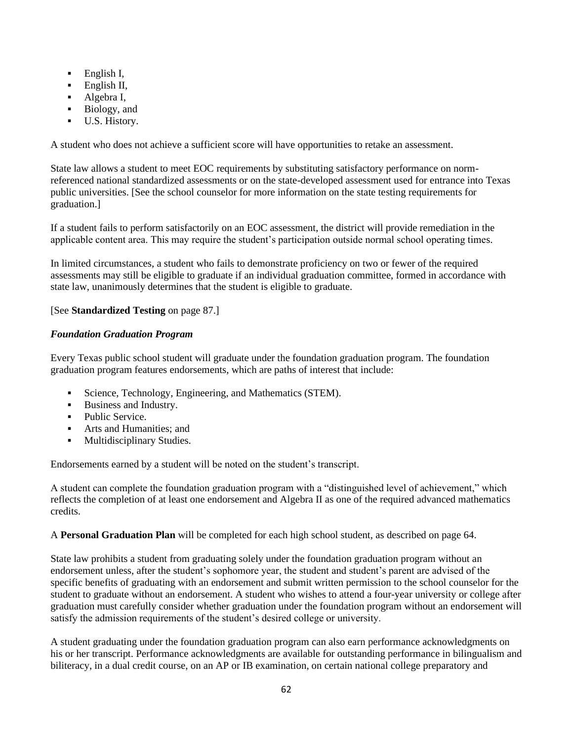- English I,
- English II,
- Algebra I,
- Biology, and
- U.S. History.

A student who does not achieve a sufficient score will have opportunities to retake an assessment.

State law allows a student to meet EOC requirements by substituting satisfactory performance on norm-referenced national standardized assessments or on the state-developed assessment used for entrance into Texas public universities. [See the school counselor for more information on the state testing requirements for graduation.]

If a student fails to perform satisfactorily on an EOC assessment, the district will provide remediation in the applicable content area. This may require the student's participation outside normal school operating times.

In limited circumstances, a student who fails to demonstrate proficiency on two or fewer of the required assessments may still be eligible to graduate if an individual graduation committee, formed in accordance with state law, unanimously determines that the student is eligible to graduate.

[See **Standardized Testing** on page 87.]

### *Foundation Graduation Program*

Every Texas public school student will graduate under the foundation graduation program. The foundation graduation program features endorsements, which are paths of interest that include:

- Science, Technology, Engineering, and Mathematics (STEM).
- Business and Industry.
- Public Service.
- Arts and Humanities; and
- Multidisciplinary Studies.

Endorsements earned by a student will be noted on the student's transcript.

A student can complete the foundation graduation program with a "distinguished level of achievement," which reflects the completion of at least one endorsement and Algebra II as one of the required advanced mathematics credits.

A **Personal Graduation Plan** will be completed for each high school student, as described on page 64.

State law prohibits a student from graduating solely under the foundation graduation program without an endorsement unless, after the student's sophomore year, the student and student's parent are advised of the specific benefits of graduating with an endorsement and submit written permission to the school counselor for the student to graduate without an endorsement. A student who wishes to attend a four-year university or college after graduation must carefully consider whether graduation under the foundation program without an endorsement will satisfy the admission requirements of the student's desired college or university.

A student graduating under the foundation graduation program can also earn performance acknowledgments on his or her transcript. Performance acknowledgments are available for outstanding performance in bilingualism and biliteracy, in a dual credit course, on an AP or IB examination, on certain national college preparatory and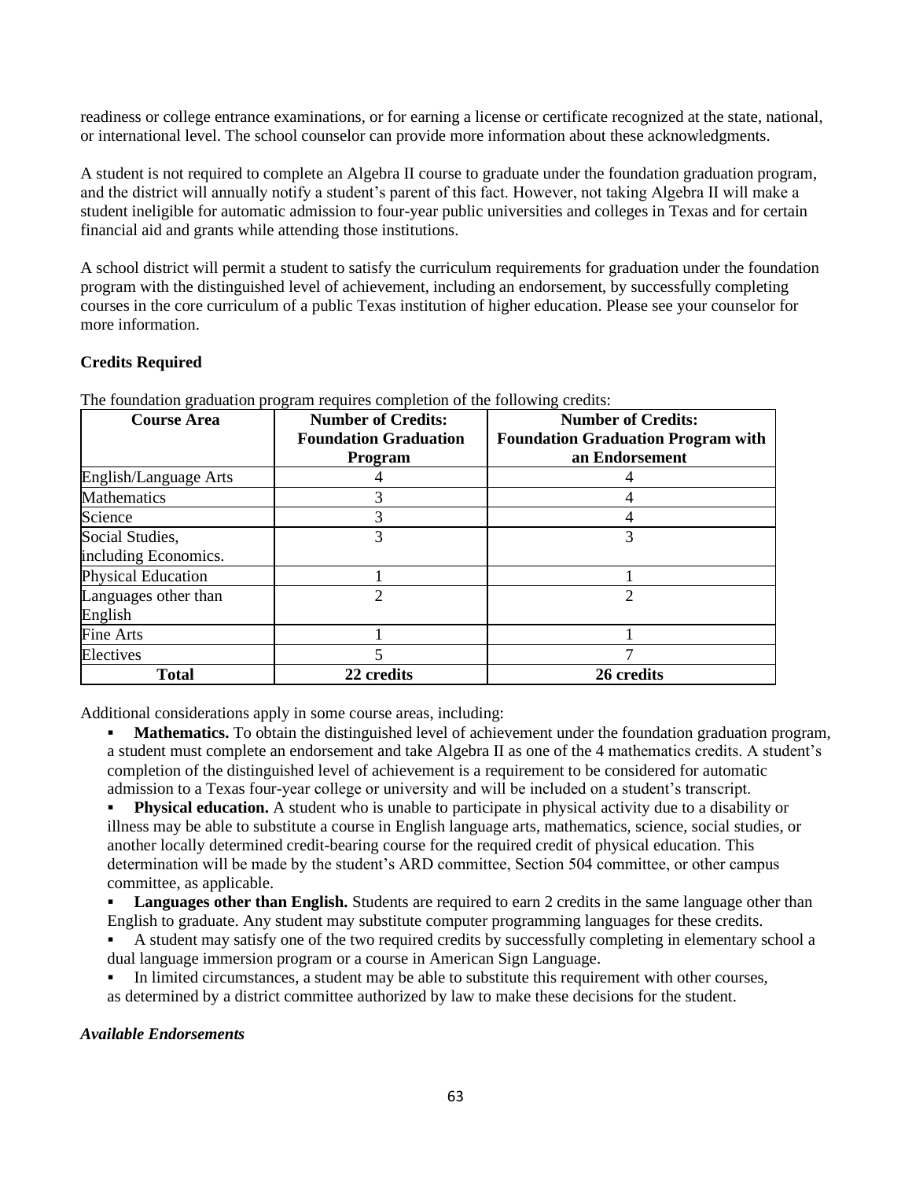readiness or college entrance examinations, or for earning a license or certificate recognized at the state, national, or international level. The school counselor can provide more information about these acknowledgments.

A student is not required to complete an Algebra II course to graduate under the foundation graduation program, and the district will annually notify a student's parent of this fact. However, not taking Algebra II will make a student ineligible for automatic admission to four-year public universities and colleges in Texas and for certain financial aid and grants while attending those institutions.

A school district will permit a student to satisfy the curriculum requirements for graduation under the foundation program with the distinguished level of achievement, including an endorsement, by successfully completing courses in the core curriculum of a public Texas institution of higher education. Please see your counselor for more information.

**Credits Required**

The foundation graduation program requires completion of the following credits:

| Course Area | Number of Credits: Foundation Graduation Program | Number of Credits: Foundation Graduation Program with an Endorsement |
|---|---|---|
| English/Language Arts | 4 | 4 |
| Mathematics | 3 | 4 |
| Science | 3 | 4 |
| Social Studies, including Economics. | 3 | 3 |
| Physical Education | 1 | 1 |
| Languages other than English | 2 | 2 |
| Fine Arts | 1 | 1 |
| Electives | 5 | 7 |
| **Total** | **22 credits** | **26 credits** |

Additional considerations apply in some course areas, including:

- **Mathematics.** To obtain the distinguished level of achievement under the foundation graduation program, a student must complete an endorsement and take Algebra II as one of the 4 mathematics credits. A student's completion of the distinguished level of achievement is a requirement to be considered for automatic admission to a Texas four-year college or university and will be included on a student's transcript.
- **Physical education.** A student who is unable to participate in physical activity due to a disability or illness may be able to substitute a course in English language arts, mathematics, science, social studies, or another locally determined credit-bearing course for the required credit of physical education. This determination will be made by the student's ARD committee, Section 504 committee, or other campus committee, as applicable.
- **Languages other than English.** Students are required to earn 2 credits in the same language other than English to graduate. Any student may substitute computer programming languages for these credits.
- A student may satisfy one of the two required credits by successfully completing in elementary school a dual language immersion program or a course in American Sign Language.
- In limited circumstances, a student may be able to substitute this requirement with other courses, as determined by a district committee authorized by law to make these decisions for the student.

***Available Endorsements***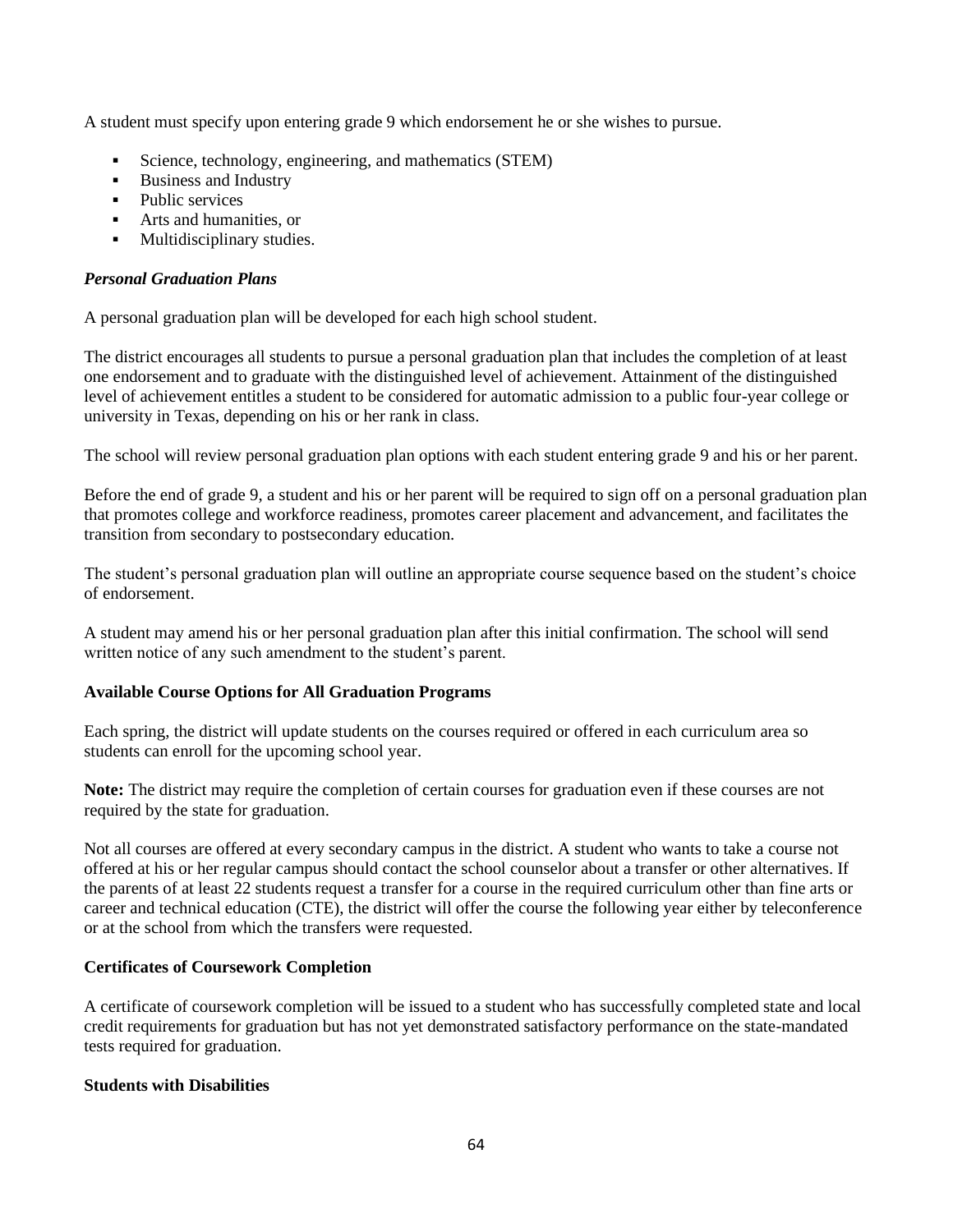A student must specify upon entering grade 9 which endorsement he or she wishes to pursue.

- Science, technology, engineering, and mathematics (STEM)
- Business and Industry
- Public services
- Arts and humanities, or
- Multidisciplinary studies.

### *Personal Graduation Plans*

A personal graduation plan will be developed for each high school student.

The district encourages all students to pursue a personal graduation plan that includes the completion of at least one endorsement and to graduate with the distinguished level of achievement. Attainment of the distinguished level of achievement entitles a student to be considered for automatic admission to a public four-year college or university in Texas, depending on his or her rank in class.

The school will review personal graduation plan options with each student entering grade 9 and his or her parent.

Before the end of grade 9, a student and his or her parent will be required to sign off on a personal graduation plan that promotes college and workforce readiness, promotes career placement and advancement, and facilitates the transition from secondary to postsecondary education.

The student's personal graduation plan will outline an appropriate course sequence based on the student's choice of endorsement.

A student may amend his or her personal graduation plan after this initial confirmation. The school will send written notice of any such amendment to the student's parent.

### Available Course Options for All Graduation Programs

Each spring, the district will update students on the courses required or offered in each curriculum area so students can enroll for the upcoming school year.

**Note:** The district may require the completion of certain courses for graduation even if these courses are not required by the state for graduation.

Not all courses are offered at every secondary campus in the district. A student who wants to take a course not offered at his or her regular campus should contact the school counselor about a transfer or other alternatives. If the parents of at least 22 students request a transfer for a course in the required curriculum other than fine arts or career and technical education (CTE), the district will offer the course the following year either by teleconference or at the school from which the transfers were requested.

### Certificates of Coursework Completion

A certificate of coursework completion will be issued to a student who has successfully completed state and local credit requirements for graduation but has not yet demonstrated satisfactory performance on the state-mandated tests required for graduation.

### Students with Disabilities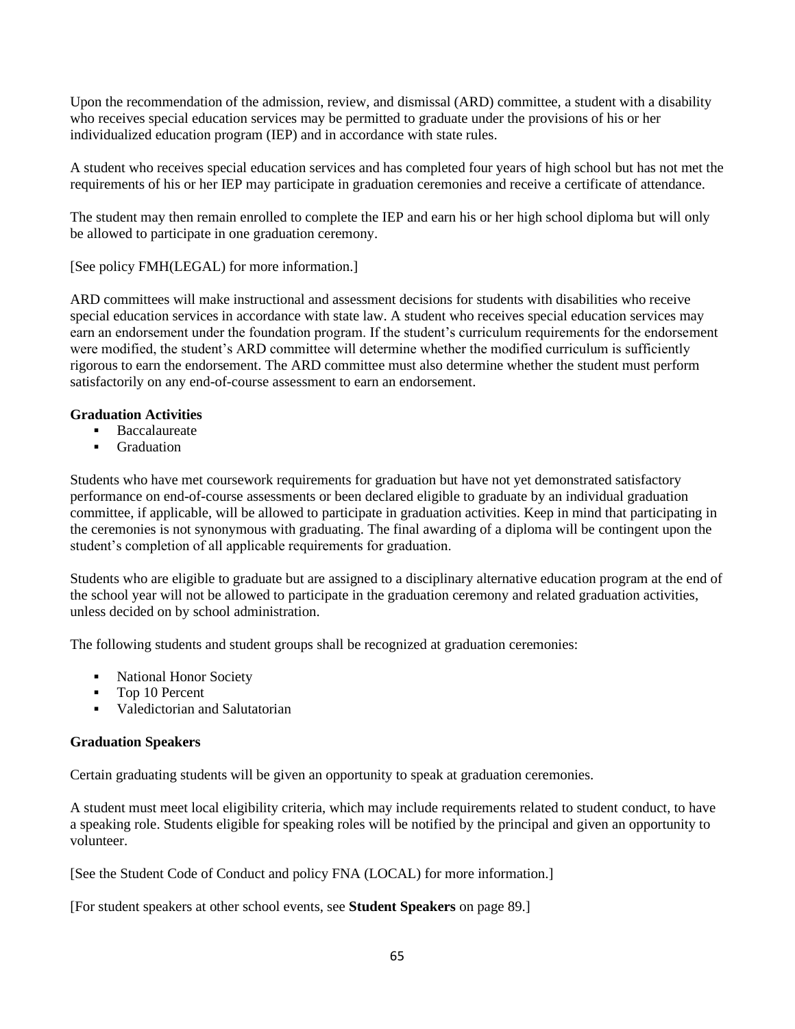Upon the recommendation of the admission, review, and dismissal (ARD) committee, a student with a disability who receives special education services may be permitted to graduate under the provisions of his or her individualized education program (IEP) and in accordance with state rules.

A student who receives special education services and has completed four years of high school but has not met the requirements of his or her IEP may participate in graduation ceremonies and receive a certificate of attendance.

The student may then remain enrolled to complete the IEP and earn his or her high school diploma but will only be allowed to participate in one graduation ceremony.

[See policy FMH(LEGAL) for more information.]

ARD committees will make instructional and assessment decisions for students with disabilities who receive special education services in accordance with state law. A student who receives special education services may earn an endorsement under the foundation program. If the student's curriculum requirements for the endorsement were modified, the student's ARD committee will determine whether the modified curriculum is sufficiently rigorous to earn the endorsement. The ARD committee must also determine whether the student must perform satisfactorily on any end-of-course assessment to earn an endorsement.

**Graduation Activities**

- Baccalaureate
- Graduation

Students who have met coursework requirements for graduation but have not yet demonstrated satisfactory performance on end-of-course assessments or been declared eligible to graduate by an individual graduation committee, if applicable, will be allowed to participate in graduation activities. Keep in mind that participating in the ceremonies is not synonymous with graduating. The final awarding of a diploma will be contingent upon the student's completion of all applicable requirements for graduation.

Students who are eligible to graduate but are assigned to a disciplinary alternative education program at the end of the school year will not be allowed to participate in the graduation ceremony and related graduation activities, unless decided on by school administration.

The following students and student groups shall be recognized at graduation ceremonies:

- National Honor Society
- Top 10 Percent
- Valedictorian and Salutatorian

**Graduation Speakers**

Certain graduating students will be given an opportunity to speak at graduation ceremonies.

A student must meet local eligibility criteria, which may include requirements related to student conduct, to have a speaking role. Students eligible for speaking roles will be notified by the principal and given an opportunity to volunteer.

[See the Student Code of Conduct and policy FNA (LOCAL) for more information.]

[For student speakers at other school events, see **Student Speakers** on page 89.]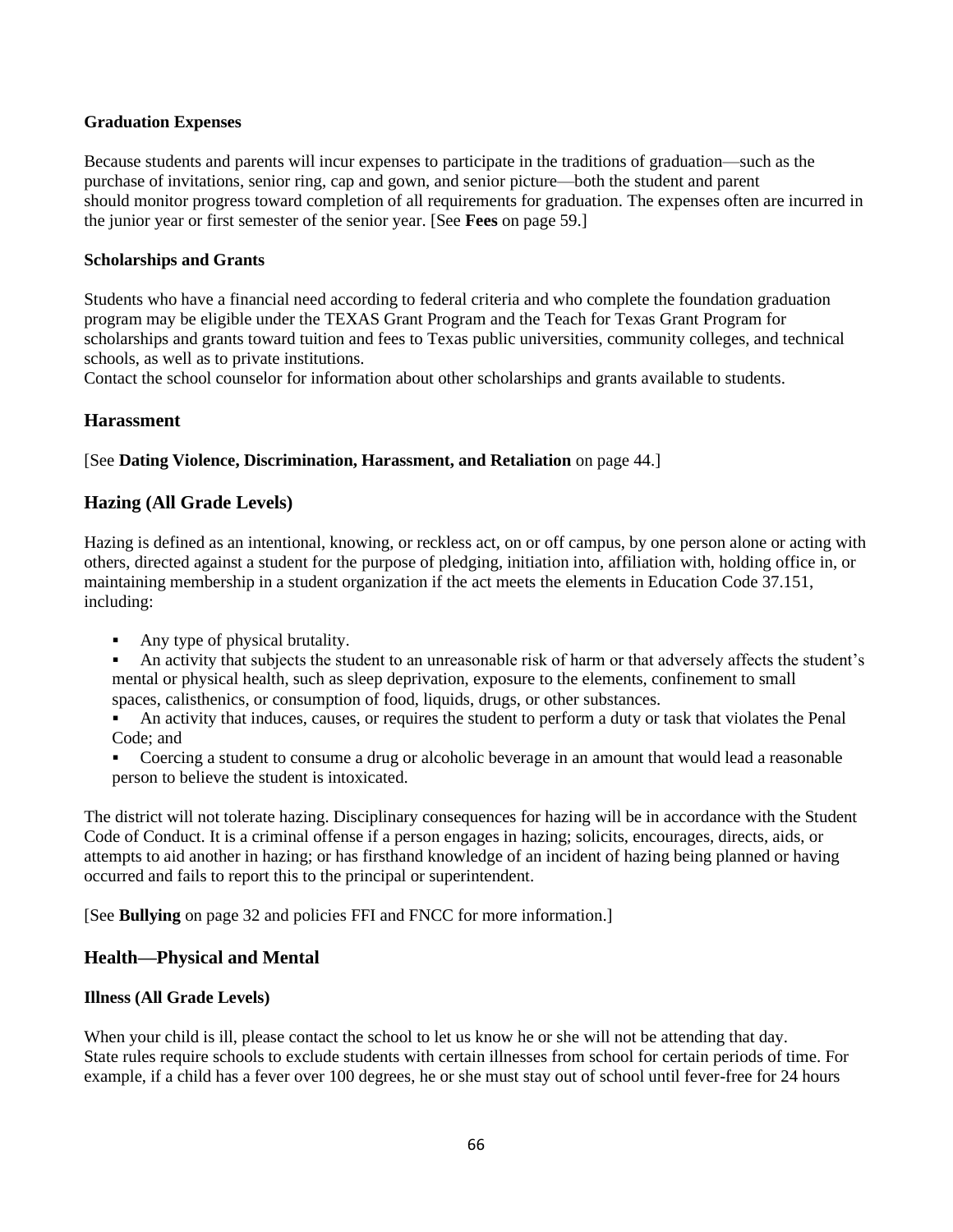### Graduation Expenses

Because students and parents will incur expenses to participate in the traditions of graduation—such as the purchase of invitations, senior ring, cap and gown, and senior picture—both the student and parent should monitor progress toward completion of all requirements for graduation. The expenses often are incurred in the junior year or first semester of the senior year. [See **Fees** on page 59.]

### Scholarships and Grants

Students who have a financial need according to federal criteria and who complete the foundation graduation program may be eligible under the TEXAS Grant Program and the Teach for Texas Grant Program for scholarships and grants toward tuition and fees to Texas public universities, community colleges, and technical schools, as well as to private institutions.
Contact the school counselor for information about other scholarships and grants available to students.

## Harassment

[See **Dating Violence, Discrimination, Harassment, and Retaliation** on page 44.]

## Hazing (All Grade Levels)

Hazing is defined as an intentional, knowing, or reckless act, on or off campus, by one person alone or acting with others, directed against a student for the purpose of pledging, initiation into, affiliation with, holding office in, or maintaining membership in a student organization if the act meets the elements in Education Code 37.151, including:

- Any type of physical brutality.
- An activity that subjects the student to an unreasonable risk of harm or that adversely affects the student's mental or physical health, such as sleep deprivation, exposure to the elements, confinement to small spaces, calisthenics, or consumption of food, liquids, drugs, or other substances.
- An activity that induces, causes, or requires the student to perform a duty or task that violates the Penal Code; and
- Coercing a student to consume a drug or alcoholic beverage in an amount that would lead a reasonable person to believe the student is intoxicated.

The district will not tolerate hazing. Disciplinary consequences for hazing will be in accordance with the Student Code of Conduct. It is a criminal offense if a person engages in hazing; solicits, encourages, directs, aids, or attempts to aid another in hazing; or has firsthand knowledge of an incident of hazing being planned or having occurred and fails to report this to the principal or superintendent.

[See **Bullying** on page 32 and policies FFI and FNCC for more information.]

## Health—Physical and Mental

### Illness (All Grade Levels)

When your child is ill, please contact the school to let us know he or she will not be attending that day.
State rules require schools to exclude students with certain illnesses from school for certain periods of time. For example, if a child has a fever over 100 degrees, he or she must stay out of school until fever-free for 24 hours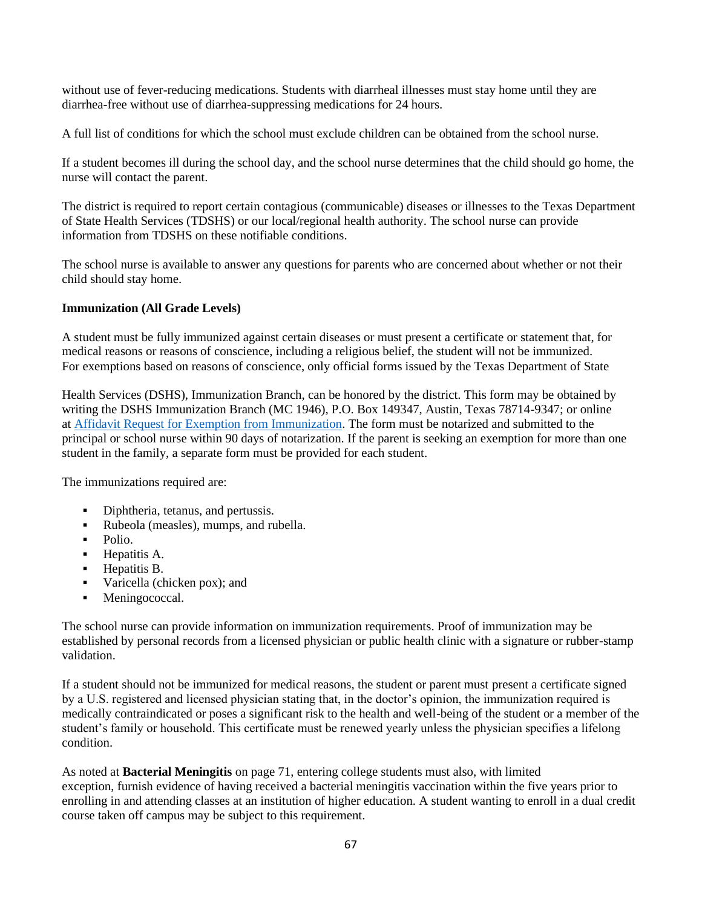without use of fever-reducing medications. Students with diarrheal illnesses must stay home until they are diarrhea-free without use of diarrhea-suppressing medications for 24 hours.

A full list of conditions for which the school must exclude children can be obtained from the school nurse.

If a student becomes ill during the school day, and the school nurse determines that the child should go home, the nurse will contact the parent.

The district is required to report certain contagious (communicable) diseases or illnesses to the Texas Department of State Health Services (TDSHS) or our local/regional health authority. The school nurse can provide information from TDSHS on these notifiable conditions.

The school nurse is available to answer any questions for parents who are concerned about whether or not their child should stay home.

**Immunization (All Grade Levels)**

A student must be fully immunized against certain diseases or must present a certificate or statement that, for medical reasons or reasons of conscience, including a religious belief, the student will not be immunized. For exemptions based on reasons of conscience, only official forms issued by the Texas Department of State

Health Services (DSHS), Immunization Branch, can be honored by the district. This form may be obtained by writing the DSHS Immunization Branch (MC 1946), P.O. Box 149347, Austin, Texas 78714-9347; or online at [Affidavit Request for Exemption from Immunization](). The form must be notarized and submitted to the principal or school nurse within 90 days of notarization. If the parent is seeking an exemption for more than one student in the family, a separate form must be provided for each student.

The immunizations required are:

- Diphtheria, tetanus, and pertussis.
- Rubeola (measles), mumps, and rubella.
- Polio.
- Hepatitis A.
- Hepatitis B.
- Varicella (chicken pox); and
- Meningococcal.

The school nurse can provide information on immunization requirements. Proof of immunization may be established by personal records from a licensed physician or public health clinic with a signature or rubber-stamp validation.

If a student should not be immunized for medical reasons, the student or parent must present a certificate signed by a U.S. registered and licensed physician stating that, in the doctor's opinion, the immunization required is medically contraindicated or poses a significant risk to the health and well-being of the student or a member of the student's family or household. This certificate must be renewed yearly unless the physician specifies a lifelong condition.

As noted at **Bacterial Meningitis** on page 71, entering college students must also, with limited exception, furnish evidence of having received a bacterial meningitis vaccination within the five years prior to enrolling in and attending classes at an institution of higher education. A student wanting to enroll in a dual credit course taken off campus may be subject to this requirement.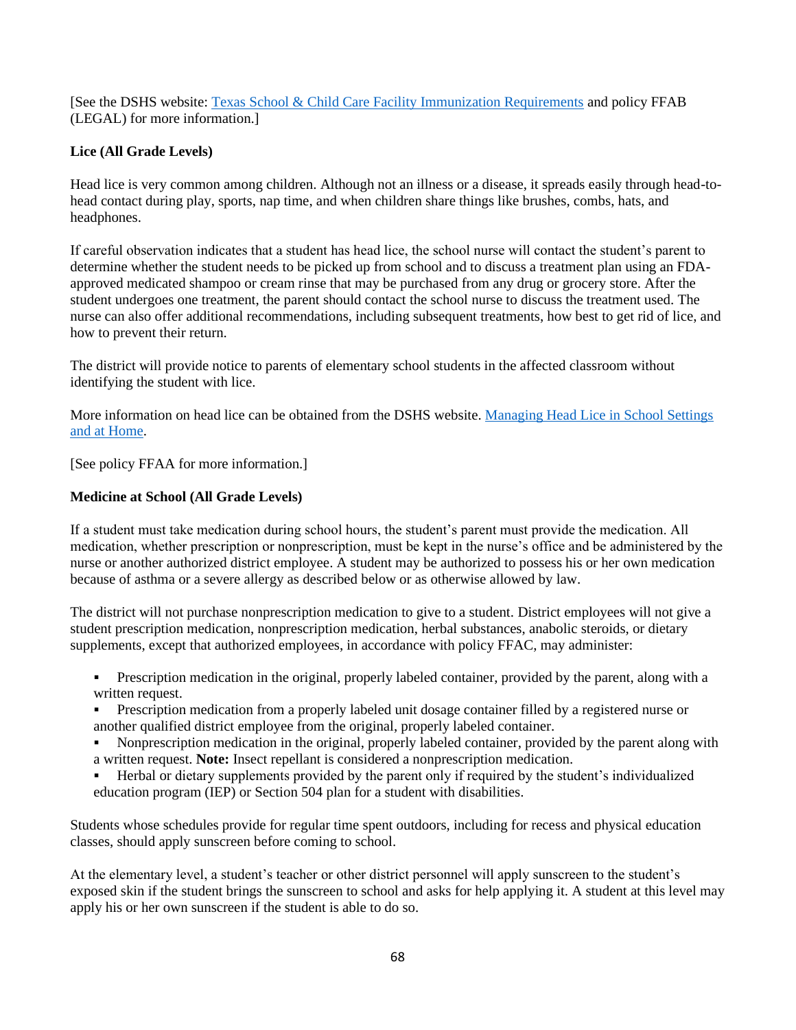[See the DSHS website: Texas School & Child Care Facility Immunization Requirements and policy FFAB (LEGAL) for more information.]

**Lice (All Grade Levels)**

Head lice is very common among children. Although not an illness or a disease, it spreads easily through head-to-head contact during play, sports, nap time, and when children share things like brushes, combs, hats, and headphones.

If careful observation indicates that a student has head lice, the school nurse will contact the student's parent to determine whether the student needs to be picked up from school and to discuss a treatment plan using an FDA-approved medicated shampoo or cream rinse that may be purchased from any drug or grocery store. After the student undergoes one treatment, the parent should contact the school nurse to discuss the treatment used. The nurse can also offer additional recommendations, including subsequent treatments, how best to get rid of lice, and how to prevent their return.

The district will provide notice to parents of elementary school students in the affected classroom without identifying the student with lice.

More information on head lice can be obtained from the DSHS website. Managing Head Lice in School Settings and at Home.

[See policy FFAA for more information.]

**Medicine at School (All Grade Levels)**

If a student must take medication during school hours, the student's parent must provide the medication. All medication, whether prescription or nonprescription, must be kept in the nurse's office and be administered by the nurse or another authorized district employee. A student may be authorized to possess his or her own medication because of asthma or a severe allergy as described below or as otherwise allowed by law.

The district will not purchase nonprescription medication to give to a student. District employees will not give a student prescription medication, nonprescription medication, herbal substances, anabolic steroids, or dietary supplements, except that authorized employees, in accordance with policy FFAC, may administer:

- Prescription medication in the original, properly labeled container, provided by the parent, along with a written request.
- Prescription medication from a properly labeled unit dosage container filled by a registered nurse or another qualified district employee from the original, properly labeled container.
- Nonprescription medication in the original, properly labeled container, provided by the parent along with a written request. **Note:** Insect repellant is considered a nonprescription medication.
- Herbal or dietary supplements provided by the parent only if required by the student's individualized education program (IEP) or Section 504 plan for a student with disabilities.

Students whose schedules provide for regular time spent outdoors, including for recess and physical education classes, should apply sunscreen before coming to school.

At the elementary level, a student's teacher or other district personnel will apply sunscreen to the student's exposed skin if the student brings the sunscreen to school and asks for help applying it. A student at this level may apply his or her own sunscreen if the student is able to do so.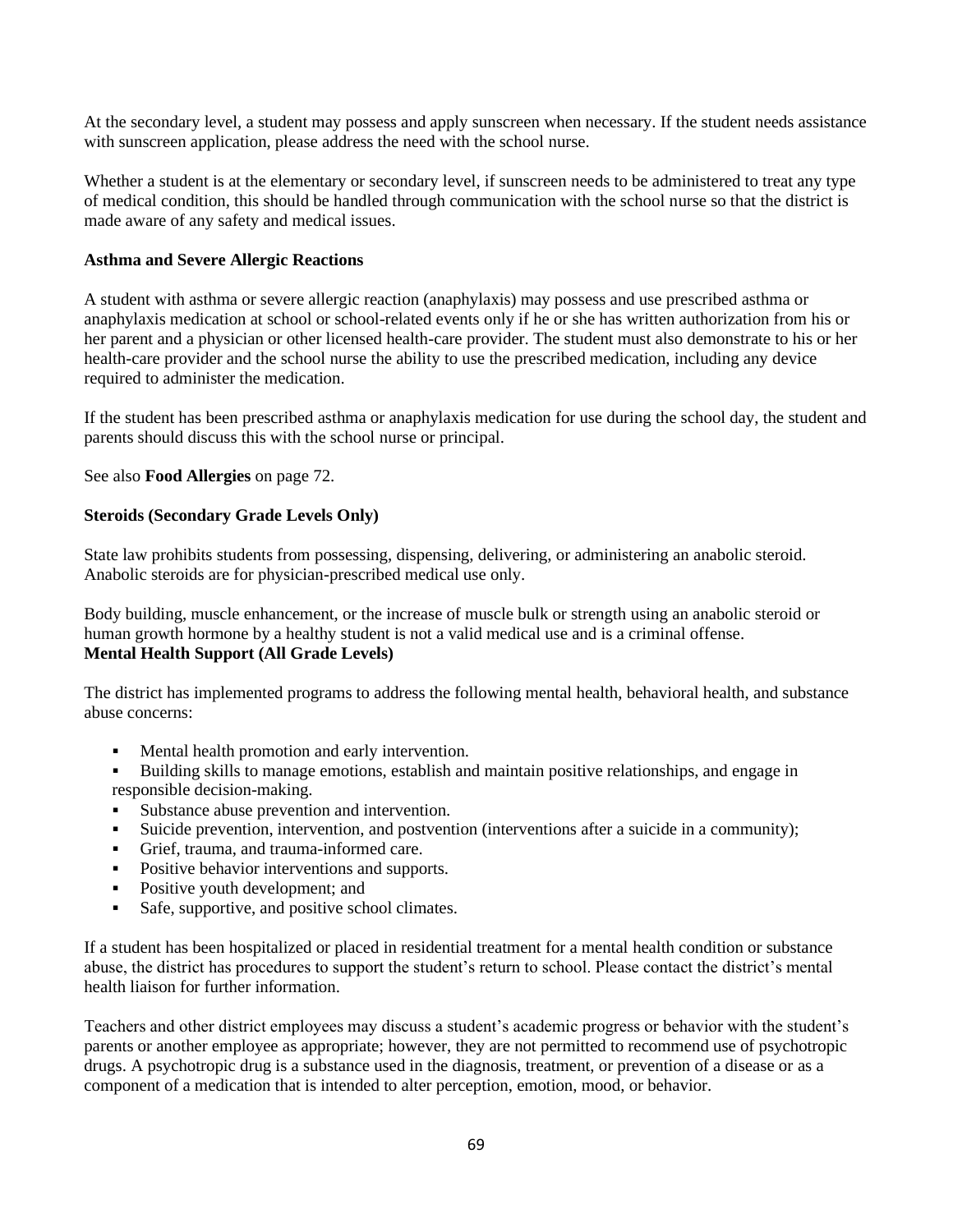At the secondary level, a student may possess and apply sunscreen when necessary. If the student needs assistance with sunscreen application, please address the need with the school nurse.

Whether a student is at the elementary or secondary level, if sunscreen needs to be administered to treat any type of medical condition, this should be handled through communication with the school nurse so that the district is made aware of any safety and medical issues.

**Asthma and Severe Allergic Reactions**

A student with asthma or severe allergic reaction (anaphylaxis) may possess and use prescribed asthma or anaphylaxis medication at school or school-related events only if he or she has written authorization from his or her parent and a physician or other licensed health-care provider. The student must also demonstrate to his or her health-care provider and the school nurse the ability to use the prescribed medication, including any device required to administer the medication.

If the student has been prescribed asthma or anaphylaxis medication for use during the school day, the student and parents should discuss this with the school nurse or principal.

See also **Food Allergies** on page 72.

**Steroids (Secondary Grade Levels Only)**

State law prohibits students from possessing, dispensing, delivering, or administering an anabolic steroid. Anabolic steroids are for physician-prescribed medical use only.

Body building, muscle enhancement, or the increase of muscle bulk or strength using an anabolic steroid or human growth hormone by a healthy student is not a valid medical use and is a criminal offense.

**Mental Health Support (All Grade Levels)**

The district has implemented programs to address the following mental health, behavioral health, and substance abuse concerns:

- Mental health promotion and early intervention.
- Building skills to manage emotions, establish and maintain positive relationships, and engage in responsible decision-making.
- Substance abuse prevention and intervention.
- Suicide prevention, intervention, and postvention (interventions after a suicide in a community);
- Grief, trauma, and trauma-informed care.
- Positive behavior interventions and supports.
- Positive youth development; and
- Safe, supportive, and positive school climates.

If a student has been hospitalized or placed in residential treatment for a mental health condition or substance abuse, the district has procedures to support the student's return to school. Please contact the district's mental health liaison for further information.

Teachers and other district employees may discuss a student's academic progress or behavior with the student's parents or another employee as appropriate; however, they are not permitted to recommend use of psychotropic drugs. A psychotropic drug is a substance used in the diagnosis, treatment, or prevention of a disease or as a component of a medication that is intended to alter perception, emotion, mood, or behavior.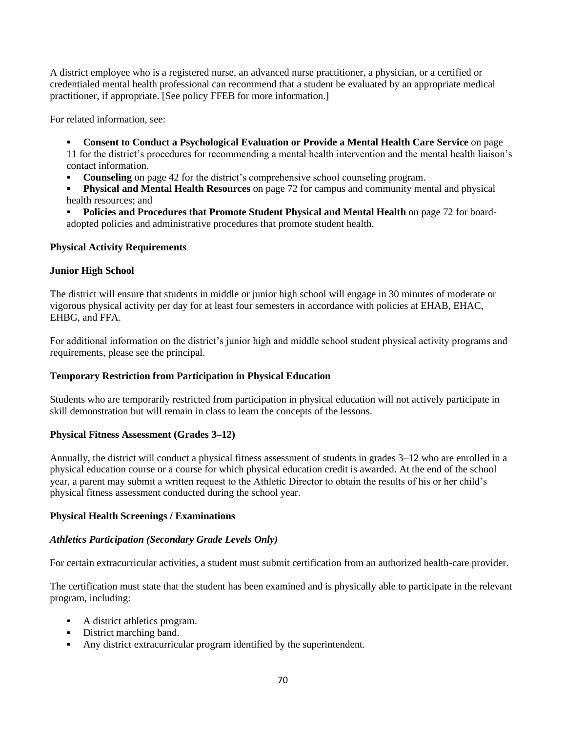A district employee who is a registered nurse, an advanced nurse practitioner, a physician, or a certified or credentialed mental health professional can recommend that a student be evaluated by an appropriate medical practitioner, if appropriate. [See policy FFEB for more information.]

For related information, see:

- **Consent to Conduct a Psychological Evaluation or Provide a Mental Health Care Service** on page 11 for the district's procedures for recommending a mental health intervention and the mental health liaison's contact information.
- **Counseling** on page 42 for the district's comprehensive school counseling program.
- **Physical and Mental Health Resources** on page 72 for campus and community mental and physical health resources; and
- **Policies and Procedures that Promote Student Physical and Mental Health** on page 72 for board-adopted policies and administrative procedures that promote student health.

**Physical Activity Requirements**

**Junior High School**

The district will ensure that students in middle or junior high school will engage in 30 minutes of moderate or vigorous physical activity per day for at least four semesters in accordance with policies at EHAB, EHAC, EHBG, and FFA.

For additional information on the district's junior high and middle school student physical activity programs and requirements, please see the principal.

**Temporary Restriction from Participation in Physical Education**

Students who are temporarily restricted from participation in physical education will not actively participate in skill demonstration but will remain in class to learn the concepts of the lessons.

**Physical Fitness Assessment (Grades 3–12)**

Annually, the district will conduct a physical fitness assessment of students in grades 3–12 who are enrolled in a physical education course or a course for which physical education credit is awarded. At the end of the school year, a parent may submit a written request to the Athletic Director to obtain the results of his or her child's physical fitness assessment conducted during the school year.

**Physical Health Screenings / Examinations**

***Athletics Participation (Secondary Grade Levels Only)***

For certain extracurricular activities, a student must submit certification from an authorized health-care provider.

The certification must state that the student has been examined and is physically able to participate in the relevant program, including:

- A district athletics program.
- District marching band.
- Any district extracurricular program identified by the superintendent.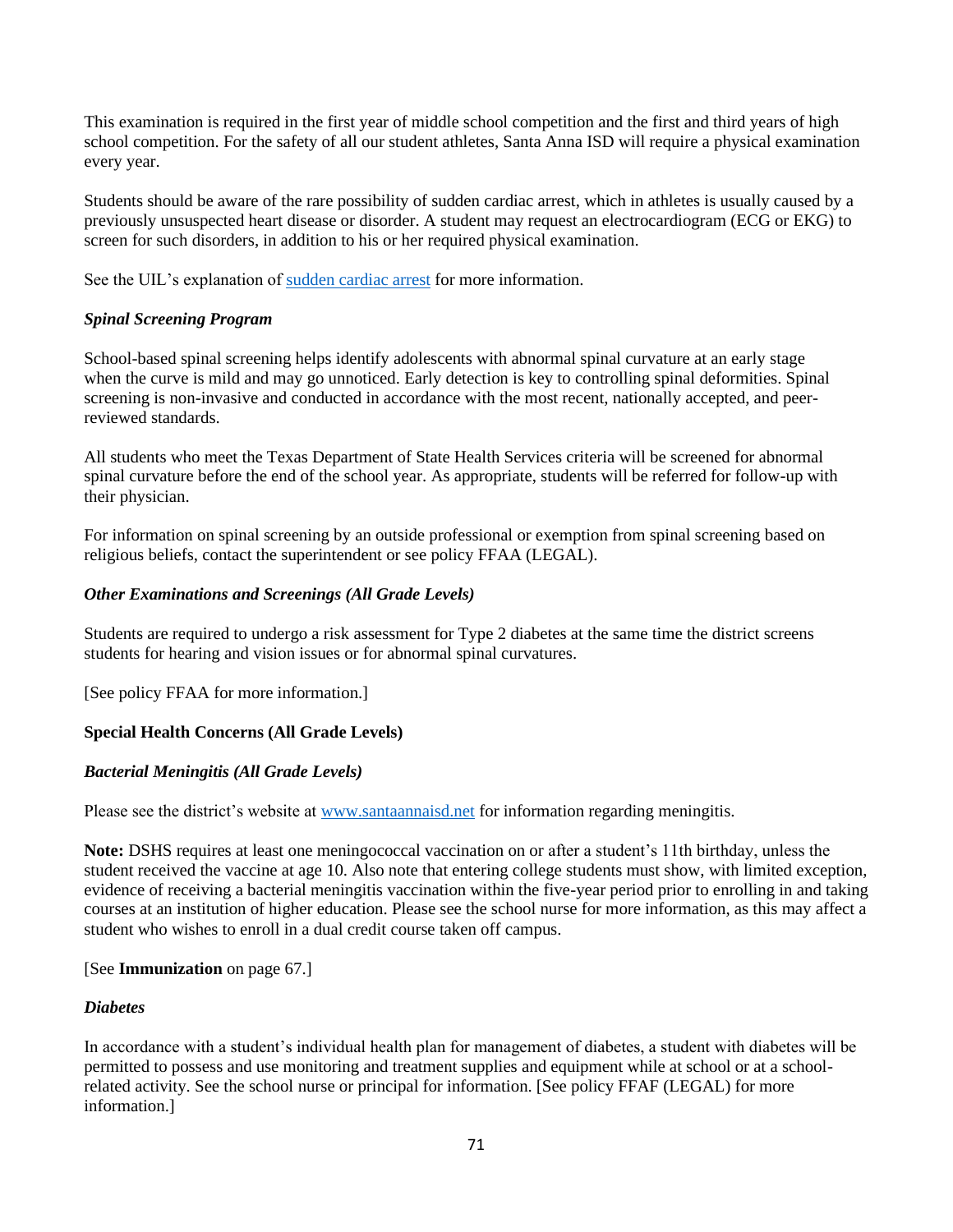This examination is required in the first year of middle school competition and the first and third years of high school competition. For the safety of all our student athletes, Santa Anna ISD will require a physical examination every year.

Students should be aware of the rare possibility of sudden cardiac arrest, which in athletes is usually caused by a previously unsuspected heart disease or disorder. A student may request an electrocardiogram (ECG or EKG) to screen for such disorders, in addition to his or her required physical examination.

See the UIL's explanation of [sudden cardiac arrest]() for more information.

#### *Spinal Screening Program*

School-based spinal screening helps identify adolescents with abnormal spinal curvature at an early stage when the curve is mild and may go unnoticed. Early detection is key to controlling spinal deformities. Spinal screening is non-invasive and conducted in accordance with the most recent, nationally accepted, and peer-reviewed standards.

All students who meet the Texas Department of State Health Services criteria will be screened for abnormal spinal curvature before the end of the school year. As appropriate, students will be referred for follow-up with their physician.

For information on spinal screening by an outside professional or exemption from spinal screening based on religious beliefs, contact the superintendent or see policy FFAA (LEGAL).

#### *Other Examinations and Screenings (All Grade Levels)*

Students are required to undergo a risk assessment for Type 2 diabetes at the same time the district screens students for hearing and vision issues or for abnormal spinal curvatures.

[See policy FFAA for more information.]

### Special Health Concerns (All Grade Levels)

#### *Bacterial Meningitis (All Grade Levels)*

Please see the district's website at [www.santaannaisd.net]() for information regarding meningitis.

**Note:** DSHS requires at least one meningococcal vaccination on or after a student's 11th birthday, unless the student received the vaccine at age 10. Also note that entering college students must show, with limited exception, evidence of receiving a bacterial meningitis vaccination within the five-year period prior to enrolling in and taking courses at an institution of higher education. Please see the school nurse for more information, as this may affect a student who wishes to enroll in a dual credit course taken off campus.

[See **Immunization** on page 67.]

#### *Diabetes*

In accordance with a student's individual health plan for management of diabetes, a student with diabetes will be permitted to possess and use monitoring and treatment supplies and equipment while at school or at a school-related activity. See the school nurse or principal for information. [See policy FFAF (LEGAL) for more information.]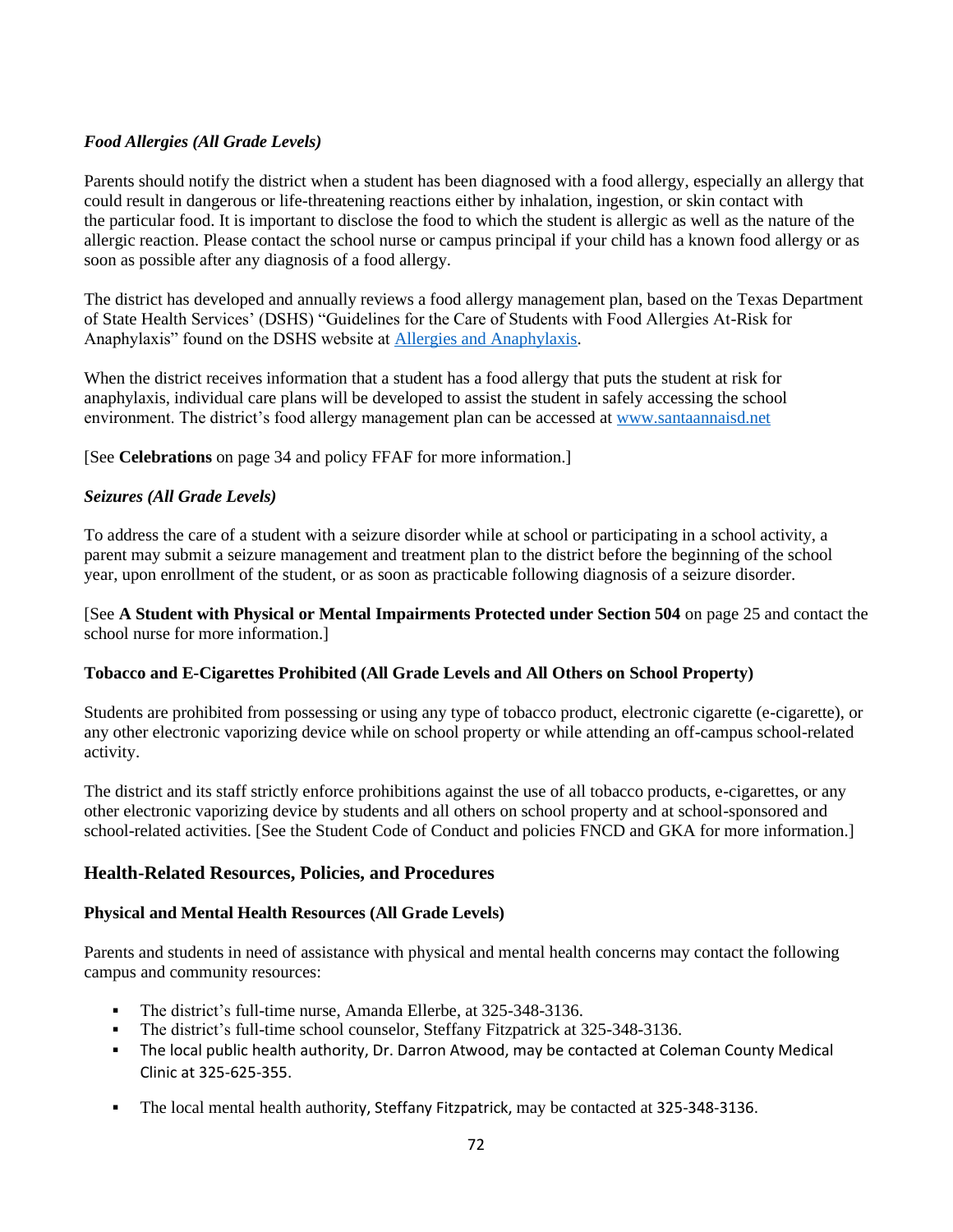### *Food Allergies (All Grade Levels)*

Parents should notify the district when a student has been diagnosed with a food allergy, especially an allergy that could result in dangerous or life-threatening reactions either by inhalation, ingestion, or skin contact with the particular food. It is important to disclose the food to which the student is allergic as well as the nature of the allergic reaction. Please contact the school nurse or campus principal if your child has a known food allergy or as soon as possible after any diagnosis of a food allergy.

The district has developed and annually reviews a food allergy management plan, based on the Texas Department of State Health Services' (DSHS) "Guidelines for the Care of Students with Food Allergies At-Risk for Anaphylaxis" found on the DSHS website at Allergies and Anaphylaxis.

When the district receives information that a student has a food allergy that puts the student at risk for anaphylaxis, individual care plans will be developed to assist the student in safely accessing the school environment. The district's food allergy management plan can be accessed at www.santaannaisd.net

[See **Celebrations** on page 34 and policy FFAF for more information.]

### *Seizures (All Grade Levels)*

To address the care of a student with a seizure disorder while at school or participating in a school activity, a parent may submit a seizure management and treatment plan to the district before the beginning of the school year, upon enrollment of the student, or as soon as practicable following diagnosis of a seizure disorder.

[See **A Student with Physical or Mental Impairments Protected under Section 504** on page 25 and contact the school nurse for more information.]

### Tobacco and E-Cigarettes Prohibited (All Grade Levels and All Others on School Property)

Students are prohibited from possessing or using any type of tobacco product, electronic cigarette (e-cigarette), or any other electronic vaporizing device while on school property or while attending an off-campus school-related activity.

The district and its staff strictly enforce prohibitions against the use of all tobacco products, e-cigarettes, or any other electronic vaporizing device by students and all others on school property and at school-sponsored and school-related activities. [See the Student Code of Conduct and policies FNCD and GKA for more information.]

## Health-Related Resources, Policies, and Procedures

### Physical and Mental Health Resources (All Grade Levels)

Parents and students in need of assistance with physical and mental health concerns may contact the following campus and community resources:

- The district's full-time nurse, Amanda Ellerbe, at 325-348-3136.
- The district's full-time school counselor, Steffany Fitzpatrick at 325-348-3136.
- The local public health authority, Dr. Darron Atwood, may be contacted at Coleman County Medical Clinic at 325-625-355.
- The local mental health authority, Steffany Fitzpatrick, may be contacted at 325-348-3136.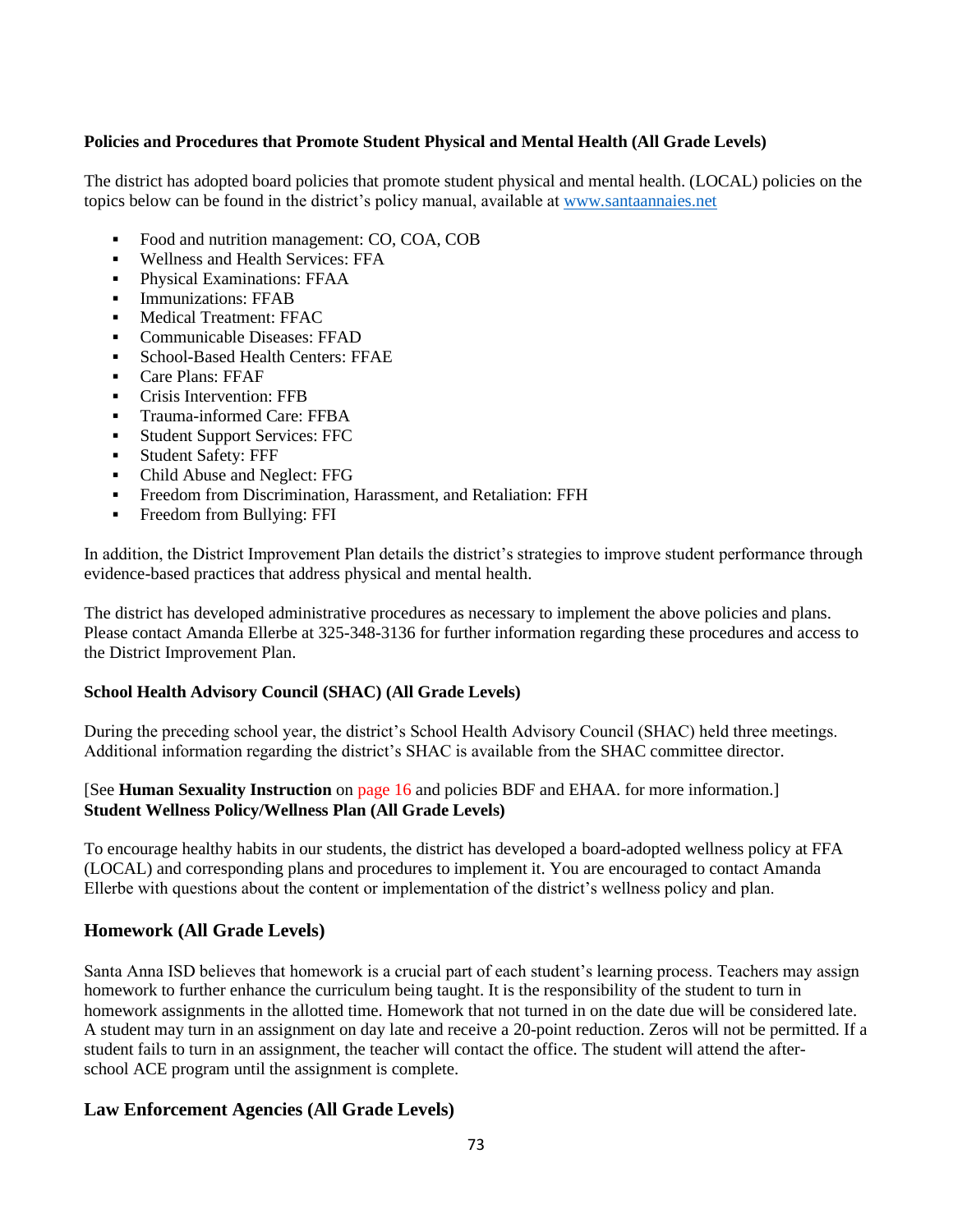**Policies and Procedures that Promote Student Physical and Mental Health (All Grade Levels)**

The district has adopted board policies that promote student physical and mental health. (LOCAL) policies on the topics below can be found in the district's policy manual, available at [www.santaannaies.net](www.santaannaies.net)

- Food and nutrition management: CO, COA, COB
- Wellness and Health Services: FFA
- Physical Examinations: FFAA
- Immunizations: FFAB
- Medical Treatment: FFAC
- Communicable Diseases: FFAD
- School-Based Health Centers: FFAE
- Care Plans: FFAF
- Crisis Intervention: FFB
- Trauma-informed Care: FFBA
- Student Support Services: FFC
- Student Safety: FFF
- Child Abuse and Neglect: FFG
- Freedom from Discrimination, Harassment, and Retaliation: FFH
- Freedom from Bullying: FFI

In addition, the District Improvement Plan details the district's strategies to improve student performance through evidence-based practices that address physical and mental health.

The district has developed administrative procedures as necessary to implement the above policies and plans. Please contact Amanda Ellerbe at 325-348-3136 for further information regarding these procedures and access to the District Improvement Plan.

**School Health Advisory Council (SHAC) (All Grade Levels)**

During the preceding school year, the district's School Health Advisory Council (SHAC) held three meetings. Additional information regarding the district's SHAC is available from the SHAC committee director.

[See **Human Sexuality Instruction** on page 16 and policies BDF and EHAA. for more information.]

**Student Wellness Policy/Wellness Plan (All Grade Levels)**

To encourage healthy habits in our students, the district has developed a board-adopted wellness policy at FFA (LOCAL) and corresponding plans and procedures to implement it. You are encouraged to contact Amanda Ellerbe with questions about the content or implementation of the district's wellness policy and plan.

## Homework (All Grade Levels)

Santa Anna ISD believes that homework is a crucial part of each student's learning process. Teachers may assign homework to further enhance the curriculum being taught. It is the responsibility of the student to turn in homework assignments in the allotted time. Homework that not turned in on the date due will be considered late. A student may turn in an assignment on day late and receive a 20-point reduction. Zeros will not be permitted. If a student fails to turn in an assignment, the teacher will contact the office. The student will attend the after-school ACE program until the assignment is complete.

## Law Enforcement Agencies (All Grade Levels)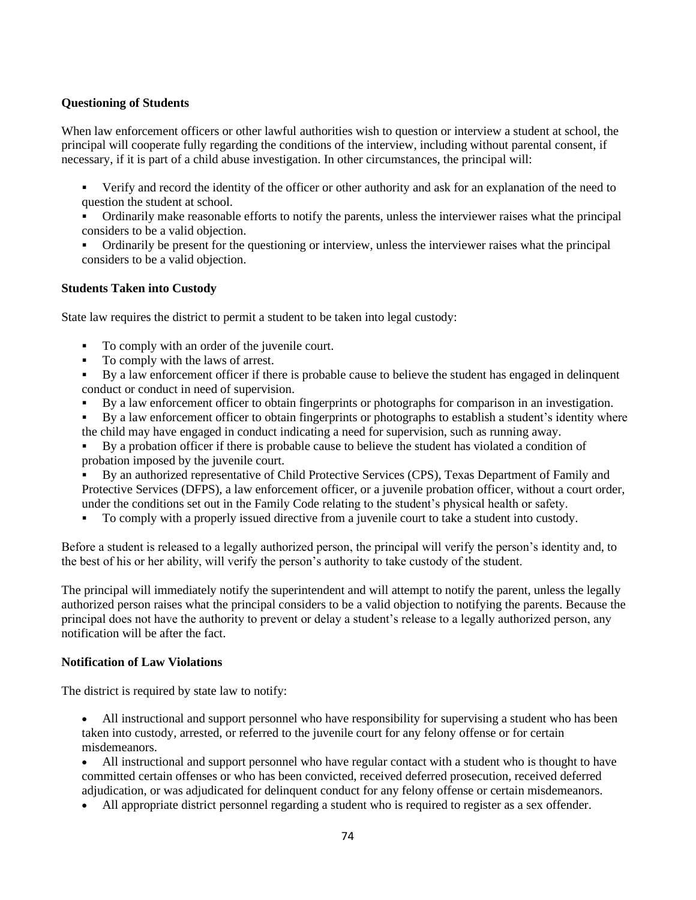**Questioning of Students**

When law enforcement officers or other lawful authorities wish to question or interview a student at school, the principal will cooperate fully regarding the conditions of the interview, including without parental consent, if necessary, if it is part of a child abuse investigation. In other circumstances, the principal will:

- Verify and record the identity of the officer or other authority and ask for an explanation of the need to question the student at school.
- Ordinarily make reasonable efforts to notify the parents, unless the interviewer raises what the principal considers to be a valid objection.
- Ordinarily be present for the questioning or interview, unless the interviewer raises what the principal considers to be a valid objection.

**Students Taken into Custody**

State law requires the district to permit a student to be taken into legal custody:

- To comply with an order of the juvenile court.
- To comply with the laws of arrest.
- By a law enforcement officer if there is probable cause to believe the student has engaged in delinquent conduct or conduct in need of supervision.
- By a law enforcement officer to obtain fingerprints or photographs for comparison in an investigation.
- By a law enforcement officer to obtain fingerprints or photographs to establish a student's identity where the child may have engaged in conduct indicating a need for supervision, such as running away.
- By a probation officer if there is probable cause to believe the student has violated a condition of probation imposed by the juvenile court.
- By an authorized representative of Child Protective Services (CPS), Texas Department of Family and Protective Services (DFPS), a law enforcement officer, or a juvenile probation officer, without a court order, under the conditions set out in the Family Code relating to the student's physical health or safety.
- To comply with a properly issued directive from a juvenile court to take a student into custody.

Before a student is released to a legally authorized person, the principal will verify the person's identity and, to the best of his or her ability, will verify the person's authority to take custody of the student.

The principal will immediately notify the superintendent and will attempt to notify the parent, unless the legally authorized person raises what the principal considers to be a valid objection to notifying the parents. Because the principal does not have the authority to prevent or delay a student's release to a legally authorized person, any notification will be after the fact.

**Notification of Law Violations**

The district is required by state law to notify:

- All instructional and support personnel who have responsibility for supervising a student who has been taken into custody, arrested, or referred to the juvenile court for any felony offense or for certain misdemeanors.
- All instructional and support personnel who have regular contact with a student who is thought to have committed certain offenses or who has been convicted, received deferred prosecution, received deferred adjudication, or was adjudicated for delinquent conduct for any felony offense or certain misdemeanors.
- All appropriate district personnel regarding a student who is required to register as a sex offender.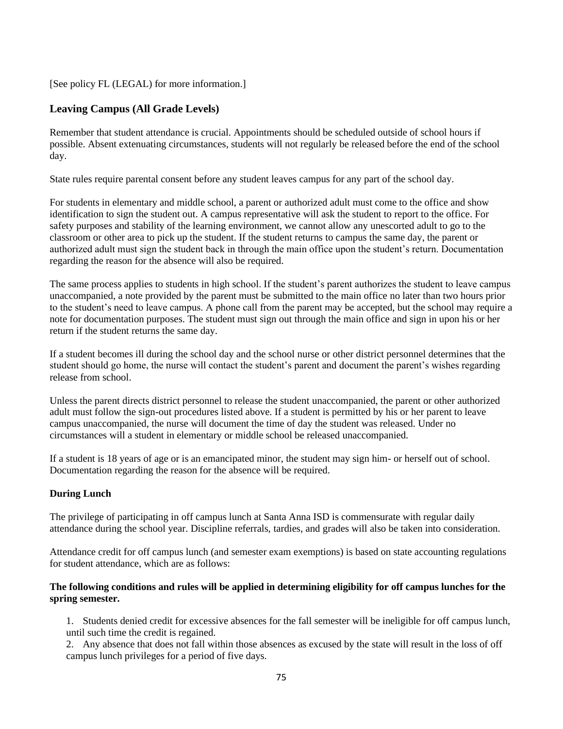[See policy FL (LEGAL) for more information.]

## Leaving Campus (All Grade Levels)

Remember that student attendance is crucial. Appointments should be scheduled outside of school hours if possible. Absent extenuating circumstances, students will not regularly be released before the end of the school day.

State rules require parental consent before any student leaves campus for any part of the school day.

For students in elementary and middle school, a parent or authorized adult must come to the office and show identification to sign the student out. A campus representative will ask the student to report to the office. For safety purposes and stability of the learning environment, we cannot allow any unescorted adult to go to the classroom or other area to pick up the student. If the student returns to campus the same day, the parent or authorized adult must sign the student back in through the main office upon the student's return. Documentation regarding the reason for the absence will also be required.

The same process applies to students in high school. If the student's parent authorizes the student to leave campus unaccompanied, a note provided by the parent must be submitted to the main office no later than two hours prior to the student's need to leave campus. A phone call from the parent may be accepted, but the school may require a note for documentation purposes. The student must sign out through the main office and sign in upon his or her return if the student returns the same day.

If a student becomes ill during the school day and the school nurse or other district personnel determines that the student should go home, the nurse will contact the student's parent and document the parent's wishes regarding release from school.

Unless the parent directs district personnel to release the student unaccompanied, the parent or other authorized adult must follow the sign-out procedures listed above. If a student is permitted by his or her parent to leave campus unaccompanied, the nurse will document the time of day the student was released. Under no circumstances will a student in elementary or middle school be released unaccompanied.

If a student is 18 years of age or is an emancipated minor, the student may sign him- or herself out of school. Documentation regarding the reason for the absence will be required.

### During Lunch

The privilege of participating in off campus lunch at Santa Anna ISD is commensurate with regular daily attendance during the school year. Discipline referrals, tardies, and grades will also be taken into consideration.

Attendance credit for off campus lunch (and semester exam exemptions) is based on state accounting regulations for student attendance, which are as follows:

**The following conditions and rules will be applied in determining eligibility for off campus lunches for the spring semester.**

1. Students denied credit for excessive absences for the fall semester will be ineligible for off campus lunch, until such time the credit is regained.
2. Any absence that does not fall within those absences as excused by the state will result in the loss of off campus lunch privileges for a period of five days.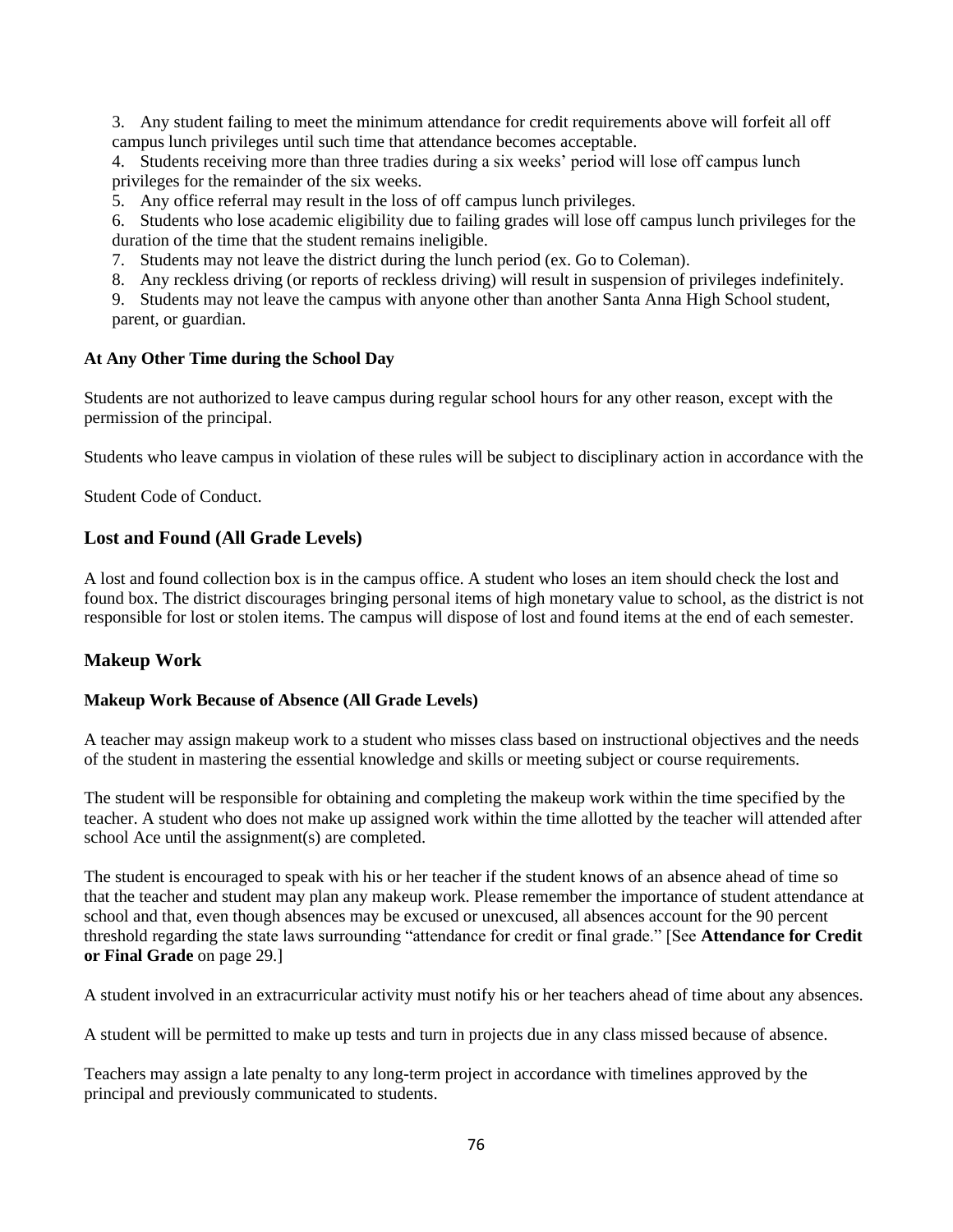3. Any student failing to meet the minimum attendance for credit requirements above will forfeit all off campus lunch privileges until such time that attendance becomes acceptable.
4. Students receiving more than three tradies during a six weeks' period will lose off campus lunch privileges for the remainder of the six weeks.
5. Any office referral may result in the loss of off campus lunch privileges.
6. Students who lose academic eligibility due to failing grades will lose off campus lunch privileges for the duration of the time that the student remains ineligible.
7. Students may not leave the district during the lunch period (ex. Go to Coleman).
8. Any reckless driving (or reports of reckless driving) will result in suspension of privileges indefinitely.
9. Students may not leave the campus with anyone other than another Santa Anna High School student, parent, or guardian.

**At Any Other Time during the School Day**

Students are not authorized to leave campus during regular school hours for any other reason, except with the permission of the principal.

Students who leave campus in violation of these rules will be subject to disciplinary action in accordance with the

Student Code of Conduct.

## Lost and Found (All Grade Levels)

A lost and found collection box is in the campus office. A student who loses an item should check the lost and found box. The district discourages bringing personal items of high monetary value to school, as the district is not responsible for lost or stolen items. The campus will dispose of lost and found items at the end of each semester.

## Makeup Work

### Makeup Work Because of Absence (All Grade Levels)

A teacher may assign makeup work to a student who misses class based on instructional objectives and the needs of the student in mastering the essential knowledge and skills or meeting subject or course requirements.

The student will be responsible for obtaining and completing the makeup work within the time specified by the teacher. A student who does not make up assigned work within the time allotted by the teacher will attended after school Ace until the assignment(s) are completed.

The student is encouraged to speak with his or her teacher if the student knows of an absence ahead of time so that the teacher and student may plan any makeup work. Please remember the importance of student attendance at school and that, even though absences may be excused or unexcused, all absences account for the 90 percent threshold regarding the state laws surrounding "attendance for credit or final grade." [See **Attendance for Credit or Final Grade** on page 29.]

A student involved in an extracurricular activity must notify his or her teachers ahead of time about any absences.

A student will be permitted to make up tests and turn in projects due in any class missed because of absence.

Teachers may assign a late penalty to any long-term project in accordance with timelines approved by the principal and previously communicated to students.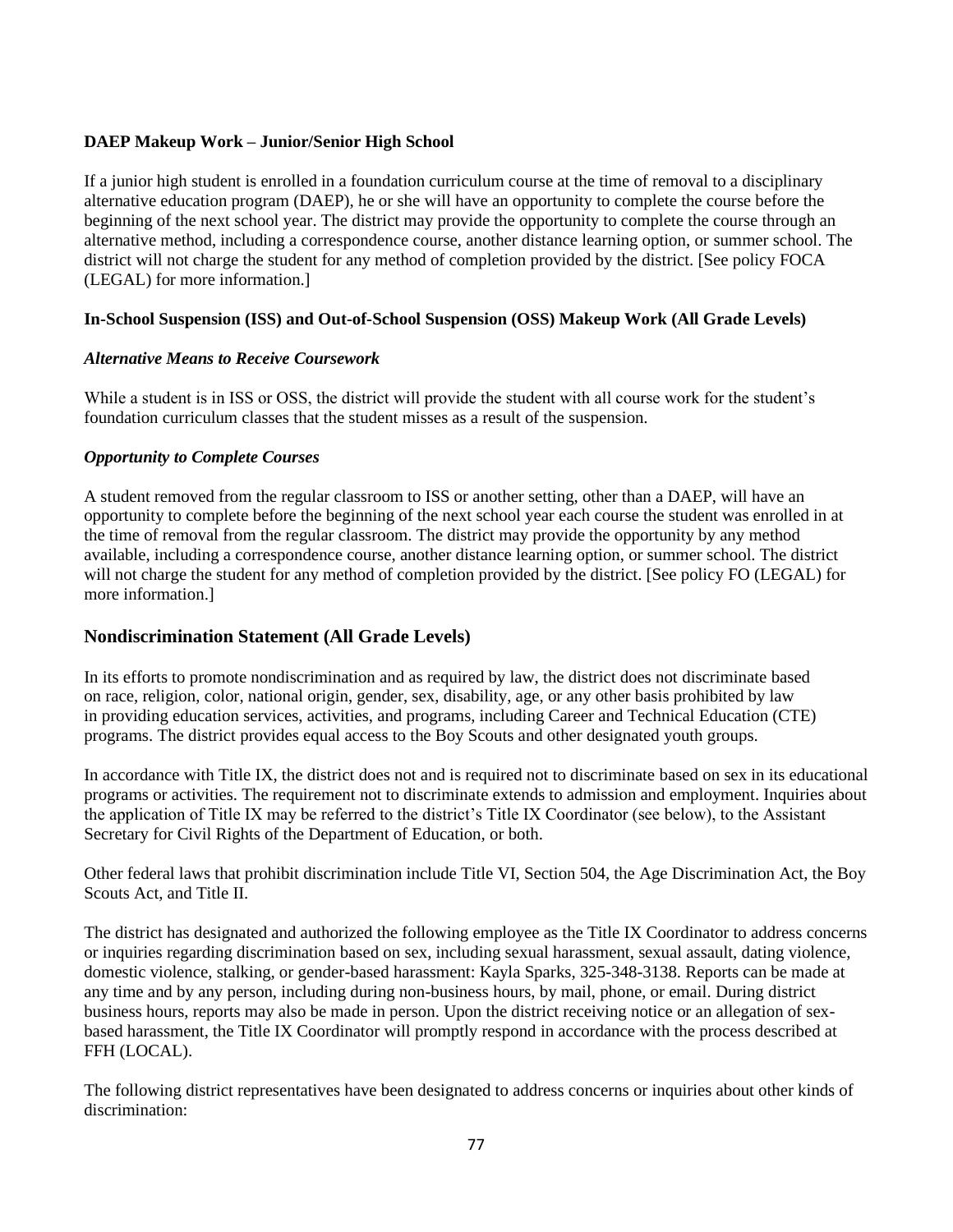**DAEP Makeup Work – Junior/Senior High School**

If a junior high student is enrolled in a foundation curriculum course at the time of removal to a disciplinary alternative education program (DAEP), he or she will have an opportunity to complete the course before the beginning of the next school year. The district may provide the opportunity to complete the course through an alternative method, including a correspondence course, another distance learning option, or summer school. The district will not charge the student for any method of completion provided by the district. [See policy FOCA (LEGAL) for more information.]

**In-School Suspension (ISS) and Out-of-School Suspension (OSS) Makeup Work (All Grade Levels)**

***Alternative Means to Receive Coursework***

While a student is in ISS or OSS, the district will provide the student with all course work for the student's foundation curriculum classes that the student misses as a result of the suspension.

***Opportunity to Complete Courses***

A student removed from the regular classroom to ISS or another setting, other than a DAEP, will have an opportunity to complete before the beginning of the next school year each course the student was enrolled in at the time of removal from the regular classroom. The district may provide the opportunity by any method available, including a correspondence course, another distance learning option, or summer school. The district will not charge the student for any method of completion provided by the district. [See policy FO (LEGAL) for more information.]

## Nondiscrimination Statement (All Grade Levels)

In its efforts to promote nondiscrimination and as required by law, the district does not discriminate based on race, religion, color, national origin, gender, sex, disability, age, or any other basis prohibited by law in providing education services, activities, and programs, including Career and Technical Education (CTE) programs. The district provides equal access to the Boy Scouts and other designated youth groups.

In accordance with Title IX, the district does not and is required not to discriminate based on sex in its educational programs or activities. The requirement not to discriminate extends to admission and employment. Inquiries about the application of Title IX may be referred to the district's Title IX Coordinator (see below), to the Assistant Secretary for Civil Rights of the Department of Education, or both.

Other federal laws that prohibit discrimination include Title VI, Section 504, the Age Discrimination Act, the Boy Scouts Act, and Title II.

The district has designated and authorized the following employee as the Title IX Coordinator to address concerns or inquiries regarding discrimination based on sex, including sexual harassment, sexual assault, dating violence, domestic violence, stalking, or gender-based harassment: Kayla Sparks, 325-348-3138. Reports can be made at any time and by any person, including during non-business hours, by mail, phone, or email. During district business hours, reports may also be made in person. Upon the district receiving notice or an allegation of sex-based harassment, the Title IX Coordinator will promptly respond in accordance with the process described at FFH (LOCAL).

The following district representatives have been designated to address concerns or inquiries about other kinds of discrimination: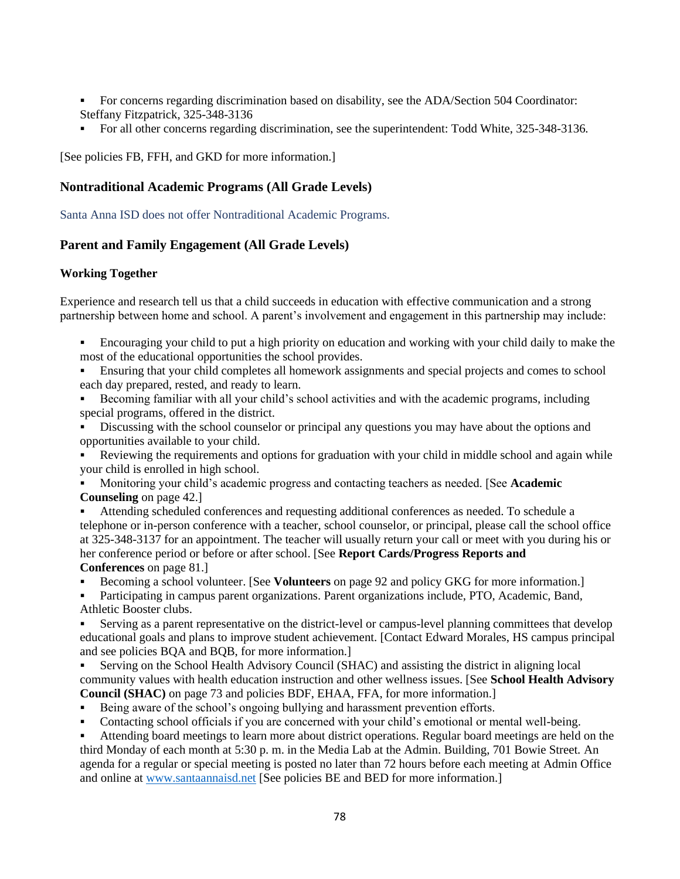- For concerns regarding discrimination based on disability, see the ADA/Section 504 Coordinator: Steffany Fitzpatrick, 325-348-3136
- For all other concerns regarding discrimination, see the superintendent: Todd White, 325-348-3136.

[See policies FB, FFH, and GKD for more information.]

## Nontraditional Academic Programs (All Grade Levels)

Santa Anna ISD does not offer Nontraditional Academic Programs.

## Parent and Family Engagement (All Grade Levels)

### Working Together

Experience and research tell us that a child succeeds in education with effective communication and a strong partnership between home and school. A parent's involvement and engagement in this partnership may include:

- Encouraging your child to put a high priority on education and working with your child daily to make the most of the educational opportunities the school provides.
- Ensuring that your child completes all homework assignments and special projects and comes to school each day prepared, rested, and ready to learn.
- Becoming familiar with all your child's school activities and with the academic programs, including special programs, offered in the district.
- Discussing with the school counselor or principal any questions you may have about the options and opportunities available to your child.
- Reviewing the requirements and options for graduation with your child in middle school and again while your child is enrolled in high school.
- Monitoring your child's academic progress and contacting teachers as needed. [See **Academic Counseling** on page 42.]
- Attending scheduled conferences and requesting additional conferences as needed. To schedule a telephone or in-person conference with a teacher, school counselor, or principal, please call the school office at 325-348-3137 for an appointment. The teacher will usually return your call or meet with you during his or her conference period or before or after school. [See **Report Cards/Progress Reports and Conferences** on page 81.]
- Becoming a school volunteer. [See **Volunteers** on page 92 and policy GKG for more information.]
- Participating in campus parent organizations. Parent organizations include, PTO, Academic, Band, Athletic Booster clubs.
- Serving as a parent representative on the district-level or campus-level planning committees that develop educational goals and plans to improve student achievement. [Contact Edward Morales, HS campus principal and see policies BQA and BQB, for more information.]
- Serving on the School Health Advisory Council (SHAC) and assisting the district in aligning local community values with health education instruction and other wellness issues. [See **School Health Advisory Council (SHAC)** on page 73 and policies BDF, EHAA, FFA, for more information.]
- Being aware of the school's ongoing bullying and harassment prevention efforts.
- Contacting school officials if you are concerned with your child's emotional or mental well-being.
- Attending board meetings to learn more about district operations. Regular board meetings are held on the third Monday of each month at 5:30 p. m. in the Media Lab at the Admin. Building, 701 Bowie Street. An agenda for a regular or special meeting is posted no later than 72 hours before each meeting at Admin Office and online at www.santaannaisd.net [See policies BE and BED for more information.]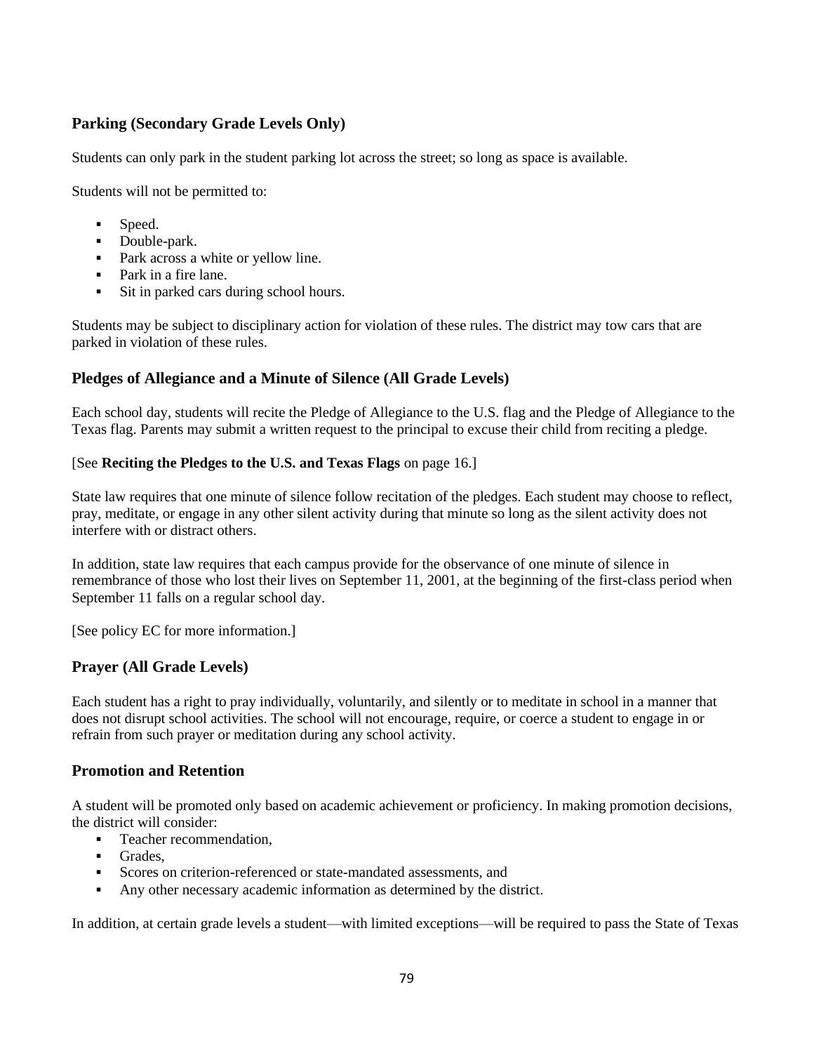## Parking (Secondary Grade Levels Only)

Students can only park in the student parking lot across the street; so long as space is available.

Students will not be permitted to:

- Speed.
- Double-park.
- Park across a white or yellow line.
- Park in a fire lane.
- Sit in parked cars during school hours.

Students may be subject to disciplinary action for violation of these rules. The district may tow cars that are parked in violation of these rules.

## Pledges of Allegiance and a Minute of Silence (All Grade Levels)

Each school day, students will recite the Pledge of Allegiance to the U.S. flag and the Pledge of Allegiance to the Texas flag. Parents may submit a written request to the principal to excuse their child from reciting a pledge.

[See **Reciting the Pledges to the U.S. and Texas Flags** on page 16.]

State law requires that one minute of silence follow recitation of the pledges. Each student may choose to reflect, pray, meditate, or engage in any other silent activity during that minute so long as the silent activity does not interfere with or distract others.

In addition, state law requires that each campus provide for the observance of one minute of silence in remembrance of those who lost their lives on September 11, 2001, at the beginning of the first-class period when September 11 falls on a regular school day.

[See policy EC for more information.]

## Prayer (All Grade Levels)

Each student has a right to pray individually, voluntarily, and silently or to meditate in school in a manner that does not disrupt school activities. The school will not encourage, require, or coerce a student to engage in or refrain from such prayer or meditation during any school activity.

## Promotion and Retention

A student will be promoted only based on academic achievement or proficiency. In making promotion decisions, the district will consider:

- Teacher recommendation,
- Grades,
- Scores on criterion-referenced or state-mandated assessments, and
- Any other necessary academic information as determined by the district.

In addition, at certain grade levels a student—with limited exceptions—will be required to pass the State of Texas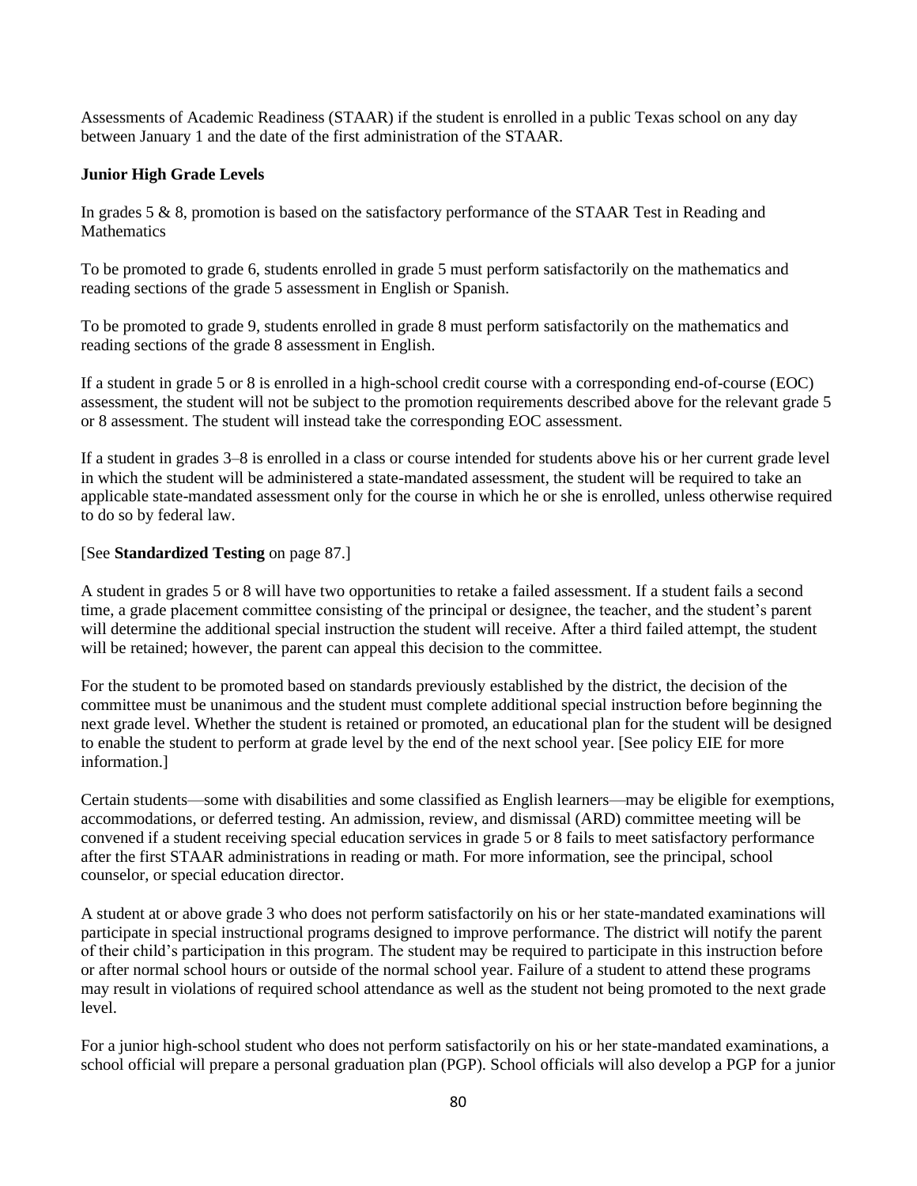Assessments of Academic Readiness (STAAR) if the student is enrolled in a public Texas school on any day between January 1 and the date of the first administration of the STAAR.

**Junior High Grade Levels**

In grades 5 & 8, promotion is based on the satisfactory performance of the STAAR Test in Reading and Mathematics

To be promoted to grade 6, students enrolled in grade 5 must perform satisfactorily on the mathematics and reading sections of the grade 5 assessment in English or Spanish.

To be promoted to grade 9, students enrolled in grade 8 must perform satisfactorily on the mathematics and reading sections of the grade 8 assessment in English.

If a student in grade 5 or 8 is enrolled in a high-school credit course with a corresponding end-of-course (EOC) assessment, the student will not be subject to the promotion requirements described above for the relevant grade 5 or 8 assessment. The student will instead take the corresponding EOC assessment.

If a student in grades 3–8 is enrolled in a class or course intended for students above his or her current grade level in which the student will be administered a state-mandated assessment, the student will be required to take an applicable state-mandated assessment only for the course in which he or she is enrolled, unless otherwise required to do so by federal law.

[See **Standardized Testing** on page 87.]

A student in grades 5 or 8 will have two opportunities to retake a failed assessment. If a student fails a second time, a grade placement committee consisting of the principal or designee, the teacher, and the student's parent will determine the additional special instruction the student will receive. After a third failed attempt, the student will be retained; however, the parent can appeal this decision to the committee.

For the student to be promoted based on standards previously established by the district, the decision of the committee must be unanimous and the student must complete additional special instruction before beginning the next grade level. Whether the student is retained or promoted, an educational plan for the student will be designed to enable the student to perform at grade level by the end of the next school year. [See policy EIE for more information.]

Certain students—some with disabilities and some classified as English learners—may be eligible for exemptions, accommodations, or deferred testing. An admission, review, and dismissal (ARD) committee meeting will be convened if a student receiving special education services in grade 5 or 8 fails to meet satisfactory performance after the first STAAR administrations in reading or math. For more information, see the principal, school counselor, or special education director.

A student at or above grade 3 who does not perform satisfactorily on his or her state-mandated examinations will participate in special instructional programs designed to improve performance. The district will notify the parent of their child's participation in this program. The student may be required to participate in this instruction before or after normal school hours or outside of the normal school year. Failure of a student to attend these programs may result in violations of required school attendance as well as the student not being promoted to the next grade level.

For a junior high-school student who does not perform satisfactorily on his or her state-mandated examinations, a school official will prepare a personal graduation plan (PGP). School officials will also develop a PGP for a junior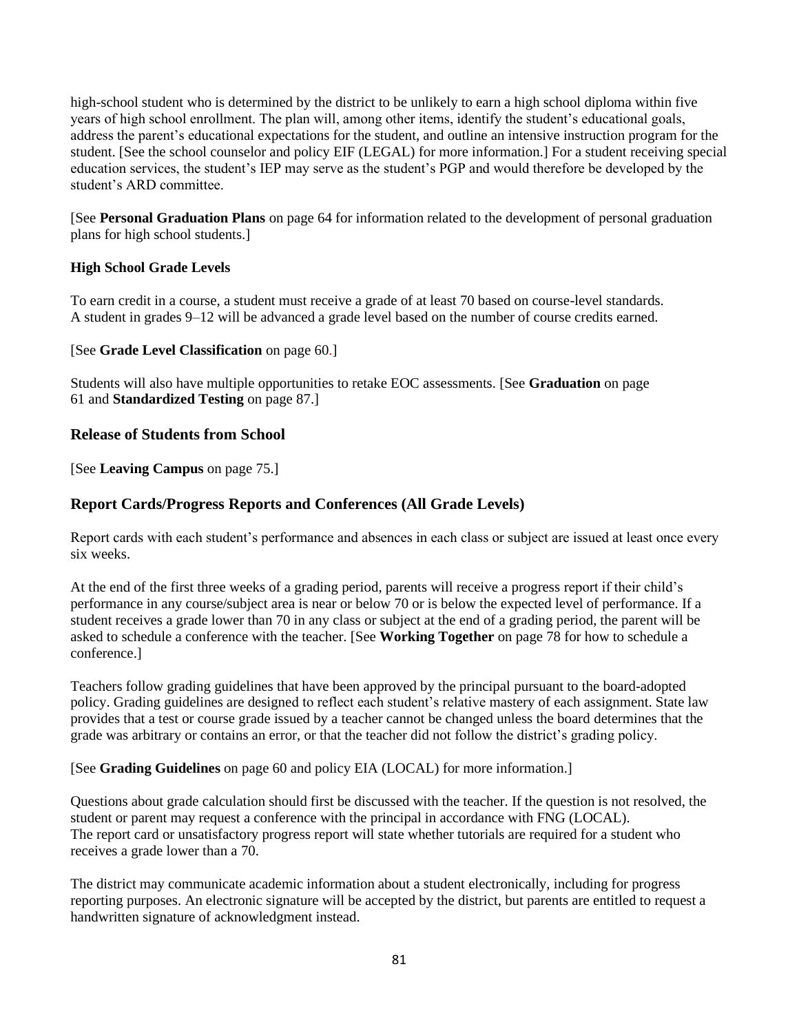high-school student who is determined by the district to be unlikely to earn a high school diploma within five years of high school enrollment. The plan will, among other items, identify the student's educational goals, address the parent's educational expectations for the student, and outline an intensive instruction program for the student. [See the school counselor and policy EIF (LEGAL) for more information.] For a student receiving special education services, the student's IEP may serve as the student's PGP and would therefore be developed by the student's ARD committee.

[See **Personal Graduation Plans** on page 64 for information related to the development of personal graduation plans for high school students.]

### High School Grade Levels

To earn credit in a course, a student must receive a grade of at least 70 based on course-level standards.
A student in grades 9–12 will be advanced a grade level based on the number of course credits earned.

[See **Grade Level Classification** on page 60.]

Students will also have multiple opportunities to retake EOC assessments. [See **Graduation** on page 61 and **Standardized Testing** on page 87.]

## Release of Students from School

[See **Leaving Campus** on page 75.]

## Report Cards/Progress Reports and Conferences (All Grade Levels)

Report cards with each student's performance and absences in each class or subject are issued at least once every six weeks.

At the end of the first three weeks of a grading period, parents will receive a progress report if their child's performance in any course/subject area is near or below 70 or is below the expected level of performance. If a student receives a grade lower than 70 in any class or subject at the end of a grading period, the parent will be asked to schedule a conference with the teacher. [See **Working Together** on page 78 for how to schedule a conference.]

Teachers follow grading guidelines that have been approved by the principal pursuant to the board-adopted policy. Grading guidelines are designed to reflect each student's relative mastery of each assignment. State law provides that a test or course grade issued by a teacher cannot be changed unless the board determines that the grade was arbitrary or contains an error, or that the teacher did not follow the district's grading policy.

[See **Grading Guidelines** on page 60 and policy EIA (LOCAL) for more information.]

Questions about grade calculation should first be discussed with the teacher. If the question is not resolved, the student or parent may request a conference with the principal in accordance with FNG (LOCAL).
The report card or unsatisfactory progress report will state whether tutorials are required for a student who receives a grade lower than a 70.

The district may communicate academic information about a student electronically, including for progress reporting purposes. An electronic signature will be accepted by the district, but parents are entitled to request a handwritten signature of acknowledgment instead.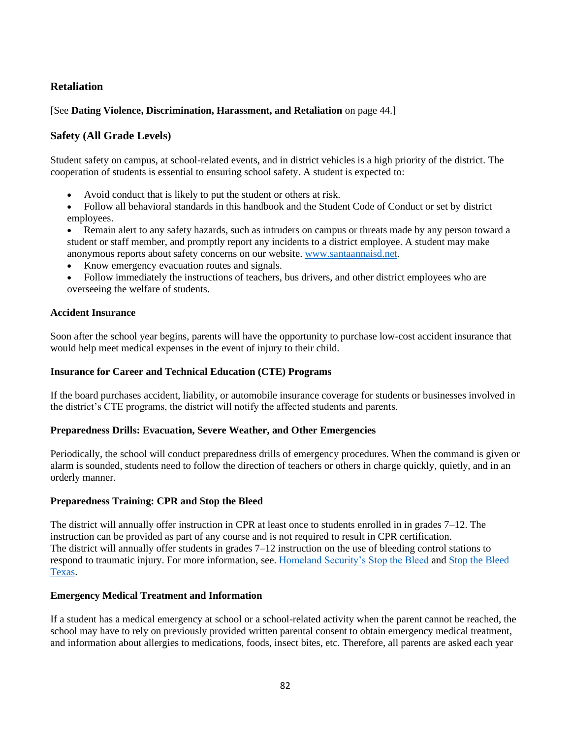### Retaliation

[See **Dating Violence, Discrimination, Harassment, and Retaliation** on page 44.]

## Safety (All Grade Levels)

Student safety on campus, at school-related events, and in district vehicles is a high priority of the district. The cooperation of students is essential to ensuring school safety. A student is expected to:

- Avoid conduct that is likely to put the student or others at risk.
- Follow all behavioral standards in this handbook and the Student Code of Conduct or set by district employees.
- Remain alert to any safety hazards, such as intruders on campus or threats made by any person toward a student or staff member, and promptly report any incidents to a district employee. A student may make anonymous reports about safety concerns on our website. [www.santaannaisd.net](www.santaannaisd.net).
- Know emergency evacuation routes and signals.
- Follow immediately the instructions of teachers, bus drivers, and other district employees who are overseeing the welfare of students.

#### Accident Insurance

Soon after the school year begins, parents will have the opportunity to purchase low-cost accident insurance that would help meet medical expenses in the event of injury to their child.

#### Insurance for Career and Technical Education (CTE) Programs

If the board purchases accident, liability, or automobile insurance coverage for students or businesses involved in the district's CTE programs, the district will notify the affected students and parents.

#### Preparedness Drills: Evacuation, Severe Weather, and Other Emergencies

Periodically, the school will conduct preparedness drills of emergency procedures. When the command is given or alarm is sounded, students need to follow the direction of teachers or others in charge quickly, quietly, and in an orderly manner.

#### Preparedness Training: CPR and Stop the Bleed

The district will annually offer instruction in CPR at least once to students enrolled in in grades 7–12. The instruction can be provided as part of any course and is not required to result in CPR certification.
The district will annually offer students in grades 7–12 instruction on the use of bleeding control stations to respond to traumatic injury. For more information, see. Homeland Security's Stop the Bleed and Stop the Bleed Texas.

#### Emergency Medical Treatment and Information

If a student has a medical emergency at school or a school-related activity when the parent cannot be reached, the school may have to rely on previously provided written parental consent to obtain emergency medical treatment, and information about allergies to medications, foods, insect bites, etc. Therefore, all parents are asked each year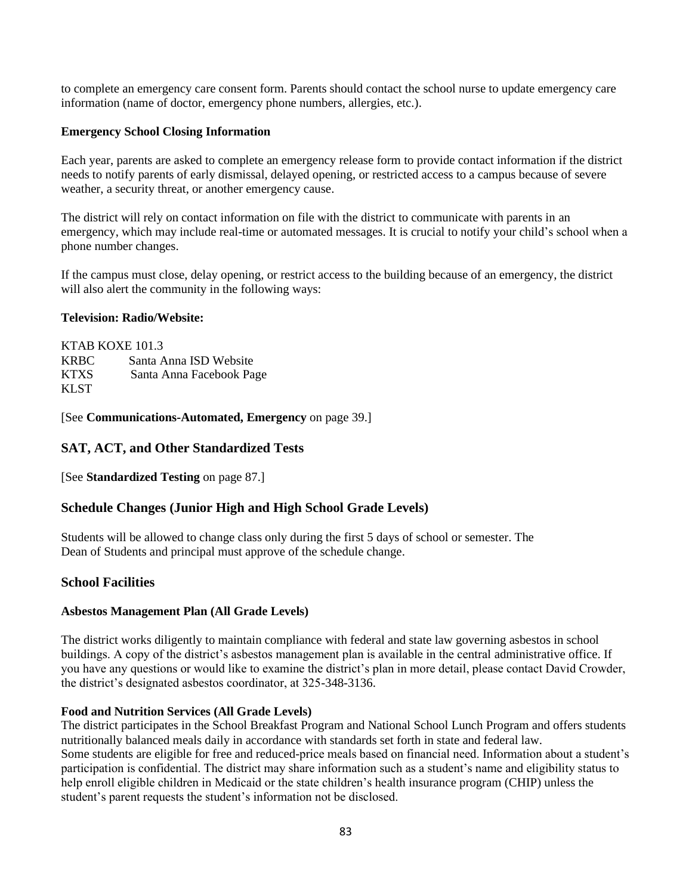to complete an emergency care consent form. Parents should contact the school nurse to update emergency care information (name of doctor, emergency phone numbers, allergies, etc.).

**Emergency School Closing Information**

Each year, parents are asked to complete an emergency release form to provide contact information if the district needs to notify parents of early dismissal, delayed opening, or restricted access to a campus because of severe weather, a security threat, or another emergency cause.

The district will rely on contact information on file with the district to communicate with parents in an emergency, which may include real-time or automated messages. It is crucial to notify your child's school when a phone number changes.

If the campus must close, delay opening, or restrict access to the building because of an emergency, the district will also alert the community in the following ways:

**Television: Radio/Website:**

KTAB KOXE 101.3
KRBC Santa Anna ISD Website
KTXS Santa Anna Facebook Page
KLST

[See **Communications-Automated, Emergency** on page 39.]

## SAT, ACT, and Other Standardized Tests

[See **Standardized Testing** on page 87.]

## Schedule Changes (Junior High and High School Grade Levels)

Students will be allowed to change class only during the first 5 days of school or semester. The Dean of Students and principal must approve of the schedule change.

## School Facilities

**Asbestos Management Plan (All Grade Levels)**

The district works diligently to maintain compliance with federal and state law governing asbestos in school buildings. A copy of the district's asbestos management plan is available in the central administrative office. If you have any questions or would like to examine the district's plan in more detail, please contact David Crowder, the district's designated asbestos coordinator, at 325-348-3136.

**Food and Nutrition Services (All Grade Levels)**

The district participates in the School Breakfast Program and National School Lunch Program and offers students nutritionally balanced meals daily in accordance with standards set forth in state and federal law.

Some students are eligible for free and reduced-price meals based on financial need. Information about a student's participation is confidential. The district may share information such as a student's name and eligibility status to help enroll eligible children in Medicaid or the state children's health insurance program (CHIP) unless the student's parent requests the student's information not be disclosed.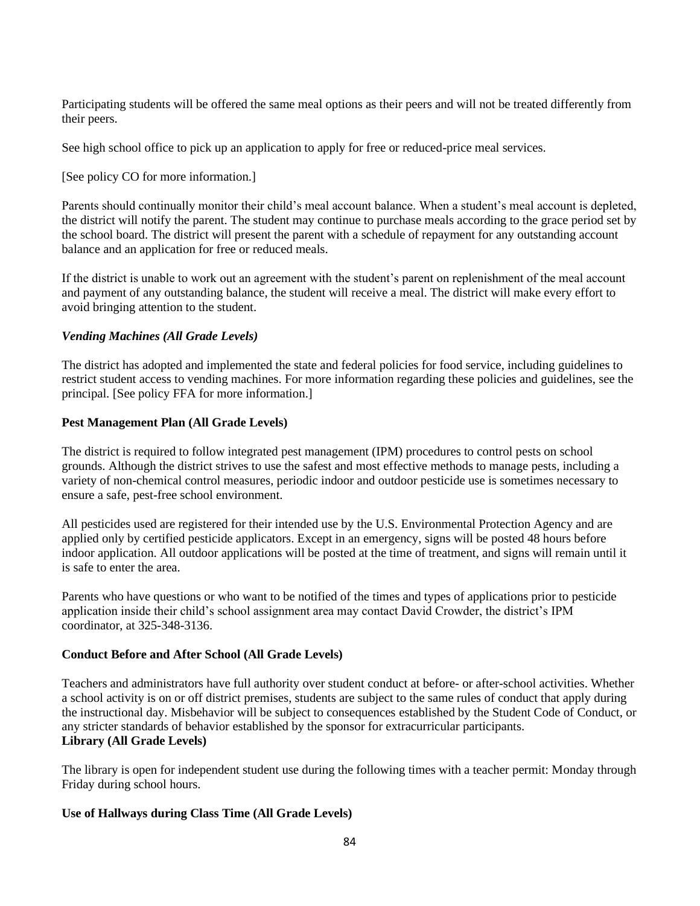Participating students will be offered the same meal options as their peers and will not be treated differently from their peers.

See high school office to pick up an application to apply for free or reduced-price meal services.

[See policy CO for more information.]

Parents should continually monitor their child's meal account balance. When a student's meal account is depleted, the district will notify the parent. The student may continue to purchase meals according to the grace period set by the school board. The district will present the parent with a schedule of repayment for any outstanding account balance and an application for free or reduced meals.

If the district is unable to work out an agreement with the student's parent on replenishment of the meal account and payment of any outstanding balance, the student will receive a meal. The district will make every effort to avoid bringing attention to the student.

### *Vending Machines (All Grade Levels)*

The district has adopted and implemented the state and federal policies for food service, including guidelines to restrict student access to vending machines. For more information regarding these policies and guidelines, see the principal. [See policy FFA for more information.]

## Pest Management Plan (All Grade Levels)

The district is required to follow integrated pest management (IPM) procedures to control pests on school grounds. Although the district strives to use the safest and most effective methods to manage pests, including a variety of non-chemical control measures, periodic indoor and outdoor pesticide use is sometimes necessary to ensure a safe, pest-free school environment.

All pesticides used are registered for their intended use by the U.S. Environmental Protection Agency and are applied only by certified pesticide applicators. Except in an emergency, signs will be posted 48 hours before indoor application. All outdoor applications will be posted at the time of treatment, and signs will remain until it is safe to enter the area.

Parents who have questions or who want to be notified of the times and types of applications prior to pesticide application inside their child's school assignment area may contact David Crowder, the district's IPM coordinator, at 325-348-3136.

## Conduct Before and After School (All Grade Levels)

Teachers and administrators have full authority over student conduct at before- or after-school activities. Whether a school activity is on or off district premises, students are subject to the same rules of conduct that apply during the instructional day. Misbehavior will be subject to consequences established by the Student Code of Conduct, or any stricter standards of behavior established by the sponsor for extracurricular participants.

## Library (All Grade Levels)

The library is open for independent student use during the following times with a teacher permit: Monday through Friday during school hours.

## Use of Hallways during Class Time (All Grade Levels)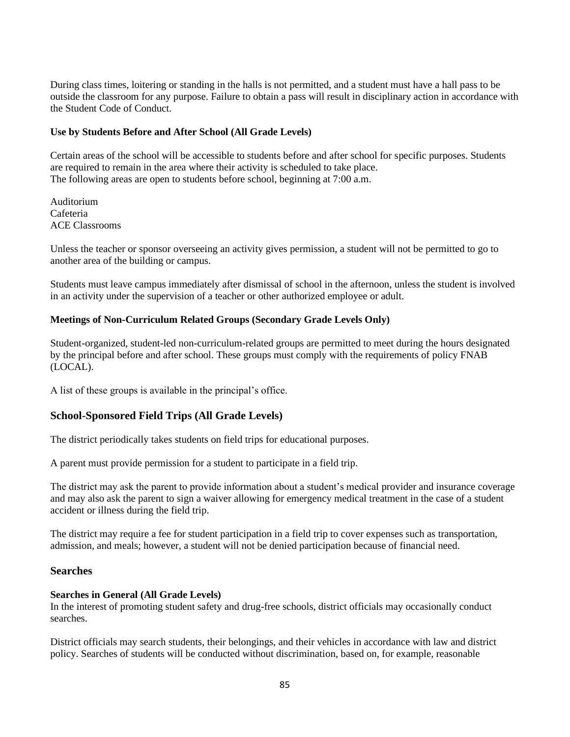During class times, loitering or standing in the halls is not permitted, and a student must have a hall pass to be outside the classroom for any purpose. Failure to obtain a pass will result in disciplinary action in accordance with the Student Code of Conduct.

#### Use by Students Before and After School (All Grade Levels)

Certain areas of the school will be accessible to students before and after school for specific purposes. Students are required to remain in the area where their activity is scheduled to take place.
The following areas are open to students before school, beginning at 7:00 a.m.

Auditorium
Cafeteria
ACE Classrooms

Unless the teacher or sponsor overseeing an activity gives permission, a student will not be permitted to go to another area of the building or campus.

Students must leave campus immediately after dismissal of school in the afternoon, unless the student is involved in an activity under the supervision of a teacher or other authorized employee or adult.

#### Meetings of Non-Curriculum Related Groups (Secondary Grade Levels Only)

Student-organized, student-led non-curriculum-related groups are permitted to meet during the hours designated by the principal before and after school. These groups must comply with the requirements of policy FNAB (LOCAL).

A list of these groups is available in the principal's office.

## School-Sponsored Field Trips (All Grade Levels)

The district periodically takes students on field trips for educational purposes.

A parent must provide permission for a student to participate in a field trip.

The district may ask the parent to provide information about a student's medical provider and insurance coverage and may also ask the parent to sign a waiver allowing for emergency medical treatment in the case of a student accident or illness during the field trip.

The district may require a fee for student participation in a field trip to cover expenses such as transportation, admission, and meals; however, a student will not be denied participation because of financial need.

## Searches

#### Searches in General (All Grade Levels)

In the interest of promoting student safety and drug-free schools, district officials may occasionally conduct searches.

District officials may search students, their belongings, and their vehicles in accordance with law and district policy. Searches of students will be conducted without discrimination, based on, for example, reasonable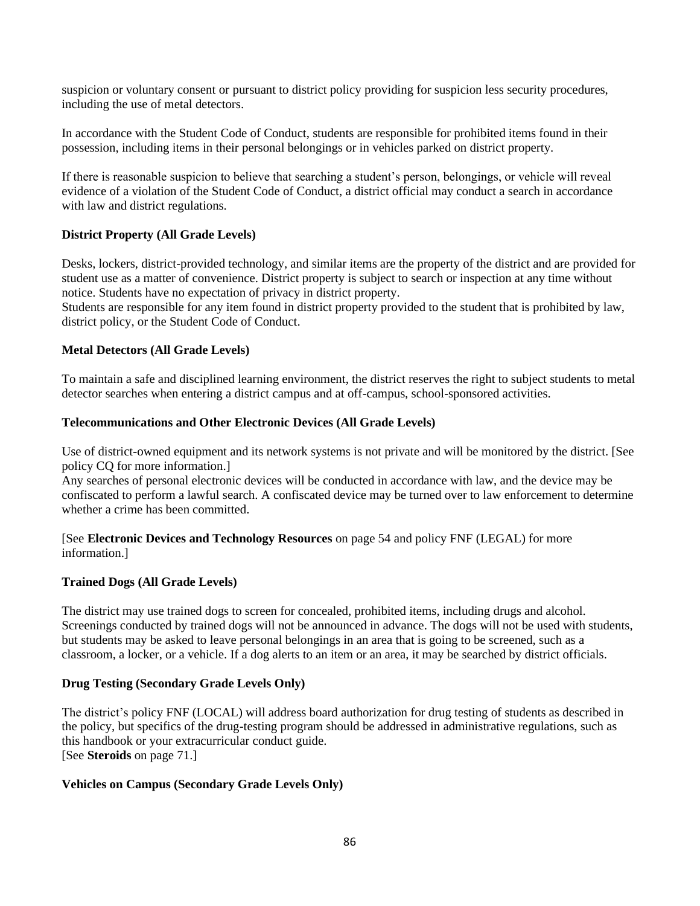suspicion or voluntary consent or pursuant to district policy providing for suspicion less security procedures, including the use of metal detectors.

In accordance with the Student Code of Conduct, students are responsible for prohibited items found in their possession, including items in their personal belongings or in vehicles parked on district property.

If there is reasonable suspicion to believe that searching a student's person, belongings, or vehicle will reveal evidence of a violation of the Student Code of Conduct, a district official may conduct a search in accordance with law and district regulations.

**District Property (All Grade Levels)**

Desks, lockers, district-provided technology, and similar items are the property of the district and are provided for student use as a matter of convenience. District property is subject to search or inspection at any time without notice. Students have no expectation of privacy in district property.
Students are responsible for any item found in district property provided to the student that is prohibited by law, district policy, or the Student Code of Conduct.

**Metal Detectors (All Grade Levels)**

To maintain a safe and disciplined learning environment, the district reserves the right to subject students to metal detector searches when entering a district campus and at off-campus, school-sponsored activities.

**Telecommunications and Other Electronic Devices (All Grade Levels)**

Use of district-owned equipment and its network systems is not private and will be monitored by the district. [See policy CQ for more information.]
Any searches of personal electronic devices will be conducted in accordance with law, and the device may be confiscated to perform a lawful search. A confiscated device may be turned over to law enforcement to determine whether a crime has been committed.

[See **Electronic Devices and Technology Resources** on page 54 and policy FNF (LEGAL) for more information.]

**Trained Dogs (All Grade Levels)**

The district may use trained dogs to screen for concealed, prohibited items, including drugs and alcohol. Screenings conducted by trained dogs will not be announced in advance. The dogs will not be used with students, but students may be asked to leave personal belongings in an area that is going to be screened, such as a classroom, a locker, or a vehicle. If a dog alerts to an item or an area, it may be searched by district officials.

**Drug Testing (Secondary Grade Levels Only)**

The district's policy FNF (LOCAL) will address board authorization for drug testing of students as described in the policy, but specifics of the drug-testing program should be addressed in administrative regulations, such as this handbook or your extracurricular conduct guide.
[See **Steroids** on page 71.]

**Vehicles on Campus (Secondary Grade Levels Only)**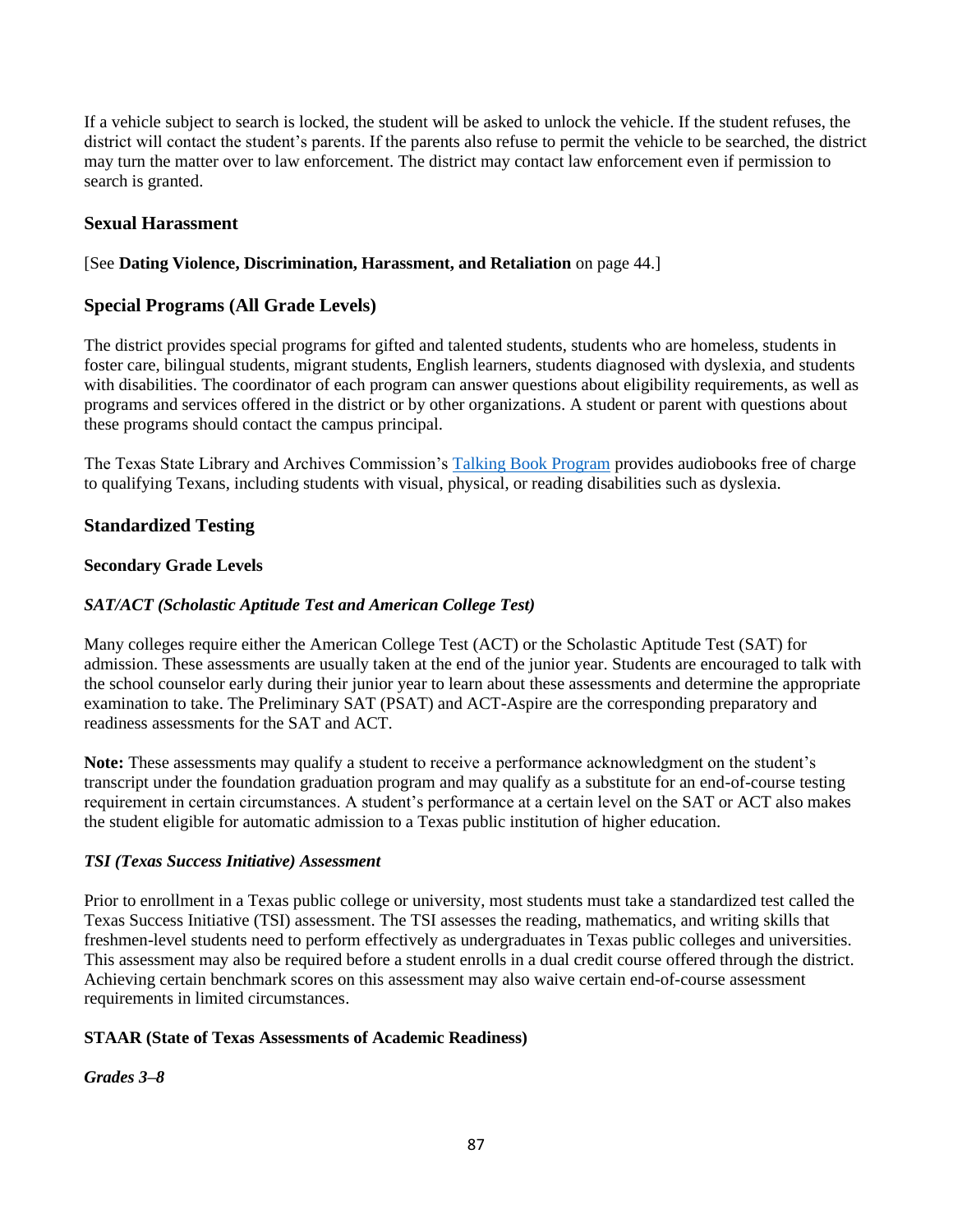If a vehicle subject to search is locked, the student will be asked to unlock the vehicle. If the student refuses, the district will contact the student's parents. If the parents also refuse to permit the vehicle to be searched, the district may turn the matter over to law enforcement. The district may contact law enforcement even if permission to search is granted.

## Sexual Harassment

[See **Dating Violence, Discrimination, Harassment, and Retaliation** on page 44.]

## Special Programs (All Grade Levels)

The district provides special programs for gifted and talented students, students who are homeless, students in foster care, bilingual students, migrant students, English learners, students diagnosed with dyslexia, and students with disabilities. The coordinator of each program can answer questions about eligibility requirements, as well as programs and services offered in the district or by other organizations. A student or parent with questions about these programs should contact the campus principal.

The Texas State Library and Archives Commission's Talking Book Program provides audiobooks free of charge to qualifying Texans, including students with visual, physical, or reading disabilities such as dyslexia.

## Standardized Testing

### Secondary Grade Levels

#### *SAT/ACT (Scholastic Aptitude Test and American College Test)*

Many colleges require either the American College Test (ACT) or the Scholastic Aptitude Test (SAT) for admission. These assessments are usually taken at the end of the junior year. Students are encouraged to talk with the school counselor early during their junior year to learn about these assessments and determine the appropriate examination to take. The Preliminary SAT (PSAT) and ACT-Aspire are the corresponding preparatory and readiness assessments for the SAT and ACT.

**Note:** These assessments may qualify a student to receive a performance acknowledgment on the student's transcript under the foundation graduation program and may qualify as a substitute for an end-of-course testing requirement in certain circumstances. A student's performance at a certain level on the SAT or ACT also makes the student eligible for automatic admission to a Texas public institution of higher education.

#### *TSI (Texas Success Initiative) Assessment*

Prior to enrollment in a Texas public college or university, most students must take a standardized test called the Texas Success Initiative (TSI) assessment. The TSI assesses the reading, mathematics, and writing skills that freshmen-level students need to perform effectively as undergraduates in Texas public colleges and universities. This assessment may also be required before a student enrolls in a dual credit course offered through the district. Achieving certain benchmark scores on this assessment may also waive certain end-of-course assessment requirements in limited circumstances.

### STAAR (State of Texas Assessments of Academic Readiness)

#### *Grades 3–8*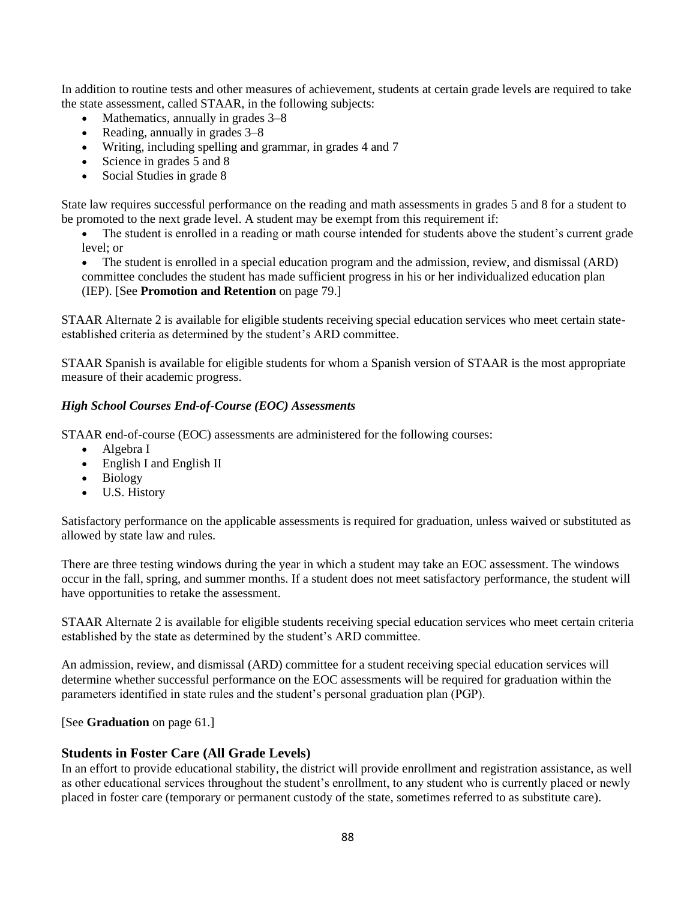In addition to routine tests and other measures of achievement, students at certain grade levels are required to take the state assessment, called STAAR, in the following subjects:

- Mathematics, annually in grades 3–8
- Reading, annually in grades 3–8
- Writing, including spelling and grammar, in grades 4 and 7
- Science in grades 5 and 8
- Social Studies in grade 8

State law requires successful performance on the reading and math assessments in grades 5 and 8 for a student to be promoted to the next grade level. A student may be exempt from this requirement if:

- The student is enrolled in a reading or math course intended for students above the student's current grade level; or
- The student is enrolled in a special education program and the admission, review, and dismissal (ARD) committee concludes the student has made sufficient progress in his or her individualized education plan (IEP). [See **Promotion and Retention** on page 79.]

STAAR Alternate 2 is available for eligible students receiving special education services who meet certain state-established criteria as determined by the student's ARD committee.

STAAR Spanish is available for eligible students for whom a Spanish version of STAAR is the most appropriate measure of their academic progress.

#### *High School Courses End-of-Course (EOC) Assessments*

STAAR end-of-course (EOC) assessments are administered for the following courses:

- Algebra I
- English I and English II
- Biology
- U.S. History

Satisfactory performance on the applicable assessments is required for graduation, unless waived or substituted as allowed by state law and rules.

There are three testing windows during the year in which a student may take an EOC assessment. The windows occur in the fall, spring, and summer months. If a student does not meet satisfactory performance, the student will have opportunities to retake the assessment.

STAAR Alternate 2 is available for eligible students receiving special education services who meet certain criteria established by the state as determined by the student's ARD committee.

An admission, review, and dismissal (ARD) committee for a student receiving special education services will determine whether successful performance on the EOC assessments will be required for graduation within the parameters identified in state rules and the student's personal graduation plan (PGP).

[See **Graduation** on page 61.]

### Students in Foster Care (All Grade Levels)

In an effort to provide educational stability, the district will provide enrollment and registration assistance, as well as other educational services throughout the student's enrollment, to any student who is currently placed or newly placed in foster care (temporary or permanent custody of the state, sometimes referred to as substitute care).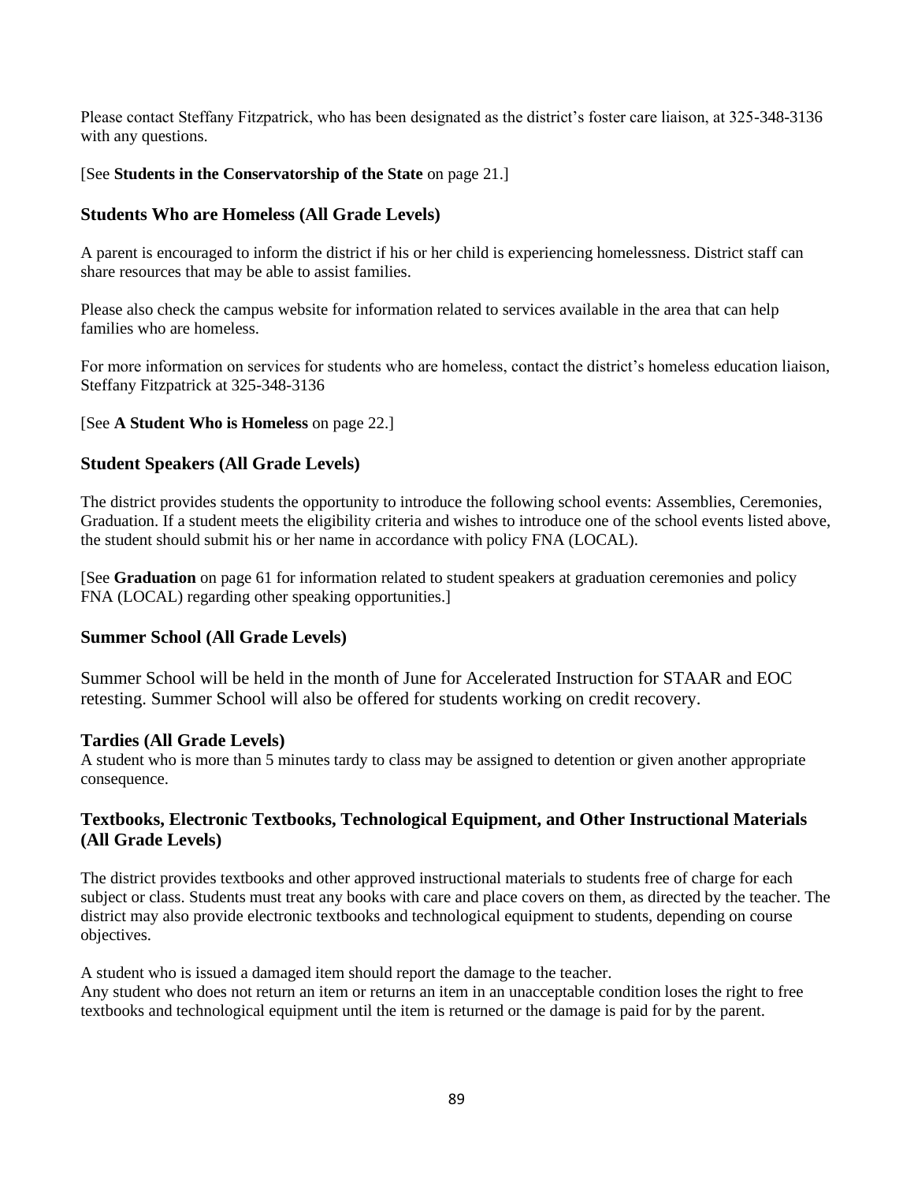Please contact Steffany Fitzpatrick, who has been designated as the district's foster care liaison, at 325-348-3136 with any questions.

[See **Students in the Conservatorship of the State** on page 21.]

### Students Who are Homeless (All Grade Levels)

A parent is encouraged to inform the district if his or her child is experiencing homelessness. District staff can share resources that may be able to assist families.

Please also check the campus website for information related to services available in the area that can help families who are homeless.

For more information on services for students who are homeless, contact the district's homeless education liaison, Steffany Fitzpatrick at 325-348-3136

[See **A Student Who is Homeless** on page 22.]

### Student Speakers (All Grade Levels)

The district provides students the opportunity to introduce the following school events: Assemblies, Ceremonies, Graduation. If a student meets the eligibility criteria and wishes to introduce one of the school events listed above, the student should submit his or her name in accordance with policy FNA (LOCAL).

[See **Graduation** on page 61 for information related to student speakers at graduation ceremonies and policy FNA (LOCAL) regarding other speaking opportunities.]

### Summer School (All Grade Levels)

Summer School will be held in the month of June for Accelerated Instruction for STAAR and EOC retesting. Summer School will also be offered for students working on credit recovery.

### Tardies (All Grade Levels)

A student who is more than 5 minutes tardy to class may be assigned to detention or given another appropriate consequence.

### Textbooks, Electronic Textbooks, Technological Equipment, and Other Instructional Materials (All Grade Levels)

The district provides textbooks and other approved instructional materials to students free of charge for each subject or class. Students must treat any books with care and place covers on them, as directed by the teacher. The district may also provide electronic textbooks and technological equipment to students, depending on course objectives.

A student who is issued a damaged item should report the damage to the teacher.
Any student who does not return an item or returns an item in an unacceptable condition loses the right to free textbooks and technological equipment until the item is returned or the damage is paid for by the parent.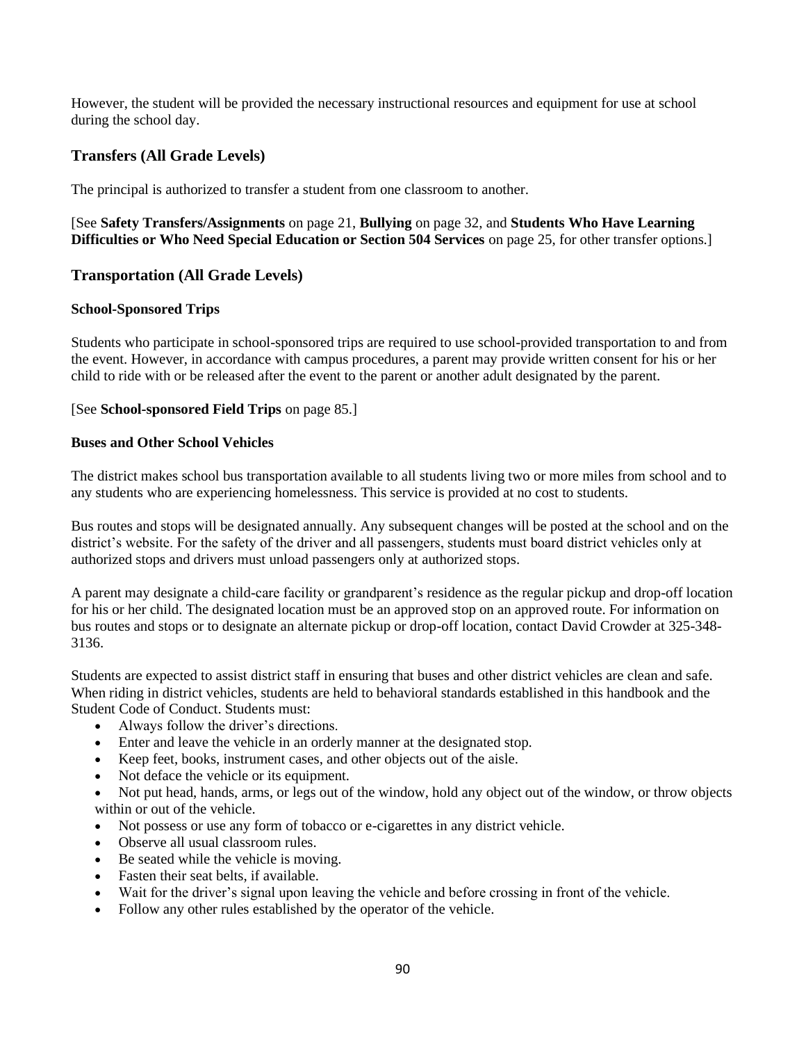However, the student will be provided the necessary instructional resources and equipment for use at school during the school day.

## Transfers (All Grade Levels)

The principal is authorized to transfer a student from one classroom to another.

[See **Safety Transfers/Assignments** on page 21, **Bullying** on page 32, and **Students Who Have Learning Difficulties or Who Need Special Education or Section 504 Services** on page 25, for other transfer options.]

## Transportation (All Grade Levels)

### School-Sponsored Trips

Students who participate in school-sponsored trips are required to use school-provided transportation to and from the event. However, in accordance with campus procedures, a parent may provide written consent for his or her child to ride with or be released after the event to the parent or another adult designated by the parent.

[See **School-sponsored Field Trips** on page 85.]

### Buses and Other School Vehicles

The district makes school bus transportation available to all students living two or more miles from school and to any students who are experiencing homelessness. This service is provided at no cost to students.

Bus routes and stops will be designated annually. Any subsequent changes will be posted at the school and on the district's website. For the safety of the driver and all passengers, students must board district vehicles only at authorized stops and drivers must unload passengers only at authorized stops.

A parent may designate a child-care facility or grandparent's residence as the regular pickup and drop-off location for his or her child. The designated location must be an approved stop on an approved route. For information on bus routes and stops or to designate an alternate pickup or drop-off location, contact David Crowder at 325-348-3136.

Students are expected to assist district staff in ensuring that buses and other district vehicles are clean and safe. When riding in district vehicles, students are held to behavioral standards established in this handbook and the Student Code of Conduct. Students must:

- Always follow the driver's directions.
- Enter and leave the vehicle in an orderly manner at the designated stop.
- Keep feet, books, instrument cases, and other objects out of the aisle.
- Not deface the vehicle or its equipment.
- Not put head, hands, arms, or legs out of the window, hold any object out of the window, or throw objects within or out of the vehicle.
- Not possess or use any form of tobacco or e-cigarettes in any district vehicle.
- Observe all usual classroom rules.
- Be seated while the vehicle is moving.
- Fasten their seat belts, if available.
- Wait for the driver's signal upon leaving the vehicle and before crossing in front of the vehicle.
- Follow any other rules established by the operator of the vehicle.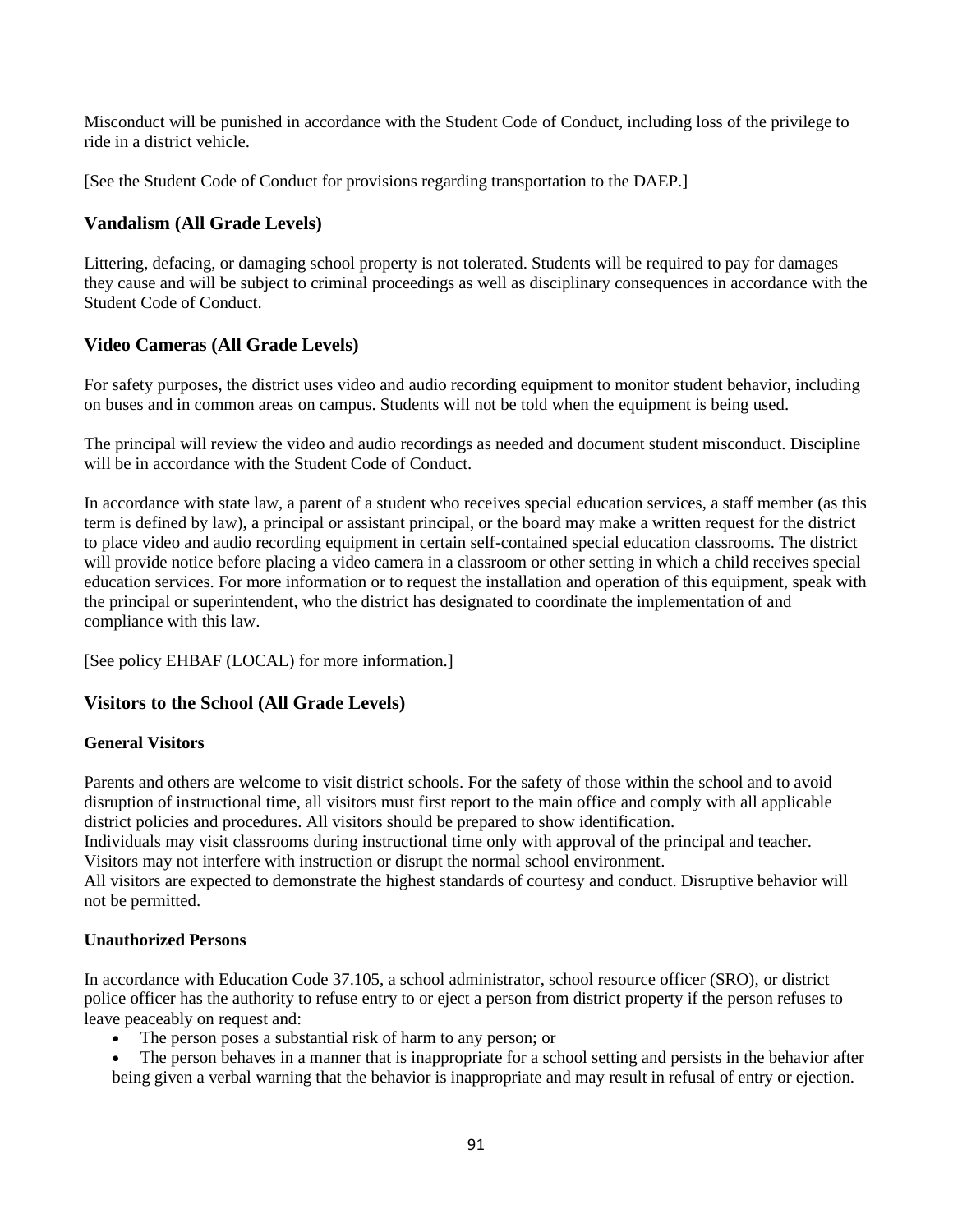Misconduct will be punished in accordance with the Student Code of Conduct, including loss of the privilege to ride in a district vehicle.

[See the Student Code of Conduct for provisions regarding transportation to the DAEP.]

## Vandalism (All Grade Levels)

Littering, defacing, or damaging school property is not tolerated. Students will be required to pay for damages they cause and will be subject to criminal proceedings as well as disciplinary consequences in accordance with the Student Code of Conduct.

## Video Cameras (All Grade Levels)

For safety purposes, the district uses video and audio recording equipment to monitor student behavior, including on buses and in common areas on campus. Students will not be told when the equipment is being used.

The principal will review the video and audio recordings as needed and document student misconduct. Discipline will be in accordance with the Student Code of Conduct.

In accordance with state law, a parent of a student who receives special education services, a staff member (as this term is defined by law), a principal or assistant principal, or the board may make a written request for the district to place video and audio recording equipment in certain self-contained special education classrooms. The district will provide notice before placing a video camera in a classroom or other setting in which a child receives special education services. For more information or to request the installation and operation of this equipment, speak with the principal or superintendent, who the district has designated to coordinate the implementation of and compliance with this law.

[See policy EHBAF (LOCAL) for more information.]

## Visitors to the School (All Grade Levels)

### General Visitors

Parents and others are welcome to visit district schools. For the safety of those within the school and to avoid disruption of instructional time, all visitors must first report to the main office and comply with all applicable district policies and procedures. All visitors should be prepared to show identification.

Individuals may visit classrooms during instructional time only with approval of the principal and teacher. Visitors may not interfere with instruction or disrupt the normal school environment.

All visitors are expected to demonstrate the highest standards of courtesy and conduct. Disruptive behavior will not be permitted.

### Unauthorized Persons

In accordance with Education Code 37.105, a school administrator, school resource officer (SRO), or district police officer has the authority to refuse entry to or eject a person from district property if the person refuses to leave peaceably on request and:

- The person poses a substantial risk of harm to any person; or
- The person behaves in a manner that is inappropriate for a school setting and persists in the behavior after being given a verbal warning that the behavior is inappropriate and may result in refusal of entry or ejection.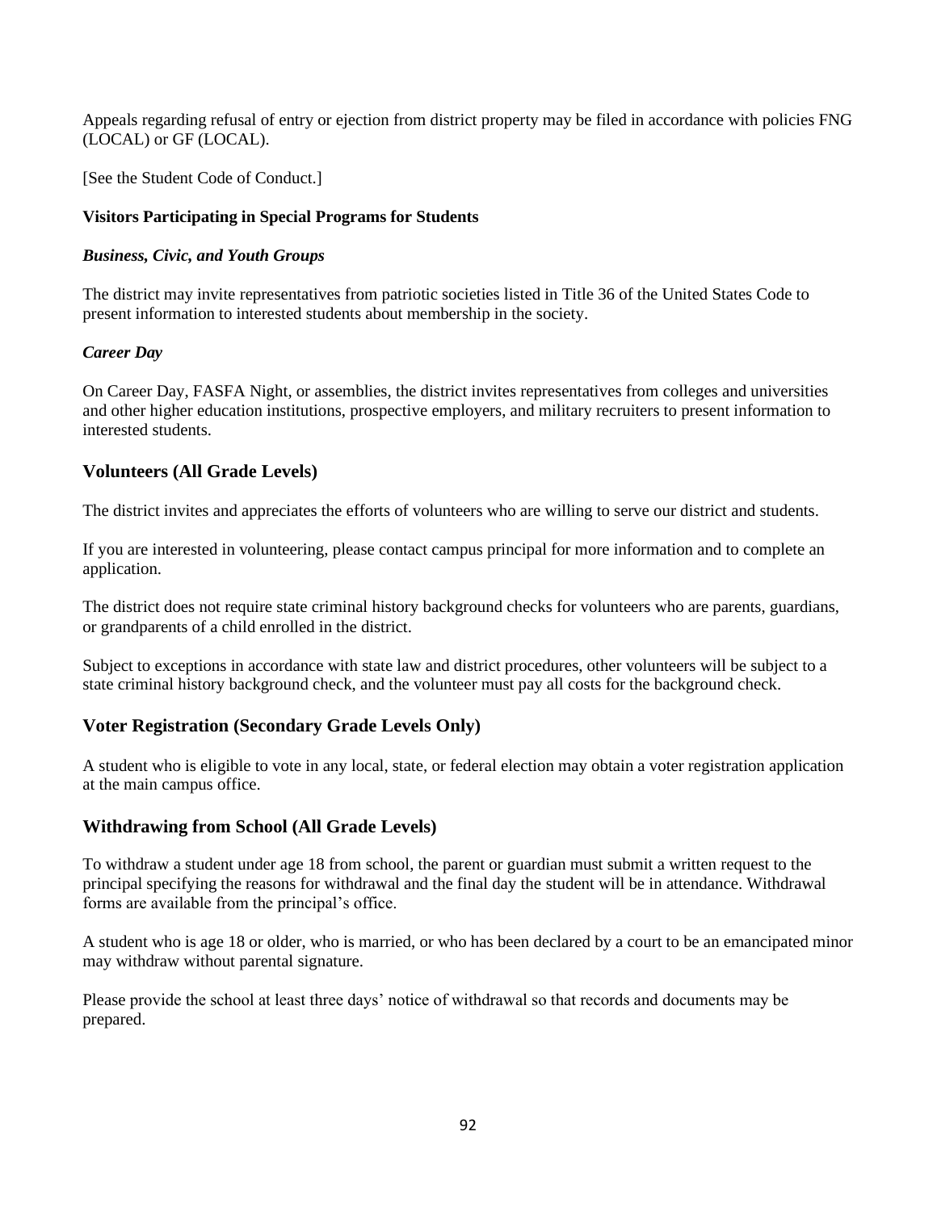Appeals regarding refusal of entry or ejection from district property may be filed in accordance with policies FNG (LOCAL) or GF (LOCAL).

[See the Student Code of Conduct.]

**Visitors Participating in Special Programs for Students**

***Business, Civic, and Youth Groups***

The district may invite representatives from patriotic societies listed in Title 36 of the United States Code to present information to interested students about membership in the society.

***Career Day***

On Career Day, FASFA Night, or assemblies, the district invites representatives from colleges and universities and other higher education institutions, prospective employers, and military recruiters to present information to interested students.

## Volunteers (All Grade Levels)

The district invites and appreciates the efforts of volunteers who are willing to serve our district and students.

If you are interested in volunteering, please contact campus principal for more information and to complete an application.

The district does not require state criminal history background checks for volunteers who are parents, guardians, or grandparents of a child enrolled in the district.

Subject to exceptions in accordance with state law and district procedures, other volunteers will be subject to a state criminal history background check, and the volunteer must pay all costs for the background check.

## Voter Registration (Secondary Grade Levels Only)

A student who is eligible to vote in any local, state, or federal election may obtain a voter registration application at the main campus office.

## Withdrawing from School (All Grade Levels)

To withdraw a student under age 18 from school, the parent or guardian must submit a written request to the principal specifying the reasons for withdrawal and the final day the student will be in attendance. Withdrawal forms are available from the principal's office.

A student who is age 18 or older, who is married, or who has been declared by a court to be an emancipated minor may withdraw without parental signature.

Please provide the school at least three days' notice of withdrawal so that records and documents may be prepared.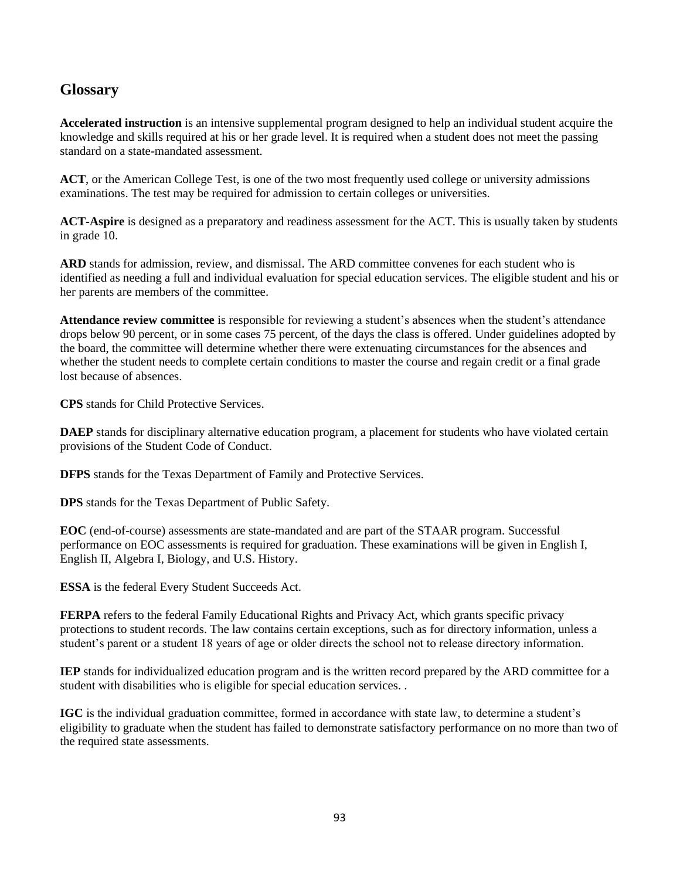## Glossary

**Accelerated instruction** is an intensive supplemental program designed to help an individual student acquire the knowledge and skills required at his or her grade level. It is required when a student does not meet the passing standard on a state-mandated assessment.

**ACT**, or the American College Test, is one of the two most frequently used college or university admissions examinations. The test may be required for admission to certain colleges or universities.

**ACT-Aspire** is designed as a preparatory and readiness assessment for the ACT. This is usually taken by students in grade 10.

**ARD** stands for admission, review, and dismissal. The ARD committee convenes for each student who is identified as needing a full and individual evaluation for special education services. The eligible student and his or her parents are members of the committee.

**Attendance review committee** is responsible for reviewing a student's absences when the student's attendance drops below 90 percent, or in some cases 75 percent, of the days the class is offered. Under guidelines adopted by the board, the committee will determine whether there were extenuating circumstances for the absences and whether the student needs to complete certain conditions to master the course and regain credit or a final grade lost because of absences.

**CPS** stands for Child Protective Services.

**DAEP** stands for disciplinary alternative education program, a placement for students who have violated certain provisions of the Student Code of Conduct.

**DFPS** stands for the Texas Department of Family and Protective Services.

**DPS** stands for the Texas Department of Public Safety.

**EOC** (end-of-course) assessments are state-mandated and are part of the STAAR program. Successful performance on EOC assessments is required for graduation. These examinations will be given in English I, English II, Algebra I, Biology, and U.S. History.

**ESSA** is the federal Every Student Succeeds Act.

**FERPA** refers to the federal Family Educational Rights and Privacy Act, which grants specific privacy protections to student records. The law contains certain exceptions, such as for directory information, unless a student's parent or a student 18 years of age or older directs the school not to release directory information.

**IEP** stands for individualized education program and is the written record prepared by the ARD committee for a student with disabilities who is eligible for special education services. .

**IGC** is the individual graduation committee, formed in accordance with state law, to determine a student's eligibility to graduate when the student has failed to demonstrate satisfactory performance on no more than two of the required state assessments.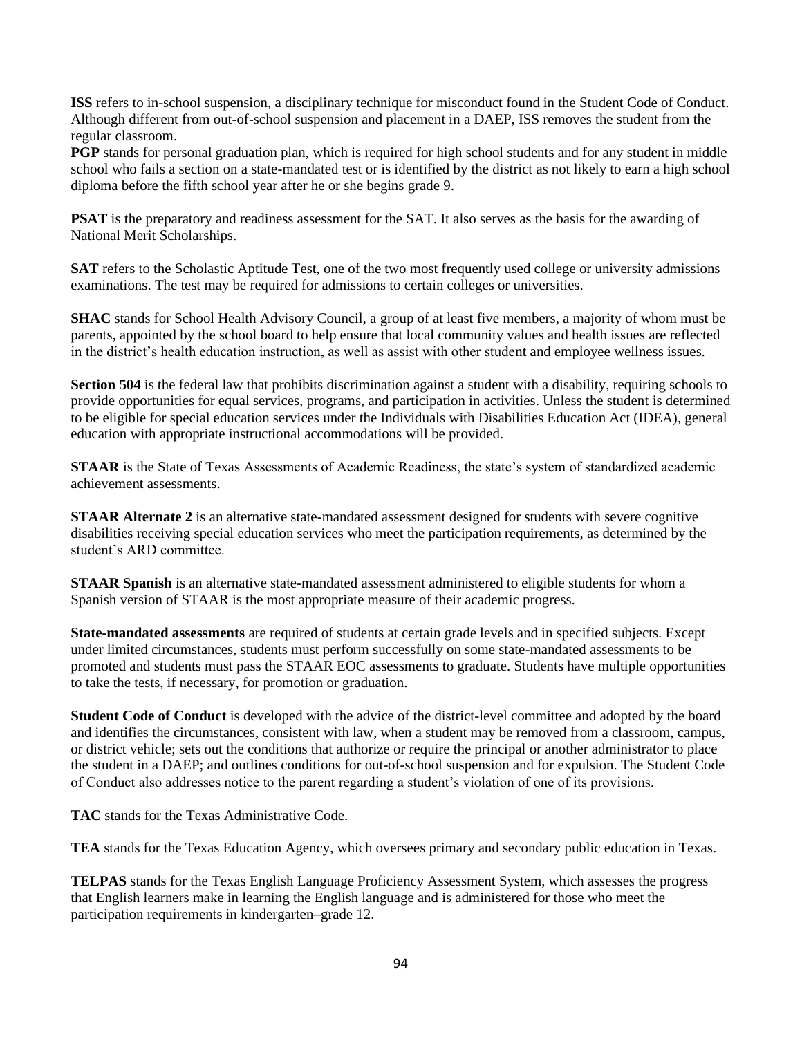**ISS** refers to in-school suspension, a disciplinary technique for misconduct found in the Student Code of Conduct. Although different from out-of-school suspension and placement in a DAEP, ISS removes the student from the regular classroom.

**PGP** stands for personal graduation plan, which is required for high school students and for any student in middle school who fails a section on a state-mandated test or is identified by the district as not likely to earn a high school diploma before the fifth school year after he or she begins grade 9.

**PSAT** is the preparatory and readiness assessment for the SAT. It also serves as the basis for the awarding of National Merit Scholarships.

**SAT** refers to the Scholastic Aptitude Test, one of the two most frequently used college or university admissions examinations. The test may be required for admissions to certain colleges or universities.

**SHAC** stands for School Health Advisory Council, a group of at least five members, a majority of whom must be parents, appointed by the school board to help ensure that local community values and health issues are reflected in the district's health education instruction, as well as assist with other student and employee wellness issues.

**Section 504** is the federal law that prohibits discrimination against a student with a disability, requiring schools to provide opportunities for equal services, programs, and participation in activities. Unless the student is determined to be eligible for special education services under the Individuals with Disabilities Education Act (IDEA), general education with appropriate instructional accommodations will be provided.

**STAAR** is the State of Texas Assessments of Academic Readiness, the state's system of standardized academic achievement assessments.

**STAAR Alternate 2** is an alternative state-mandated assessment designed for students with severe cognitive disabilities receiving special education services who meet the participation requirements, as determined by the student's ARD committee.

**STAAR Spanish** is an alternative state-mandated assessment administered to eligible students for whom a Spanish version of STAAR is the most appropriate measure of their academic progress.

**State-mandated assessments** are required of students at certain grade levels and in specified subjects. Except under limited circumstances, students must perform successfully on some state-mandated assessments to be promoted and students must pass the STAAR EOC assessments to graduate. Students have multiple opportunities to take the tests, if necessary, for promotion or graduation.

**Student Code of Conduct** is developed with the advice of the district-level committee and adopted by the board and identifies the circumstances, consistent with law, when a student may be removed from a classroom, campus, or district vehicle; sets out the conditions that authorize or require the principal or another administrator to place the student in a DAEP; and outlines conditions for out-of-school suspension and for expulsion. The Student Code of Conduct also addresses notice to the parent regarding a student's violation of one of its provisions.

**TAC** stands for the Texas Administrative Code.

**TEA** stands for the Texas Education Agency, which oversees primary and secondary public education in Texas.

**TELPAS** stands for the Texas English Language Proficiency Assessment System, which assesses the progress that English learners make in learning the English language and is administered for those who meet the participation requirements in kindergarten–grade 12.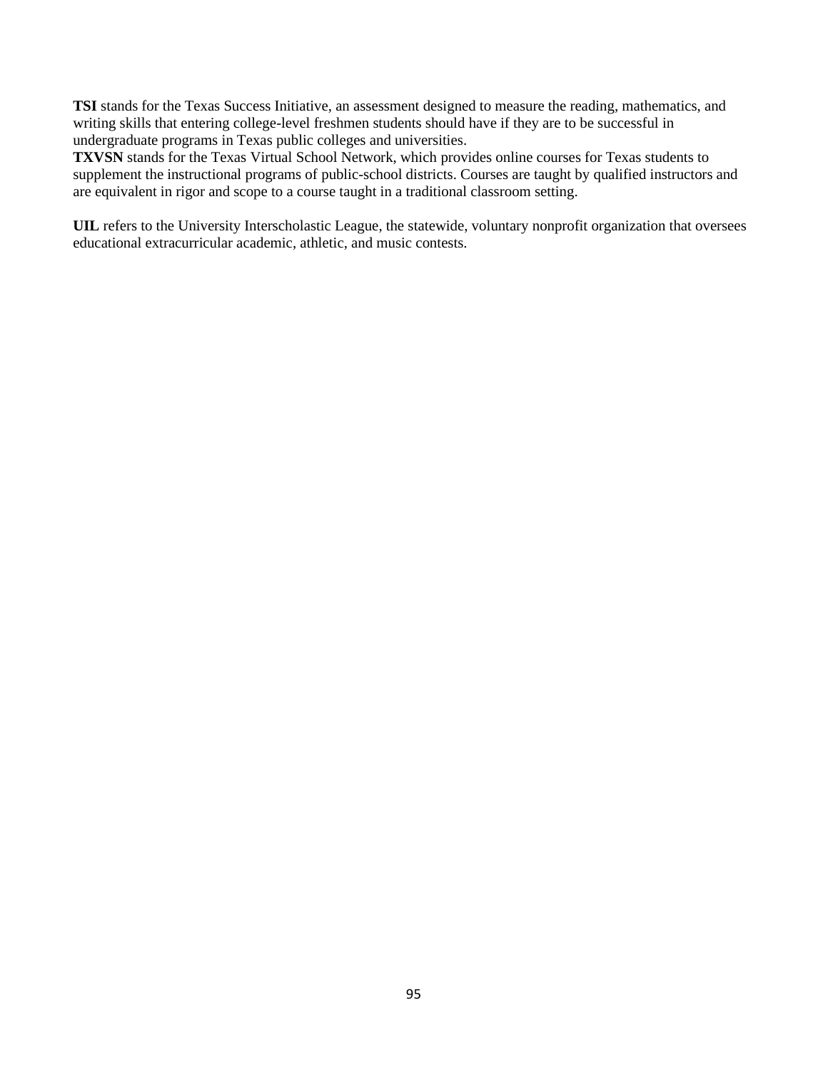**TSI** stands for the Texas Success Initiative, an assessment designed to measure the reading, mathematics, and writing skills that entering college-level freshmen students should have if they are to be successful in undergraduate programs in Texas public colleges and universities.

**TXVSN** stands for the Texas Virtual School Network, which provides online courses for Texas students to supplement the instructional programs of public-school districts. Courses are taught by qualified instructors and are equivalent in rigor and scope to a course taught in a traditional classroom setting.

**UIL** refers to the University Interscholastic League, the statewide, voluntary nonprofit organization that oversees educational extracurricular academic, athletic, and music contests.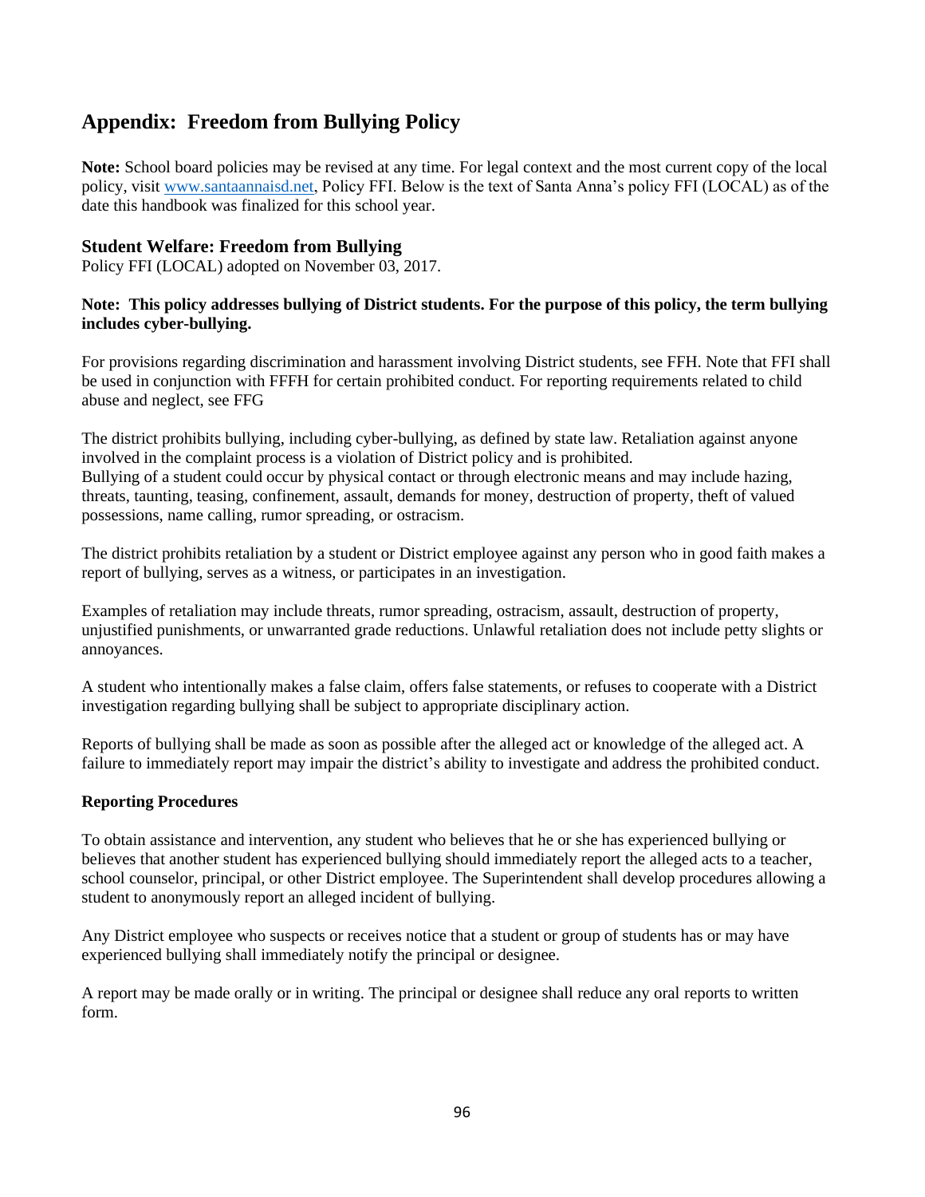## Appendix: Freedom from Bullying Policy

**Note:** School board policies may be revised at any time. For legal context and the most current copy of the local policy, visit [www.santaannaisd.net](www.santaannaisd.net), Policy FFI. Below is the text of Santa Anna's policy FFI (LOCAL) as of the date this handbook was finalized for this school year.

### Student Welfare: Freedom from Bullying

Policy FFI (LOCAL) adopted on November 03, 2017.

**Note: This policy addresses bullying of District students. For the purpose of this policy, the term bullying includes cyber-bullying.**

For provisions regarding discrimination and harassment involving District students, see FFH. Note that FFI shall be used in conjunction with FFFH for certain prohibited conduct. For reporting requirements related to child abuse and neglect, see FFG

The district prohibits bullying, including cyber-bullying, as defined by state law. Retaliation against anyone involved in the complaint process is a violation of District policy and is prohibited.
Bullying of a student could occur by physical contact or through electronic means and may include hazing, threats, taunting, teasing, confinement, assault, demands for money, destruction of property, theft of valued possessions, name calling, rumor spreading, or ostracism.

The district prohibits retaliation by a student or District employee against any person who in good faith makes a report of bullying, serves as a witness, or participates in an investigation.

Examples of retaliation may include threats, rumor spreading, ostracism, assault, destruction of property, unjustified punishments, or unwarranted grade reductions. Unlawful retaliation does not include petty slights or annoyances.

A student who intentionally makes a false claim, offers false statements, or refuses to cooperate with a District investigation regarding bullying shall be subject to appropriate disciplinary action.

Reports of bullying shall be made as soon as possible after the alleged act or knowledge of the alleged act. A failure to immediately report may impair the district's ability to investigate and address the prohibited conduct.

**Reporting Procedures**

To obtain assistance and intervention, any student who believes that he or she has experienced bullying or believes that another student has experienced bullying should immediately report the alleged acts to a teacher, school counselor, principal, or other District employee. The Superintendent shall develop procedures allowing a student to anonymously report an alleged incident of bullying.

Any District employee who suspects or receives notice that a student or group of students has or may have experienced bullying shall immediately notify the principal or designee.

A report may be made orally or in writing. The principal or designee shall reduce any oral reports to written form.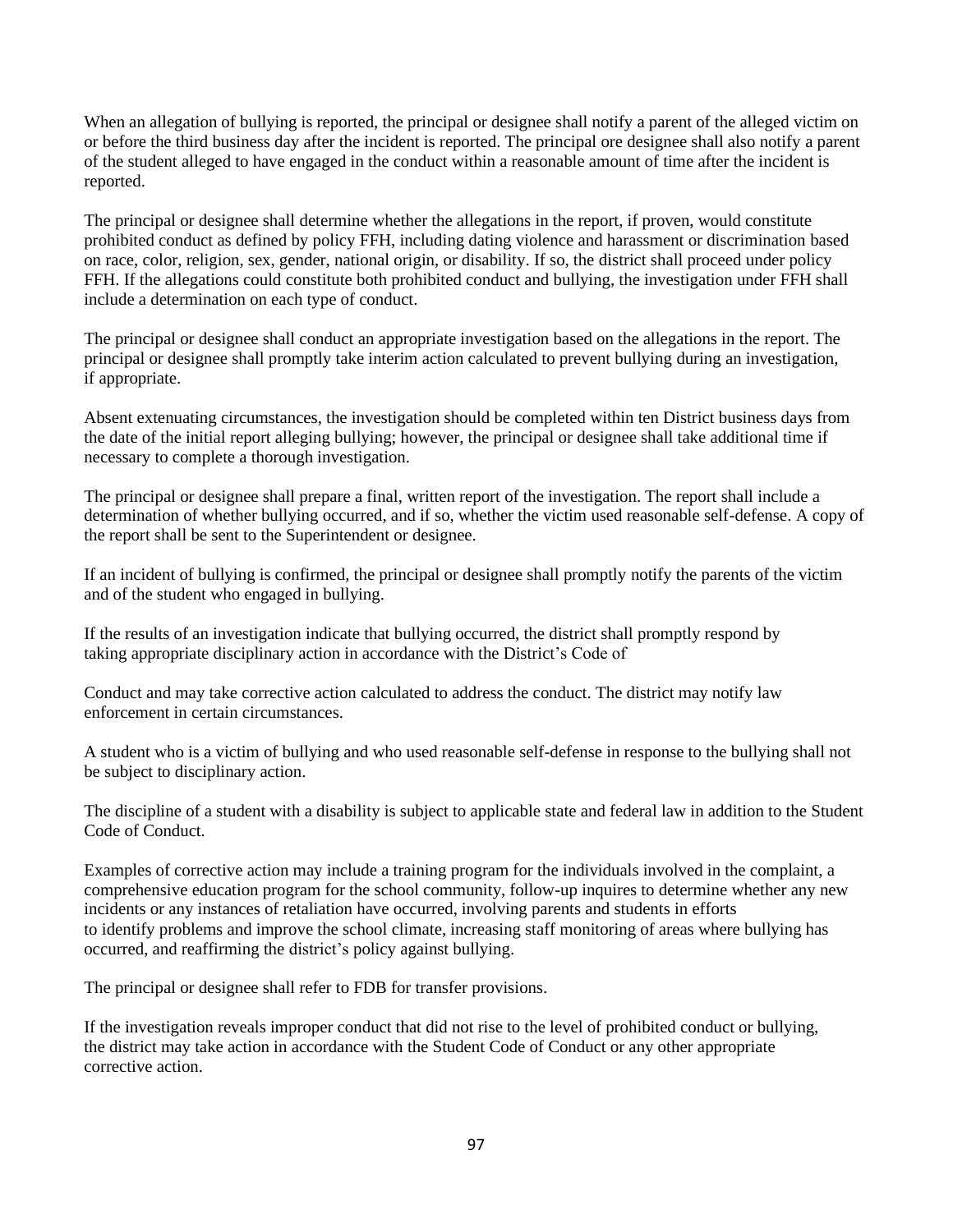When an allegation of bullying is reported, the principal or designee shall notify a parent of the alleged victim on or before the third business day after the incident is reported. The principal ore designee shall also notify a parent of the student alleged to have engaged in the conduct within a reasonable amount of time after the incident is reported.

The principal or designee shall determine whether the allegations in the report, if proven, would constitute prohibited conduct as defined by policy FFH, including dating violence and harassment or discrimination based on race, color, religion, sex, gender, national origin, or disability. If so, the district shall proceed under policy FFH. If the allegations could constitute both prohibited conduct and bullying, the investigation under FFH shall include a determination on each type of conduct.

The principal or designee shall conduct an appropriate investigation based on the allegations in the report. The principal or designee shall promptly take interim action calculated to prevent bullying during an investigation, if appropriate.

Absent extenuating circumstances, the investigation should be completed within ten District business days from the date of the initial report alleging bullying; however, the principal or designee shall take additional time if necessary to complete a thorough investigation.

The principal or designee shall prepare a final, written report of the investigation. The report shall include a determination of whether bullying occurred, and if so, whether the victim used reasonable self-defense. A copy of the report shall be sent to the Superintendent or designee.

If an incident of bullying is confirmed, the principal or designee shall promptly notify the parents of the victim and of the student who engaged in bullying.

If the results of an investigation indicate that bullying occurred, the district shall promptly respond by taking appropriate disciplinary action in accordance with the District's Code of

Conduct and may take corrective action calculated to address the conduct. The district may notify law enforcement in certain circumstances.

A student who is a victim of bullying and who used reasonable self-defense in response to the bullying shall not be subject to disciplinary action.

The discipline of a student with a disability is subject to applicable state and federal law in addition to the Student Code of Conduct.

Examples of corrective action may include a training program for the individuals involved in the complaint, a comprehensive education program for the school community, follow-up inquires to determine whether any new incidents or any instances of retaliation have occurred, involving parents and students in efforts to identify problems and improve the school climate, increasing staff monitoring of areas where bullying has occurred, and reaffirming the district's policy against bullying.

The principal or designee shall refer to FDB for transfer provisions.

If the investigation reveals improper conduct that did not rise to the level of prohibited conduct or bullying, the district may take action in accordance with the Student Code of Conduct or any other appropriate corrective action.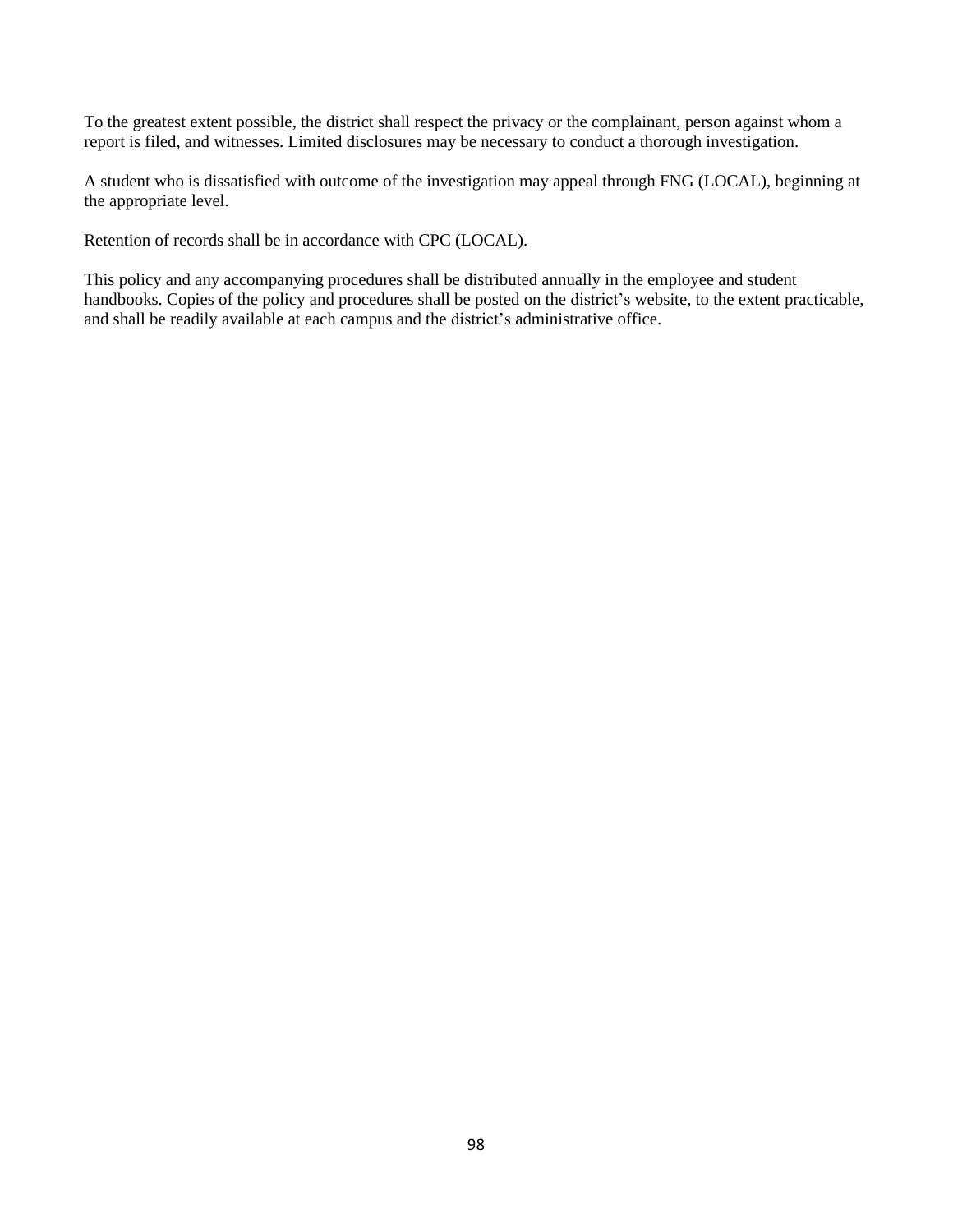To the greatest extent possible, the district shall respect the privacy or the complainant, person against whom a report is filed, and witnesses. Limited disclosures may be necessary to conduct a thorough investigation.

A student who is dissatisfied with outcome of the investigation may appeal through FNG (LOCAL), beginning at the appropriate level.

Retention of records shall be in accordance with CPC (LOCAL).

This policy and any accompanying procedures shall be distributed annually in the employee and student handbooks. Copies of the policy and procedures shall be posted on the district's website, to the extent practicable, and shall be readily available at each campus and the district's administrative office.